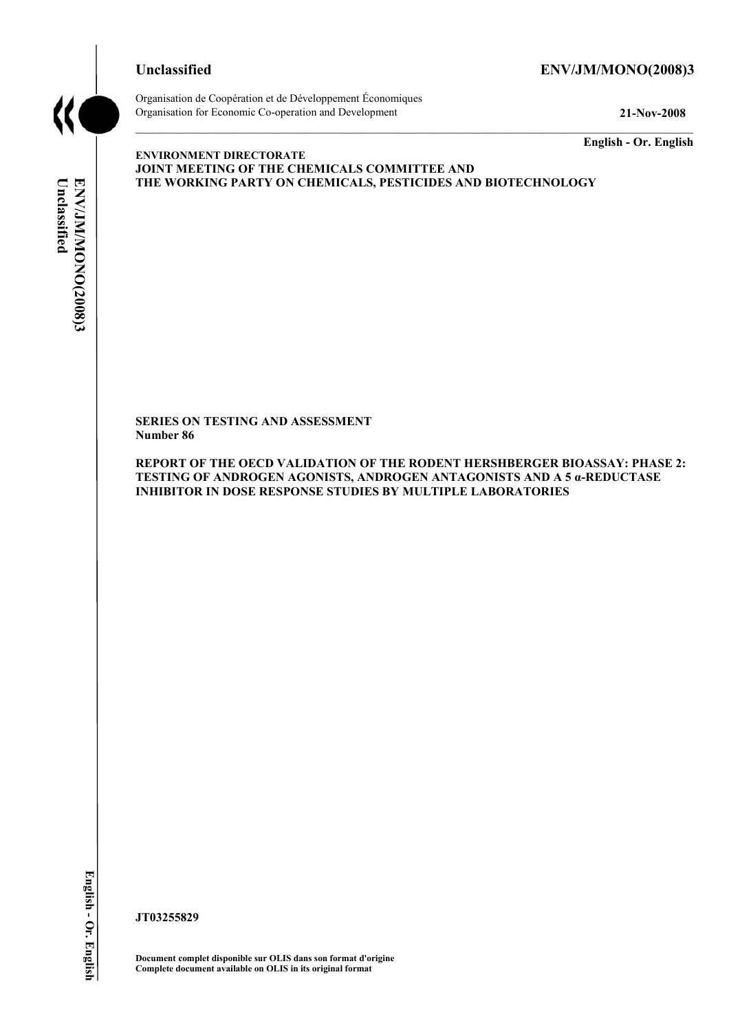**Unclassified** **ENV/JM/MONO(2008)3**

Organisation de Coopération et de Développement Économiques
Organisation for Economic Co-operation and Development **21-Nov-2008**

**English - Or. English**

**ENVIRONMENT DIRECTORATE**
**JOINT MEETING OF THE CHEMICALS COMMITTEE AND**
**THE WORKING PARTY ON CHEMICALS, PESTICIDES AND BIOTECHNOLOGY**

**SERIES ON TESTING AND ASSESSMENT**
**Number 86**

**REPORT OF THE OECD VALIDATION OF THE RODENT HERSHBERGER BIOASSAY: PHASE 2: TESTING OF ANDROGEN AGONISTS, ANDROGEN ANTAGONISTS AND A 5 α-REDUCTASE INHIBITOR IN DOSE RESPONSE STUDIES BY MULTIPLE LABORATORIES**

**JT03255829**

**Document complet disponible sur OLIS dans son format d'origine**
**Complete document available on OLIS in its original format**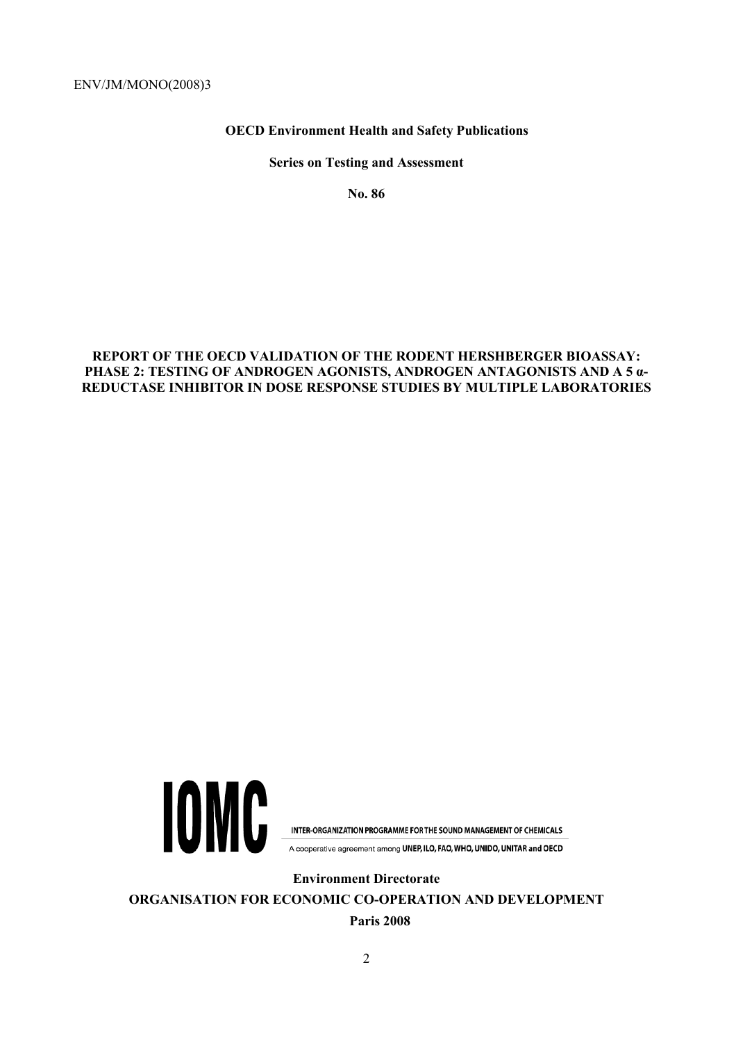ENV/JM/MONO(2008)3

**OECD Environment Health and Safety Publications**

**Series on Testing and Assessment**

**No. 86**

**REPORT OF THE OECD VALIDATION OF THE RODENT HERSHBERGER BIOASSAY: PHASE 2: TESTING OF ANDROGEN AGONISTS, ANDROGEN ANTAGONISTS AND A 5 α-REDUCTASE INHIBITOR IN DOSE RESPONSE STUDIES BY MULTIPLE LABORATORIES**

IOMC

INTER-ORGANIZATION PROGRAMME FOR THE SOUND MANAGEMENT OF CHEMICALS

A cooperative agreement among UNEP, ILO, FAO, WHO, UNIDO, UNITAR and OECD

**Environment Directorate**

**ORGANISATION FOR ECONOMIC CO-OPERATION AND DEVELOPMENT**

**Paris 2008**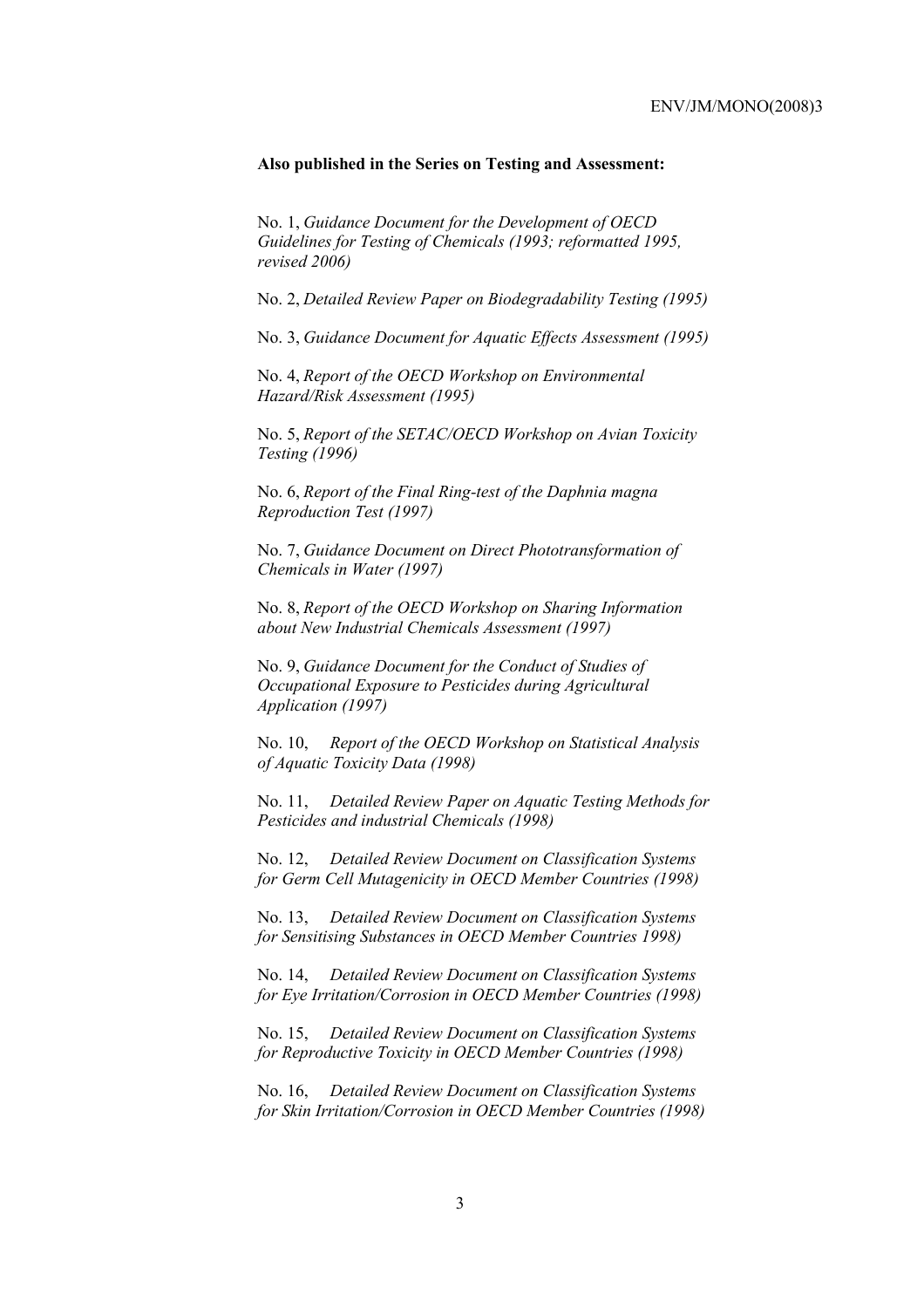**Also published in the Series on Testing and Assessment:**

No. 1, *Guidance Document for the Development of OECD Guidelines for Testing of Chemicals (1993; reformatted 1995, revised 2006)*

No. 2, *Detailed Review Paper on Biodegradability Testing (1995)*

No. 3, *Guidance Document for Aquatic Effects Assessment (1995)*

No. 4, *Report of the OECD Workshop on Environmental Hazard/Risk Assessment (1995)*

No. 5, *Report of the SETAC/OECD Workshop on Avian Toxicity Testing (1996)*

No. 6, *Report of the Final Ring-test of the Daphnia magna Reproduction Test (1997)*

No. 7, *Guidance Document on Direct Phototransformation of Chemicals in Water (1997)*

No. 8, *Report of the OECD Workshop on Sharing Information about New Industrial Chemicals Assessment (1997)*

No. 9, *Guidance Document for the Conduct of Studies of Occupational Exposure to Pesticides during Agricultural Application (1997)*

No. 10, *Report of the OECD Workshop on Statistical Analysis of Aquatic Toxicity Data (1998)*

No. 11, *Detailed Review Paper on Aquatic Testing Methods for Pesticides and industrial Chemicals (1998)*

No. 12, *Detailed Review Document on Classification Systems for Germ Cell Mutagenicity in OECD Member Countries (1998)*

No. 13, *Detailed Review Document on Classification Systems for Sensitising Substances in OECD Member Countries 1998)*

No. 14, *Detailed Review Document on Classification Systems for Eye Irritation/Corrosion in OECD Member Countries (1998)*

No. 15, *Detailed Review Document on Classification Systems for Reproductive Toxicity in OECD Member Countries (1998)*

No. 16, *Detailed Review Document on Classification Systems for Skin Irritation/Corrosion in OECD Member Countries (1998)*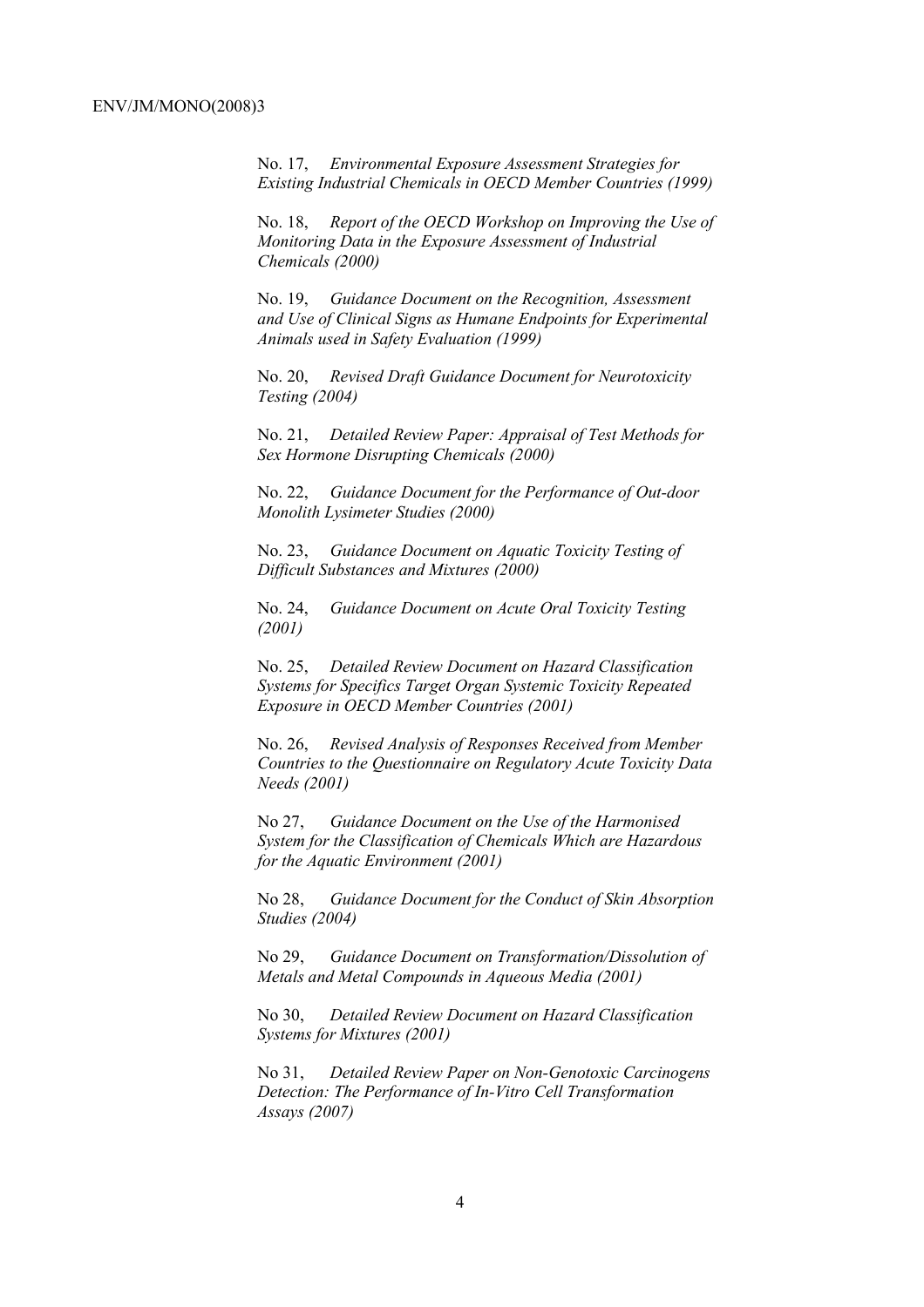No. 17, *Environmental Exposure Assessment Strategies for Existing Industrial Chemicals in OECD Member Countries (1999)*

No. 18, *Report of the OECD Workshop on Improving the Use of Monitoring Data in the Exposure Assessment of Industrial Chemicals (2000)*

No. 19, *Guidance Document on the Recognition, Assessment and Use of Clinical Signs as Humane Endpoints for Experimental Animals used in Safety Evaluation (1999)*

No. 20, *Revised Draft Guidance Document for Neurotoxicity Testing (2004)*

No. 21, *Detailed Review Paper: Appraisal of Test Methods for Sex Hormone Disrupting Chemicals (2000)*

No. 22, *Guidance Document for the Performance of Out-door Monolith Lysimeter Studies (2000)*

No. 23, *Guidance Document on Aquatic Toxicity Testing of Difficult Substances and Mixtures (2000)*

No. 24, *Guidance Document on Acute Oral Toxicity Testing (2001)*

No. 25, *Detailed Review Document on Hazard Classification Systems for Specifics Target Organ Systemic Toxicity Repeated Exposure in OECD Member Countries (2001)*

No. 26, *Revised Analysis of Responses Received from Member Countries to the Questionnaire on Regulatory Acute Toxicity Data Needs (2001)*

No 27, *Guidance Document on the Use of the Harmonised System for the Classification of Chemicals Which are Hazardous for the Aquatic Environment (2001)*

No 28, *Guidance Document for the Conduct of Skin Absorption Studies (2004)*

No 29, *Guidance Document on Transformation/Dissolution of Metals and Metal Compounds in Aqueous Media (2001)*

No 30, *Detailed Review Document on Hazard Classification Systems for Mixtures (2001)*

No 31, *Detailed Review Paper on Non-Genotoxic Carcinogens Detection: The Performance of In-Vitro Cell Transformation Assays (2007)*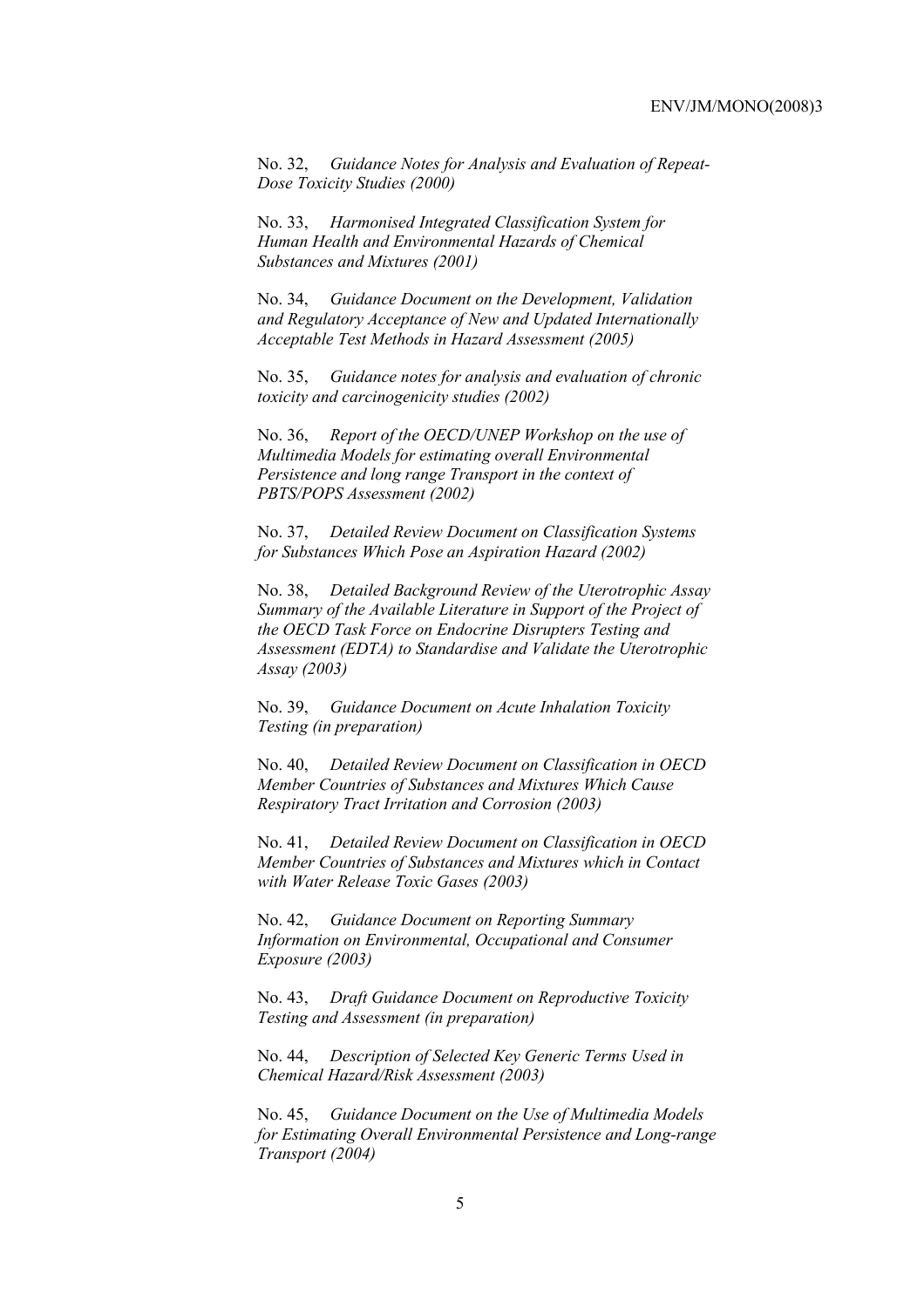No. 32, *Guidance Notes for Analysis and Evaluation of Repeat-Dose Toxicity Studies (2000)*

No. 33, *Harmonised Integrated Classification System for Human Health and Environmental Hazards of Chemical Substances and Mixtures (2001)*

No. 34, *Guidance Document on the Development, Validation and Regulatory Acceptance of New and Updated Internationally Acceptable Test Methods in Hazard Assessment (2005)*

No. 35, *Guidance notes for analysis and evaluation of chronic toxicity and carcinogenicity studies (2002)*

No. 36, *Report of the OECD/UNEP Workshop on the use of Multimedia Models for estimating overall Environmental Persistence and long range Transport in the context of PBTS/POPS Assessment (2002)*

No. 37, *Detailed Review Document on Classification Systems for Substances Which Pose an Aspiration Hazard (2002)*

No. 38, *Detailed Background Review of the Uterotrophic Assay Summary of the Available Literature in Support of the Project of the OECD Task Force on Endocrine Disrupters Testing and Assessment (EDTA) to Standardise and Validate the Uterotrophic Assay (2003)*

No. 39, *Guidance Document on Acute Inhalation Toxicity Testing (in preparation)*

No. 40, *Detailed Review Document on Classification in OECD Member Countries of Substances and Mixtures Which Cause Respiratory Tract Irritation and Corrosion (2003)*

No. 41, *Detailed Review Document on Classification in OECD Member Countries of Substances and Mixtures which in Contact with Water Release Toxic Gases (2003)*

No. 42, *Guidance Document on Reporting Summary Information on Environmental, Occupational and Consumer Exposure (2003)*

No. 43, *Draft Guidance Document on Reproductive Toxicity Testing and Assessment (in preparation)*

No. 44, *Description of Selected Key Generic Terms Used in Chemical Hazard/Risk Assessment (2003)*

No. 45, *Guidance Document on the Use of Multimedia Models for Estimating Overall Environmental Persistence and Long-range Transport (2004)*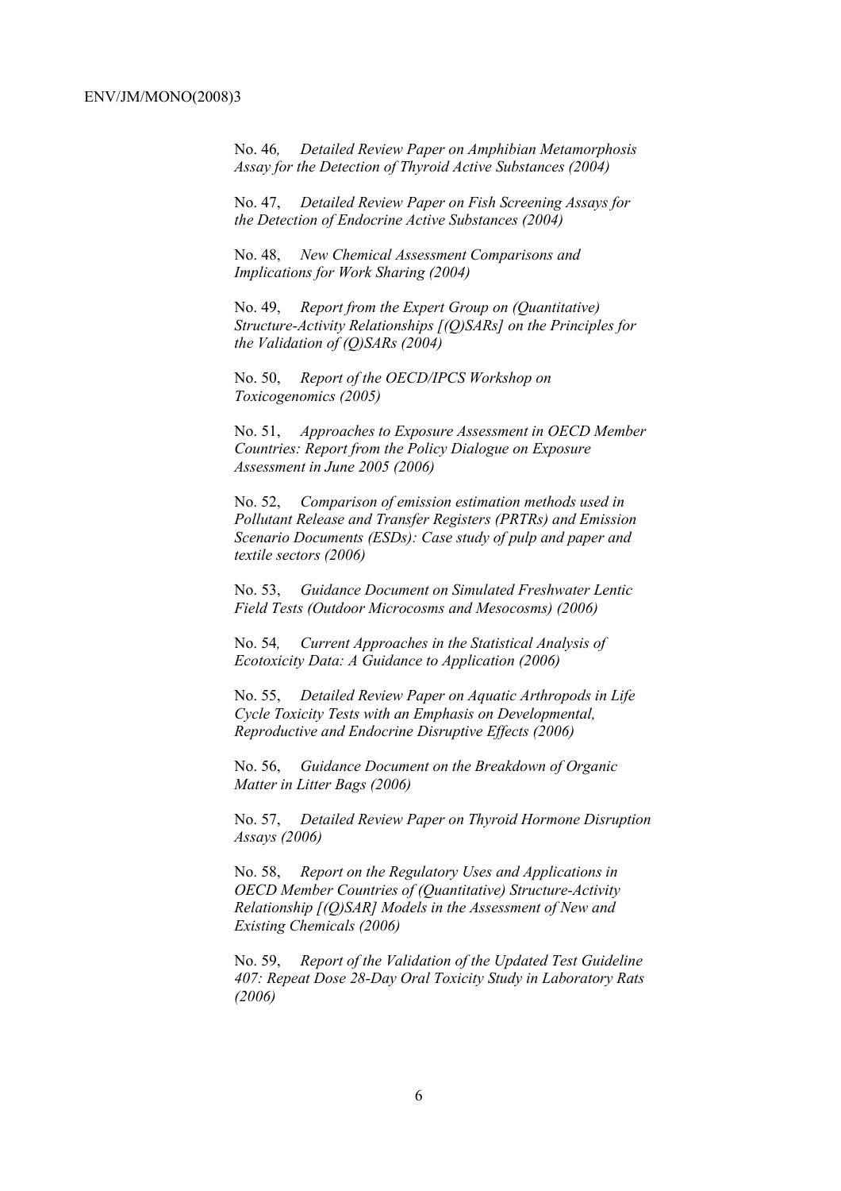No. 46, *Detailed Review Paper on Amphibian Metamorphosis Assay for the Detection of Thyroid Active Substances (2004)*

No. 47, *Detailed Review Paper on Fish Screening Assays for the Detection of Endocrine Active Substances (2004)*

No. 48, *New Chemical Assessment Comparisons and Implications for Work Sharing (2004)*

No. 49, *Report from the Expert Group on (Quantitative) Structure-Activity Relationships [(Q)SARs] on the Principles for the Validation of (Q)SARs (2004)*

No. 50, *Report of the OECD/IPCS Workshop on Toxicogenomics (2005)*

No. 51, *Approaches to Exposure Assessment in OECD Member Countries: Report from the Policy Dialogue on Exposure Assessment in June 2005 (2006)*

No. 52, *Comparison of emission estimation methods used in Pollutant Release and Transfer Registers (PRTRs) and Emission Scenario Documents (ESDs): Case study of pulp and paper and textile sectors (2006)*

No. 53, *Guidance Document on Simulated Freshwater Lentic Field Tests (Outdoor Microcosms and Mesocosms) (2006)*

No. 54, *Current Approaches in the Statistical Analysis of Ecotoxicity Data: A Guidance to Application (2006)*

No. 55, *Detailed Review Paper on Aquatic Arthropods in Life Cycle Toxicity Tests with an Emphasis on Developmental, Reproductive and Endocrine Disruptive Effects (2006)*

No. 56, *Guidance Document on the Breakdown of Organic Matter in Litter Bags (2006)*

No. 57, *Detailed Review Paper on Thyroid Hormone Disruption Assays (2006)*

No. 58, *Report on the Regulatory Uses and Applications in OECD Member Countries of (Quantitative) Structure-Activity Relationship [(Q)SAR] Models in the Assessment of New and Existing Chemicals (2006)*

No. 59, *Report of the Validation of the Updated Test Guideline 407: Repeat Dose 28-Day Oral Toxicity Study in Laboratory Rats (2006)*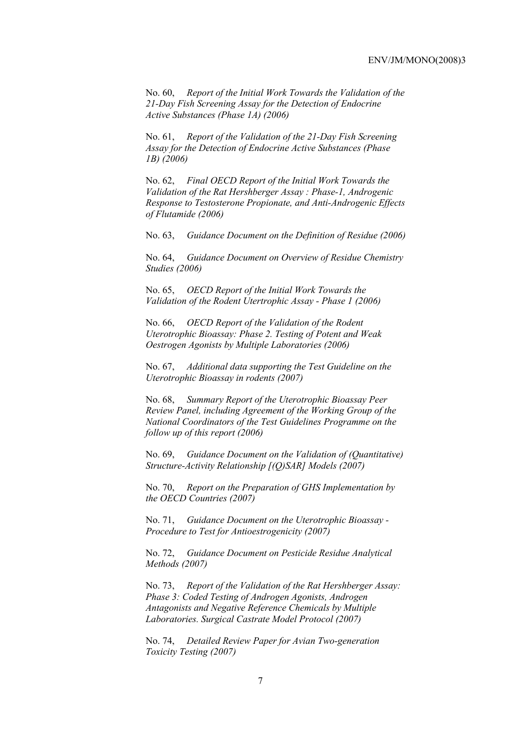No. 60, *Report of the Initial Work Towards the Validation of the 21-Day Fish Screening Assay for the Detection of Endocrine Active Substances (Phase 1A) (2006)*

No. 61, *Report of the Validation of the 21-Day Fish Screening Assay for the Detection of Endocrine Active Substances (Phase 1B) (2006)*

No. 62, *Final OECD Report of the Initial Work Towards the Validation of the Rat Hershberger Assay : Phase-1, Androgenic Response to Testosterone Propionate, and Anti-Androgenic Effects of Flutamide (2006)*

No. 63, *Guidance Document on the Definition of Residue (2006)*

No. 64, *Guidance Document on Overview of Residue Chemistry Studies (2006)*

No. 65, *OECD Report of the Initial Work Towards the Validation of the Rodent Utertrophic Assay - Phase 1 (2006)*

No. 66, *OECD Report of the Validation of the Rodent Uterotrophic Bioassay: Phase 2. Testing of Potent and Weak Oestrogen Agonists by Multiple Laboratories (2006)*

No. 67, *Additional data supporting the Test Guideline on the Uterotrophic Bioassay in rodents (2007)*

No. 68, *Summary Report of the Uterotrophic Bioassay Peer Review Panel, including Agreement of the Working Group of the National Coordinators of the Test Guidelines Programme on the follow up of this report (2006)*

No. 69, *Guidance Document on the Validation of (Quantitative) Structure-Activity Relationship [(Q)SAR] Models (2007)*

No. 70, *Report on the Preparation of GHS Implementation by the OECD Countries (2007)*

No. 71, *Guidance Document on the Uterotrophic Bioassay - Procedure to Test for Antioestrogenicity (2007)*

No. 72, *Guidance Document on Pesticide Residue Analytical Methods (2007)*

No. 73, *Report of the Validation of the Rat Hershberger Assay: Phase 3: Coded Testing of Androgen Agonists, Androgen Antagonists and Negative Reference Chemicals by Multiple Laboratories. Surgical Castrate Model Protocol (2007)*

No. 74, *Detailed Review Paper for Avian Two-generation Toxicity Testing (2007)*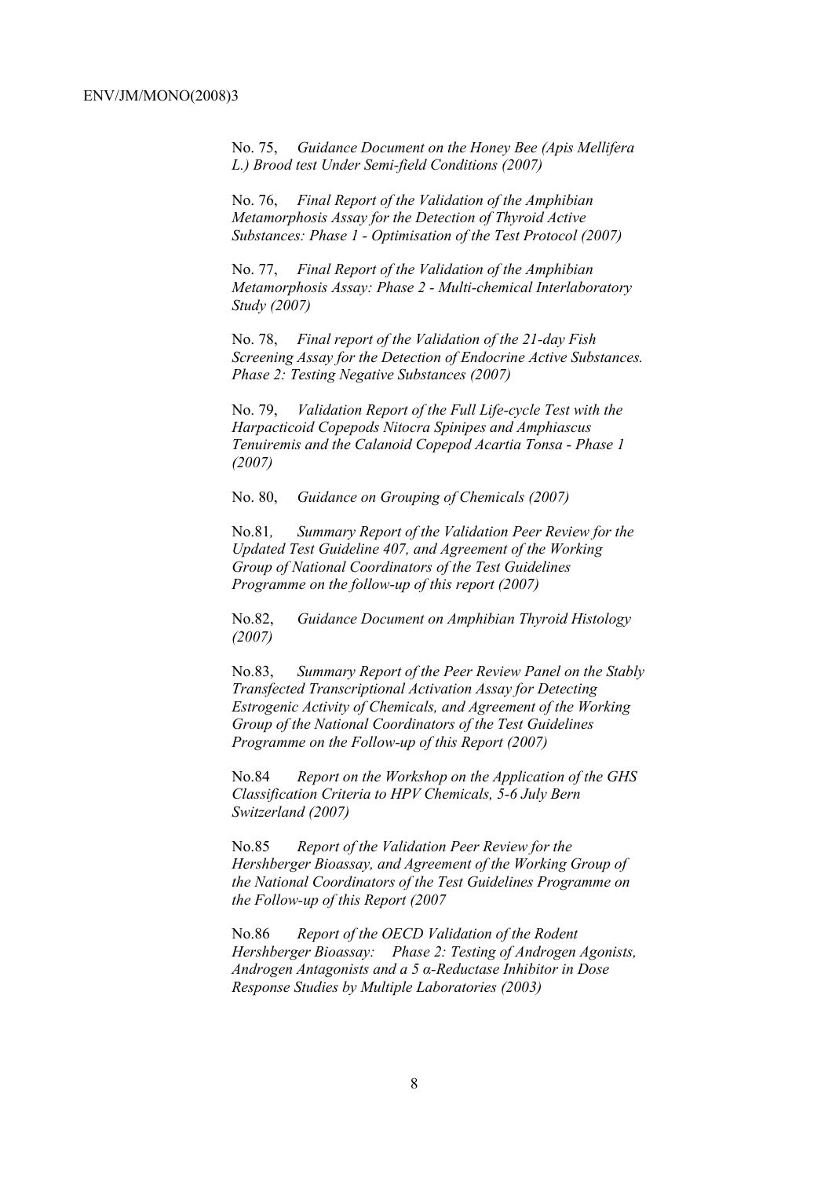No. 75, *Guidance Document on the Honey Bee (Apis Mellifera L.) Brood test Under Semi-field Conditions (2007)*

No. 76, *Final Report of the Validation of the Amphibian Metamorphosis Assay for the Detection of Thyroid Active Substances: Phase 1 - Optimisation of the Test Protocol (2007)*

No. 77, *Final Report of the Validation of the Amphibian Metamorphosis Assay: Phase 2 - Multi-chemical Interlaboratory Study (2007)*

No. 78, *Final report of the Validation of the 21-day Fish Screening Assay for the Detection of Endocrine Active Substances. Phase 2: Testing Negative Substances (2007)*

No. 79, *Validation Report of the Full Life-cycle Test with the Harpacticoid Copepods Nitocra Spinipes and Amphiascus Tenuiremis and the Calanoid Copepod Acartia Tonsa - Phase 1 (2007)*

No. 80, *Guidance on Grouping of Chemicals (2007)*

No.81, *Summary Report of the Validation Peer Review for the Updated Test Guideline 407, and Agreement of the Working Group of National Coordinators of the Test Guidelines Programme on the follow-up of this report (2007)*

No.82, *Guidance Document on Amphibian Thyroid Histology (2007)*

No.83, *Summary Report of the Peer Review Panel on the Stably Transfected Transcriptional Activation Assay for Detecting Estrogenic Activity of Chemicals, and Agreement of the Working Group of the National Coordinators of the Test Guidelines Programme on the Follow-up of this Report (2007)*

No.84 *Report on the Workshop on the Application of the GHS Classification Criteria to HPV Chemicals, 5-6 July Bern Switzerland (2007)*

No.85 *Report of the Validation Peer Review for the Hershberger Bioassay, and Agreement of the Working Group of the National Coordinators of the Test Guidelines Programme on the Follow-up of this Report (2007*

No.86 *Report of the OECD Validation of the Rodent Hershberger Bioassay: Phase 2: Testing of Androgen Agonists, Androgen Antagonists and a 5 α-Reductase Inhibitor in Dose Response Studies by Multiple Laboratories (2003)*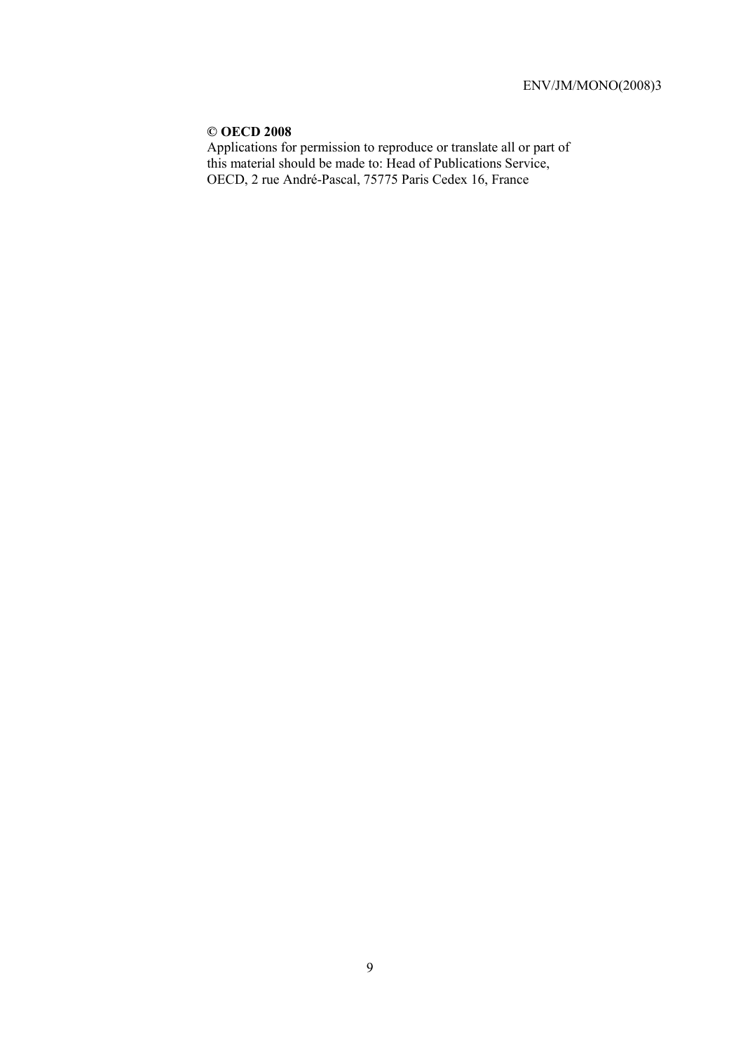**© OECD 2008**

Applications for permission to reproduce or translate all or part of this material should be made to: Head of Publications Service, OECD, 2 rue André-Pascal, 75775 Paris Cedex 16, France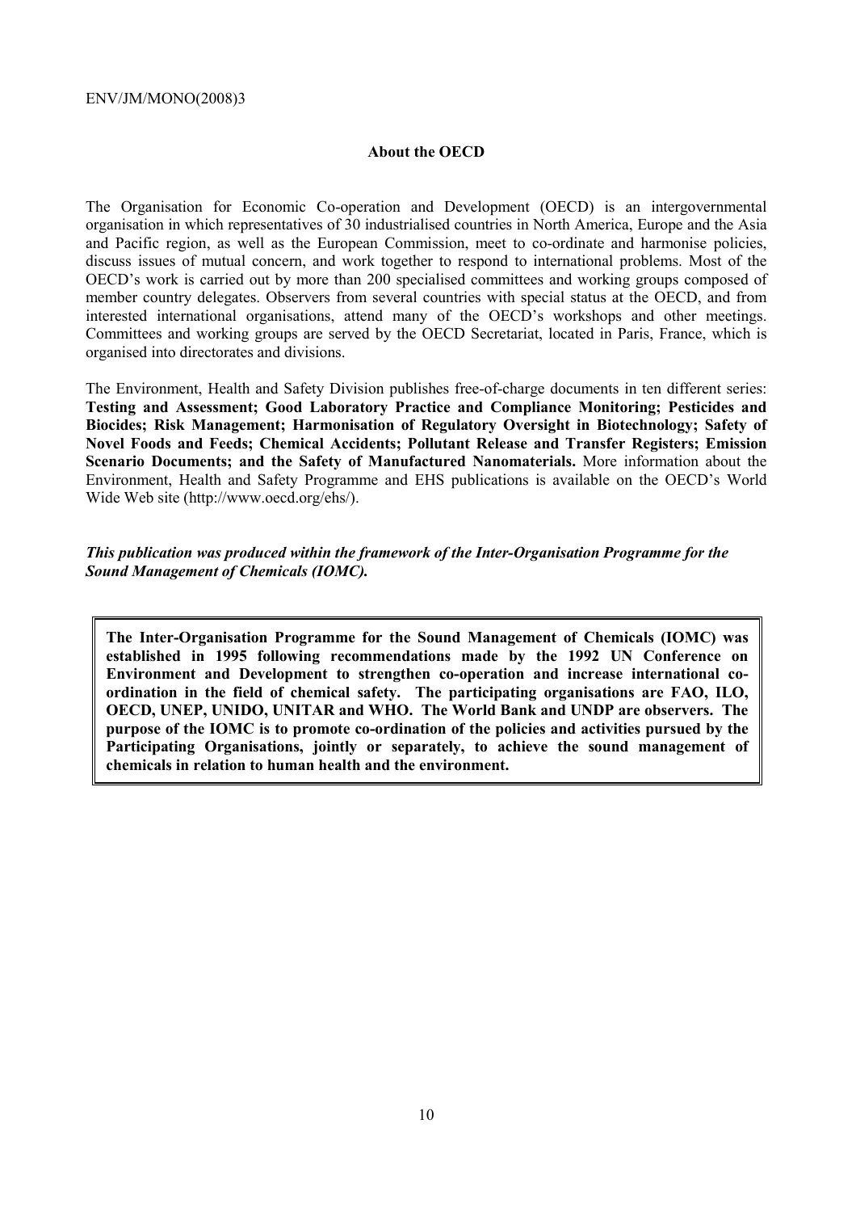## About the OECD

The Organisation for Economic Co-operation and Development (OECD) is an intergovernmental organisation in which representatives of 30 industrialised countries in North America, Europe and the Asia and Pacific region, as well as the European Commission, meet to co-ordinate and harmonise policies, discuss issues of mutual concern, and work together to respond to international problems. Most of the OECD's work is carried out by more than 200 specialised committees and working groups composed of member country delegates. Observers from several countries with special status at the OECD, and from interested international organisations, attend many of the OECD's workshops and other meetings. Committees and working groups are served by the OECD Secretariat, located in Paris, France, which is organised into directorates and divisions.

The Environment, Health and Safety Division publishes free-of-charge documents in ten different series: **Testing and Assessment; Good Laboratory Practice and Compliance Monitoring; Pesticides and Biocides; Risk Management; Harmonisation of Regulatory Oversight in Biotechnology; Safety of Novel Foods and Feeds; Chemical Accidents; Pollutant Release and Transfer Registers; Emission Scenario Documents; and the Safety of Manufactured Nanomaterials.** More information about the Environment, Health and Safety Programme and EHS publications is available on the OECD's World Wide Web site (http://www.oecd.org/ehs/).

***This publication was produced within the framework of the Inter-Organisation Programme for the Sound Management of Chemicals (IOMC).***

**The Inter-Organisation Programme for the Sound Management of Chemicals (IOMC) was established in 1995 following recommendations made by the 1992 UN Conference on Environment and Development to strengthen co-operation and increase international co-ordination in the field of chemical safety. The participating organisations are FAO, ILO, OECD, UNEP, UNIDO, UNITAR and WHO. The World Bank and UNDP are observers. The purpose of the IOMC is to promote co-ordination of the policies and activities pursued by the Participating Organisations, jointly or separately, to achieve the sound management of chemicals in relation to human health and the environment.**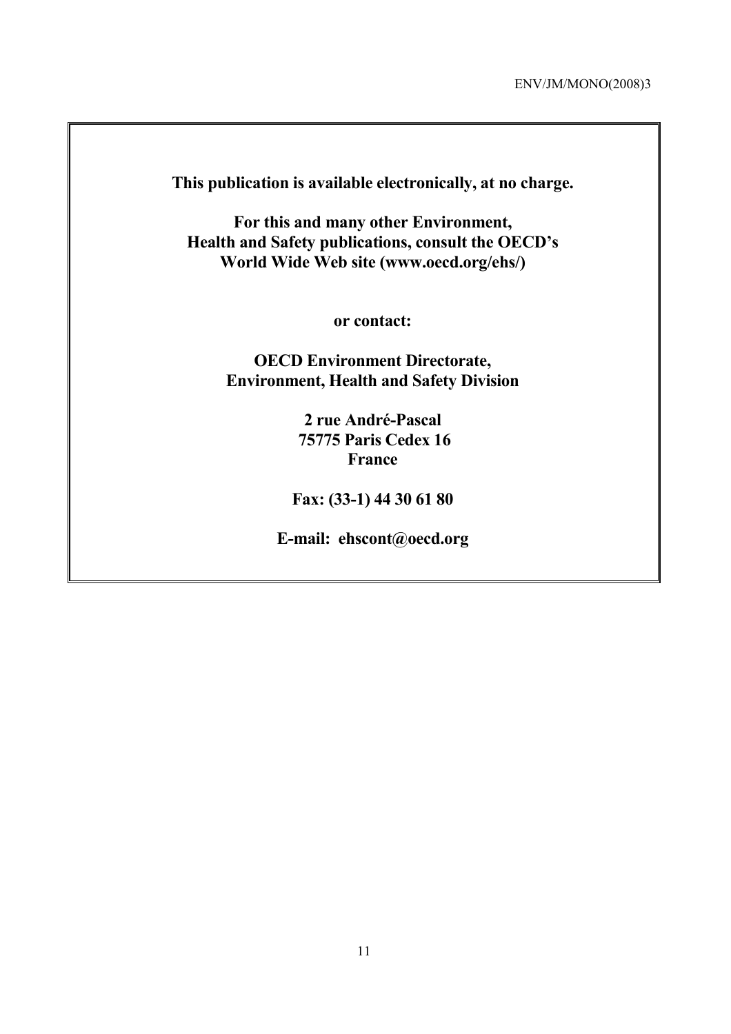**This publication is available electronically, at no charge.**

**For this and many other Environment, Health and Safety publications, consult the OECD's World Wide Web site (www.oecd.org/ehs/)**

**or contact:**

**OECD Environment Directorate, Environment, Health and Safety Division**

**2 rue André-Pascal
75775 Paris Cedex 16
France**

**Fax: (33-1) 44 30 61 80**

**E-mail: ehscont@oecd.org**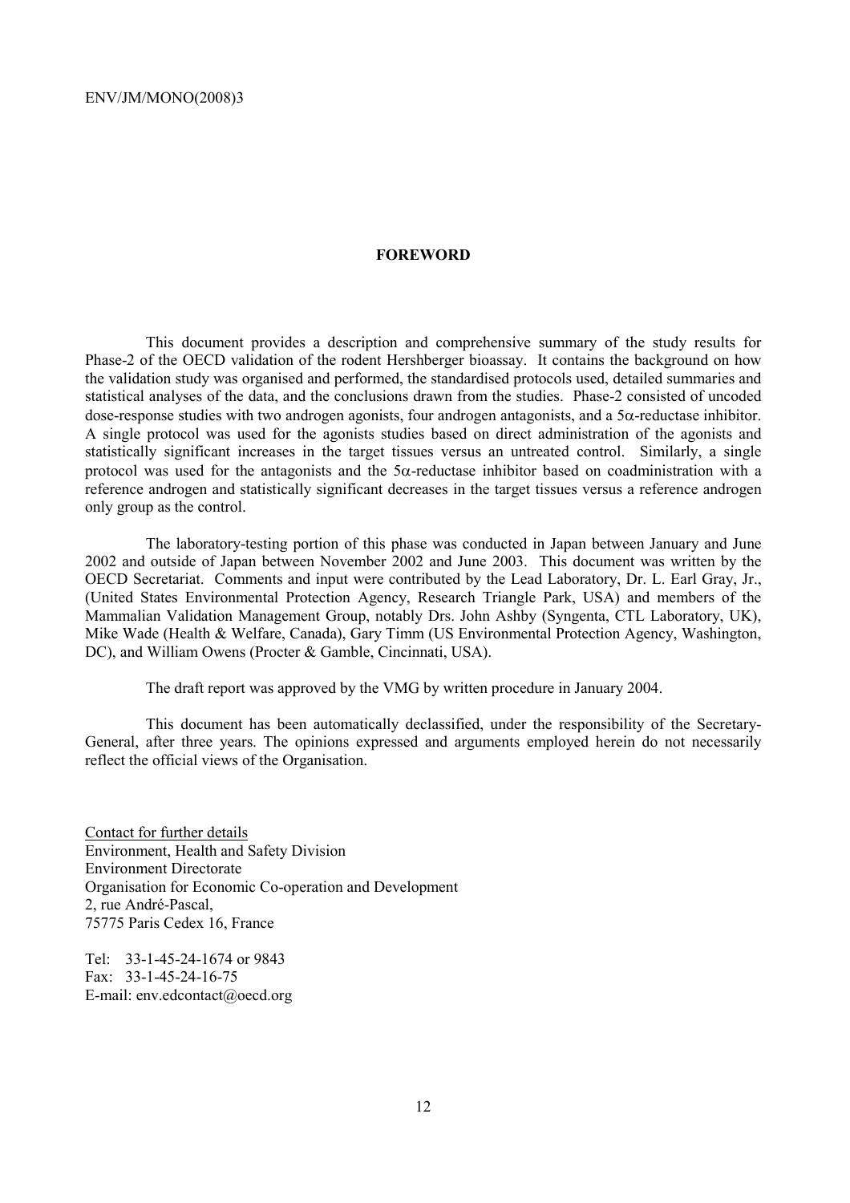## FOREWORD

This document provides a description and comprehensive summary of the study results for Phase-2 of the OECD validation of the rodent Hershberger bioassay. It contains the background on how the validation study was organised and performed, the standardised protocols used, detailed summaries and statistical analyses of the data, and the conclusions drawn from the studies. Phase-2 consisted of uncoded dose-response studies with two androgen agonists, four androgen antagonists, and a 5$\alpha$-reductase inhibitor. A single protocol was used for the agonists studies based on direct administration of the agonists and statistically significant increases in the target tissues versus an untreated control. Similarly, a single protocol was used for the antagonists and the 5$\alpha$-reductase inhibitor based on coadministration with a reference androgen and statistically significant decreases in the target tissues versus a reference androgen only group as the control.

The laboratory-testing portion of this phase was conducted in Japan between January and June 2002 and outside of Japan between November 2002 and June 2003. This document was written by the OECD Secretariat. Comments and input were contributed by the Lead Laboratory, Dr. L. Earl Gray, Jr., (United States Environmental Protection Agency, Research Triangle Park, USA) and members of the Mammalian Validation Management Group, notably Drs. John Ashby (Syngenta, CTL Laboratory, UK), Mike Wade (Health & Welfare, Canada), Gary Timm (US Environmental Protection Agency, Washington, DC), and William Owens (Procter & Gamble, Cincinnati, USA).

The draft report was approved by the VMG by written procedure in January 2004.

This document has been automatically declassified, under the responsibility of the Secretary-General, after three years. The opinions expressed and arguments employed herein do not necessarily reflect the official views of the Organisation.

Contact for further details
Environment, Health and Safety Division
Environment Directorate
Organisation for Economic Co-operation and Development
2, rue André-Pascal,
75775 Paris Cedex 16, France

Tel: 33-1-45-24-1674 or 9843
Fax: 33-1-45-24-16-75
E-mail: env.edcontact@oecd.org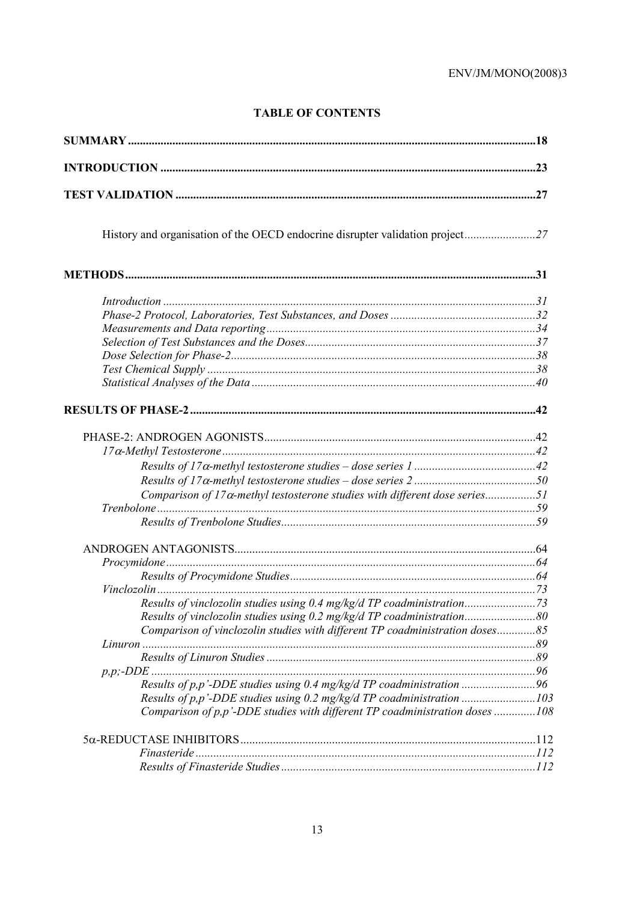# TABLE OF CONTENTS

**SUMMARY** ........................................................................................................................**18**

**INTRODUCTION** .............................................................................................................**23**

**TEST VALIDATION** ........................................................................................................**27**

History and organisation of the OECD endocrine disrupter validation project........................27

**METHODS** .........................................................................................................................**31**

*Introduction* ............................................................................................................*31*
*Phase-2 Protocol, Laboratories, Test Substances, and Doses* ...............................................*32*
*Measurements and Data reporting* ..........................................................................................*34*
*Selection of Test Substances and the Doses*.............................................................................*37*
*Dose Selection for Phase-2*......................................................................................................*38*
*Test Chemical Supply* .............................................................................................................*38*
*Statistical Analyses of the Data* ...............................................................................................*40*

**RESULTS OF PHASE-2** ...................................................................................................**42**

PHASE-2: ANDROGEN AGONISTS..........................................................................................42
*17α-Methyl Testosterone*.........................................................................................................*42*
*Results of 17α-methyl testosterone studies – dose series 1* .........................................*42*
*Results of 17α-methyl testosterone studies – dose series 2* .........................................*50*
*Comparison of 17α-methyl testosterone studies with different dose series*.................*51*
*Trenbolone*...............................................................................................................................*59*
*Results of Trenbolone Studies*.....................................................................................*59*

ANDROGEN ANTAGONISTS.....................................................................................................64
*Procymidone*............................................................................................................................*64*
*Results of Procymidone Studies*...................................................................................*64*
*Vinclozolin*...............................................................................................................................*73*
*Results of vinclozolin studies using 0.4 mg/kg/d TP coadministration*........................*73*
*Results of vinclozolin studies using 0.2 mg/kg/d TP coadministration*........................*80*
*Comparison of vinclozolin studies with different TP coadministration doses*.............*85*
*Linuron* ....................................................................................................................................*89*
*Results of Linuron Studies* ..........................................................................................*89*
*p,p;-DDE* .................................................................................................................................*96*
*Results of p,p'-DDE studies using 0.4 mg/kg/d TP coadministration* .........................*96*
*Results of p,p'-DDE studies using 0.2 mg/kg/d TP coadministration* .........................*103*
*Comparison of p,p'-DDE studies with different TP coadministration doses* .............*108*

5α-REDUCTASE INHIBITORS...................................................................................................112
*Finasteride*..................................................................................................................*112*
*Results of Finasteride Studies*.....................................................................................*112*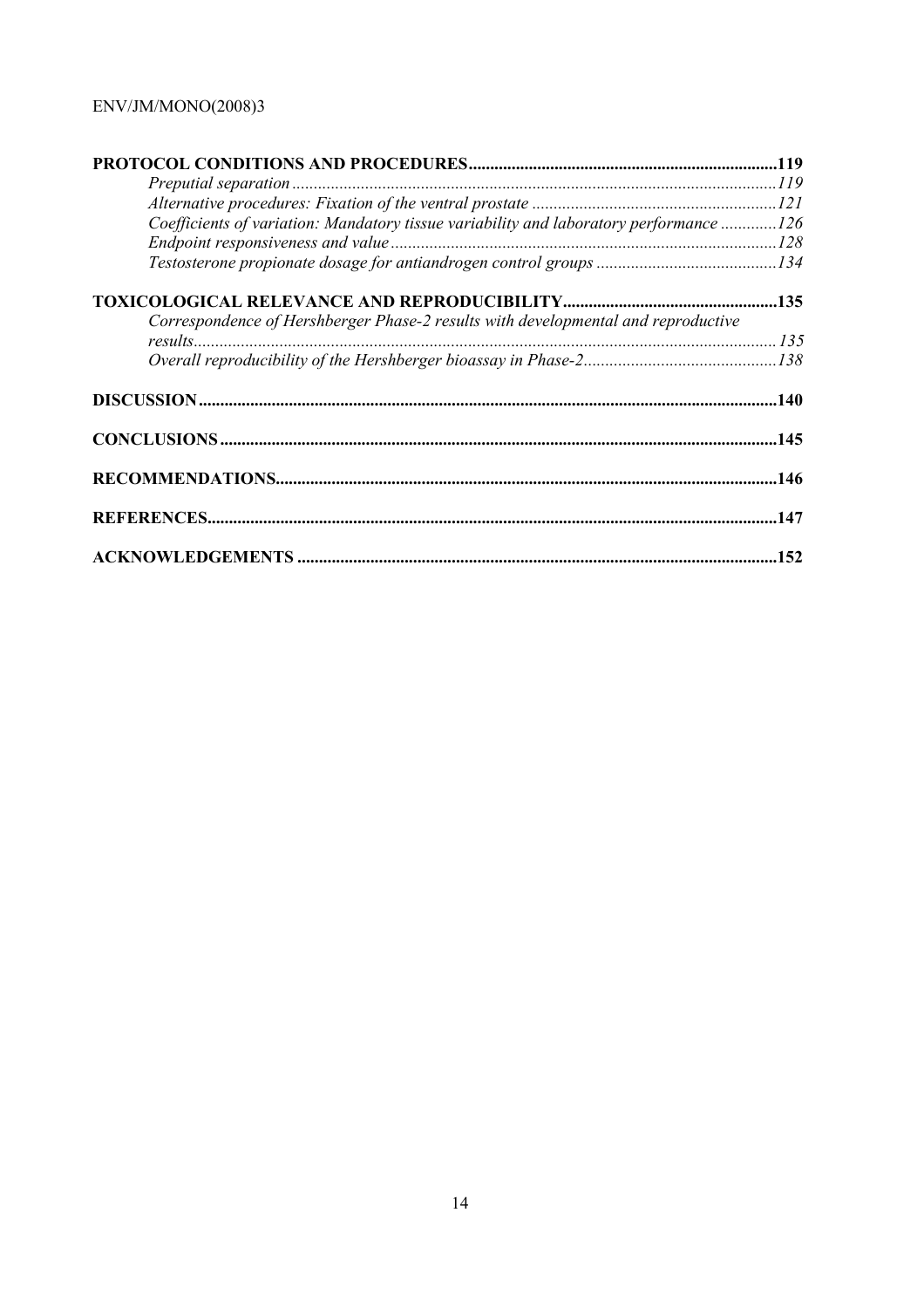**PROTOCOL CONDITIONS AND PROCEDURES** ........ **119**

*Preputial separation* ........ *119*

*Alternative procedures: Fixation of the ventral prostate* ........ *121*

*Coefficients of variation: Mandatory tissue variability and laboratory performance* ........ *126*

*Endpoint responsiveness and value* ........ *128*

*Testosterone propionate dosage for antiandrogen control groups* ........ *134*

**TOXICOLOGICAL RELEVANCE AND REPRODUCIBILITY** ........ **135**

*Correspondence of Hershberger Phase-2 results with developmental and reproductive results* ........ *135*

*Overall reproducibility of the Hershberger bioassay in Phase-2* ........ *138*

**DISCUSSION** ........ **140**

**CONCLUSIONS** ........ **145**

**RECOMMENDATIONS** ........ **146**

**REFERENCES** ........ **147**

**ACKNOWLEDGEMENTS** ........ **152**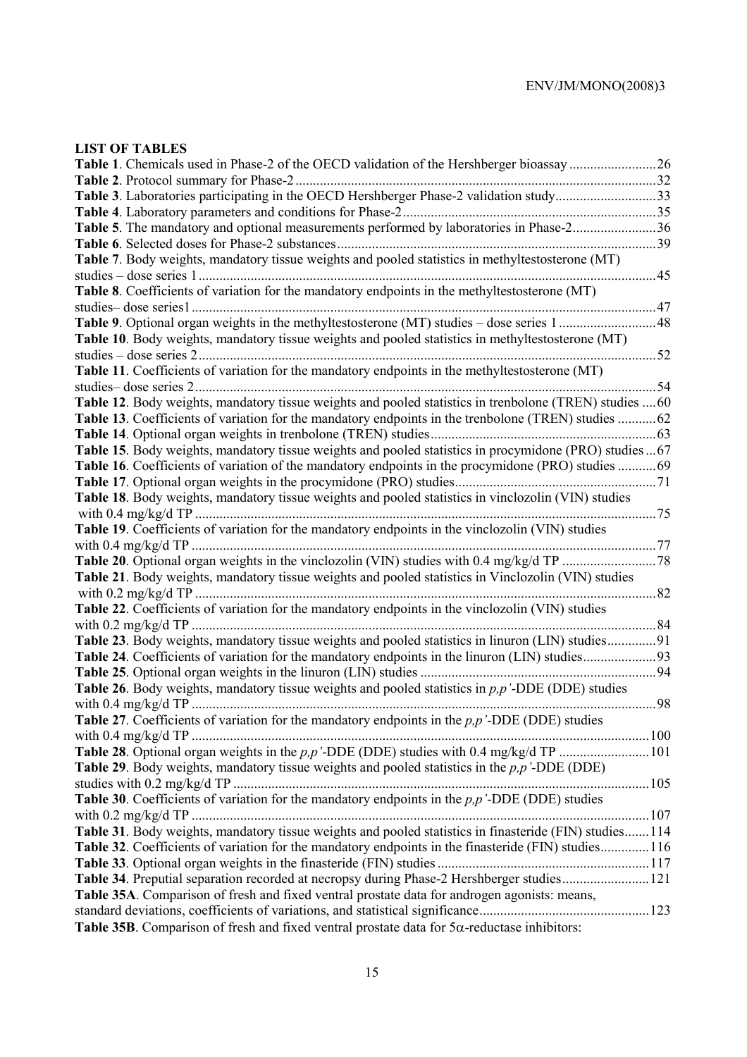## LIST OF TABLES

**Table 1**. Chemicals used in Phase-2 of the OECD validation of the Hershberger bioassay ........................ 26
**Table 2**. Protocol summary for Phase-2 ........................ 32
**Table 3**. Laboratories participating in the OECD Hershberger Phase-2 validation study ........................ 33
**Table 4**. Laboratory parameters and conditions for Phase-2 ........................ 35
**Table 5**. The mandatory and optional measurements performed by laboratories in Phase-2 ........................ 36
**Table 6**. Selected doses for Phase-2 substances ........................ 39
**Table 7**. Body weights, mandatory tissue weights and pooled statistics in methyltestosterone (MT) studies – dose series 1 ........................ 45
**Table 8**. Coefficients of variation for the mandatory endpoints in the methyltestosterone (MT) studies– dose series1 ........................ 47
**Table 9**. Optional organ weights in the methyltestosterone (MT) studies – dose series 1 ........................ 48
**Table 10**. Body weights, mandatory tissue weights and pooled statistics in methyltestosterone (MT) studies – dose series 2 ........................ 52
**Table 11**. Coefficients of variation for the mandatory endpoints in the methyltestosterone (MT) studies– dose series 2 ........................ 54
**Table 12**. Body weights, mandatory tissue weights and pooled statistics in trenbolone (TREN) studies ........................ 60
**Table 13**. Coefficients of variation for the mandatory endpoints in the trenbolone (TREN) studies ........................ 62
**Table 14**. Optional organ weights in trenbolone (TREN) studies ........................ 63
**Table 15**. Body weights, mandatory tissue weights and pooled statistics in procymidone (PRO) studies ........................ 67
**Table 16**. Coefficients of variation of the mandatory endpoints in the procymidone (PRO) studies ........................ 69
**Table 17**. Optional organ weights in the procymidone (PRO) studies ........................ 71
**Table 18**. Body weights, mandatory tissue weights and pooled statistics in vinclozolin (VIN) studies with 0.4 mg/kg/d TP ........................ 75
**Table 19**. Coefficients of variation for the mandatory endpoints in the vinclozolin (VIN) studies with 0.4 mg/kg/d TP ........................ 77
**Table 20**. Optional organ weights in the vinclozolin (VIN) studies with 0.4 mg/kg/d TP ........................ 78
**Table 21**. Body weights, mandatory tissue weights and pooled statistics in Vinclozolin (VIN) studies with 0.2 mg/kg/d TP ........................ 82
**Table 22**. Coefficients of variation for the mandatory endpoints in the vinclozolin (VIN) studies with 0.2 mg/kg/d TP ........................ 84
**Table 23**. Body weights, mandatory tissue weights and pooled statistics in linuron (LIN) studies ........................ 91
**Table 24**. Coefficients of variation for the mandatory endpoints in the linuron (LIN) studies ........................ 93
**Table 25**. Optional organ weights in the linuron (LIN) studies ........................ 94
**Table 26**. Body weights, mandatory tissue weights and pooled statistics in *p,p'*-DDE (DDE) studies with 0.4 mg/kg/d TP ........................ 98
**Table 27**. Coefficients of variation for the mandatory endpoints in the *p,p'*-DDE (DDE) studies with 0.4 mg/kg/d TP ........................ 100
**Table 28**. Optional organ weights in the *p,p'*-DDE (DDE) studies with 0.4 mg/kg/d TP ........................ 101
**Table 29**. Body weights, mandatory tissue weights and pooled statistics in the *p,p'*-DDE (DDE) studies with 0.2 mg/kg/d TP ........................ 105
**Table 30**. Coefficients of variation for the mandatory endpoints in the *p,p'*-DDE (DDE) studies with 0.2 mg/kg/d TP ........................ 107
**Table 31**. Body weights, mandatory tissue weights and pooled statistics in finasteride (FIN) studies ........................ 114
**Table 32**. Coefficients of variation for the mandatory endpoints in the finasteride (FIN) studies ........................ 116
**Table 33**. Optional organ weights in the finasteride (FIN) studies ........................ 117
**Table 34**. Preputial separation recorded at necropsy during Phase-2 Hershberger studies ........................ 121
**Table 35A**. Comparison of fresh and fixed ventral prostate data for androgen agonists: means, standard deviations, coefficients of variations, and statistical significance ........................ 123
**Table 35B**. Comparison of fresh and fixed ventral prostate data for 5$\alpha$-reductase inhibitors: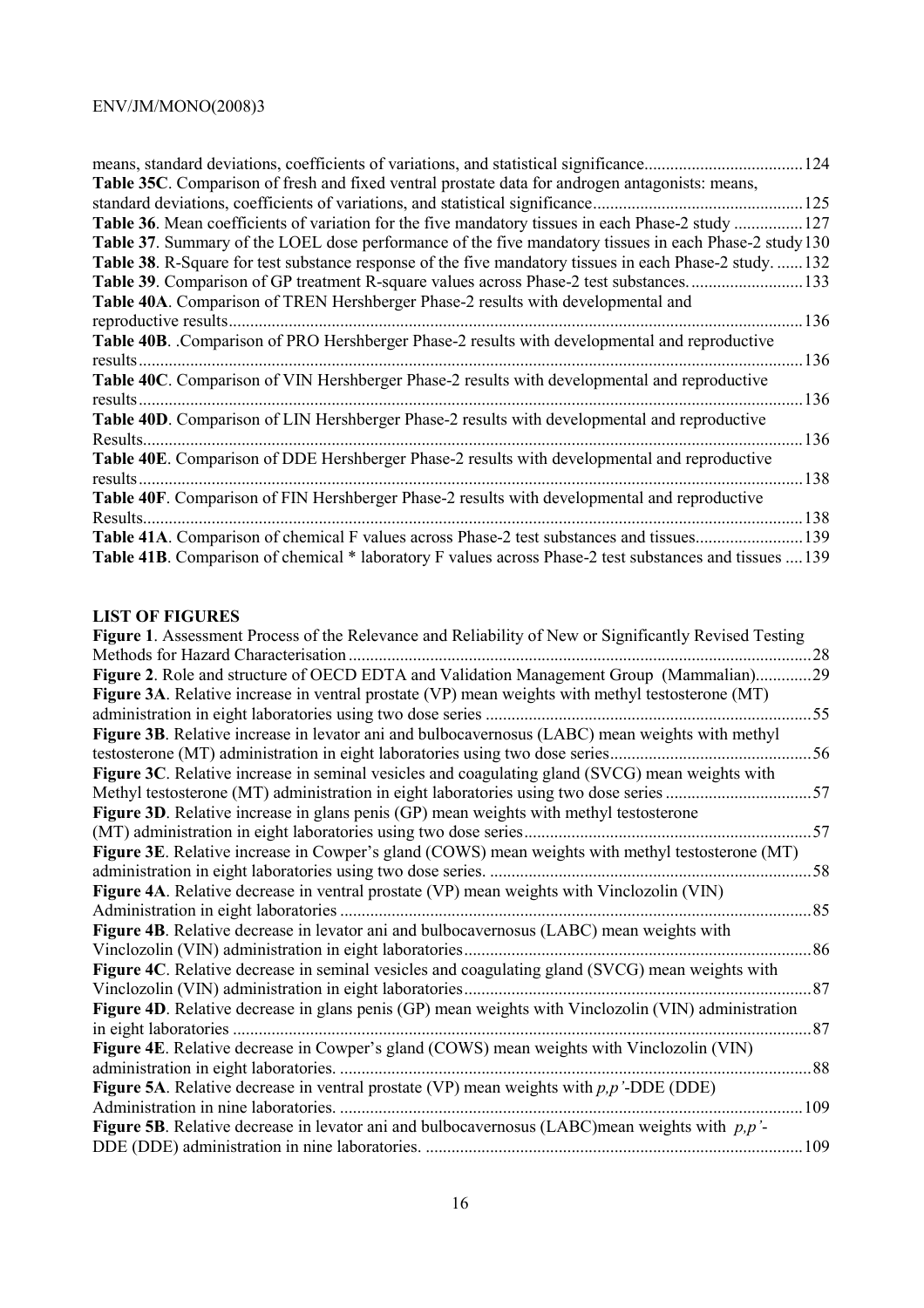means, standard deviations, coefficients of variations, and statistical significance.....................................124

**Table 35C**. Comparison of fresh and fixed ventral prostate data for androgen antagonists: means, standard deviations, coefficients of variations, and statistical significance.................................................125

**Table 36**. Mean coefficients of variation for the five mandatory tissues in each Phase-2 study ................127

**Table 37**. Summary of the LOEL dose performance of the five mandatory tissues in each Phase-2 study 130

**Table 38**. R-Square for test substance response of the five mandatory tissues in each Phase-2 study. ......132

**Table 39**. Comparison of GP treatment R-square values across Phase-2 test substances. ..........................133

**Table 40A**. Comparison of TREN Hershberger Phase-2 results with developmental and reproductive results.....................................................................................................................................136

**Table 40B**. .Comparison of PRO Hershberger Phase-2 results with developmental and reproductive results.......................................................................................................................................136

**Table 40C**. Comparison of VIN Hershberger Phase-2 results with developmental and reproductive results.......................................................................................................................................136

**Table 40D**. Comparison of LIN Hershberger Phase-2 results with developmental and reproductive Results.......................................................................................................................................136

**Table 40E**. Comparison of DDE Hershberger Phase-2 results with developmental and reproductive results.......................................................................................................................................138

**Table 40F**. Comparison of FIN Hershberger Phase-2 results with developmental and reproductive Results.......................................................................................................................................138

**Table 41A**. Comparison of chemical F values across Phase-2 test substances and tissues.........................139

**Table 41B**. Comparison of chemical * laboratory F values across Phase-2 test substances and tissues ....139

## LIST OF FIGURES

**Figure 1**. Assessment Process of the Relevance and Reliability of New or Significantly Revised Testing Methods for Hazard Characterisation ...........................................................................................28

**Figure 2**. Role and structure of OECD EDTA and Validation Management Group (Mammalian).............29

**Figure 3A**. Relative increase in ventral prostate (VP) mean weights with methyl testosterone (MT) administration in eight laboratories using two dose series ............................................................................55

**Figure 3B**. Relative increase in levator ani and bulbocavernosus (LABC) mean weights with methyl testosterone (MT) administration in eight laboratories using two dose series..............................................56

**Figure 3C**. Relative increase in seminal vesicles and coagulating gland (SVCG) mean weights with Methyl testosterone (MT) administration in eight laboratories using two dose series ..................................57

**Figure 3D**. Relative increase in glans penis (GP) mean weights with methyl testosterone (MT) administration in eight laboratories using two dose series..................................................................57

**Figure 3E**. Relative increase in Cowper's gland (COWS) mean weights with methyl testosterone (MT) administration in eight laboratories using two dose series. ...........................................................................58

**Figure 4A**. Relative decrease in ventral prostate (VP) mean weights with Vinclozolin (VIN) Administration in eight laboratories .............................................................................................................85

**Figure 4B**. Relative decrease in levator ani and bulbocavernosus (LABC) mean weights with Vinclozolin (VIN) administration in eight laboratories................................................................................86

**Figure 4C**. Relative decrease in seminal vesicles and coagulating gland (SVCG) mean weights with Vinclozolin (VIN) administration in eight laboratories................................................................................87

**Figure 4D**. Relative decrease in glans penis (GP) mean weights with Vinclozolin (VIN) administration in eight laboratories .....................................................................................................................................87

**Figure 4E**. Relative decrease in Cowper's gland (COWS) mean weights with Vinclozolin (VIN) administration in eight laboratories. .............................................................................................................88

**Figure 5A**. Relative decrease in ventral prostate (VP) mean weights with *p,p'*-DDE (DDE) Administration in nine laboratories. ...........................................................................................................109

**Figure 5B**. Relative decrease in levator ani and bulbocavernosus (LABC)mean weights with *p,p'*-DDE (DDE) administration in nine laboratories. .......................................................................................109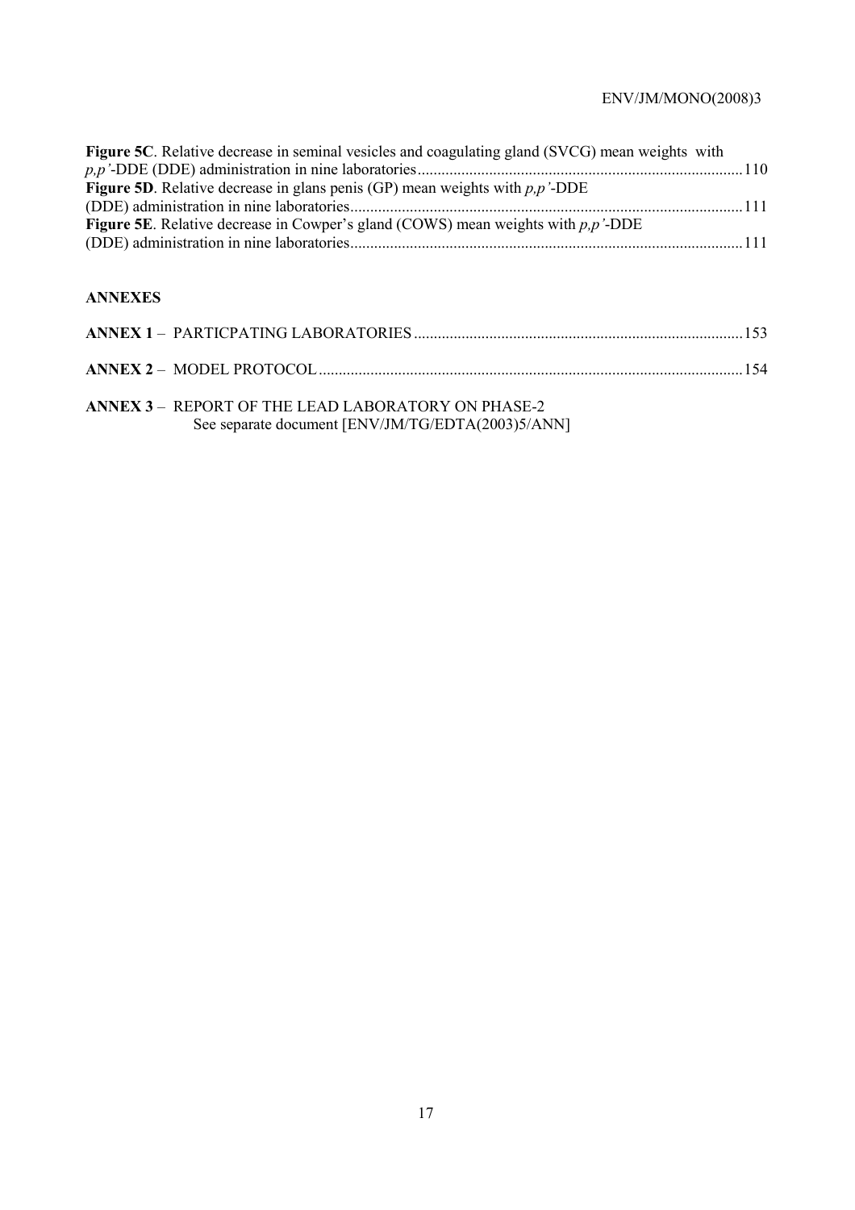**Figure 5C**. Relative decrease in seminal vesicles and coagulating gland (SVCG) mean weights with *p,p'*-DDE (DDE) administration in nine laboratories....................................................................................110

**Figure 5D**. Relative decrease in glans penis (GP) mean weights with *p,p'*-DDE (DDE) administration in nine laboratories....................................................................................111

**Figure 5E**. Relative decrease in Cowper's gland (COWS) mean weights with *p,p'*-DDE (DDE) administration in nine laboratories....................................................................................111

## ANNEXES

**ANNEX 1** – PARTICPATING LABORATORIES....................................................................................153

**ANNEX 2** – MODEL PROTOCOL....................................................................................154

**ANNEX 3** – REPORT OF THE LEAD LABORATORY ON PHASE-2
See separate document [ENV/JM/TG/EDTA(2003)5/ANN]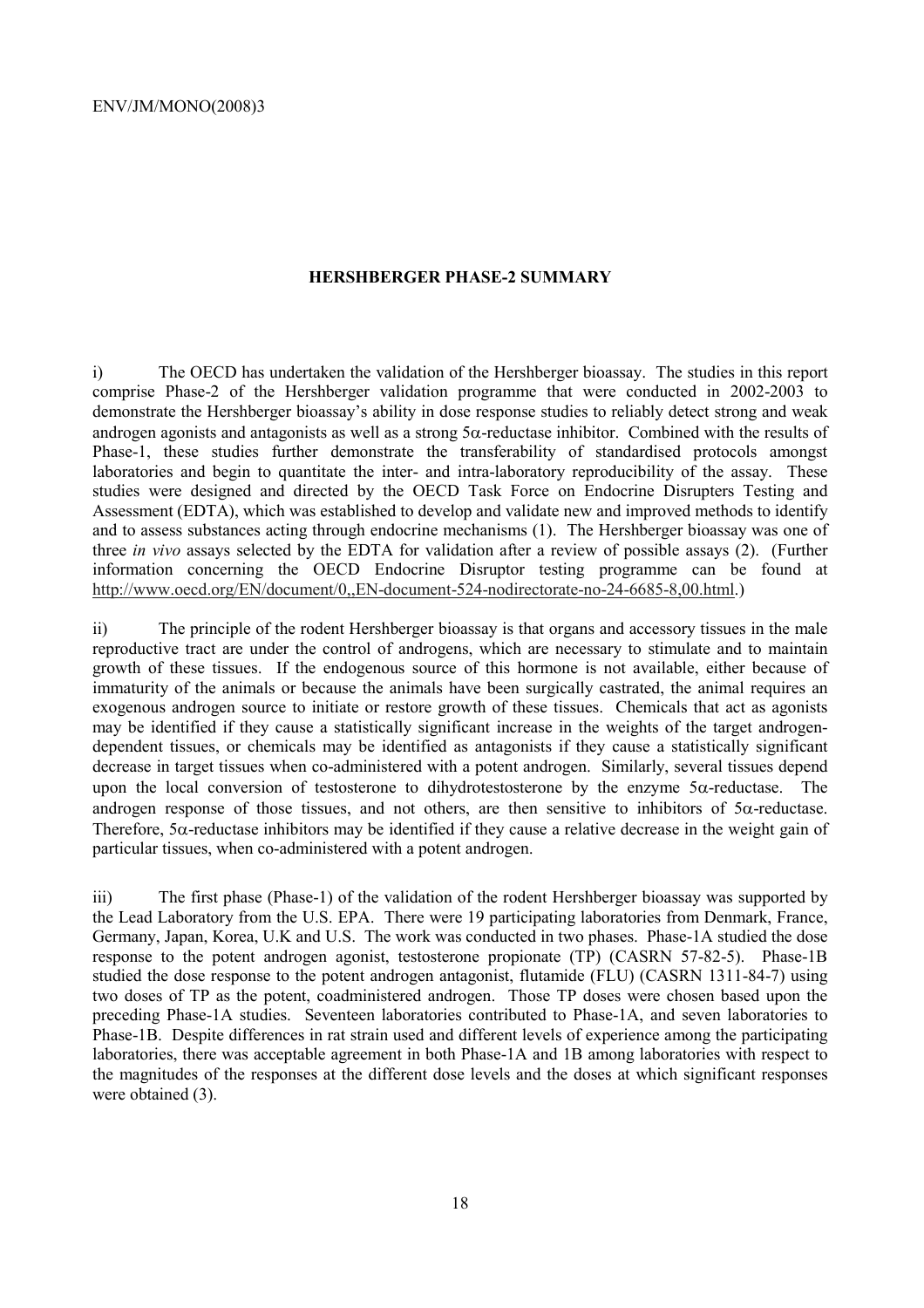## HERSHBERGER PHASE-2 SUMMARY

i) The OECD has undertaken the validation of the Hershberger bioassay. The studies in this report comprise Phase-2 of the Hershberger validation programme that were conducted in 2002-2003 to demonstrate the Hershberger bioassay's ability in dose response studies to reliably detect strong and weak androgen agonists and antagonists as well as a strong 5α-reductase inhibitor. Combined with the results of Phase-1, these studies further demonstrate the transferability of standardised protocols amongst laboratories and begin to quantitate the inter- and intra-laboratory reproducibility of the assay. These studies were designed and directed by the OECD Task Force on Endocrine Disrupters Testing and Assessment (EDTA), which was established to develop and validate new and improved methods to identify and to assess substances acting through endocrine mechanisms (1). The Hershberger bioassay was one of three *in vivo* assays selected by the EDTA for validation after a review of possible assays (2). (Further information concerning the OECD Endocrine Disruptor testing programme can be found at http://www.oecd.org/EN/document/0,,EN-document-524-nodirectorate-no-24-6685-8,00.html.)

ii) The principle of the rodent Hershberger bioassay is that organs and accessory tissues in the male reproductive tract are under the control of androgens, which are necessary to stimulate and to maintain growth of these tissues. If the endogenous source of this hormone is not available, either because of immaturity of the animals or because the animals have been surgically castrated, the animal requires an exogenous androgen source to initiate or restore growth of these tissues. Chemicals that act as agonists may be identified if they cause a statistically significant increase in the weights of the target androgen-dependent tissues, or chemicals may be identified as antagonists if they cause a statistically significant decrease in target tissues when co-administered with a potent androgen. Similarly, several tissues depend upon the local conversion of testosterone to dihydrotestosterone by the enzyme 5α-reductase. The androgen response of those tissues, and not others, are then sensitive to inhibitors of 5α-reductase. Therefore, 5α-reductase inhibitors may be identified if they cause a relative decrease in the weight gain of particular tissues, when co-administered with a potent androgen.

iii) The first phase (Phase-1) of the validation of the rodent Hershberger bioassay was supported by the Lead Laboratory from the U.S. EPA. There were 19 participating laboratories from Denmark, France, Germany, Japan, Korea, U.K and U.S. The work was conducted in two phases. Phase-1A studied the dose response to the potent androgen agonist, testosterone propionate (TP) (CASRN 57-82-5). Phase-1B studied the dose response to the potent androgen antagonist, flutamide (FLU) (CASRN 1311-84-7) using two doses of TP as the potent, coadministered androgen. Those TP doses were chosen based upon the preceding Phase-1A studies. Seventeen laboratories contributed to Phase-1A, and seven laboratories to Phase-1B. Despite differences in rat strain used and different levels of experience among the participating laboratories, there was acceptable agreement in both Phase-1A and 1B among laboratories with respect to the magnitudes of the responses at the different dose levels and the doses at which significant responses were obtained (3).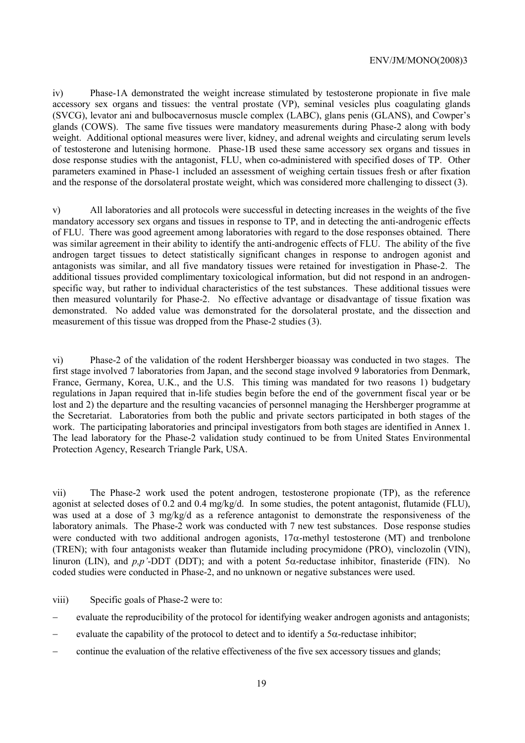iv) Phase-1A demonstrated the weight increase stimulated by testosterone propionate in five male accessory sex organs and tissues: the ventral prostate (VP), seminal vesicles plus coagulating glands (SVCG), levator ani and bulbocavernosus muscle complex (LABC), glans penis (GLANS), and Cowper's glands (COWS). The same five tissues were mandatory measurements during Phase-2 along with body weight. Additional optional measures were liver, kidney, and adrenal weights and circulating serum levels of testosterone and lutenising hormone. Phase-1B used these same accessory sex organs and tissues in dose response studies with the antagonist, FLU, when co-administered with specified doses of TP. Other parameters examined in Phase-1 included an assessment of weighing certain tissues fresh or after fixation and the response of the dorsolateral prostate weight, which was considered more challenging to dissect (3).

v) All laboratories and all protocols were successful in detecting increases in the weights of the five mandatory accessory sex organs and tissues in response to TP, and in detecting the anti-androgenic effects of FLU. There was good agreement among laboratories with regard to the dose responses obtained. There was similar agreement in their ability to identify the anti-androgenic effects of FLU. The ability of the five androgen target tissues to detect statistically significant changes in response to androgen agonist and antagonists was similar, and all five mandatory tissues were retained for investigation in Phase-2. The additional tissues provided complimentary toxicological information, but did not respond in an androgen-specific way, but rather to individual characteristics of the test substances. These additional tissues were then measured voluntarily for Phase-2. No effective advantage or disadvantage of tissue fixation was demonstrated. No added value was demonstrated for the dorsolateral prostate, and the dissection and measurement of this tissue was dropped from the Phase-2 studies (3).

vi) Phase-2 of the validation of the rodent Hershberger bioassay was conducted in two stages. The first stage involved 7 laboratories from Japan, and the second stage involved 9 laboratories from Denmark, France, Germany, Korea, U.K., and the U.S. This timing was mandated for two reasons 1) budgetary regulations in Japan required that in-life studies begin before the end of the government fiscal year or be lost and 2) the departure and the resulting vacancies of personnel managing the Hershberger programme at the Secretariat. Laboratories from both the public and private sectors participated in both stages of the work. The participating laboratories and principal investigators from both stages are identified in Annex 1. The lead laboratory for the Phase-2 validation study continued to be from United States Environmental Protection Agency, Research Triangle Park, USA.

vii) The Phase-2 work used the potent androgen, testosterone propionate (TP), as the reference agonist at selected doses of 0.2 and 0.4 mg/kg/d. In some studies, the potent antagonist, flutamide (FLU), was used at a dose of 3 mg/kg/d as a reference antagonist to demonstrate the responsiveness of the laboratory animals. The Phase-2 work was conducted with 7 new test substances. Dose response studies were conducted with two additional androgen agonists, 17α-methyl testosterone (MT) and trenbolone (TREN); with four antagonists weaker than flutamide including procymidone (PRO), vinclozolin (VIN), linuron (LIN), and *p,p'*-DDT (DDT); and with a potent 5α-reductase inhibitor, finasteride (FIN). No coded studies were conducted in Phase-2, and no unknown or negative substances were used.

viii) Specific goals of Phase-2 were to:

- evaluate the reproducibility of the protocol for identifying weaker androgen agonists and antagonists;
- evaluate the capability of the protocol to detect and to identify a 5α-reductase inhibitor;
- continue the evaluation of the relative effectiveness of the five sex accessory tissues and glands;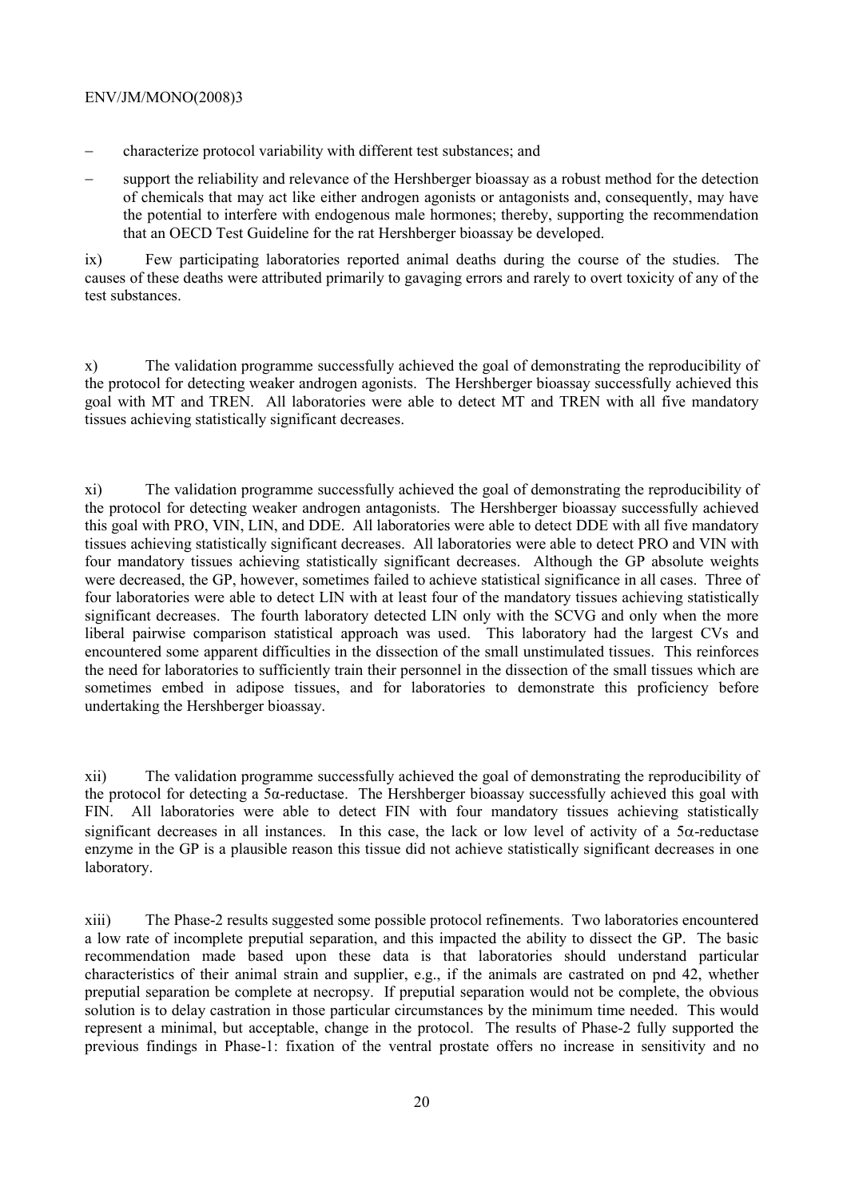- characterize protocol variability with different test substances; and
- support the reliability and relevance of the Hershberger bioassay as a robust method for the detection of chemicals that may act like either androgen agonists or antagonists and, consequently, may have the potential to interfere with endogenous male hormones; thereby, supporting the recommendation that an OECD Test Guideline for the rat Hershberger bioassay be developed.

ix) Few participating laboratories reported animal deaths during the course of the studies. The causes of these deaths were attributed primarily to gavaging errors and rarely to overt toxicity of any of the test substances.

x) The validation programme successfully achieved the goal of demonstrating the reproducibility of the protocol for detecting weaker androgen agonists. The Hershberger bioassay successfully achieved this goal with MT and TREN. All laboratories were able to detect MT and TREN with all five mandatory tissues achieving statistically significant decreases.

xi) The validation programme successfully achieved the goal of demonstrating the reproducibility of the protocol for detecting weaker androgen antagonists. The Hershberger bioassay successfully achieved this goal with PRO, VIN, LIN, and DDE. All laboratories were able to detect DDE with all five mandatory tissues achieving statistically significant decreases. All laboratories were able to detect PRO and VIN with four mandatory tissues achieving statistically significant decreases. Although the GP absolute weights were decreased, the GP, however, sometimes failed to achieve statistical significance in all cases. Three of four laboratories were able to detect LIN with at least four of the mandatory tissues achieving statistically significant decreases. The fourth laboratory detected LIN only with the SCVG and only when the more liberal pairwise comparison statistical approach was used. This laboratory had the largest CVs and encountered some apparent difficulties in the dissection of the small unstimulated tissues. This reinforces the need for laboratories to sufficiently train their personnel in the dissection of the small tissues which are sometimes embed in adipose tissues, and for laboratories to demonstrate this proficiency before undertaking the Hershberger bioassay.

xii) The validation programme successfully achieved the goal of demonstrating the reproducibility of the protocol for detecting a 5α-reductase. The Hershberger bioassay successfully achieved this goal with FIN. All laboratories were able to detect FIN with four mandatory tissues achieving statistically significant decreases in all instances. In this case, the lack or low level of activity of a 5α-reductase enzyme in the GP is a plausible reason this tissue did not achieve statistically significant decreases in one laboratory.

xiii) The Phase-2 results suggested some possible protocol refinements. Two laboratories encountered a low rate of incomplete preputial separation, and this impacted the ability to dissect the GP. The basic recommendation made based upon these data is that laboratories should understand particular characteristics of their animal strain and supplier, e.g., if the animals are castrated on pnd 42, whether preputial separation be complete at necropsy. If preputial separation would not be complete, the obvious solution is to delay castration in those particular circumstances by the minimum time needed. This would represent a minimal, but acceptable, change in the protocol. The results of Phase-2 fully supported the previous findings in Phase-1: fixation of the ventral prostate offers no increase in sensitivity and no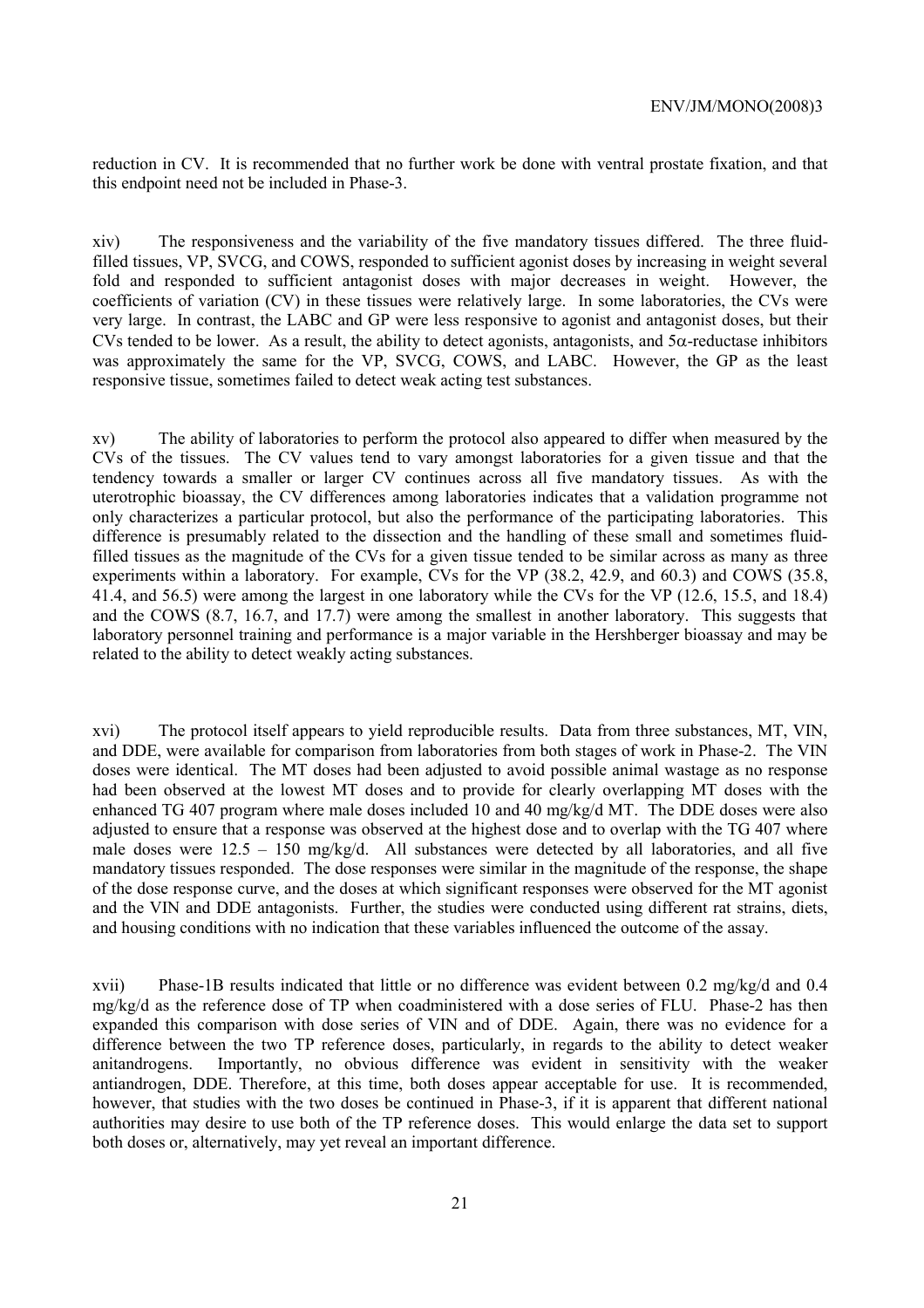reduction in CV. It is recommended that no further work be done with ventral prostate fixation, and that this endpoint need not be included in Phase-3.

xiv) The responsiveness and the variability of the five mandatory tissues differed. The three fluid-filled tissues, VP, SVCG, and COWS, responded to sufficient agonist doses by increasing in weight several fold and responded to sufficient antagonist doses with major decreases in weight. However, the coefficients of variation (CV) in these tissues were relatively large. In some laboratories, the CVs were very large. In contrast, the LABC and GP were less responsive to agonist and antagonist doses, but their CVs tended to be lower. As a result, the ability to detect agonists, antagonists, and 5$\alpha$-reductase inhibitors was approximately the same for the VP, SVCG, COWS, and LABC. However, the GP as the least responsive tissue, sometimes failed to detect weak acting test substances.

xv) The ability of laboratories to perform the protocol also appeared to differ when measured by the CVs of the tissues. The CV values tend to vary amongst laboratories for a given tissue and that the tendency towards a smaller or larger CV continues across all five mandatory tissues. As with the uterotrophic bioassay, the CV differences among laboratories indicates that a validation programme not only characterizes a particular protocol, but also the performance of the participating laboratories. This difference is presumably related to the dissection and the handling of these small and sometimes fluid-filled tissues as the magnitude of the CVs for a given tissue tended to be similar across as many as three experiments within a laboratory. For example, CVs for the VP (38.2, 42.9, and 60.3) and COWS (35.8, 41.4, and 56.5) were among the largest in one laboratory while the CVs for the VP (12.6, 15.5, and 18.4) and the COWS (8.7, 16.7, and 17.7) were among the smallest in another laboratory. This suggests that laboratory personnel training and performance is a major variable in the Hershberger bioassay and may be related to the ability to detect weakly acting substances.

xvi) The protocol itself appears to yield reproducible results. Data from three substances, MT, VIN, and DDE, were available for comparison from laboratories from both stages of work in Phase-2. The VIN doses were identical. The MT doses had been adjusted to avoid possible animal wastage as no response had been observed at the lowest MT doses and to provide for clearly overlapping MT doses with the enhanced TG 407 program where male doses included 10 and 40 mg/kg/d MT. The DDE doses were also adjusted to ensure that a response was observed at the highest dose and to overlap with the TG 407 where male doses were 12.5 – 150 mg/kg/d. All substances were detected by all laboratories, and all five mandatory tissues responded. The dose responses were similar in the magnitude of the response, the shape of the dose response curve, and the doses at which significant responses were observed for the MT agonist and the VIN and DDE antagonists. Further, the studies were conducted using different rat strains, diets, and housing conditions with no indication that these variables influenced the outcome of the assay.

xvii) Phase-1B results indicated that little or no difference was evident between 0.2 mg/kg/d and 0.4 mg/kg/d as the reference dose of TP when coadministered with a dose series of FLU. Phase-2 has then expanded this comparison with dose series of VIN and of DDE. Again, there was no evidence for a difference between the two TP reference doses, particularly, in regards to the ability to detect weaker anitandrogens. Importantly, no obvious difference was evident in sensitivity with the weaker antiandrogen, DDE. Therefore, at this time, both doses appear acceptable for use. It is recommended, however, that studies with the two doses be continued in Phase-3, if it is apparent that different national authorities may desire to use both of the TP reference doses. This would enlarge the data set to support both doses or, alternatively, may yet reveal an important difference.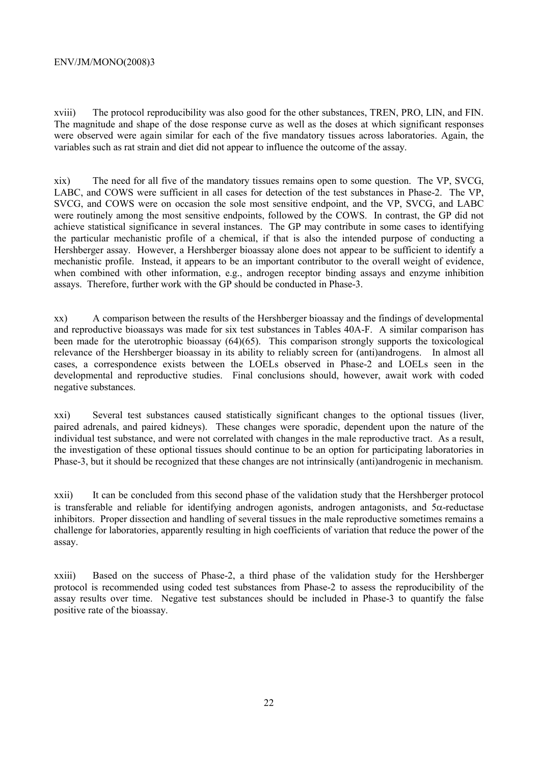xviii) The protocol reproducibility was also good for the other substances, TREN, PRO, LIN, and FIN. The magnitude and shape of the dose response curve as well as the doses at which significant responses were observed were again similar for each of the five mandatory tissues across laboratories. Again, the variables such as rat strain and diet did not appear to influence the outcome of the assay.

xix) The need for all five of the mandatory tissues remains open to some question. The VP, SVCG, LABC, and COWS were sufficient in all cases for detection of the test substances in Phase-2. The VP, SVCG, and COWS were on occasion the sole most sensitive endpoint, and the VP, SVCG, and LABC were routinely among the most sensitive endpoints, followed by the COWS. In contrast, the GP did not achieve statistical significance in several instances. The GP may contribute in some cases to identifying the particular mechanistic profile of a chemical, if that is also the intended purpose of conducting a Hershberger assay. However, a Hershberger bioassay alone does not appear to be sufficient to identify a mechanistic profile. Instead, it appears to be an important contributor to the overall weight of evidence, when combined with other information, e.g., androgen receptor binding assays and enzyme inhibition assays. Therefore, further work with the GP should be conducted in Phase-3.

xx) A comparison between the results of the Hershberger bioassay and the findings of developmental and reproductive bioassays was made for six test substances in Tables 40A-F. A similar comparison has been made for the uterotrophic bioassay (64)(65). This comparison strongly supports the toxicological relevance of the Hershberger bioassay in its ability to reliably screen for (anti)androgens. In almost all cases, a correspondence exists between the LOELs observed in Phase-2 and LOELs seen in the developmental and reproductive studies. Final conclusions should, however, await work with coded negative substances.

xxi) Several test substances caused statistically significant changes to the optional tissues (liver, paired adrenals, and paired kidneys). These changes were sporadic, dependent upon the nature of the individual test substance, and were not correlated with changes in the male reproductive tract. As a result, the investigation of these optional tissues should continue to be an option for participating laboratories in Phase-3, but it should be recognized that these changes are not intrinsically (anti)androgenic in mechanism.

xxii) It can be concluded from this second phase of the validation study that the Hershberger protocol is transferable and reliable for identifying androgen agonists, androgen antagonists, and $5\alpha$-reductase inhibitors. Proper dissection and handling of several tissues in the male reproductive sometimes remains a challenge for laboratories, apparently resulting in high coefficients of variation that reduce the power of the assay.

xxiii) Based on the success of Phase-2, a third phase of the validation study for the Hershberger protocol is recommended using coded test substances from Phase-2 to assess the reproducibility of the assay results over time. Negative test substances should be included in Phase-3 to quantify the false positive rate of the bioassay.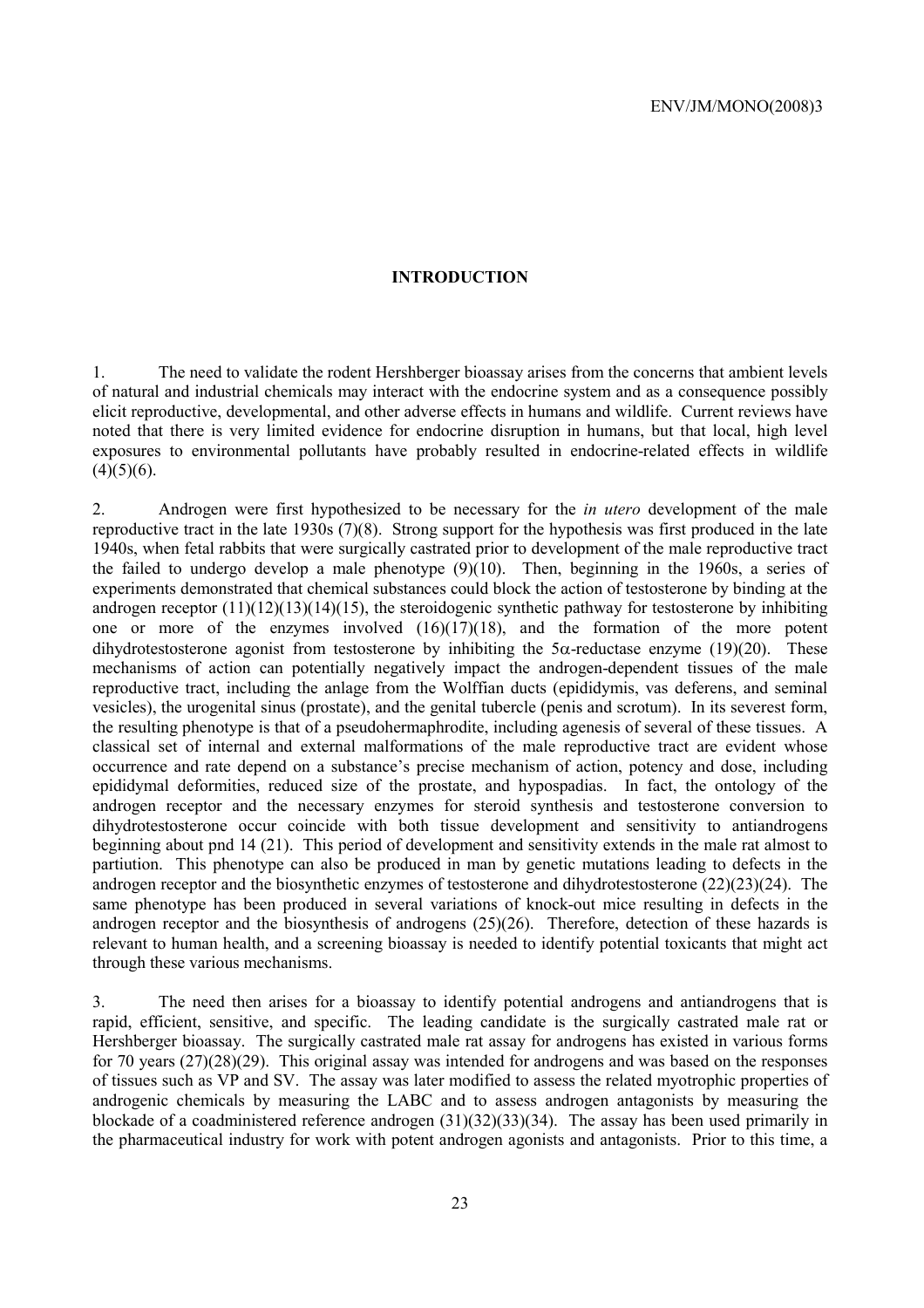# INTRODUCTION

1. The need to validate the rodent Hershberger bioassay arises from the concerns that ambient levels of natural and industrial chemicals may interact with the endocrine system and as a consequence possibly elicit reproductive, developmental, and other adverse effects in humans and wildlife. Current reviews have noted that there is very limited evidence for endocrine disruption in humans, but that local, high level exposures to environmental pollutants have probably resulted in endocrine-related effects in wildlife (4)(5)(6).

2. Androgen were first hypothesized to be necessary for the *in utero* development of the male reproductive tract in the late 1930s (7)(8). Strong support for the hypothesis was first produced in the late 1940s, when fetal rabbits that were surgically castrated prior to development of the male reproductive tract the failed to undergo develop a male phenotype (9)(10). Then, beginning in the 1960s, a series of experiments demonstrated that chemical substances could block the action of testosterone by binding at the androgen receptor (11)(12)(13)(14)(15), the steroidogenic synthetic pathway for testosterone by inhibiting one or more of the enzymes involved (16)(17)(18), and the formation of the more potent dihydrotestosterone agonist from testosterone by inhibiting the 5α-reductase enzyme (19)(20). These mechanisms of action can potentially negatively impact the androgen-dependent tissues of the male reproductive tract, including the anlage from the Wolffian ducts (epididymis, vas deferens, and seminal vesicles), the urogenital sinus (prostate), and the genital tubercle (penis and scrotum). In its severest form, the resulting phenotype is that of a pseudohermaphrodite, including agenesis of several of these tissues. A classical set of internal and external malformations of the male reproductive tract are evident whose occurrence and rate depend on a substance's precise mechanism of action, potency and dose, including epididymal deformities, reduced size of the prostate, and hypospadias. In fact, the ontology of the androgen receptor and the necessary enzymes for steroid synthesis and testosterone conversion to dihydrotestosterone occur coincide with both tissue development and sensitivity to antiandrogens beginning about pnd 14 (21). This period of development and sensitivity extends in the male rat almost to partiution. This phenotype can also be produced in man by genetic mutations leading to defects in the androgen receptor and the biosynthetic enzymes of testosterone and dihydrotestosterone (22)(23)(24). The same phenotype has been produced in several variations of knock-out mice resulting in defects in the androgen receptor and the biosynthesis of androgens (25)(26). Therefore, detection of these hazards is relevant to human health, and a screening bioassay is needed to identify potential toxicants that might act through these various mechanisms.

3. The need then arises for a bioassay to identify potential androgens and antiandrogens that is rapid, efficient, sensitive, and specific. The leading candidate is the surgically castrated male rat or Hershberger bioassay. The surgically castrated male rat assay for androgens has existed in various forms for 70 years (27)(28)(29). This original assay was intended for androgens and was based on the responses of tissues such as VP and SV. The assay was later modified to assess the related myotrophic properties of androgenic chemicals by measuring the LABC and to assess androgen antagonists by measuring the blockade of a coadministered reference androgen (31)(32)(33)(34). The assay has been used primarily in the pharmaceutical industry for work with potent androgen agonists and antagonists. Prior to this time, a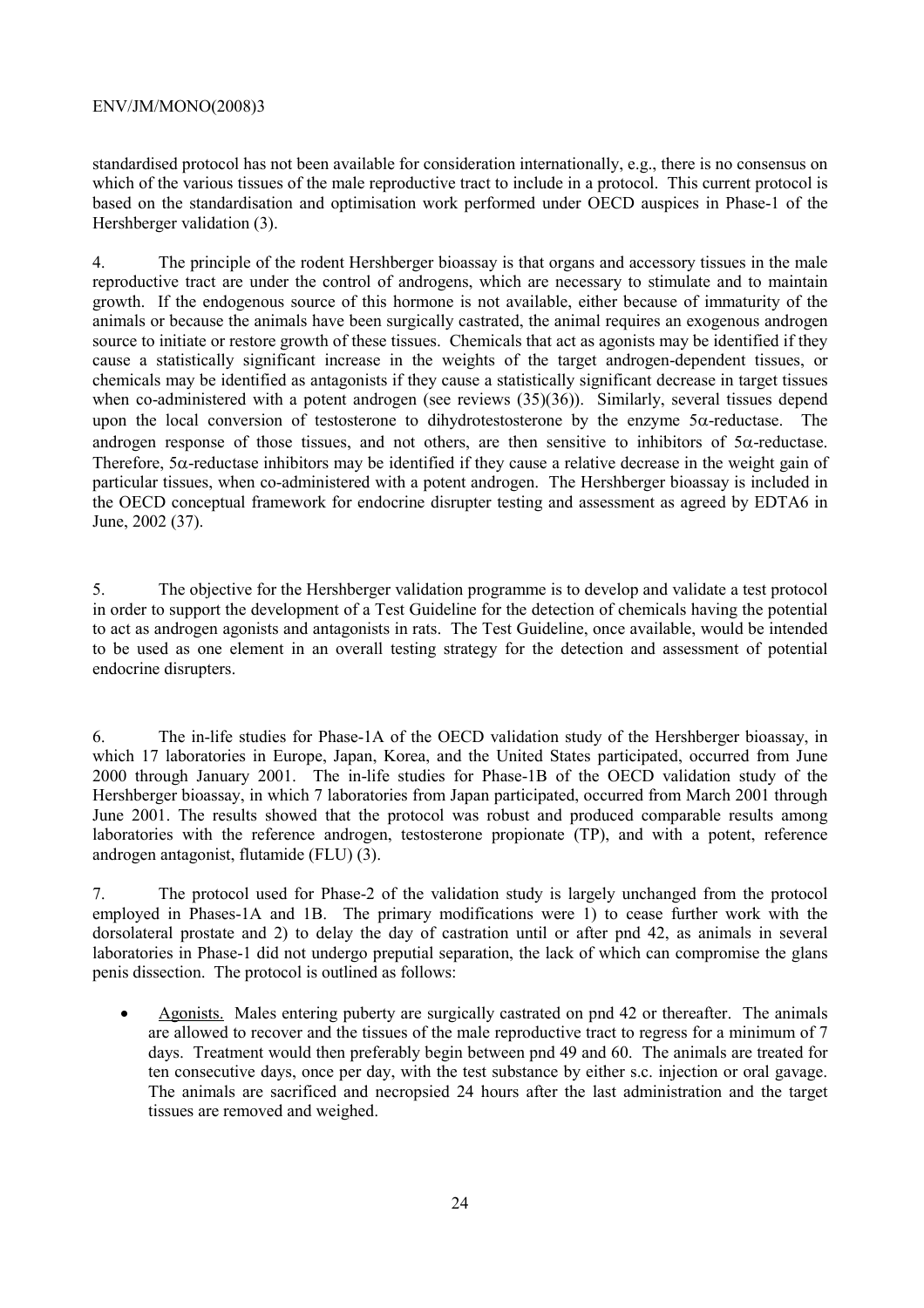standardised protocol has not been available for consideration internationally, e.g., there is no consensus on which of the various tissues of the male reproductive tract to include in a protocol. This current protocol is based on the standardisation and optimisation work performed under OECD auspices in Phase-1 of the Hershberger validation (3).

4. The principle of the rodent Hershberger bioassay is that organs and accessory tissues in the male reproductive tract are under the control of androgens, which are necessary to stimulate and to maintain growth. If the endogenous source of this hormone is not available, either because of immaturity of the animals or because the animals have been surgically castrated, the animal requires an exogenous androgen source to initiate or restore growth of these tissues. Chemicals that act as agonists may be identified if they cause a statistically significant increase in the weights of the target androgen-dependent tissues, or chemicals may be identified as antagonists if they cause a statistically significant decrease in target tissues when co-administered with a potent androgen (see reviews (35)(36)). Similarly, several tissues depend upon the local conversion of testosterone to dihydrotestosterone by the enzyme 5α-reductase. The androgen response of those tissues, and not others, are then sensitive to inhibitors of 5α-reductase. Therefore, 5α-reductase inhibitors may be identified if they cause a relative decrease in the weight gain of particular tissues, when co-administered with a potent androgen. The Hershberger bioassay is included in the OECD conceptual framework for endocrine disrupter testing and assessment as agreed by EDTA6 in June, 2002 (37).

5. The objective for the Hershberger validation programme is to develop and validate a test protocol in order to support the development of a Test Guideline for the detection of chemicals having the potential to act as androgen agonists and antagonists in rats. The Test Guideline, once available, would be intended to be used as one element in an overall testing strategy for the detection and assessment of potential endocrine disrupters.

6. The in-life studies for Phase-1A of the OECD validation study of the Hershberger bioassay, in which 17 laboratories in Europe, Japan, Korea, and the United States participated, occurred from June 2000 through January 2001. The in-life studies for Phase-1B of the OECD validation study of the Hershberger bioassay, in which 7 laboratories from Japan participated, occurred from March 2001 through June 2001. The results showed that the protocol was robust and produced comparable results among laboratories with the reference androgen, testosterone propionate (TP), and with a potent, reference androgen antagonist, flutamide (FLU) (3).

7. The protocol used for Phase-2 of the validation study is largely unchanged from the protocol employed in Phases-1A and 1B. The primary modifications were 1) to cease further work with the dorsolateral prostate and 2) to delay the day of castration until or after pnd 42, as animals in several laboratories in Phase-1 did not undergo preputial separation, the lack of which can compromise the glans penis dissection. The protocol is outlined as follows:

- Agonists. Males entering puberty are surgically castrated on pnd 42 or thereafter. The animals are allowed to recover and the tissues of the male reproductive tract to regress for a minimum of 7 days. Treatment would then preferably begin between pnd 49 and 60. The animals are treated for ten consecutive days, once per day, with the test substance by either s.c. injection or oral gavage. The animals are sacrificed and necropsied 24 hours after the last administration and the target tissues are removed and weighed.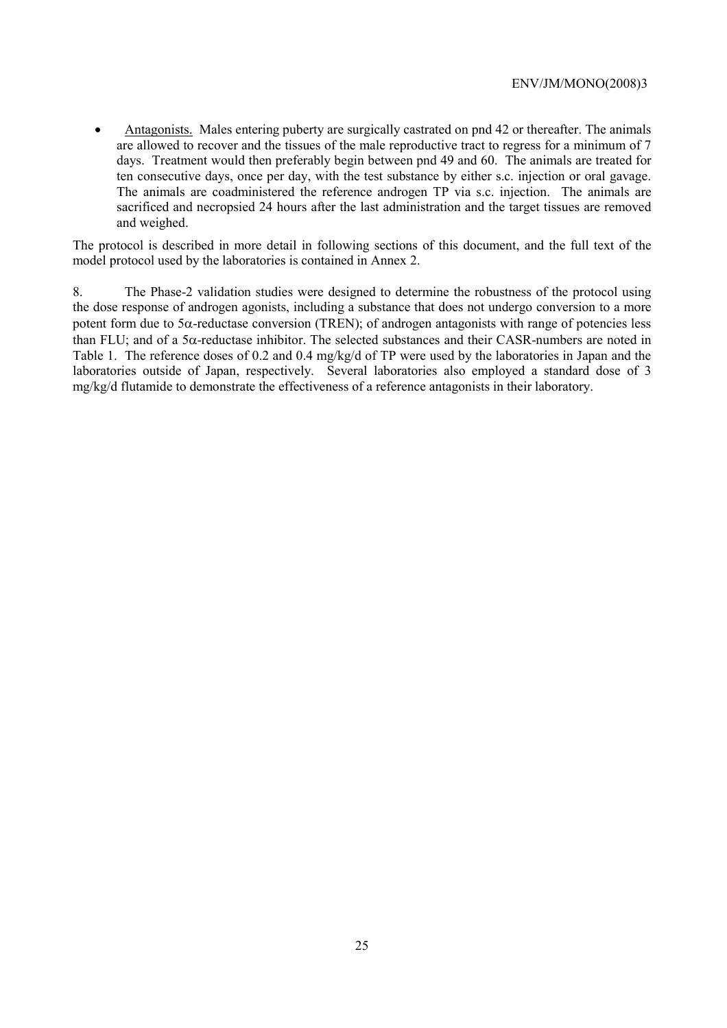- Antagonists. Males entering puberty are surgically castrated on pnd 42 or thereafter. The animals are allowed to recover and the tissues of the male reproductive tract to regress for a minimum of 7 days. Treatment would then preferably begin between pnd 49 and 60. The animals are treated for ten consecutive days, once per day, with the test substance by either s.c. injection or oral gavage. The animals are coadministered the reference androgen TP via s.c. injection. The animals are sacrificed and necropsied 24 hours after the last administration and the target tissues are removed and weighed.

The protocol is described in more detail in following sections of this document, and the full text of the model protocol used by the laboratories is contained in Annex 2.

8. The Phase-2 validation studies were designed to determine the robustness of the protocol using the dose response of androgen agonists, including a substance that does not undergo conversion to a more potent form due to 5α-reductase conversion (TREN); of androgen antagonists with range of potencies less than FLU; and of a 5α-reductase inhibitor. The selected substances and their CASR-numbers are noted in Table 1. The reference doses of 0.2 and 0.4 mg/kg/d of TP were used by the laboratories in Japan and the laboratories outside of Japan, respectively. Several laboratories also employed a standard dose of 3 mg/kg/d flutamide to demonstrate the effectiveness of a reference antagonists in their laboratory.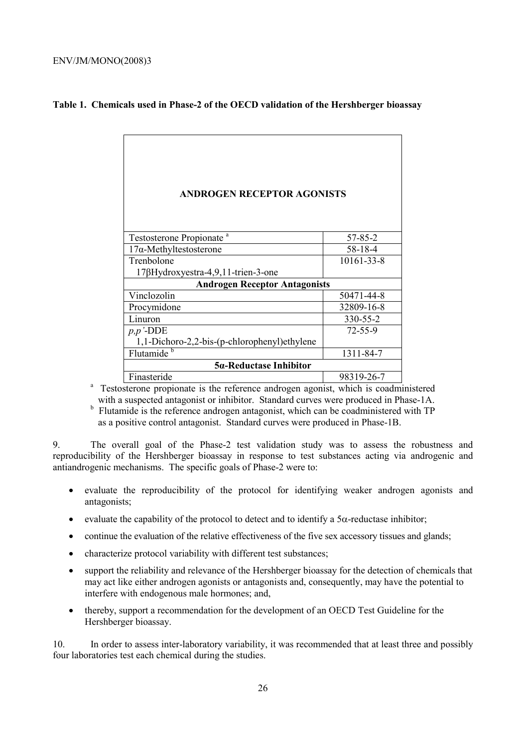**Table 1. Chemicals used in Phase-2 of the OECD validation of the Hershberger bioassay**

| ANDROGEN RECEPTOR AGONISTS | |
|---|---|
| Testosterone Propionate [a] | 57-85-2 |
| 17α-Methyltestosterone | 58-18-4 |
| Trenbolone<br>17βHydroxyestra-4,9,11-trien-3-one | 10161-33-8 |
| **Androgen Receptor Antagonists** | |
| Vinclozolin | 50471-44-8 |
| Procymidone | 32809-16-8 |
| Linuron | 330-55-2 |
| *p,p'*-DDE<br>1,1-Dichoro-2,2-bis-(p-chlorophenyl)ethylene | 72-55-9 |
| Flutamide [b] | 1311-84-7 |
| **5α-Reductase Inhibitor** | |
| Finasteride | 98319-26-7 |

[a] Testosterone propionate is the reference androgen agonist, which is coadministered with a suspected antagonist or inhibitor. Standard curves were produced in Phase-1A.

[b] Flutamide is the reference androgen antagonist, which can be coadministered with TP as a positive control antagonist. Standard curves were produced in Phase-1B.

9. The overall goal of the Phase-2 test validation study was to assess the robustness and reproducibility of the Hershberger bioassay in response to test substances acting via androgenic and antiandrogenic mechanisms. The specific goals of Phase-2 were to:

- evaluate the reproducibility of the protocol for identifying weaker androgen agonists and antagonists;
- evaluate the capability of the protocol to detect and to identify a 5α-reductase inhibitor;
- continue the evaluation of the relative effectiveness of the five sex accessory tissues and glands;
- characterize protocol variability with different test substances;
- support the reliability and relevance of the Hershberger bioassay for the detection of chemicals that may act like either androgen agonists or antagonists and, consequently, may have the potential to interfere with endogenous male hormones; and,
- thereby, support a recommendation for the development of an OECD Test Guideline for the Hershberger bioassay.

10. In order to assess inter-laboratory variability, it was recommended that at least three and possibly four laboratories test each chemical during the studies.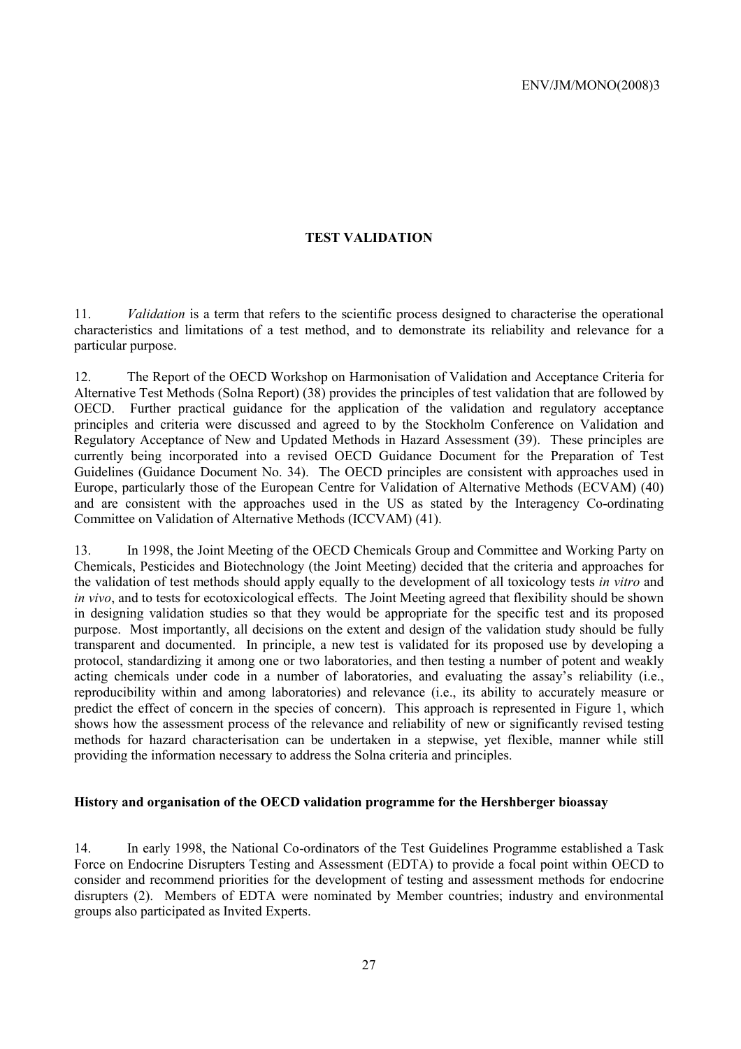## TEST VALIDATION

11. *Validation* is a term that refers to the scientific process designed to characterise the operational characteristics and limitations of a test method, and to demonstrate its reliability and relevance for a particular purpose.

12. The Report of the OECD Workshop on Harmonisation of Validation and Acceptance Criteria for Alternative Test Methods (Solna Report) (38) provides the principles of test validation that are followed by OECD. Further practical guidance for the application of the validation and regulatory acceptance principles and criteria were discussed and agreed to by the Stockholm Conference on Validation and Regulatory Acceptance of New and Updated Methods in Hazard Assessment (39). These principles are currently being incorporated into a revised OECD Guidance Document for the Preparation of Test Guidelines (Guidance Document No. 34). The OECD principles are consistent with approaches used in Europe, particularly those of the European Centre for Validation of Alternative Methods (ECVAM) (40) and are consistent with the approaches used in the US as stated by the Interagency Co-ordinating Committee on Validation of Alternative Methods (ICCVAM) (41).

13. In 1998, the Joint Meeting of the OECD Chemicals Group and Committee and Working Party on Chemicals, Pesticides and Biotechnology (the Joint Meeting) decided that the criteria and approaches for the validation of test methods should apply equally to the development of all toxicology tests *in vitro* and *in vivo*, and to tests for ecotoxicological effects. The Joint Meeting agreed that flexibility should be shown in designing validation studies so that they would be appropriate for the specific test and its proposed purpose. Most importantly, all decisions on the extent and design of the validation study should be fully transparent and documented. In principle, a new test is validated for its proposed use by developing a protocol, standardizing it among one or two laboratories, and then testing a number of potent and weakly acting chemicals under code in a number of laboratories, and evaluating the assay's reliability (i.e., reproducibility within and among laboratories) and relevance (i.e., its ability to accurately measure or predict the effect of concern in the species of concern). This approach is represented in Figure 1, which shows how the assessment process of the relevance and reliability of new or significantly revised testing methods for hazard characterisation can be undertaken in a stepwise, yet flexible, manner while still providing the information necessary to address the Solna criteria and principles.

### History and organisation of the OECD validation programme for the Hershberger bioassay

14. In early 1998, the National Co-ordinators of the Test Guidelines Programme established a Task Force on Endocrine Disrupters Testing and Assessment (EDTA) to provide a focal point within OECD to consider and recommend priorities for the development of testing and assessment methods for endocrine disrupters (2). Members of EDTA were nominated by Member countries; industry and environmental groups also participated as Invited Experts.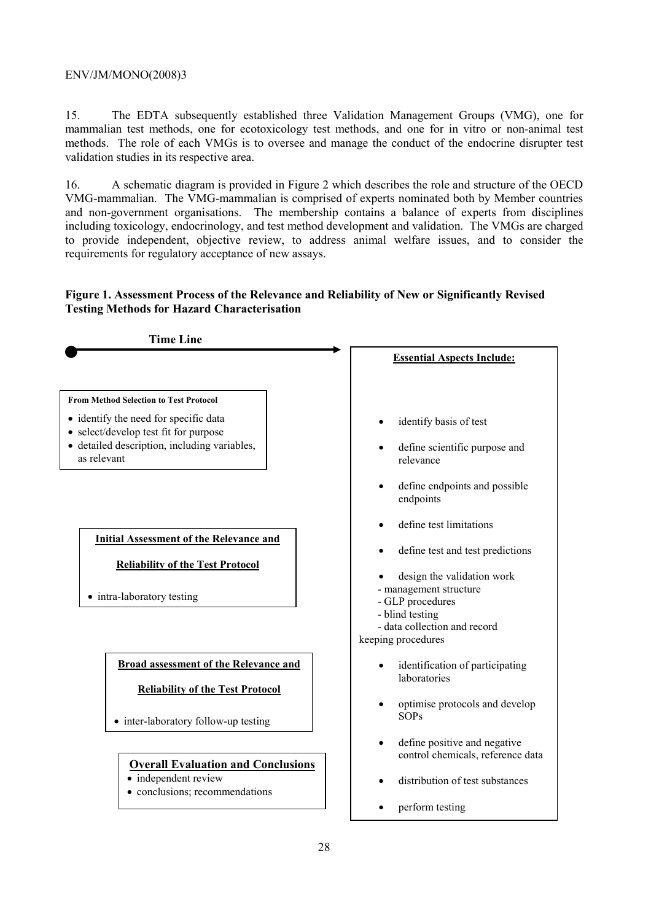15. The EDTA subsequently established three Validation Management Groups (VMG), one for mammalian test methods, one for ecotoxicology test methods, and one for in vitro or non-animal test methods. The role of each VMGs is to oversee and manage the conduct of the endocrine disrupter test validation studies in its respective area.

16. A schematic diagram is provided in Figure 2 which describes the role and structure of the OECD VMG-mammalian. The VMG-mammalian is comprised of experts nominated both by Member countries and non-government organisations. The membership contains a balance of experts from disciplines including toxicology, endocrinology, and test method development and validation. The VMGs are charged to provide independent, objective review, to address animal welfare issues, and to consider the requirements for regulatory acceptance of new assays.

**Figure 1. Assessment Process of the Relevance and Reliability of New or Significantly Revised Testing Methods for Hazard Characterisation**

**Time Line**

**From Method Selection to Test Protocol**

- identify the need for specific data
- select/develop test fit for purpose
- detailed description, including variables, as relevant

**Initial Assessment of the Relevance and Reliability of the Test Protocol**

- intra-laboratory testing

**Broad assessment of the Relevance and Reliability of the Test Protocol**

- inter-laboratory follow-up testing

**Overall Evaluation and Conclusions**

- independent review
- conclusions; recommendations

**Essential Aspects Include:**

- identify basis of test
- define scientific purpose and relevance
- define endpoints and possible endpoints
- define test limitations
- define test and test predictions
- design the validation work
  - management structure
  - GLP procedures
  - blind testing
  - data collection and record keeping procedures
- identification of participating laboratories
- optimise protocols and develop SOPs
- define positive and negative control chemicals, reference data
- distribution of test substances
- perform testing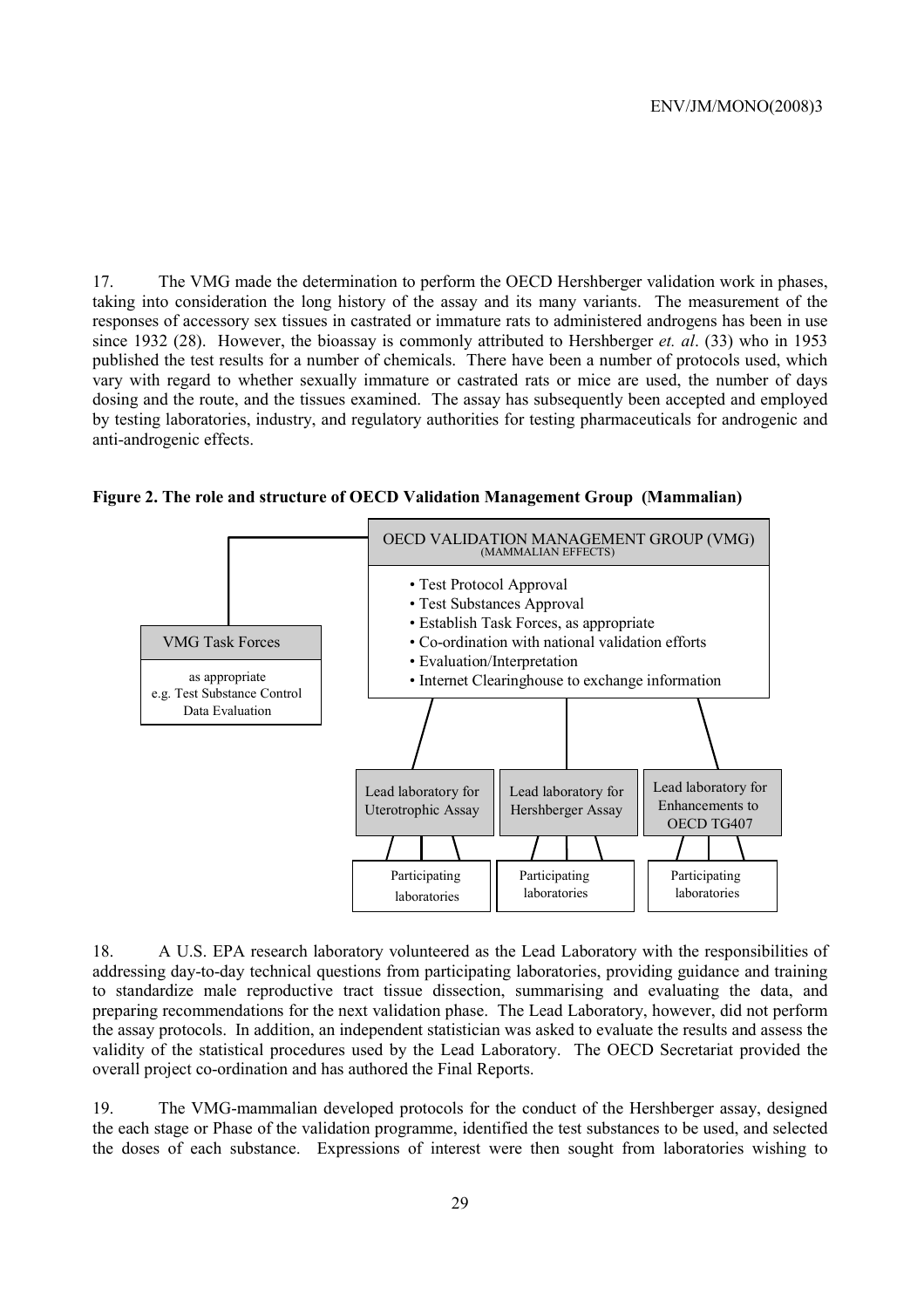17. The VMG made the determination to perform the OECD Hershberger validation work in phases, taking into consideration the long history of the assay and its many variants. The measurement of the responses of accessory sex tissues in castrated or immature rats to administered androgens has been in use since 1932 (28). However, the bioassay is commonly attributed to Hershberger *et. al*. (33) who in 1953 published the test results for a number of chemicals. There have been a number of protocols used, which vary with regard to whether sexually immature or castrated rats or mice are used, the number of days dosing and the route, and the tissues examined. The assay has subsequently been accepted and employed by testing laboratories, industry, and regulatory authorities for testing pharmaceuticals for androgenic and anti-androgenic effects.

**Figure 2. The role and structure of OECD Validation Management Group (Mammalian)**

OECD VALIDATION MANAGEMENT GROUP (VMG)
(MAMMALIAN EFFECTS)

- Test Protocol Approval
- Test Substances Approval
- Establish Task Forces, as appropriate
- Co-ordination with national validation efforts
- Evaluation/Interpretation
- Internet Clearinghouse to exchange information

VMG Task Forces

as appropriate
e.g. Test Substance Control
Data Evaluation

Lead laboratory for Uterotrophic Assay — Participating laboratories

Lead laboratory for Hershberger Assay — Participating laboratories

Lead laboratory for Enhancements to OECD TG407 — Participating laboratories

18. A U.S. EPA research laboratory volunteered as the Lead Laboratory with the responsibilities of addressing day-to-day technical questions from participating laboratories, providing guidance and training to standardize male reproductive tract tissue dissection, summarising and evaluating the data, and preparing recommendations for the next validation phase. The Lead Laboratory, however, did not perform the assay protocols. In addition, an independent statistician was asked to evaluate the results and assess the validity of the statistical procedures used by the Lead Laboratory. The OECD Secretariat provided the overall project co-ordination and has authored the Final Reports.

19. The VMG-mammalian developed protocols for the conduct of the Hershberger assay, designed the each stage or Phase of the validation programme, identified the test substances to be used, and selected the doses of each substance. Expressions of interest were then sought from laboratories wishing to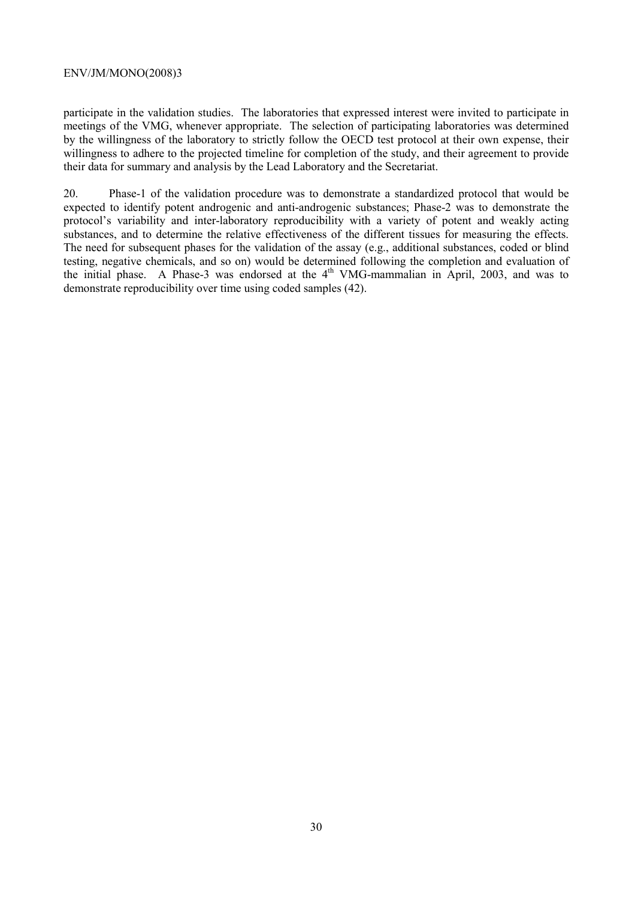participate in the validation studies. The laboratories that expressed interest were invited to participate in meetings of the VMG, whenever appropriate. The selection of participating laboratories was determined by the willingness of the laboratory to strictly follow the OECD test protocol at their own expense, their willingness to adhere to the projected timeline for completion of the study, and their agreement to provide their data for summary and analysis by the Lead Laboratory and the Secretariat.

20. Phase-1 of the validation procedure was to demonstrate a standardized protocol that would be expected to identify potent androgenic and anti-androgenic substances; Phase-2 was to demonstrate the protocol's variability and inter-laboratory reproducibility with a variety of potent and weakly acting substances, and to determine the relative effectiveness of the different tissues for measuring the effects. The need for subsequent phases for the validation of the assay (e.g., additional substances, coded or blind testing, negative chemicals, and so on) would be determined following the completion and evaluation of the initial phase. A Phase-3 was endorsed at the 4th VMG-mammalian in April, 2003, and was to demonstrate reproducibility over time using coded samples (42).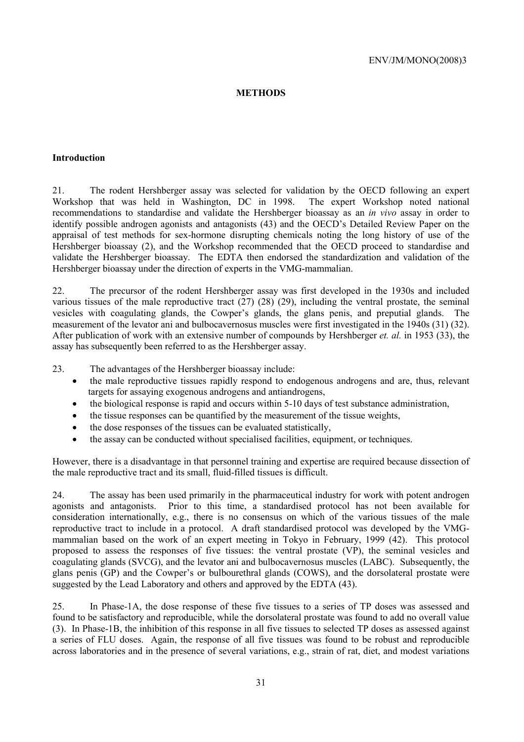## METHODS

### Introduction

21. The rodent Hershberger assay was selected for validation by the OECD following an expert Workshop that was held in Washington, DC in 1998. The expert Workshop noted national recommendations to standardise and validate the Hershberger bioassay as an *in vivo* assay in order to identify possible androgen agonists and antagonists (43) and the OECD's Detailed Review Paper on the appraisal of test methods for sex-hormone disrupting chemicals noting the long history of use of the Hershberger bioassay (2), and the Workshop recommended that the OECD proceed to standardise and validate the Hershberger bioassay. The EDTA then endorsed the standardization and validation of the Hershberger bioassay under the direction of experts in the VMG-mammalian.

22. The precursor of the rodent Hershberger assay was first developed in the 1930s and included various tissues of the male reproductive tract (27) (28) (29), including the ventral prostate, the seminal vesicles with coagulating glands, the Cowper's glands, the glans penis, and preputial glands. The measurement of the levator ani and bulbocavernosus muscles were first investigated in the 1940s (31) (32). After publication of work with an extensive number of compounds by Hershberger *et. al.* in 1953 (33), the assay has subsequently been referred to as the Hershberger assay.

23. The advantages of the Hershberger bioassay include:

- the male reproductive tissues rapidly respond to endogenous androgens and are, thus, relevant targets for assaying exogenous androgens and antiandrogens,
- the biological response is rapid and occurs within 5-10 days of test substance administration,
- the tissue responses can be quantified by the measurement of the tissue weights,
- the dose responses of the tissues can be evaluated statistically,
- the assay can be conducted without specialised facilities, equipment, or techniques.

However, there is a disadvantage in that personnel training and expertise are required because dissection of the male reproductive tract and its small, fluid-filled tissues is difficult.

24. The assay has been used primarily in the pharmaceutical industry for work with potent androgen agonists and antagonists. Prior to this time, a standardised protocol has not been available for consideration internationally, e.g., there is no consensus on which of the various tissues of the male reproductive tract to include in a protocol. A draft standardised protocol was developed by the VMG-mammalian based on the work of an expert meeting in Tokyo in February, 1999 (42). This protocol proposed to assess the responses of five tissues: the ventral prostate (VP), the seminal vesicles and coagulating glands (SVCG), and the levator ani and bulbocavernosus muscles (LABC). Subsequently, the glans penis (GP) and the Cowper's or bulbourethral glands (COWS), and the dorsolateral prostate were suggested by the Lead Laboratory and others and approved by the EDTA (43).

25. In Phase-1A, the dose response of these five tissues to a series of TP doses was assessed and found to be satisfactory and reproducible, while the dorsolateral prostate was found to add no overall value (3). In Phase-1B, the inhibition of this response in all five tissues to selected TP doses as assessed against a series of FLU doses. Again, the response of all five tissues was found to be robust and reproducible across laboratories and in the presence of several variations, e.g., strain of rat, diet, and modest variations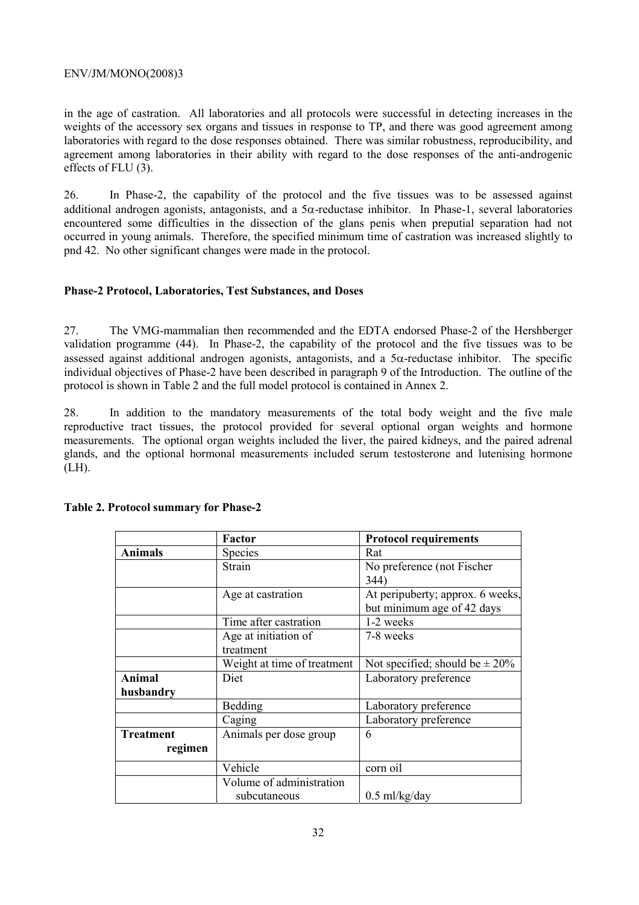in the age of castration. All laboratories and all protocols were successful in detecting increases in the weights of the accessory sex organs and tissues in response to TP, and there was good agreement among laboratories with regard to the dose responses obtained. There was similar robustness, reproducibility, and agreement among laboratories in their ability with regard to the dose responses of the anti-androgenic effects of FLU (3).

26. In Phase-2, the capability of the protocol and the five tissues was to be assessed against additional androgen agonists, antagonists, and a 5α-reductase inhibitor. In Phase-1, several laboratories encountered some difficulties in the dissection of the glans penis when preputial separation had not occurred in young animals. Therefore, the specified minimum time of castration was increased slightly to pnd 42. No other significant changes were made in the protocol.

### Phase-2 Protocol, Laboratories, Test Substances, and Doses

27. The VMG-mammalian then recommended and the EDTA endorsed Phase-2 of the Hershberger validation programme (44). In Phase-2, the capability of the protocol and the five tissues was to be assessed against additional androgen agonists, antagonists, and a 5α-reductase inhibitor. The specific individual objectives of Phase-2 have been described in paragraph 9 of the Introduction. The outline of the protocol is shown in Table 2 and the full model protocol is contained in Annex 2.

28. In addition to the mandatory measurements of the total body weight and the five male reproductive tract tissues, the protocol provided for several optional organ weights and hormone measurements. The optional organ weights included the liver, the paired kidneys, and the paired adrenal glands, and the optional hormonal measurements included serum testosterone and lutenising hormone (LH).

**Table 2. Protocol summary for Phase-2**

| | Factor | Protocol requirements |
|---|---|---|
| **Animals** | Species | Rat |
| | Strain | No preference (not Fischer 344) |
| | Age at castration | At peripuberty; approx. 6 weeks, but minimum age of 42 days |
| | Time after castration | 1-2 weeks |
| | Age at initiation of treatment | 7-8 weeks |
| | Weight at time of treatment | Not specified; should be ± 20% |
| **Animal husbandry** | Diet | Laboratory preference |
| | Bedding | Laboratory preference |
| | Caging | Laboratory preference |
| **Treatment regimen** | Animals per dose group | 6 |
| | Vehicle | corn oil |
| | Volume of administration subcutaneous | 0.5 ml/kg/day |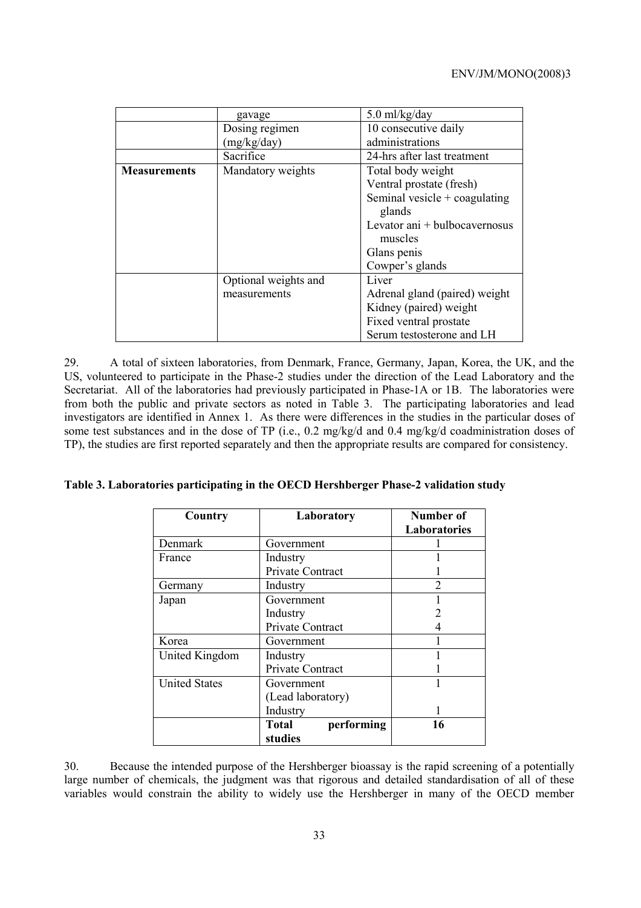|  | gavage | 5.0 ml/kg/day |
|---|---|---|
|  | Dosing regimen (mg/kg/day) | 10 consecutive daily administrations |
|  | Sacrifice | 24-hrs after last treatment |
| **Measurements** | Mandatory weights | Total body weight<br>Ventral prostate (fresh)<br>Seminal vesicle + coagulating glands<br>Levator ani + bulbocavernosus muscles<br>Glans penis<br>Cowper's glands |
|  | Optional weights and measurements | Liver<br>Adrenal gland (paired) weight<br>Kidney (paired) weight<br>Fixed ventral prostate<br>Serum testosterone and LH |

29. A total of sixteen laboratories, from Denmark, France, Germany, Japan, Korea, the UK, and the US, volunteered to participate in the Phase-2 studies under the direction of the Lead Laboratory and the Secretariat. All of the laboratories had previously participated in Phase-1A or 1B. The laboratories were from both the public and private sectors as noted in Table 3. The participating laboratories and lead investigators are identified in Annex 1. As there were differences in the studies in the particular doses of some test substances and in the dose of TP (i.e., 0.2 mg/kg/d and 0.4 mg/kg/d coadministration doses of TP), the studies are first reported separately and then the appropriate results are compared for consistency.

**Table 3. Laboratories participating in the OECD Hershberger Phase-2 validation study**

| Country | Laboratory | Number of Laboratories |
|---|---|---|
| Denmark | Government | 1 |
| France | Industry<br>Private Contract | 1<br>1 |
| Germany | Industry | 2 |
| Japan | Government<br>Industry<br>Private Contract | 1<br>2<br>4 |
| Korea | Government | 1 |
| United Kingdom | Industry<br>Private Contract | 1<br>1 |
| United States | Government (Lead laboratory)<br>Industry | 1<br>1 |
|  | **Total performing studies** | **16** |

30. Because the intended purpose of the Hershberger bioassay is the rapid screening of a potentially large number of chemicals, the judgment was that rigorous and detailed standardisation of all of these variables would constrain the ability to widely use the Hershberger in many of the OECD member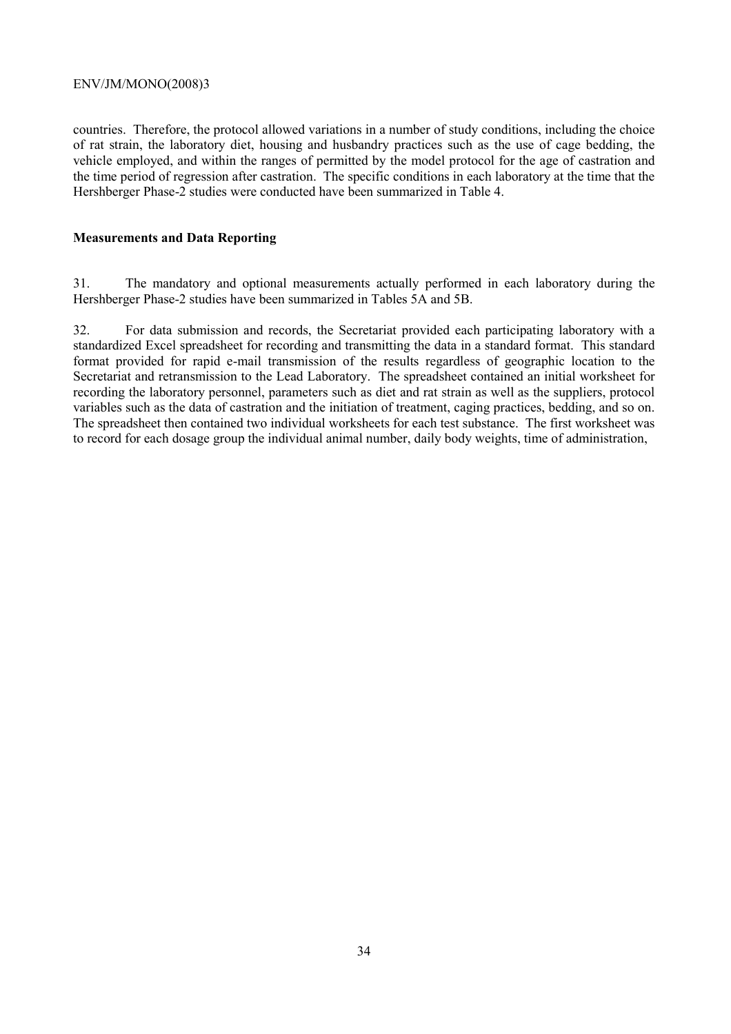countries. Therefore, the protocol allowed variations in a number of study conditions, including the choice of rat strain, the laboratory diet, housing and husbandry practices such as the use of cage bedding, the vehicle employed, and within the ranges of permitted by the model protocol for the age of castration and the time period of regression after castration. The specific conditions in each laboratory at the time that the Hershberger Phase-2 studies were conducted have been summarized in Table 4.

**Measurements and Data Reporting**

31. The mandatory and optional measurements actually performed in each laboratory during the Hershberger Phase-2 studies have been summarized in Tables 5A and 5B.

32. For data submission and records, the Secretariat provided each participating laboratory with a standardized Excel spreadsheet for recording and transmitting the data in a standard format. This standard format provided for rapid e-mail transmission of the results regardless of geographic location to the Secretariat and retransmission to the Lead Laboratory. The spreadsheet contained an initial worksheet for recording the laboratory personnel, parameters such as diet and rat strain as well as the suppliers, protocol variables such as the data of castration and the initiation of treatment, caging practices, bedding, and so on. The spreadsheet then contained two individual worksheets for each test substance. The first worksheet was to record for each dosage group the individual animal number, daily body weights, time of administration,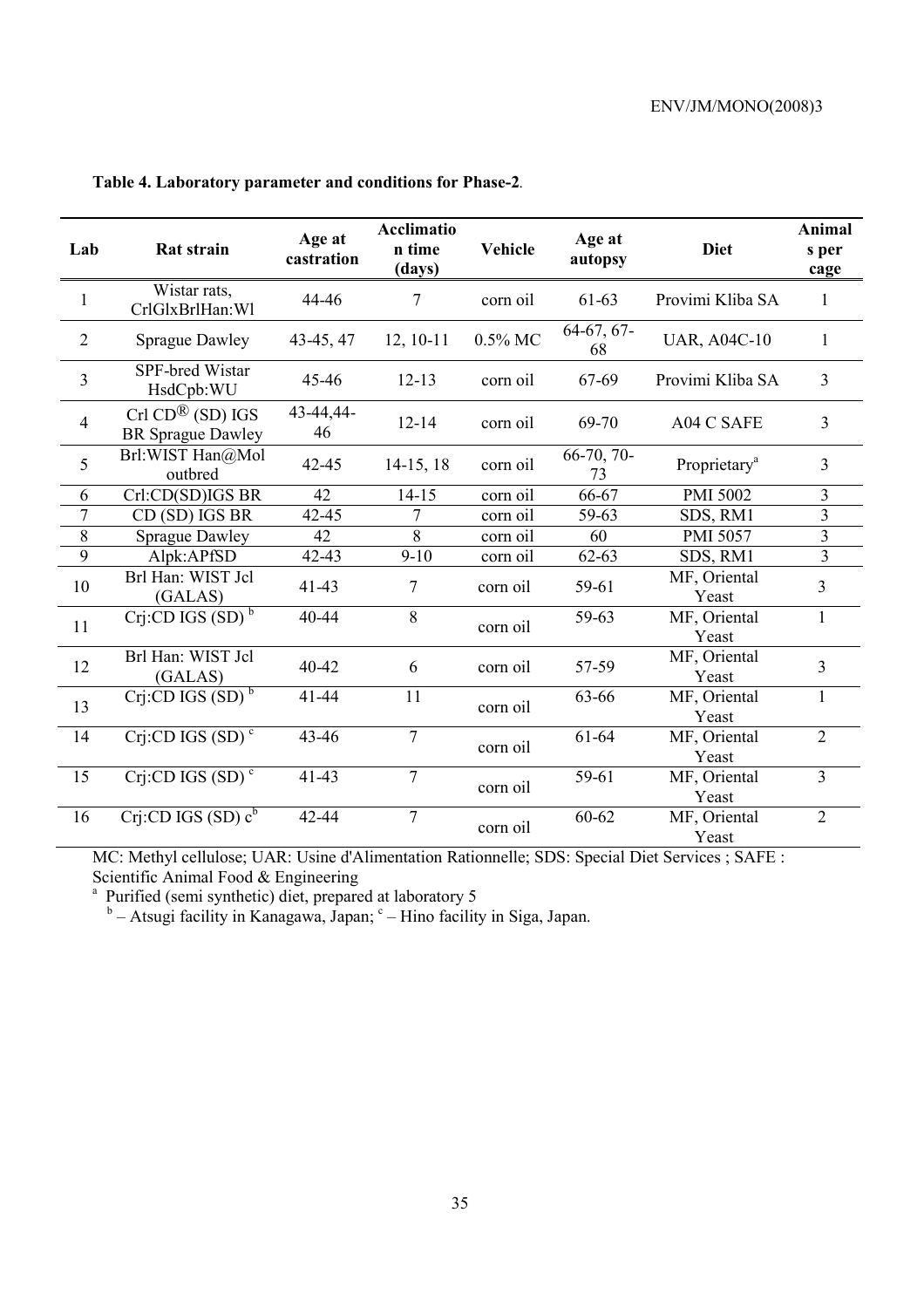**Table 4. Laboratory parameter and conditions for Phase-2**.

| Lab | Rat strain | Age at castration | Acclimation time (days) | Vehicle | Age at autopsy | Diet | Animals per cage |
|---|---|---|---|---|---|---|---|
| 1 | Wistar rats, CrlGlxBrlHan:WI | 44-46 | 7 | corn oil | 61-63 | Provimi Kliba SA | 1 |
| 2 | Sprague Dawley | 43-45, 47 | 12, 10-11 | 0.5% MC | 64-67, 67-68 | UAR, A04C-10 | 1 |
| 3 | SPF-bred Wistar HsdCpb:WU | 45-46 | 12-13 | corn oil | 67-69 | Provimi Kliba SA | 3 |
| 4 | Crl CD® (SD) IGS BR Sprague Dawley | 43-44,44-46 | 12-14 | corn oil | 69-70 | A04 C SAFE | 3 |
| 5 | Brl:WIST Han@Mol outbred | 42-45 | 14-15, 18 | corn oil | 66-70, 70-73 | Proprietary[a] | 3 |
| 6 | Crl:CD(SD)IGS BR | 42 | 14-15 | corn oil | 66-67 | PMI 5002 | 3 |
| 7 | CD (SD) IGS BR | 42-45 | 7 | corn oil | 59-63 | SDS, RM1 | 3 |
| 8 | Sprague Dawley | 42 | 8 | corn oil | 60 | PMI 5057 | 3 |
| 9 | Alpk:APfSD | 42-43 | 9-10 | corn oil | 62-63 | SDS, RM1 | 3 |
| 10 | Brl Han: WIST Jcl (GALAS) | 41-43 | 7 | corn oil | 59-61 | MF, Oriental Yeast | 3 |
| 11 | Crj:CD IGS (SD) [b] | 40-44 | 8 | corn oil | 59-63 | MF, Oriental Yeast | 1 |
| 12 | Brl Han: WIST Jcl (GALAS) | 40-42 | 6 | corn oil | 57-59 | MF, Oriental Yeast | 3 |
| 13 | Crj:CD IGS (SD) [b] | 41-44 | 11 | corn oil | 63-66 | MF, Oriental Yeast | 1 |
| 14 | Crj:CD IGS (SD) [c] | 43-46 | 7 | corn oil | 61-64 | MF, Oriental Yeast | 2 |
| 15 | Crj:CD IGS (SD) [c] | 41-43 | 7 | corn oil | 59-61 | MF, Oriental Yeast | 3 |
| 16 | Crj:CD IGS (SD) c[b] | 42-44 | 7 | corn oil | 60-62 | MF, Oriental Yeast | 2 |

MC: Methyl cellulose; UAR: Usine d'Alimentation Rationnelle; SDS: Special Diet Services ; SAFE : Scientific Animal Food & Engineering

[a] Purified (semi synthetic) diet, prepared at laboratory 5

[b] – Atsugi facility in Kanagawa, Japan; [c] – Hino facility in Siga, Japan.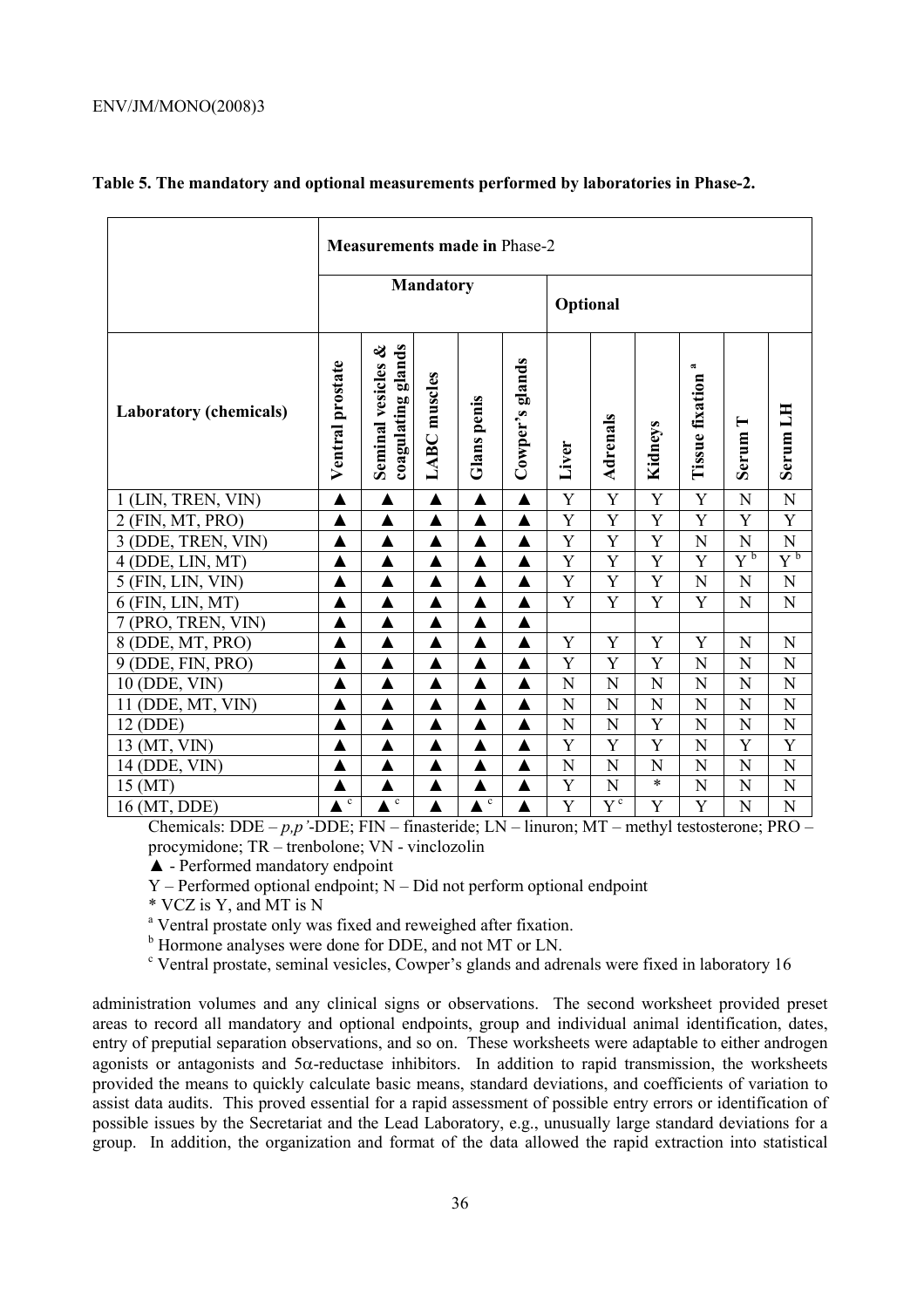**Table 5. The mandatory and optional measurements performed by laboratories in Phase-2.**

| | Measurements made in Phase-2 | | | | | | | | | | |
|---|---|---|---|---|---|---|---|---|---|---|---|
| | Mandatory | | | | | Optional | | | | | |
| Laboratory (chemicals) | Ventral prostate | Seminal vesicles & coagulating glands | LABC muscles | Glans penis | Cowper's glands | Liver | Adrenals | Kidneys | Tissue fixation [a] | Serum T | Serum LH |
| 1 (LIN, TREN, VIN) | ▲ | ▲ | ▲ | ▲ | ▲ | Y | Y | Y | Y | N | N |
| 2 (FIN, MT, PRO) | ▲ | ▲ | ▲ | ▲ | ▲ | Y | Y | Y | Y | Y | Y |
| 3 (DDE, TREN, VIN) | ▲ | ▲ | ▲ | ▲ | ▲ | Y | Y | Y | N | N | N |
| 4 (DDE, LIN, MT) | ▲ | ▲ | ▲ | ▲ | ▲ | Y | Y | Y | Y | Y [b] | Y [b] |
| 5 (FIN, LIN, VIN) | ▲ | ▲ | ▲ | ▲ | ▲ | Y | Y | Y | N | N | N |
| 6 (FIN, LIN, MT) | ▲ | ▲ | ▲ | ▲ | ▲ | Y | Y | Y | Y | N | N |
| 7 (PRO, TREN, VIN) | ▲ | ▲ | ▲ | ▲ | ▲ | | | | | | |
| 8 (DDE, MT, PRO) | ▲ | ▲ | ▲ | ▲ | ▲ | Y | Y | Y | Y | N | N |
| 9 (DDE, FIN, PRO) | ▲ | ▲ | ▲ | ▲ | ▲ | Y | Y | Y | N | N | N |
| 10 (DDE, VIN) | ▲ | ▲ | ▲ | ▲ | ▲ | N | N | N | N | N | N |
| 11 (DDE, MT, VIN) | ▲ | ▲ | ▲ | ▲ | ▲ | N | N | N | N | N | N |
| 12 (DDE) | ▲ | ▲ | ▲ | ▲ | ▲ | N | N | Y | N | N | N |
| 13 (MT, VIN) | ▲ | ▲ | ▲ | ▲ | ▲ | Y | Y | Y | N | Y | Y |
| 14 (DDE, VIN) | ▲ | ▲ | ▲ | ▲ | ▲ | N | N | N | N | N | N |
| 15 (MT) | ▲ | ▲ | ▲ | ▲ | ▲ | Y | N | * | N | N | N |
| 16 (MT, DDE) | ▲ [c] | ▲ [c] | ▲ | ▲ [c] | ▲ | Y | Y [c] | Y | Y | N | N |

Chemicals: DDE – *p,p'*-DDE; FIN – finasteride; LN – linuron; MT – methyl testosterone; PRO – procymidone; TR – trenbolone; VN - vinclozolin

▲ - Performed mandatory endpoint

Y – Performed optional endpoint; N – Did not perform optional endpoint

* VCZ is Y, and MT is N

[a] Ventral prostate only was fixed and reweighed after fixation.

[b] Hormone analyses were done for DDE, and not MT or LN.

[c] Ventral prostate, seminal vesicles, Cowper's glands and adrenals were fixed in laboratory 16

administration volumes and any clinical signs or observations. The second worksheet provided preset areas to record all mandatory and optional endpoints, group and individual animal identification, dates, entry of preputial separation observations, and so on. These worksheets were adaptable to either androgen agonists or antagonists and 5α-reductase inhibitors. In addition to rapid transmission, the worksheets provided the means to quickly calculate basic means, standard deviations, and coefficients of variation to assist data audits. This proved essential for a rapid assessment of possible entry errors or identification of possible issues by the Secretariat and the Lead Laboratory, e.g., unusually large standard deviations for a group. In addition, the organization and format of the data allowed the rapid extraction into statistical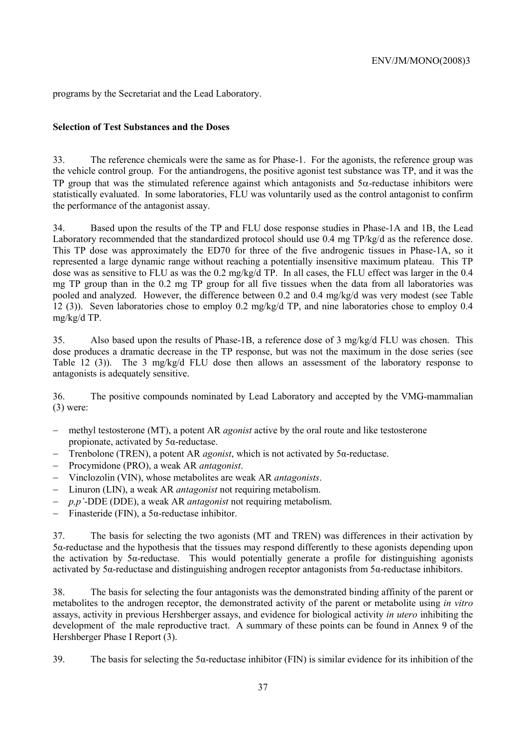programs by the Secretariat and the Lead Laboratory.

**Selection of Test Substances and the Doses**

33. The reference chemicals were the same as for Phase-1. For the agonists, the reference group was the vehicle control group. For the antiandrogens, the positive agonist test substance was TP, and it was the TP group that was the stimulated reference against which antagonists and 5α-reductase inhibitors were statistically evaluated. In some laboratories, FLU was voluntarily used as the control antagonist to confirm the performance of the antagonist assay.

34. Based upon the results of the TP and FLU dose response studies in Phase-1A and 1B, the Lead Laboratory recommended that the standardized protocol should use 0.4 mg TP/kg/d as the reference dose. This TP dose was approximately the ED70 for three of the five androgenic tissues in Phase-1A, so it represented a large dynamic range without reaching a potentially insensitive maximum plateau. This TP dose was as sensitive to FLU as was the 0.2 mg/kg/d TP. In all cases, the FLU effect was larger in the 0.4 mg TP group than in the 0.2 mg TP group for all five tissues when the data from all laboratories was pooled and analyzed. However, the difference between 0.2 and 0.4 mg/kg/d was very modest (see Table 12 (3)). Seven laboratories chose to employ 0.2 mg/kg/d TP, and nine laboratories chose to employ 0.4 mg/kg/d TP.

35. Also based upon the results of Phase-1B, a reference dose of 3 mg/kg/d FLU was chosen. This dose produces a dramatic decrease in the TP response, but was not the maximum in the dose series (see Table 12 (3)). The 3 mg/kg/d FLU dose then allows an assessment of the laboratory response to antagonists is adequately sensitive.

36. The positive compounds nominated by Lead Laboratory and accepted by the VMG-mammalian (3) were:

- methyl testosterone (MT), a potent AR *agonist* active by the oral route and like testosterone propionate, activated by 5α-reductase.
- Trenbolone (TREN), a potent AR *agonist*, which is not activated by 5α-reductase.
- Procymidone (PRO), a weak AR *antagonist*.
- Vinclozolin (VIN), whose metabolites are weak AR *antagonists*.
- Linuron (LIN), a weak AR *antagonist* not requiring metabolism.
- *p,p'*-DDE (DDE), a weak AR *antagonist* not requiring metabolism.
- Finasteride (FIN), a 5α-reductase inhibitor.

37. The basis for selecting the two agonists (MT and TREN) was differences in their activation by 5α-reductase and the hypothesis that the tissues may respond differently to these agonists depending upon the activation by 5α-reductase. This would potentially generate a profile for distinguishing agonists activated by 5α-reductase and distinguishing androgen receptor antagonists from 5α-reductase inhibitors.

38. The basis for selecting the four antagonists was the demonstrated binding affinity of the parent or metabolites to the androgen receptor, the demonstrated activity of the parent or metabolite using *in vitro* assays, activity in previous Hershberger assays, and evidence for biological activity *in utero* inhibiting the development of the male reproductive tract. A summary of these points can be found in Annex 9 of the Hershberger Phase I Report (3).

39. The basis for selecting the 5α-reductase inhibitor (FIN) is similar evidence for its inhibition of the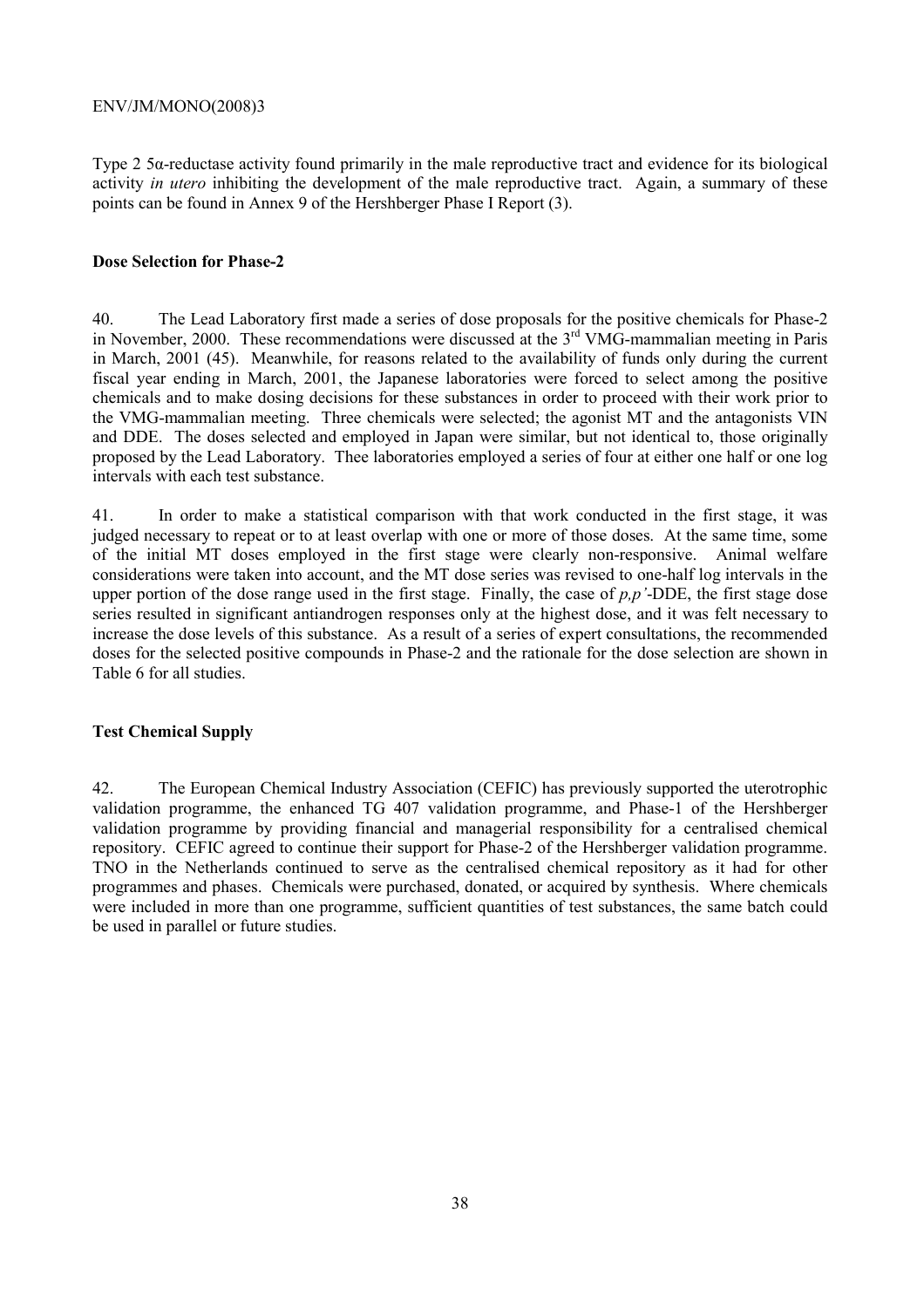Type 2 5α-reductase activity found primarily in the male reproductive tract and evidence for its biological activity *in utero* inhibiting the development of the male reproductive tract. Again, a summary of these points can be found in Annex 9 of the Hershberger Phase I Report (3).

**Dose Selection for Phase-2**

40. The Lead Laboratory first made a series of dose proposals for the positive chemicals for Phase-2 in November, 2000. These recommendations were discussed at the 3rd VMG-mammalian meeting in Paris in March, 2001 (45). Meanwhile, for reasons related to the availability of funds only during the current fiscal year ending in March, 2001, the Japanese laboratories were forced to select among the positive chemicals and to make dosing decisions for these substances in order to proceed with their work prior to the VMG-mammalian meeting. Three chemicals were selected; the agonist MT and the antagonists VIN and DDE. The doses selected and employed in Japan were similar, but not identical to, those originally proposed by the Lead Laboratory. Thee laboratories employed a series of four at either one half or one log intervals with each test substance.

41. In order to make a statistical comparison with that work conducted in the first stage, it was judged necessary to repeat or to at least overlap with one or more of those doses. At the same time, some of the initial MT doses employed in the first stage were clearly non-responsive. Animal welfare considerations were taken into account, and the MT dose series was revised to one-half log intervals in the upper portion of the dose range used in the first stage. Finally, the case of *p,p'*-DDE, the first stage dose series resulted in significant antiandrogen responses only at the highest dose, and it was felt necessary to increase the dose levels of this substance. As a result of a series of expert consultations, the recommended doses for the selected positive compounds in Phase-2 and the rationale for the dose selection are shown in Table 6 for all studies.

**Test Chemical Supply**

42. The European Chemical Industry Association (CEFIC) has previously supported the uterotrophic validation programme, the enhanced TG 407 validation programme, and Phase-1 of the Hershberger validation programme by providing financial and managerial responsibility for a centralised chemical repository. CEFIC agreed to continue their support for Phase-2 of the Hershberger validation programme. TNO in the Netherlands continued to serve as the centralised chemical repository as it had for other programmes and phases. Chemicals were purchased, donated, or acquired by synthesis. Where chemicals were included in more than one programme, sufficient quantities of test substances, the same batch could be used in parallel or future studies.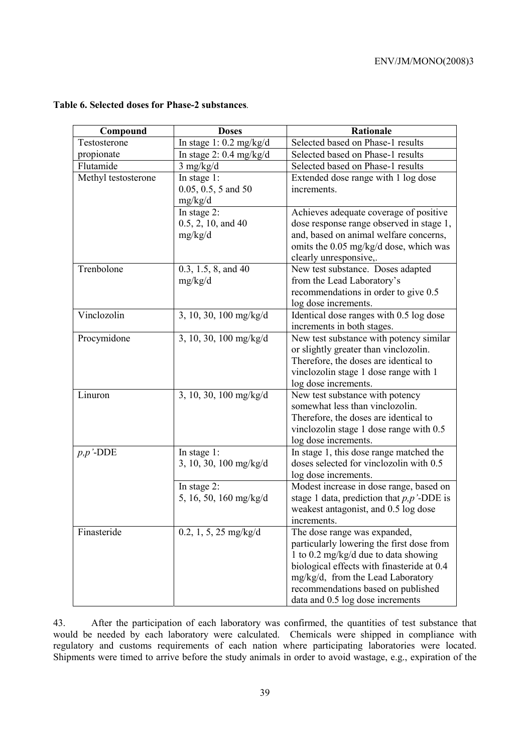**Table 6. Selected doses for Phase-2 substances**.

| Compound | Doses | Rationale |
|---|---|---|
| Testosterone propionate | In stage 1: 0.2 mg/kg/d | Selected based on Phase-1 results |
| | In stage 2: 0.4 mg/kg/d | Selected based on Phase-1 results |
| Flutamide | 3 mg/kg/d | Selected based on Phase-1 results |
| Methyl testosterone | In stage 1: 0.05, 0.5, 5 and 50 mg/kg/d | Extended dose range with 1 log dose increments. |
| | In stage 2: 0.5, 2, 10, and 40 mg/kg/d | Achieves adequate coverage of positive dose response range observed in stage 1, and, based on animal welfare concerns, omits the 0.05 mg/kg/d dose, which was clearly unresponsive,. |
| Trenbolone | 0.3, 1.5, 8, and 40 mg/kg/d | New test substance. Doses adapted from the Lead Laboratory's recommendations in order to give 0.5 log dose increments. |
| Vinclozolin | 3, 10, 30, 100 mg/kg/d | Identical dose ranges with 0.5 log dose increments in both stages. |
| Procymidone | 3, 10, 30, 100 mg/kg/d | New test substance with potency similar or slightly greater than vinclozolin. Therefore, the doses are identical to vinclozolin stage 1 dose range with 1 log dose increments. |
| Linuron | 3, 10, 30, 100 mg/kg/d | New test substance with potency somewhat less than vinclozolin. Therefore, the doses are identical to vinclozolin stage 1 dose range with 0.5 log dose increments. |
| *p,p'*-DDE | In stage 1: 3, 10, 30, 100 mg/kg/d | In stage 1, this dose range matched the doses selected for vinclozolin with 0.5 log dose increments. |
| | In stage 2: 5, 16, 50, 160 mg/kg/d | Modest increase in dose range, based on stage 1 data, prediction that *p,p'*-DDE is weakest antagonist, and 0.5 log dose increments. |
| Finasteride | 0.2, 1, 5, 25 mg/kg/d | The dose range was expanded, particularly lowering the first dose from 1 to 0.2 mg/kg/d due to data showing biological effects with finasteride at 0.4 mg/kg/d, from the Lead Laboratory recommendations based on published data and 0.5 log dose increments |

43. After the participation of each laboratory was confirmed, the quantities of test substance that would be needed by each laboratory were calculated. Chemicals were shipped in compliance with regulatory and customs requirements of each nation where participating laboratories were located. Shipments were timed to arrive before the study animals in order to avoid wastage, e.g., expiration of the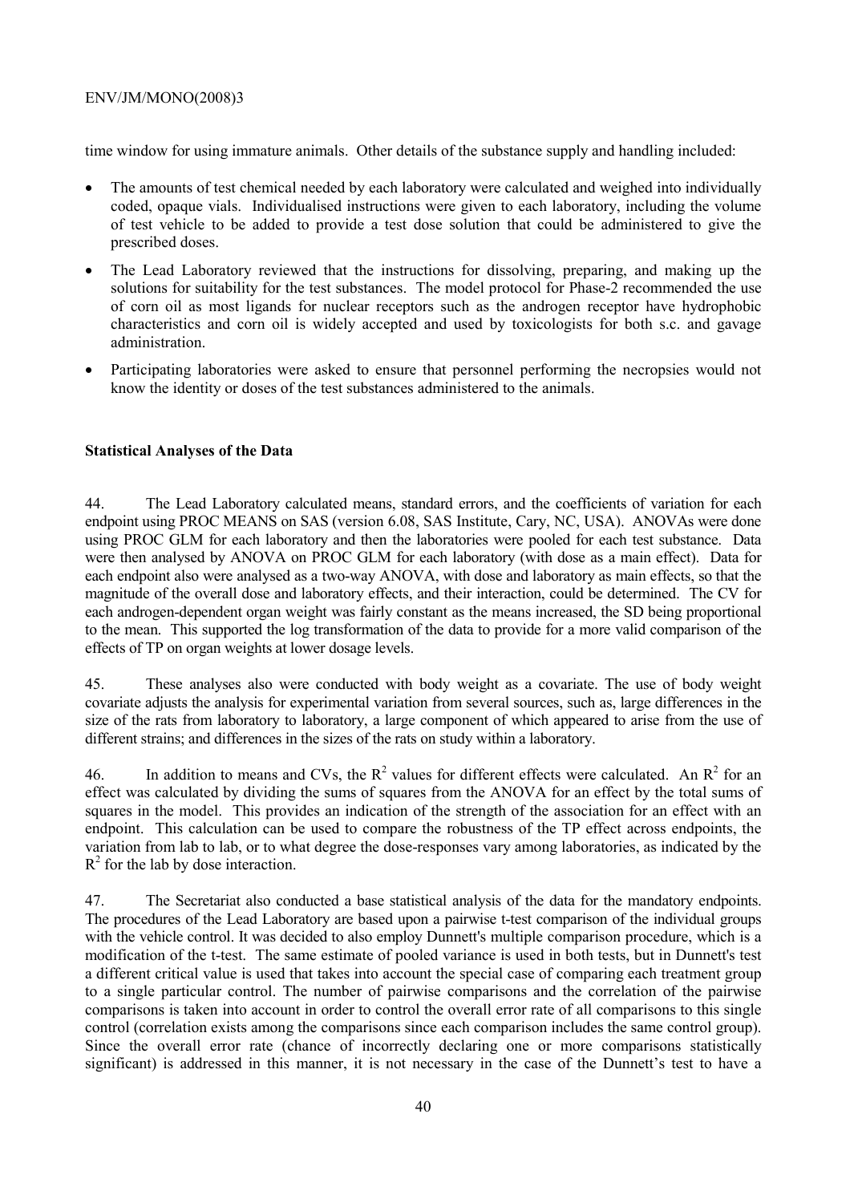time window for using immature animals. Other details of the substance supply and handling included:

- The amounts of test chemical needed by each laboratory were calculated and weighed into individually coded, opaque vials. Individualised instructions were given to each laboratory, including the volume of test vehicle to be added to provide a test dose solution that could be administered to give the prescribed doses.
- The Lead Laboratory reviewed that the instructions for dissolving, preparing, and making up the solutions for suitability for the test substances. The model protocol for Phase-2 recommended the use of corn oil as most ligands for nuclear receptors such as the androgen receptor have hydrophobic characteristics and corn oil is widely accepted and used by toxicologists for both s.c. and gavage administration.
- Participating laboratories were asked to ensure that personnel performing the necropsies would not know the identity or doses of the test substances administered to the animals.

**Statistical Analyses of the Data**

44. The Lead Laboratory calculated means, standard errors, and the coefficients of variation for each endpoint using PROC MEANS on SAS (version 6.08, SAS Institute, Cary, NC, USA). ANOVAs were done using PROC GLM for each laboratory and then the laboratories were pooled for each test substance. Data were then analysed by ANOVA on PROC GLM for each laboratory (with dose as a main effect). Data for each endpoint also were analysed as a two-way ANOVA, with dose and laboratory as main effects, so that the magnitude of the overall dose and laboratory effects, and their interaction, could be determined. The CV for each androgen-dependent organ weight was fairly constant as the means increased, the SD being proportional to the mean. This supported the log transformation of the data to provide for a more valid comparison of the effects of TP on organ weights at lower dosage levels.

45. These analyses also were conducted with body weight as a covariate. The use of body weight covariate adjusts the analysis for experimental variation from several sources, such as, large differences in the size of the rats from laboratory to laboratory, a large component of which appeared to arise from the use of different strains; and differences in the sizes of the rats on study within a laboratory.

46. In addition to means and CVs, the $R^2$ values for different effects were calculated. An $R^2$ for an effect was calculated by dividing the sums of squares from the ANOVA for an effect by the total sums of squares in the model. This provides an indication of the strength of the association for an effect with an endpoint. This calculation can be used to compare the robustness of the TP effect across endpoints, the variation from lab to lab, or to what degree the dose-responses vary among laboratories, as indicated by the $R^2$ for the lab by dose interaction.

47. The Secretariat also conducted a base statistical analysis of the data for the mandatory endpoints. The procedures of the Lead Laboratory are based upon a pairwise t-test comparison of the individual groups with the vehicle control. It was decided to also employ Dunnett's multiple comparison procedure, which is a modification of the t-test. The same estimate of pooled variance is used in both tests, but in Dunnett's test a different critical value is used that takes into account the special case of comparing each treatment group to a single particular control. The number of pairwise comparisons and the correlation of the pairwise comparisons is taken into account in order to control the overall error rate of all comparisons to this single control (correlation exists among the comparisons since each comparison includes the same control group). Since the overall error rate (chance of incorrectly declaring one or more comparisons statistically significant) is addressed in this manner, it is not necessary in the case of the Dunnett's test to have a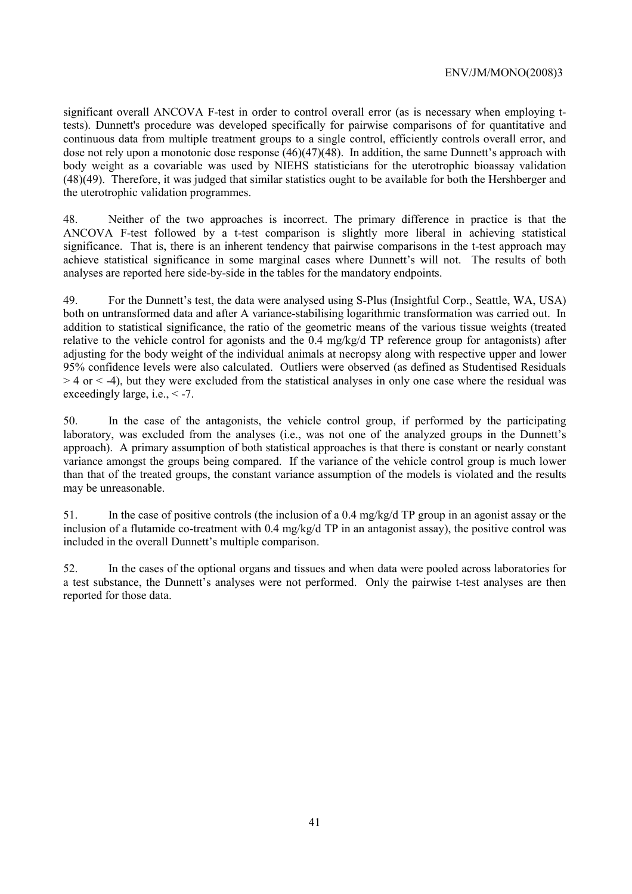significant overall ANCOVA F-test in order to control overall error (as is necessary when employing t-tests). Dunnett's procedure was developed specifically for pairwise comparisons of for quantitative and continuous data from multiple treatment groups to a single control, efficiently controls overall error, and dose not rely upon a monotonic dose response (46)(47)(48). In addition, the same Dunnett's approach with body weight as a covariable was used by NIEHS statisticians for the uterotrophic bioassay validation (48)(49). Therefore, it was judged that similar statistics ought to be available for both the Hershberger and the uterotrophic validation programmes.

48. Neither of the two approaches is incorrect. The primary difference in practice is that the ANCOVA F-test followed by a t-test comparison is slightly more liberal in achieving statistical significance. That is, there is an inherent tendency that pairwise comparisons in the t-test approach may achieve statistical significance in some marginal cases where Dunnett's will not. The results of both analyses are reported here side-by-side in the tables for the mandatory endpoints.

49. For the Dunnett's test, the data were analysed using S-Plus (Insightful Corp., Seattle, WA, USA) both on untransformed data and after A variance-stabilising logarithmic transformation was carried out. In addition to statistical significance, the ratio of the geometric means of the various tissue weights (treated relative to the vehicle control for agonists and the 0.4 mg/kg/d TP reference group for antagonists) after adjusting for the body weight of the individual animals at necropsy along with respective upper and lower 95% confidence levels were also calculated. Outliers were observed (as defined as Studentised Residuals > 4 or < -4), but they were excluded from the statistical analyses in only one case where the residual was exceedingly large, i.e., < -7.

50. In the case of the antagonists, the vehicle control group, if performed by the participating laboratory, was excluded from the analyses (i.e., was not one of the analyzed groups in the Dunnett's approach). A primary assumption of both statistical approaches is that there is constant or nearly constant variance amongst the groups being compared. If the variance of the vehicle control group is much lower than that of the treated groups, the constant variance assumption of the models is violated and the results may be unreasonable.

51. In the case of positive controls (the inclusion of a 0.4 mg/kg/d TP group in an agonist assay or the inclusion of a flutamide co-treatment with 0.4 mg/kg/d TP in an antagonist assay), the positive control was included in the overall Dunnett's multiple comparison.

52. In the cases of the optional organs and tissues and when data were pooled across laboratories for a test substance, the Dunnett's analyses were not performed. Only the pairwise t-test analyses are then reported for those data.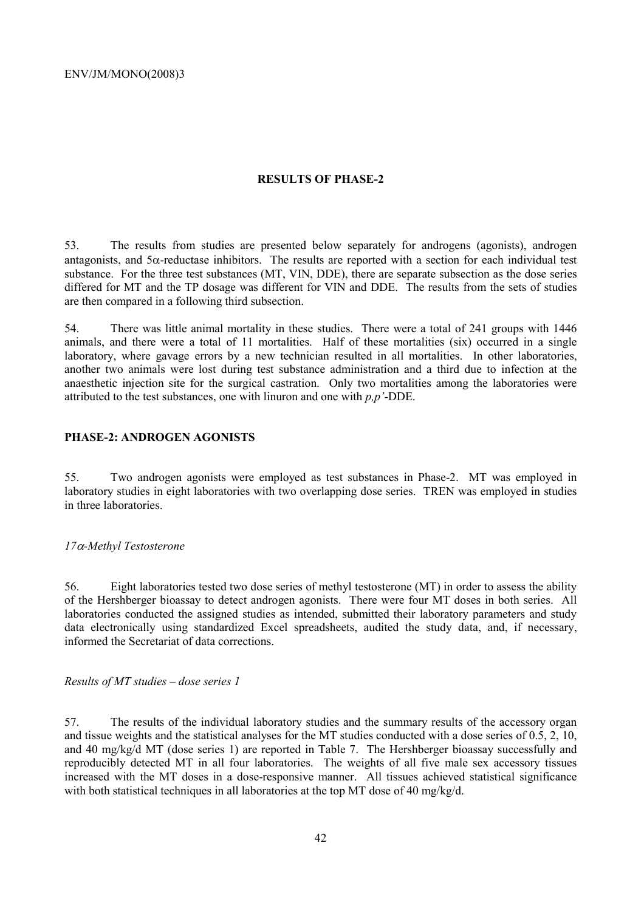## RESULTS OF PHASE-2

53. The results from studies are presented below separately for androgens (agonists), androgen antagonists, and 5α-reductase inhibitors. The results are reported with a section for each individual test substance. For the three test substances (MT, VIN, DDE), there are separate subsection as the dose series differed for MT and the TP dosage was different for VIN and DDE. The results from the sets of studies are then compared in a following third subsection.

54. There was little animal mortality in these studies. There were a total of 241 groups with 1446 animals, and there were a total of 11 mortalities. Half of these mortalities (six) occurred in a single laboratory, where gavage errors by a new technician resulted in all mortalities. In other laboratories, another two animals were lost during test substance administration and a third due to infection at the anaesthetic injection site for the surgical castration. Only two mortalities among the laboratories were attributed to the test substances, one with linuron and one with *p,p'*-DDE.

### PHASE-2: ANDROGEN AGONISTS

55. Two androgen agonists were employed as test substances in Phase-2. MT was employed in laboratory studies in eight laboratories with two overlapping dose series. TREN was employed in studies in three laboratories.

*17α-Methyl Testosterone*

56. Eight laboratories tested two dose series of methyl testosterone (MT) in order to assess the ability of the Hershberger bioassay to detect androgen agonists. There were four MT doses in both series. All laboratories conducted the assigned studies as intended, submitted their laboratory parameters and study data electronically using standardized Excel spreadsheets, audited the study data, and, if necessary, informed the Secretariat of data corrections.

*Results of MT studies – dose series 1*

57. The results of the individual laboratory studies and the summary results of the accessory organ and tissue weights and the statistical analyses for the MT studies conducted with a dose series of 0.5, 2, 10, and 40 mg/kg/d MT (dose series 1) are reported in Table 7. The Hershberger bioassay successfully and reproducibly detected MT in all four laboratories. The weights of all five male sex accessory tissues increased with the MT doses in a dose-responsive manner. All tissues achieved statistical significance with both statistical techniques in all laboratories at the top MT dose of 40 mg/kg/d.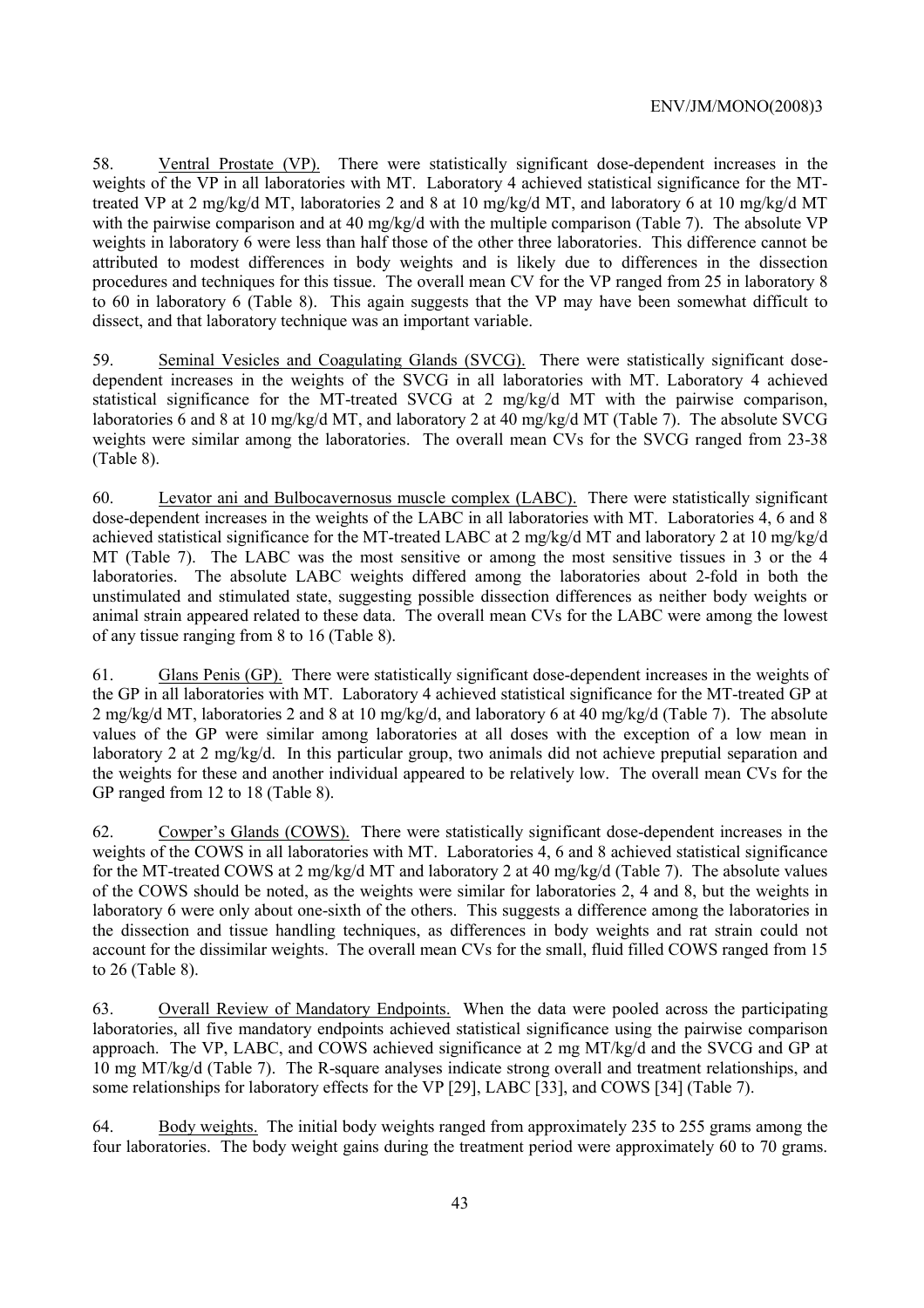58. Ventral Prostate (VP). There were statistically significant dose-dependent increases in the weights of the VP in all laboratories with MT. Laboratory 4 achieved statistical significance for the MT-treated VP at 2 mg/kg/d MT, laboratories 2 and 8 at 10 mg/kg/d MT, and laboratory 6 at 10 mg/kg/d MT with the pairwise comparison and at 40 mg/kg/d with the multiple comparison (Table 7). The absolute VP weights in laboratory 6 were less than half those of the other three laboratories. This difference cannot be attributed to modest differences in body weights and is likely due to differences in the dissection procedures and techniques for this tissue. The overall mean CV for the VP ranged from 25 in laboratory 8 to 60 in laboratory 6 (Table 8). This again suggests that the VP may have been somewhat difficult to dissect, and that laboratory technique was an important variable.

59. Seminal Vesicles and Coagulating Glands (SVCG). There were statistically significant dose-dependent increases in the weights of the SVCG in all laboratories with MT. Laboratory 4 achieved statistical significance for the MT-treated SVCG at 2 mg/kg/d MT with the pairwise comparison, laboratories 6 and 8 at 10 mg/kg/d MT, and laboratory 2 at 40 mg/kg/d MT (Table 7). The absolute SVCG weights were similar among the laboratories. The overall mean CVs for the SVCG ranged from 23-38 (Table 8).

60. Levator ani and Bulbocavernosus muscle complex (LABC). There were statistically significant dose-dependent increases in the weights of the LABC in all laboratories with MT. Laboratories 4, 6 and 8 achieved statistical significance for the MT-treated LABC at 2 mg/kg/d MT and laboratory 2 at 10 mg/kg/d MT (Table 7). The LABC was the most sensitive or among the most sensitive tissues in 3 or the 4 laboratories. The absolute LABC weights differed among the laboratories about 2-fold in both the unstimulated and stimulated state, suggesting possible dissection differences as neither body weights or animal strain appeared related to these data. The overall mean CVs for the LABC were among the lowest of any tissue ranging from 8 to 16 (Table 8).

61. Glans Penis (GP). There were statistically significant dose-dependent increases in the weights of the GP in all laboratories with MT. Laboratory 4 achieved statistical significance for the MT-treated GP at 2 mg/kg/d MT, laboratories 2 and 8 at 10 mg/kg/d, and laboratory 6 at 40 mg/kg/d (Table 7). The absolute values of the GP were similar among laboratories at all doses with the exception of a low mean in laboratory 2 at 2 mg/kg/d. In this particular group, two animals did not achieve preputial separation and the weights for these and another individual appeared to be relatively low. The overall mean CVs for the GP ranged from 12 to 18 (Table 8).

62. Cowper's Glands (COWS). There were statistically significant dose-dependent increases in the weights of the COWS in all laboratories with MT. Laboratories 4, 6 and 8 achieved statistical significance for the MT-treated COWS at 2 mg/kg/d MT and laboratory 2 at 40 mg/kg/d (Table 7). The absolute values of the COWS should be noted, as the weights were similar for laboratories 2, 4 and 8, but the weights in laboratory 6 were only about one-sixth of the others. This suggests a difference among the laboratories in the dissection and tissue handling techniques, as differences in body weights and rat strain could not account for the dissimilar weights. The overall mean CVs for the small, fluid filled COWS ranged from 15 to 26 (Table 8).

63. Overall Review of Mandatory Endpoints. When the data were pooled across the participating laboratories, all five mandatory endpoints achieved statistical significance using the pairwise comparison approach. The VP, LABC, and COWS achieved significance at 2 mg MT/kg/d and the SVCG and GP at 10 mg MT/kg/d (Table 7). The R-square analyses indicate strong overall and treatment relationships, and some relationships for laboratory effects for the VP [29], LABC [33], and COWS [34] (Table 7).

64. Body weights. The initial body weights ranged from approximately 235 to 255 grams among the four laboratories. The body weight gains during the treatment period were approximately 60 to 70 grams.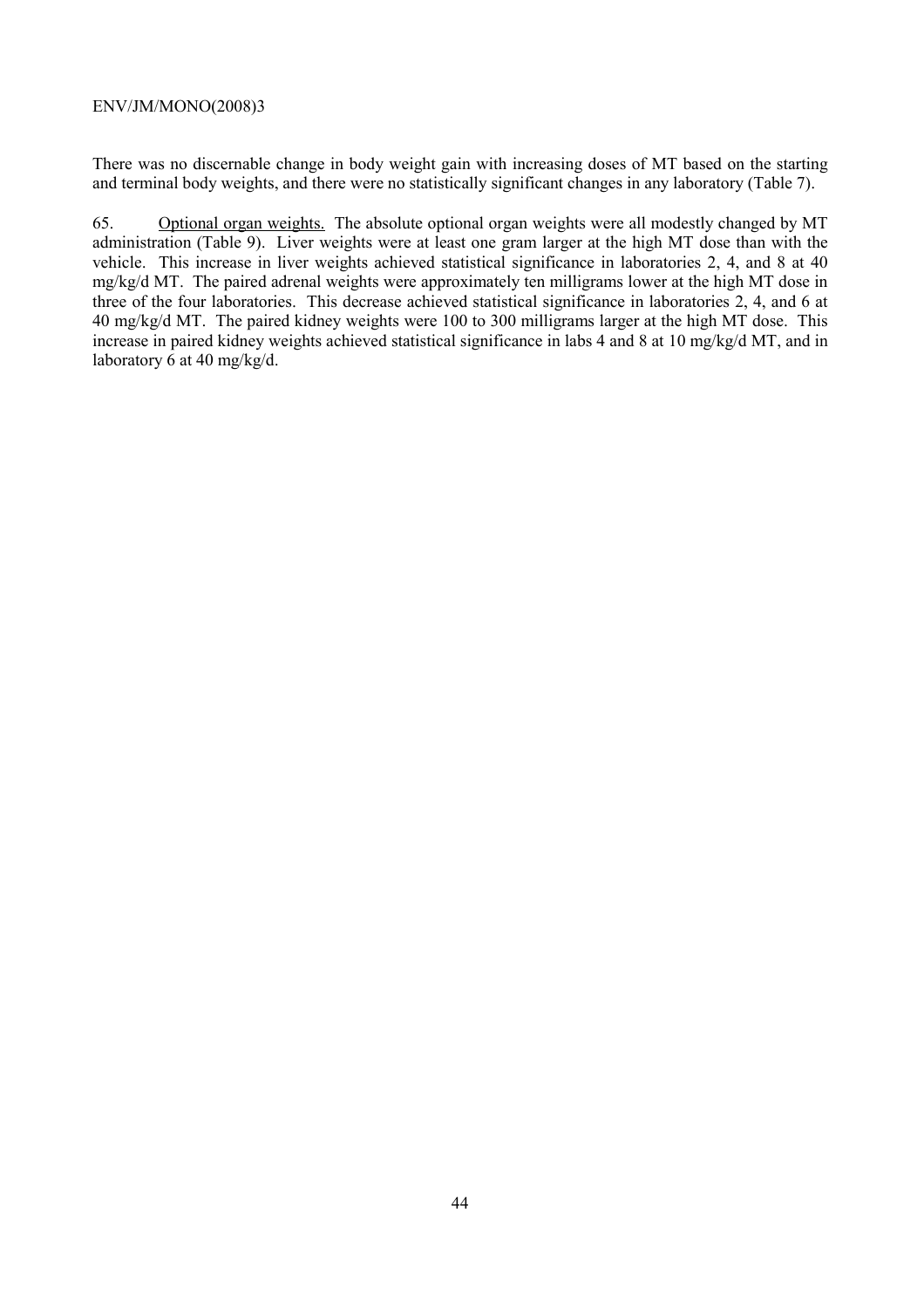There was no discernable change in body weight gain with increasing doses of MT based on the starting and terminal body weights, and there were no statistically significant changes in any laboratory (Table 7).

65. Optional organ weights. The absolute optional organ weights were all modestly changed by MT administration (Table 9). Liver weights were at least one gram larger at the high MT dose than with the vehicle. This increase in liver weights achieved statistical significance in laboratories 2, 4, and 8 at 40 mg/kg/d MT. The paired adrenal weights were approximately ten milligrams lower at the high MT dose in three of the four laboratories. This decrease achieved statistical significance in laboratories 2, 4, and 6 at 40 mg/kg/d MT. The paired kidney weights were 100 to 300 milligrams larger at the high MT dose. This increase in paired kidney weights achieved statistical significance in labs 4 and 8 at 10 mg/kg/d MT, and in laboratory 6 at 40 mg/kg/d.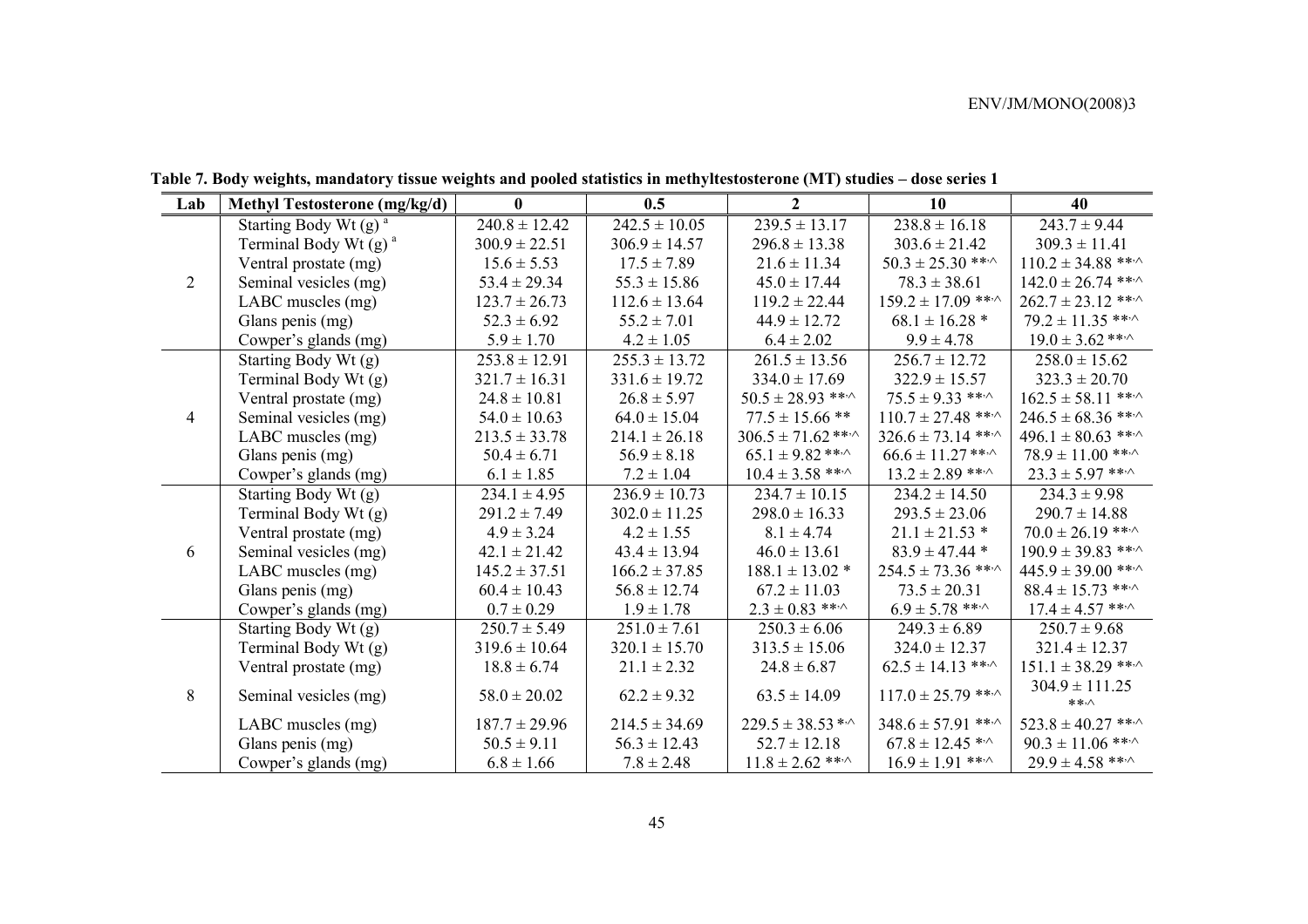**Table 7. Body weights, mandatory tissue weights and pooled statistics in methyltestosterone (MT) studies – dose series 1**

| Lab | Methyl Testosterone (mg/kg/d) | 0 | 0.5 | 2 | 10 | 40 |
|---|---|---|---|---|---|---|
| 2 | Starting Body Wt (g) [a] | 240.8 ± 12.42 | 242.5 ± 10.05 | 239.5 ± 13.17 | 238.8 ± 16.18 | 243.7 ± 9.44 |
| | Terminal Body Wt (g) [a] | 300.9 ± 22.51 | 306.9 ± 14.57 | 296.8 ± 13.38 | 303.6 ± 21.42 | 309.3 ± 11.41 |
| | Ventral prostate (mg) | 15.6 ± 5.53 | 17.5 ± 7.89 | 21.6 ± 11.34 | 50.3 ± 25.30 **,^ | 110.2 ± 34.88 **,^ |
| | Seminal vesicles (mg) | 53.4 ± 29.34 | 55.3 ± 15.86 | 45.0 ± 17.44 | 78.3 ± 38.61 | 142.0 ± 26.74 **,^ |
| | LABC muscles (mg) | 123.7 ± 26.73 | 112.6 ± 13.64 | 119.2 ± 22.44 | 159.2 ± 17.09 **,^ | 262.7 ± 23.12 **,^ |
| | Glans penis (mg) | 52.3 ± 6.92 | 55.2 ± 7.01 | 44.9 ± 12.72 | 68.1 ± 16.28 * | 79.2 ± 11.35 **,^ |
| | Cowper's glands (mg) | 5.9 ± 1.70 | 4.2 ± 1.05 | 6.4 ± 2.02 | 9.9 ± 4.78 | 19.0 ± 3.62 **,^ |
| 4 | Starting Body Wt (g) | 253.8 ± 12.91 | 255.3 ± 13.72 | 261.5 ± 13.56 | 256.7 ± 12.72 | 258.0 ± 15.62 |
| | Terminal Body Wt (g) | 321.7 ± 16.31 | 331.6 ± 19.72 | 334.0 ± 17.69 | 322.9 ± 15.57 | 323.3 ± 20.70 |
| | Ventral prostate (mg) | 24.8 ± 10.81 | 26.8 ± 5.97 | 50.5 ± 28.93 **,^ | 75.5 ± 9.33 **,^ | 162.5 ± 58.11 **,^ |
| | Seminal vesicles (mg) | 54.0 ± 10.63 | 64.0 ± 15.04 | 77.5 ± 15.66 ** | 110.7 ± 27.48 **,^ | 246.5 ± 68.36 **,^ |
| | LABC muscles (mg) | 213.5 ± 33.78 | 214.1 ± 26.18 | 306.5 ± 71.62 **,^ | 326.6 ± 73.14 **,^ | 496.1 ± 80.63 **,^ |
| | Glans penis (mg) | 50.4 ± 6.71 | 56.9 ± 8.18 | 65.1 ± 9.82 **,^ | 66.6 ± 11.27 **,^ | 78.9 ± 11.00 **,^ |
| | Cowper's glands (mg) | 6.1 ± 1.85 | 7.2 ± 1.04 | 10.4 ± 3.58 **,^ | 13.2 ± 2.89 **,^ | 23.3 ± 5.97 **,^ |
| 6 | Starting Body Wt (g) | 234.1 ± 4.95 | 236.9 ± 10.73 | 234.7 ± 10.15 | 234.2 ± 14.50 | 234.3 ± 9.98 |
| | Terminal Body Wt (g) | 291.2 ± 7.49 | 302.0 ± 11.25 | 298.0 ± 16.33 | 293.5 ± 23.06 | 290.7 ± 14.88 |
| | Ventral prostate (mg) | 4.9 ± 3.24 | 4.2 ± 1.55 | 8.1 ± 4.74 | 21.1 ± 21.53 * | 70.0 ± 26.19 **,^ |
| | Seminal vesicles (mg) | 42.1 ± 21.42 | 43.4 ± 13.94 | 46.0 ± 13.61 | 83.9 ± 47.44 * | 190.9 ± 39.83 **,^ |
| | LABC muscles (mg) | 145.2 ± 37.51 | 166.2 ± 37.85 | 188.1 ± 13.02 * | 254.5 ± 73.36 **,^ | 445.9 ± 39.00 **,^ |
| | Glans penis (mg) | 60.4 ± 10.43 | 56.8 ± 12.74 | 67.2 ± 11.03 | 73.5 ± 20.31 | 88.4 ± 15.73 **,^ |
| | Cowper's glands (mg) | 0.7 ± 0.29 | 1.9 ± 1.78 | 2.3 ± 0.83 **,^ | 6.9 ± 5.78 **,^ | 17.4 ± 4.57 **,^ |
| 8 | Starting Body Wt (g) | 250.7 ± 5.49 | 251.0 ± 7.61 | 250.3 ± 6.06 | 249.3 ± 6.89 | 250.7 ± 9.68 |
| | Terminal Body Wt (g) | 319.6 ± 10.64 | 320.1 ± 15.70 | 313.5 ± 15.06 | 324.0 ± 12.37 | 321.4 ± 12.37 |
| | Ventral prostate (mg) | 18.8 ± 6.74 | 21.1 ± 2.32 | 24.8 ± 6.87 | 62.5 ± 14.13 **,^ | 151.1 ± 38.29 **,^ |
| | Seminal vesicles (mg) | 58.0 ± 20.02 | 62.2 ± 9.32 | 63.5 ± 14.09 | 117.0 ± 25.79 **,^ | 304.9 ± 111.25 **,^ |
| | LABC muscles (mg) | 187.7 ± 29.96 | 214.5 ± 34.69 | 229.5 ± 38.53 *,^ | 348.6 ± 57.91 **,^ | 523.8 ± 40.27 **,^ |
| | Glans penis (mg) | 50.5 ± 9.11 | 56.3 ± 12.43 | 52.7 ± 12.18 | 67.8 ± 12.45 *,^ | 90.3 ± 11.06 **,^ |
| | Cowper's glands (mg) | 6.8 ± 1.66 | 7.8 ± 2.48 | 11.8 ± 2.62 **,^ | 16.9 ± 1.91 **,^ | 29.9 ± 4.58 **,^ |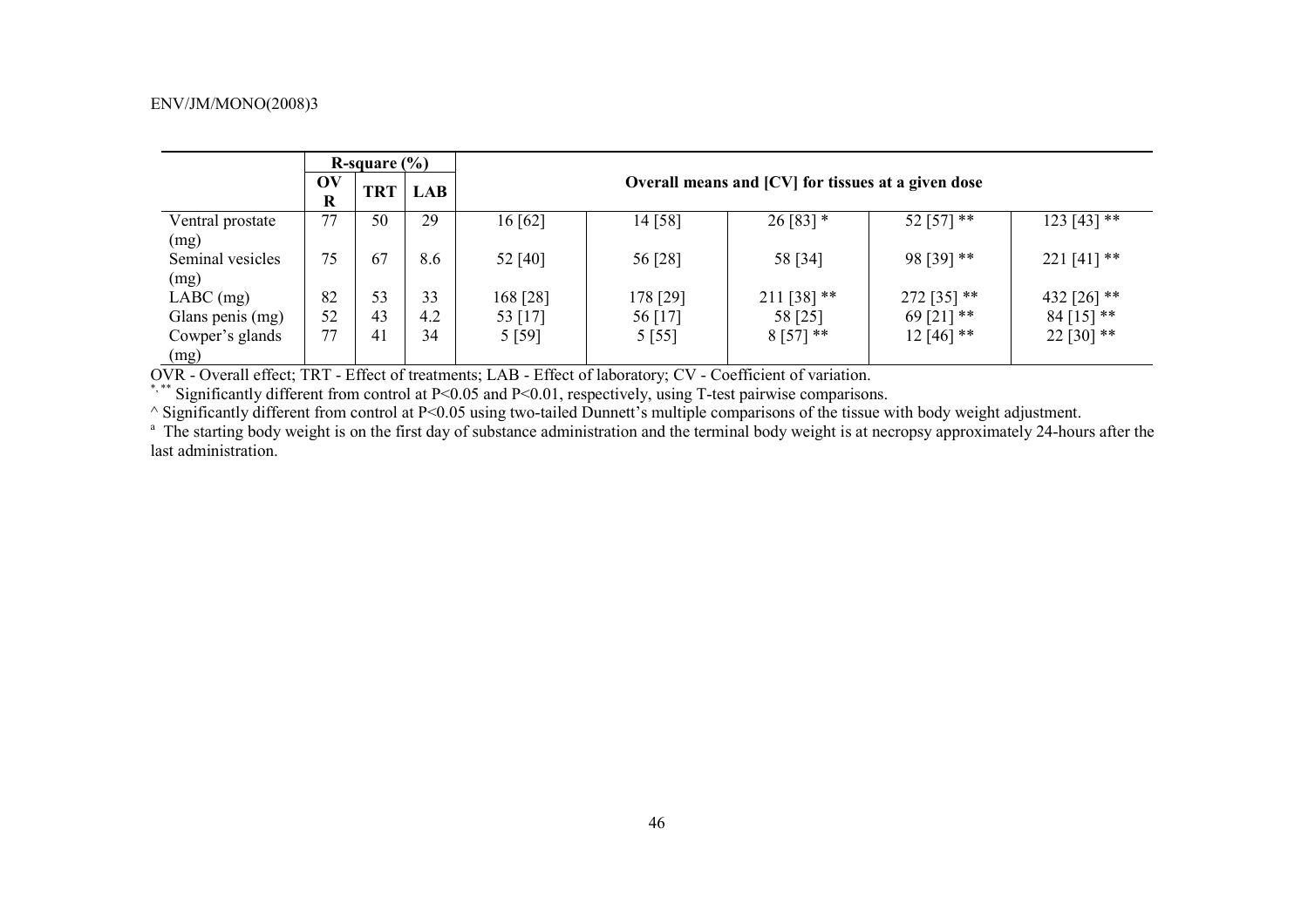| | R-square (%) | | | Overall means and [CV] for tissues at a given dose | | | | |
|---|---|---|---|---|---|---|---|---|
| | OVR | TRT | LAB | | | | | |
| Ventral prostate (mg) | 77 | 50 | 29 | 16 [62] | 14 [58] | 26 [83] * | 52 [57] ** | 123 [43] ** |
| Seminal vesicles (mg) | 75 | 67 | 8.6 | 52 [40] | 56 [28] | 58 [34] | 98 [39] ** | 221 [41] ** |
| LABC (mg) | 82 | 53 | 33 | 168 [28] | 178 [29] | 211 [38] ** | 272 [35] ** | 432 [26] ** |
| Glans penis (mg) | 52 | 43 | 4.2 | 53 [17] | 56 [17] | 58 [25] | 69 [21] ** | 84 [15] ** |
| Cowper's glands (mg) | 77 | 41 | 34 | 5 [59] | 5 [55] | 8 [57] ** | 12 [46] ** | 22 [30] ** |

OVR - Overall effect; TRT - Effect of treatments; LAB - Effect of laboratory; CV - Coefficient of variation.

*,** Significantly different from control at P<0.05 and P<0.01, respectively, using T-test pairwise comparisons.

^ Significantly different from control at P<0.05 using two-tailed Dunnett's multiple comparisons of the tissue with body weight adjustment.

[a] The starting body weight is on the first day of substance administration and the terminal body weight is at necropsy approximately 24-hours after the last administration.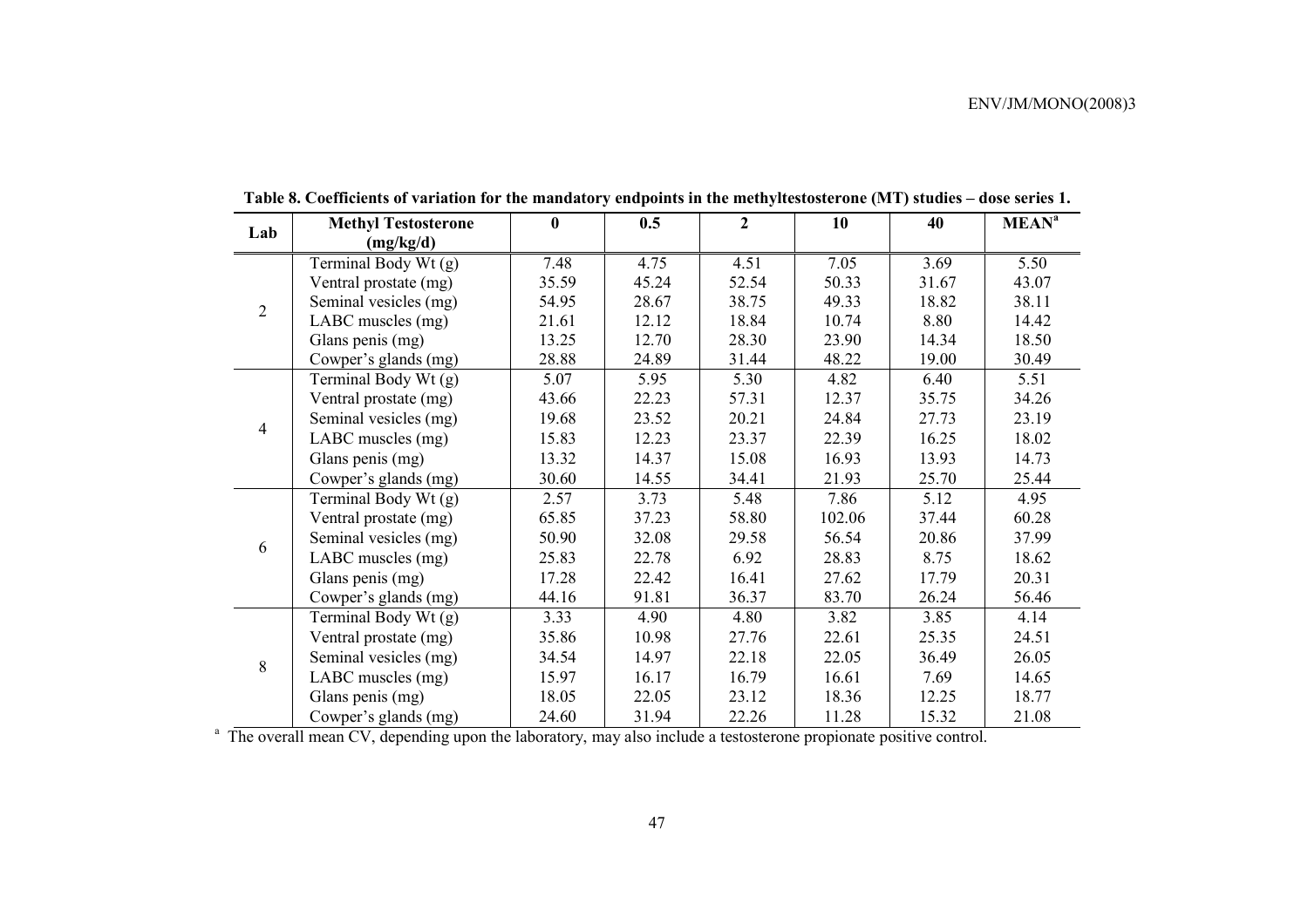**Table 8. Coefficients of variation for the mandatory endpoints in the methyltestosterone (MT) studies – dose series 1.**

| Lab | Methyl Testosterone (mg/kg/d) | 0 | 0.5 | 2 | 10 | 40 | MEAN[a] |
|---|---|---|---|---|---|---|---|
| 2 | Terminal Body Wt (g) | 7.48 | 4.75 | 4.51 | 7.05 | 3.69 | 5.50 |
| | Ventral prostate (mg) | 35.59 | 45.24 | 52.54 | 50.33 | 31.67 | 43.07 |
| | Seminal vesicles (mg) | 54.95 | 28.67 | 38.75 | 49.33 | 18.82 | 38.11 |
| | LABC muscles (mg) | 21.61 | 12.12 | 18.84 | 10.74 | 8.80 | 14.42 |
| | Glans penis (mg) | 13.25 | 12.70 | 28.30 | 23.90 | 14.34 | 18.50 |
| | Cowper's glands (mg) | 28.88 | 24.89 | 31.44 | 48.22 | 19.00 | 30.49 |
| 4 | Terminal Body Wt (g) | 5.07 | 5.95 | 5.30 | 4.82 | 6.40 | 5.51 |
| | Ventral prostate (mg) | 43.66 | 22.23 | 57.31 | 12.37 | 35.75 | 34.26 |
| | Seminal vesicles (mg) | 19.68 | 23.52 | 20.21 | 24.84 | 27.73 | 23.19 |
| | LABC muscles (mg) | 15.83 | 12.23 | 23.37 | 22.39 | 16.25 | 18.02 |
| | Glans penis (mg) | 13.32 | 14.37 | 15.08 | 16.93 | 13.93 | 14.73 |
| | Cowper's glands (mg) | 30.60 | 14.55 | 34.41 | 21.93 | 25.70 | 25.44 |
| 6 | Terminal Body Wt (g) | 2.57 | 3.73 | 5.48 | 7.86 | 5.12 | 4.95 |
| | Ventral prostate (mg) | 65.85 | 37.23 | 58.80 | 102.06 | 37.44 | 60.28 |
| | Seminal vesicles (mg) | 50.90 | 32.08 | 29.58 | 56.54 | 20.86 | 37.99 |
| | LABC muscles (mg) | 25.83 | 22.78 | 6.92 | 28.83 | 8.75 | 18.62 |
| | Glans penis (mg) | 17.28 | 22.42 | 16.41 | 27.62 | 17.79 | 20.31 |
| | Cowper's glands (mg) | 44.16 | 91.81 | 36.37 | 83.70 | 26.24 | 56.46 |
| 8 | Terminal Body Wt (g) | 3.33 | 4.90 | 4.80 | 3.82 | 3.85 | 4.14 |
| | Ventral prostate (mg) | 35.86 | 10.98 | 27.76 | 22.61 | 25.35 | 24.51 |
| | Seminal vesicles (mg) | 34.54 | 14.97 | 22.18 | 22.05 | 36.49 | 26.05 |
| | LABC muscles (mg) | 15.97 | 16.17 | 16.79 | 16.61 | 7.69 | 14.65 |
| | Glans penis (mg) | 18.05 | 22.05 | 23.12 | 18.36 | 12.25 | 18.77 |
| | Cowper's glands (mg) | 24.60 | 31.94 | 22.26 | 11.28 | 15.32 | 21.08 |

[a] The overall mean CV, depending upon the laboratory, may also include a testosterone propionate positive control.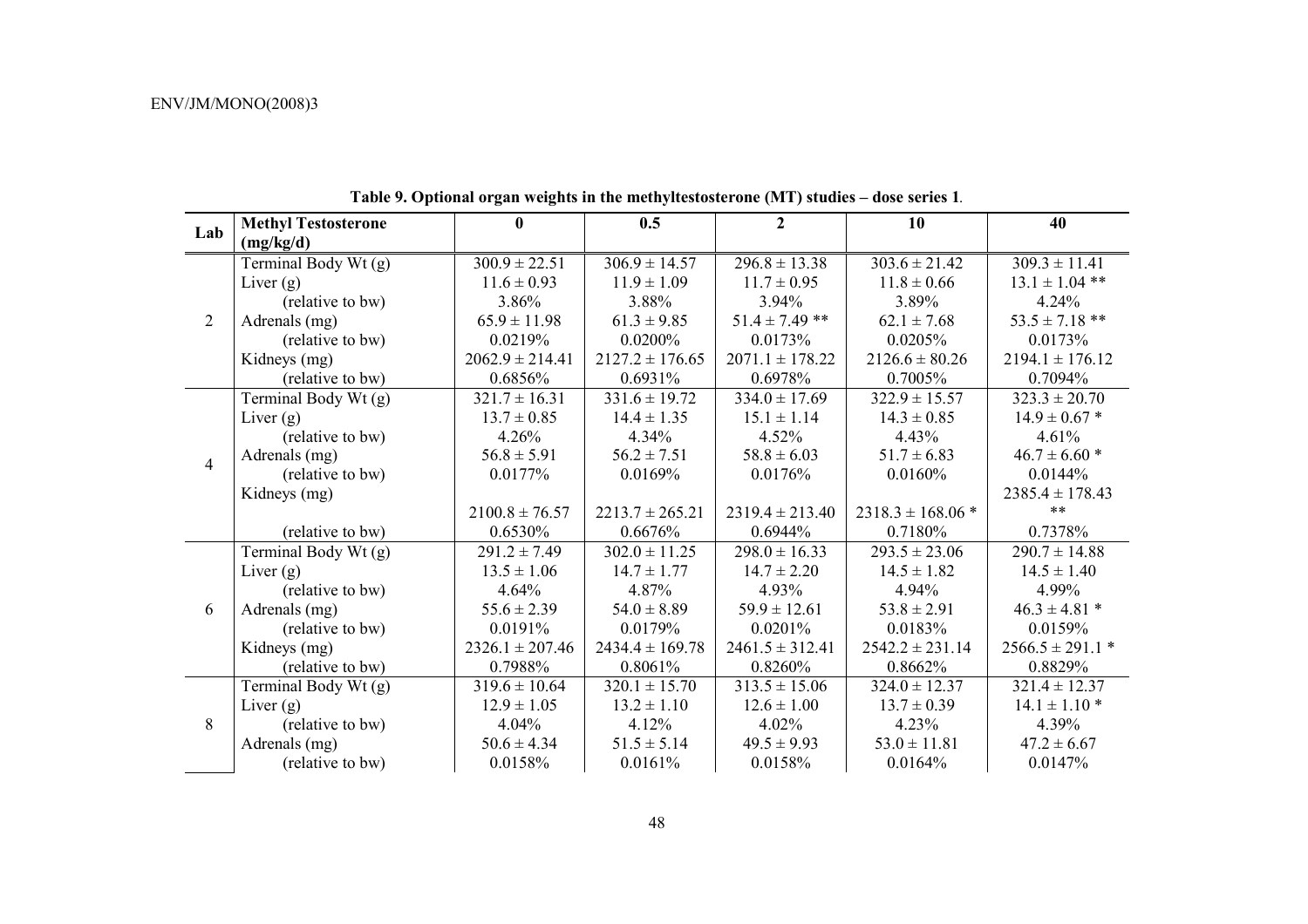**Table 9. Optional organ weights in the methyltestosterone (MT) studies – dose series 1**.

| Lab | Methyl Testosterone (mg/kg/d) | 0 | 0.5 | 2 | 10 | 40 |
|---|---|---|---|---|---|---|
| 2 | Terminal Body Wt (g) | 300.9 ± 22.51 | 306.9 ± 14.57 | 296.8 ± 13.38 | 303.6 ± 21.42 | 309.3 ± 11.41 |
| | Liver (g) | 11.6 ± 0.93 | 11.9 ± 1.09 | 11.7 ± 0.95 | 11.8 ± 0.66 | 13.1 ± 1.04 ** |
| | (relative to bw) | 3.86% | 3.88% | 3.94% | 3.89% | 4.24% |
| | Adrenals (mg) | 65.9 ± 11.98 | 61.3 ± 9.85 | 51.4 ± 7.49 ** | 62.1 ± 7.68 | 53.5 ± 7.18 ** |
| | (relative to bw) | 0.0219% | 0.0200% | 0.0173% | 0.0205% | 0.0173% |
| | Kidneys (mg) | 2062.9 ± 214.41 | 2127.2 ± 176.65 | 2071.1 ± 178.22 | 2126.6 ± 80.26 | 2194.1 ± 176.12 |
| | (relative to bw) | 0.6856% | 0.6931% | 0.6978% | 0.7005% | 0.7094% |
| 4 | Terminal Body Wt (g) | 321.7 ± 16.31 | 331.6 ± 19.72 | 334.0 ± 17.69 | 322.9 ± 15.57 | 323.3 ± 20.70 |
| | Liver (g) | 13.7 ± 0.85 | 14.4 ± 1.35 | 15.1 ± 1.14 | 14.3 ± 0.85 | 14.9 ± 0.67 * |
| | (relative to bw) | 4.26% | 4.34% | 4.52% | 4.43% | 4.61% |
| | Adrenals (mg) | 56.8 ± 5.91 | 56.2 ± 7.51 | 58.8 ± 6.03 | 51.7 ± 6.83 | 46.7 ± 6.60 * |
| | (relative to bw) | 0.0177% | 0.0169% | 0.0176% | 0.0160% | 0.0144% |
| | Kidneys (mg) | 2100.8 ± 76.57 | 2213.7 ± 265.21 | 2319.4 ± 213.40 | 2318.3 ± 168.06 * | 2385.4 ± 178.43 ** |
| | (relative to bw) | 0.6530% | 0.6676% | 0.6944% | 0.7180% | 0.7378% |
| 6 | Terminal Body Wt (g) | 291.2 ± 7.49 | 302.0 ± 11.25 | 298.0 ± 16.33 | 293.5 ± 23.06 | 290.7 ± 14.88 |
| | Liver (g) | 13.5 ± 1.06 | 14.7 ± 1.77 | 14.7 ± 2.20 | 14.5 ± 1.82 | 14.5 ± 1.40 |
| | (relative to bw) | 4.64% | 4.87% | 4.93% | 4.94% | 4.99% |
| | Adrenals (mg) | 55.6 ± 2.39 | 54.0 ± 8.89 | 59.9 ± 12.61 | 53.8 ± 2.91 | 46.3 ± 4.81 * |
| | (relative to bw) | 0.0191% | 0.0179% | 0.0201% | 0.0183% | 0.0159% |
| | Kidneys (mg) | 2326.1 ± 207.46 | 2434.4 ± 169.78 | 2461.5 ± 312.41 | 2542.2 ± 231.14 | 2566.5 ± 291.1 * |
| | (relative to bw) | 0.7988% | 0.8061% | 0.8260% | 0.8662% | 0.8829% |
| 8 | Terminal Body Wt (g) | 319.6 ± 10.64 | 320.1 ± 15.70 | 313.5 ± 15.06 | 324.0 ± 12.37 | 321.4 ± 12.37 |
| | Liver (g) | 12.9 ± 1.05 | 13.2 ± 1.10 | 12.6 ± 1.00 | 13.7 ± 0.39 | 14.1 ± 1.10 * |
| | (relative to bw) | 4.04% | 4.12% | 4.02% | 4.23% | 4.39% |
| | Adrenals (mg) | 50.6 ± 4.34 | 51.5 ± 5.14 | 49.5 ± 9.93 | 53.0 ± 11.81 | 47.2 ± 6.67 |
| | (relative to bw) | 0.0158% | 0.0161% | 0.0158% | 0.0164% | 0.0147% |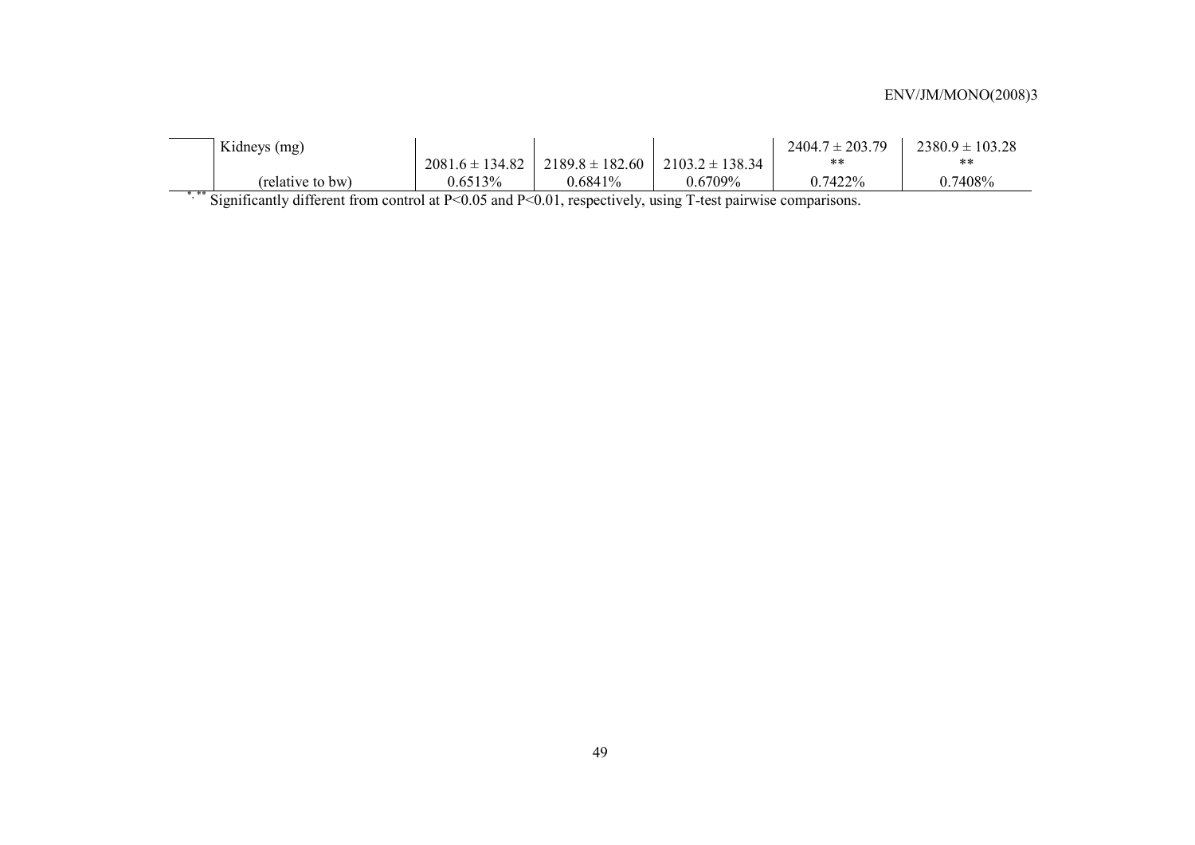| | | | | | |
|---|---|---|---|---|---|
| | Kidneys (mg) | 2081.6 ± 134.82 | 2189.8 ± 182.60 | 2103.2 ± 138.34 | 2404.7 ± 203.79 ** | 2380.9 ± 103.28 ** |
| | (relative to bw) | 0.6513% | 0.6841% | 0.6709% | 0.7422% | 0.7408% |

*, ** Significantly different from control at P<0.05 and P<0.01, respectively, using T-test pairwise comparisons.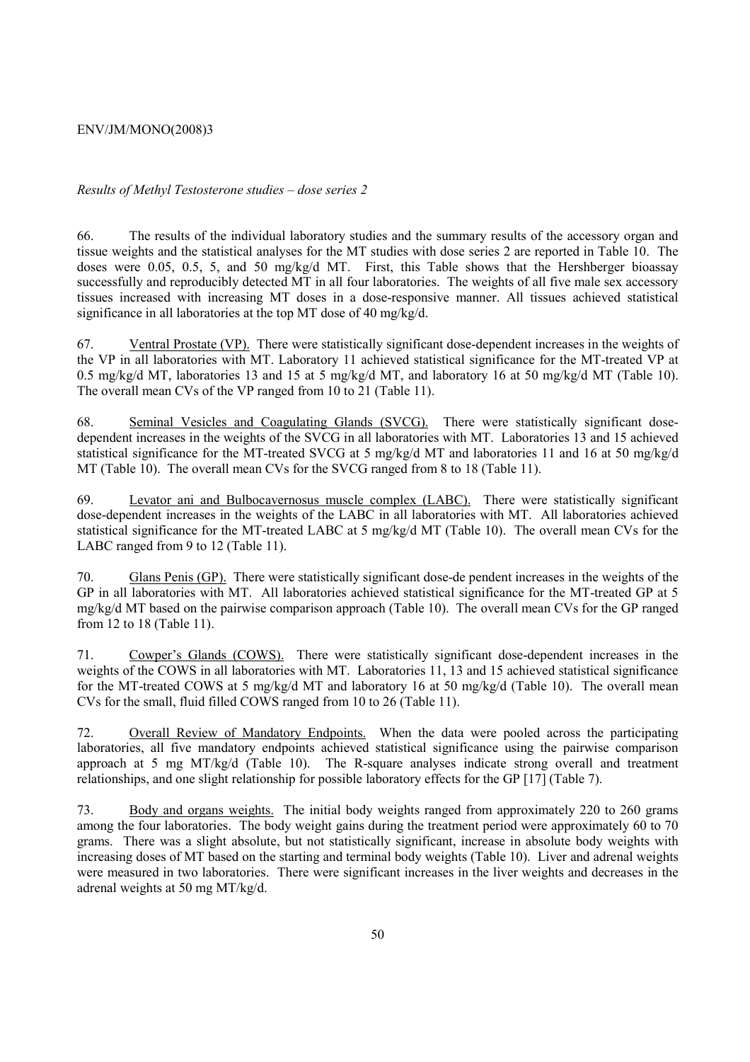*Results of Methyl Testosterone studies – dose series 2*

66. The results of the individual laboratory studies and the summary results of the accessory organ and tissue weights and the statistical analyses for the MT studies with dose series 2 are reported in Table 10. The doses were 0.05, 0.5, 5, and 50 mg/kg/d MT. First, this Table shows that the Hershberger bioassay successfully and reproducibly detected MT in all four laboratories. The weights of all five male sex accessory tissues increased with increasing MT doses in a dose-responsive manner. All tissues achieved statistical significance in all laboratories at the top MT dose of 40 mg/kg/d.

67. Ventral Prostate (VP). There were statistically significant dose-dependent increases in the weights of the VP in all laboratories with MT. Laboratory 11 achieved statistical significance for the MT-treated VP at 0.5 mg/kg/d MT, laboratories 13 and 15 at 5 mg/kg/d MT, and laboratory 16 at 50 mg/kg/d MT (Table 10). The overall mean CVs of the VP ranged from 10 to 21 (Table 11).

68. Seminal Vesicles and Coagulating Glands (SVCG). There were statistically significant dose-dependent increases in the weights of the SVCG in all laboratories with MT. Laboratories 13 and 15 achieved statistical significance for the MT-treated SVCG at 5 mg/kg/d MT and laboratories 11 and 16 at 50 mg/kg/d MT (Table 10). The overall mean CVs for the SVCG ranged from 8 to 18 (Table 11).

69. Levator ani and Bulbocavernosus muscle complex (LABC). There were statistically significant dose-dependent increases in the weights of the LABC in all laboratories with MT. All laboratories achieved statistical significance for the MT-treated LABC at 5 mg/kg/d MT (Table 10). The overall mean CVs for the LABC ranged from 9 to 12 (Table 11).

70. Glans Penis (GP). There were statistically significant dose-de pendent increases in the weights of the GP in all laboratories with MT. All laboratories achieved statistical significance for the MT-treated GP at 5 mg/kg/d MT based on the pairwise comparison approach (Table 10). The overall mean CVs for the GP ranged from 12 to 18 (Table 11).

71. Cowper's Glands (COWS). There were statistically significant dose-dependent increases in the weights of the COWS in all laboratories with MT. Laboratories 11, 13 and 15 achieved statistical significance for the MT-treated COWS at 5 mg/kg/d MT and laboratory 16 at 50 mg/kg/d (Table 10). The overall mean CVs for the small, fluid filled COWS ranged from 10 to 26 (Table 11).

72. Overall Review of Mandatory Endpoints. When the data were pooled across the participating laboratories, all five mandatory endpoints achieved statistical significance using the pairwise comparison approach at 5 mg MT/kg/d (Table 10). The R-square analyses indicate strong overall and treatment relationships, and one slight relationship for possible laboratory effects for the GP [17] (Table 7).

73. Body and organs weights. The initial body weights ranged from approximately 220 to 260 grams among the four laboratories. The body weight gains during the treatment period were approximately 60 to 70 grams. There was a slight absolute, but not statistically significant, increase in absolute body weights with increasing doses of MT based on the starting and terminal body weights (Table 10). Liver and adrenal weights were measured in two laboratories. There were significant increases in the liver weights and decreases in the adrenal weights at 50 mg MT/kg/d.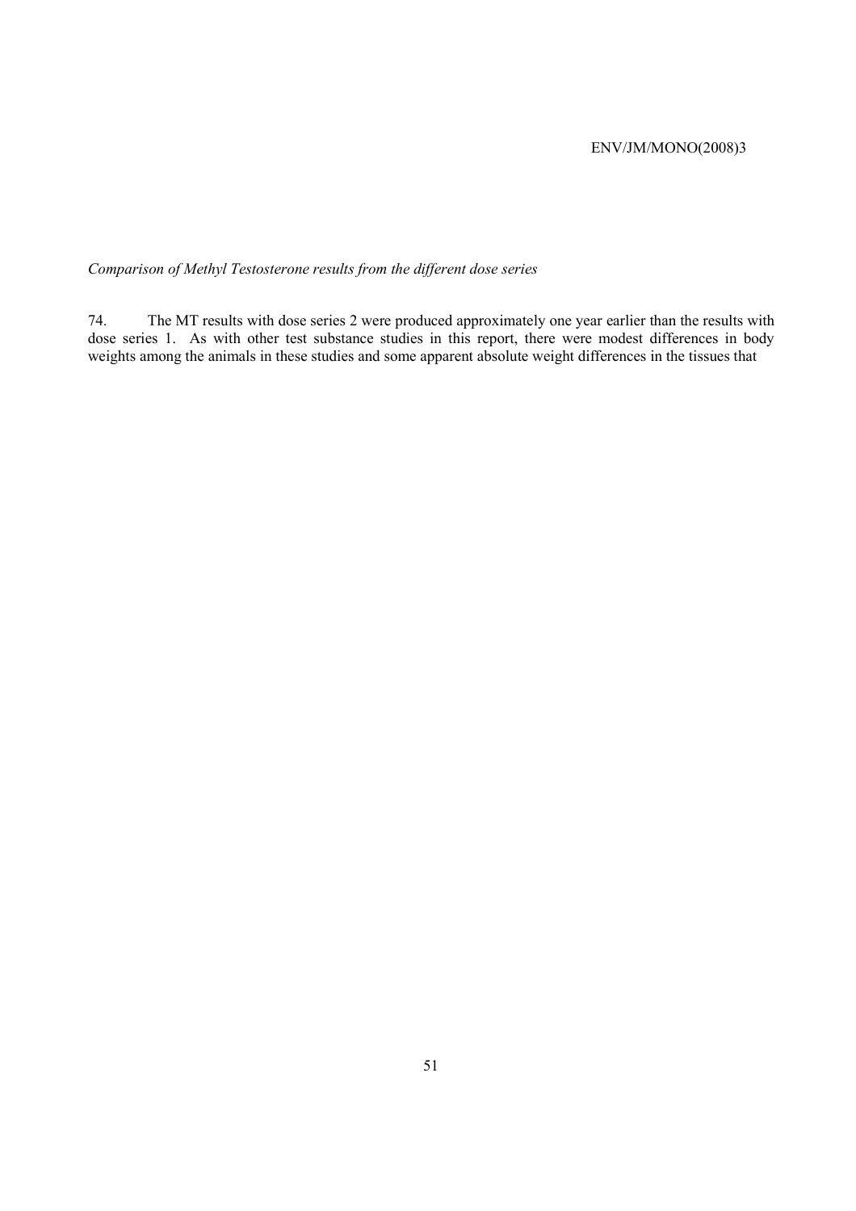*Comparison of Methyl Testosterone results from the different dose series*

74. The MT results with dose series 2 were produced approximately one year earlier than the results with dose series 1. As with other test substance studies in this report, there were modest differences in body weights among the animals in these studies and some apparent absolute weight differences in the tissues that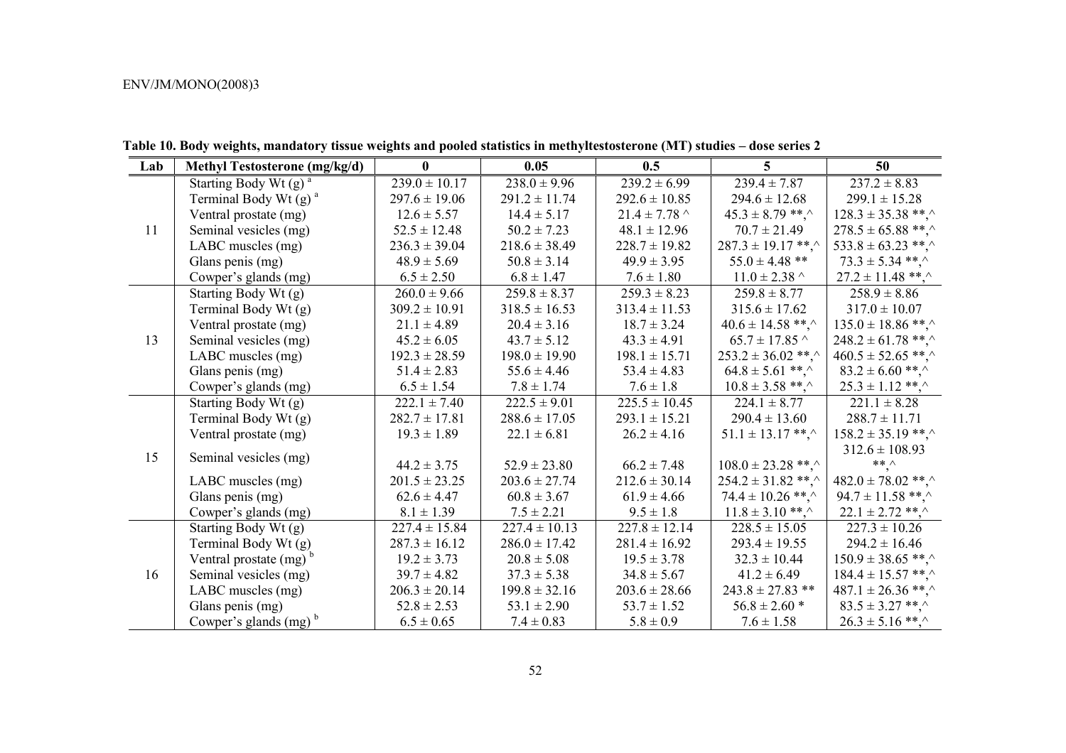**Table 10. Body weights, mandatory tissue weights and pooled statistics in methyltestosterone (MT) studies – dose series 2**

| Lab | Methyl Testosterone (mg/kg/d) | 0 | 0.05 | 0.5 | 5 | 50 |
|---|---|---|---|---|---|---|
| 11 | Starting Body Wt (g) [a] | 239.0 ± 10.17 | 238.0 ± 9.96 | 239.2 ± 6.99 | 239.4 ± 7.87 | 237.2 ± 8.83 |
| | Terminal Body Wt (g) [a] | 297.6 ± 19.06 | 291.2 ± 11.74 | 292.6 ± 10.85 | 294.6 ± 12.68 | 299.1 ± 15.28 |
| | Ventral prostate (mg) | 12.6 ± 5.57 | 14.4 ± 5.17 | 21.4 ± 7.78 ^ | 45.3 ± 8.79 **,^ | 128.3 ± 35.38 **,^ |
| | Seminal vesicles (mg) | 52.5 ± 12.48 | 50.2 ± 7.23 | 48.1 ± 12.96 | 70.7 ± 21.49 | 278.5 ± 65.88 **,^ |
| | LABC muscles (mg) | 236.3 ± 39.04 | 218.6 ± 38.49 | 228.7 ± 19.82 | 287.3 ± 19.17 **,^ | 533.8 ± 63.23 **,^ |
| | Glans penis (mg) | 48.9 ± 5.69 | 50.8 ± 3.14 | 49.9 ± 3.95 | 55.0 ± 4.48 ** | 73.3 ± 5.34 **,^ |
| | Cowper's glands (mg) | 6.5 ± 2.50 | 6.8 ± 1.47 | 7.6 ± 1.80 | 11.0 ± 2.38 ^ | 27.2 ± 11.48 **,^ |
| 13 | Starting Body Wt (g) | 260.0 ± 9.66 | 259.8 ± 8.37 | 259.3 ± 8.23 | 259.8 ± 8.77 | 258.9 ± 8.86 |
| | Terminal Body Wt (g) | 309.2 ± 10.91 | 318.5 ± 16.53 | 313.4 ± 11.53 | 315.6 ± 17.62 | 317.0 ± 10.07 |
| | Ventral prostate (mg) | 21.1 ± 4.89 | 20.4 ± 3.16 | 18.7 ± 3.24 | 40.6 ± 14.58 **,^ | 135.0 ± 18.86 **,^ |
| | Seminal vesicles (mg) | 45.2 ± 6.05 | 43.7 ± 5.12 | 43.3 ± 4.91 | 65.7 ± 17.85 ^ | 248.2 ± 61.78 **,^ |
| | LABC muscles (mg) | 192.3 ± 28.59 | 198.0 ± 19.90 | 198.1 ± 15.71 | 253.2 ± 36.02 **,^ | 460.5 ± 52.65 **,^ |
| | Glans penis (mg) | 51.4 ± 2.83 | 55.6 ± 4.46 | 53.4 ± 4.83 | 64.8 ± 5.61 **,^ | 83.2 ± 6.60 **,^ |
| | Cowper's glands (mg) | 6.5 ± 1.54 | 7.8 ± 1.74 | 7.6 ± 1.8 | 10.8 ± 3.58 **,^ | 25.3 ± 1.12 **,^ |
| 15 | Starting Body Wt (g) | 222.1 ± 7.40 | 222.5 ± 9.01 | 225.5 ± 10.45 | 224.1 ± 8.77 | 221.1 ± 8.28 |
| | Terminal Body Wt (g) | 282.7 ± 17.81 | 288.6 ± 17.05 | 293.1 ± 15.21 | 290.4 ± 13.60 | 288.7 ± 11.71 |
| | Ventral prostate (mg) | 19.3 ± 1.89 | 22.1 ± 6.81 | 26.2 ± 4.16 | 51.1 ± 13.17 **,^ | 158.2 ± 35.19 **,^ |
| | Seminal vesicles (mg) | 44.2 ± 3.75 | 52.9 ± 23.80 | 66.2 ± 7.48 | 108.0 ± 23.28 **,^ | 312.6 ± 108.93 **,^ |
| | LABC muscles (mg) | 201.5 ± 23.25 | 203.6 ± 27.74 | 212.6 ± 30.14 | 254.2 ± 31.82 **,^ | 482.0 ± 78.02 **,^ |
| | Glans penis (mg) | 62.6 ± 4.47 | 60.8 ± 3.67 | 61.9 ± 4.66 | 74.4 ± 10.26 **,^ | 94.7 ± 11.58 **,^ |
| | Cowper's glands (mg) | 8.1 ± 1.39 | 7.5 ± 2.21 | 9.5 ± 1.8 | 11.8 ± 3.10 **,^ | 22.1 ± 2.72 **,^ |
| 16 | Starting Body Wt (g) | 227.4 ± 15.84 | 227.4 ± 10.13 | 227.8 ± 12.14 | 228.5 ± 15.05 | 227.3 ± 10.26 |
| | Terminal Body Wt (g) | 287.3 ± 16.12 | 286.0 ± 17.42 | 281.4 ± 16.92 | 293.4 ± 19.55 | 294.2 ± 16.46 |
| | Ventral prostate (mg) [b] | 19.2 ± 3.73 | 20.8 ± 5.08 | 19.5 ± 3.78 | 32.3 ± 10.44 | 150.9 ± 38.65 **,^ |
| | Seminal vesicles (mg) | 39.7 ± 4.82 | 37.3 ± 5.38 | 34.8 ± 5.67 | 41.2 ± 6.49 | 184.4 ± 15.57 **,^ |
| | LABC muscles (mg) | 206.3 ± 20.14 | 199.8 ± 32.16 | 203.6 ± 28.66 | 243.8 ± 27.83 ** | 487.1 ± 26.36 **,^ |
| | Glans penis (mg) | 52.8 ± 2.53 | 53.1 ± 2.90 | 53.7 ± 1.52 | 56.8 ± 2.60 * | 83.5 ± 3.27 **,^ |
| | Cowper's glands (mg) [b] | 6.5 ± 0.65 | 7.4 ± 0.83 | 5.8 ± 0.9 | 7.6 ± 1.58 | 26.3 ± 5.16 **,^ |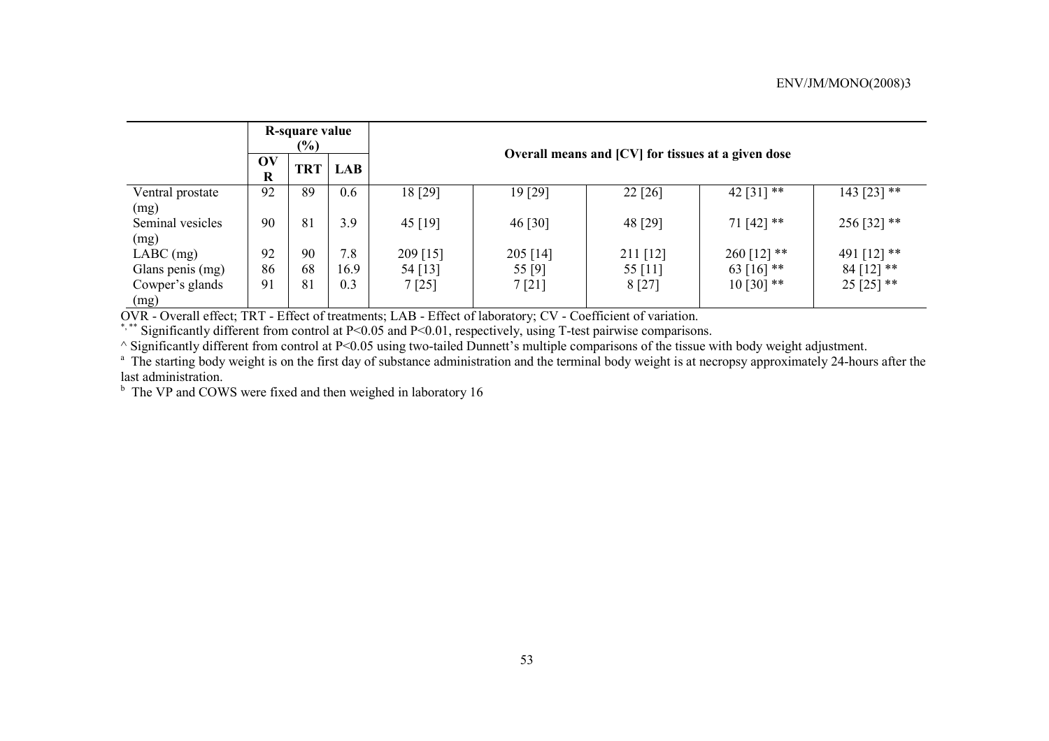| | R-square value (%) | | | Overall means and [CV] for tissues at a given dose | | | | |
|---|---|---|---|---|---|---|---|---|
| | OVR | TRT | LAB | | | | | |
| Ventral prostate (mg) | 92 | 89 | 0.6 | 18 [29] | 19 [29] | 22 [26] | 42 [31] ** | 143 [23] ** |
| Seminal vesicles (mg) | 90 | 81 | 3.9 | 45 [19] | 46 [30] | 48 [29] | 71 [42] ** | 256 [32] ** |
| LABC (mg) | 92 | 90 | 7.8 | 209 [15] | 205 [14] | 211 [12] | 260 [12] ** | 491 [12] ** |
| Glans penis (mg) | 86 | 68 | 16.9 | 54 [13] | 55 [9] | 55 [11] | 63 [16] ** | 84 [12] ** |
| Cowper's glands (mg) | 91 | 81 | 0.3 | 7 [25] | 7 [21] | 8 [27] | 10 [30] ** | 25 [25] ** |

OVR - Overall effect; TRT - Effect of treatments; LAB - Effect of laboratory; CV - Coefficient of variation.

*, ** Significantly different from control at $P<0.05$ and $P<0.01$, respectively, using T-test pairwise comparisons.

^ Significantly different from control at $P<0.05$ using two-tailed Dunnett's multiple comparisons of the tissue with body weight adjustment.

[a] The starting body weight is on the first day of substance administration and the terminal body weight is at necropsy approximately 24-hours after the last administration.

[b] The VP and COWS were fixed and then weighed in laboratory 16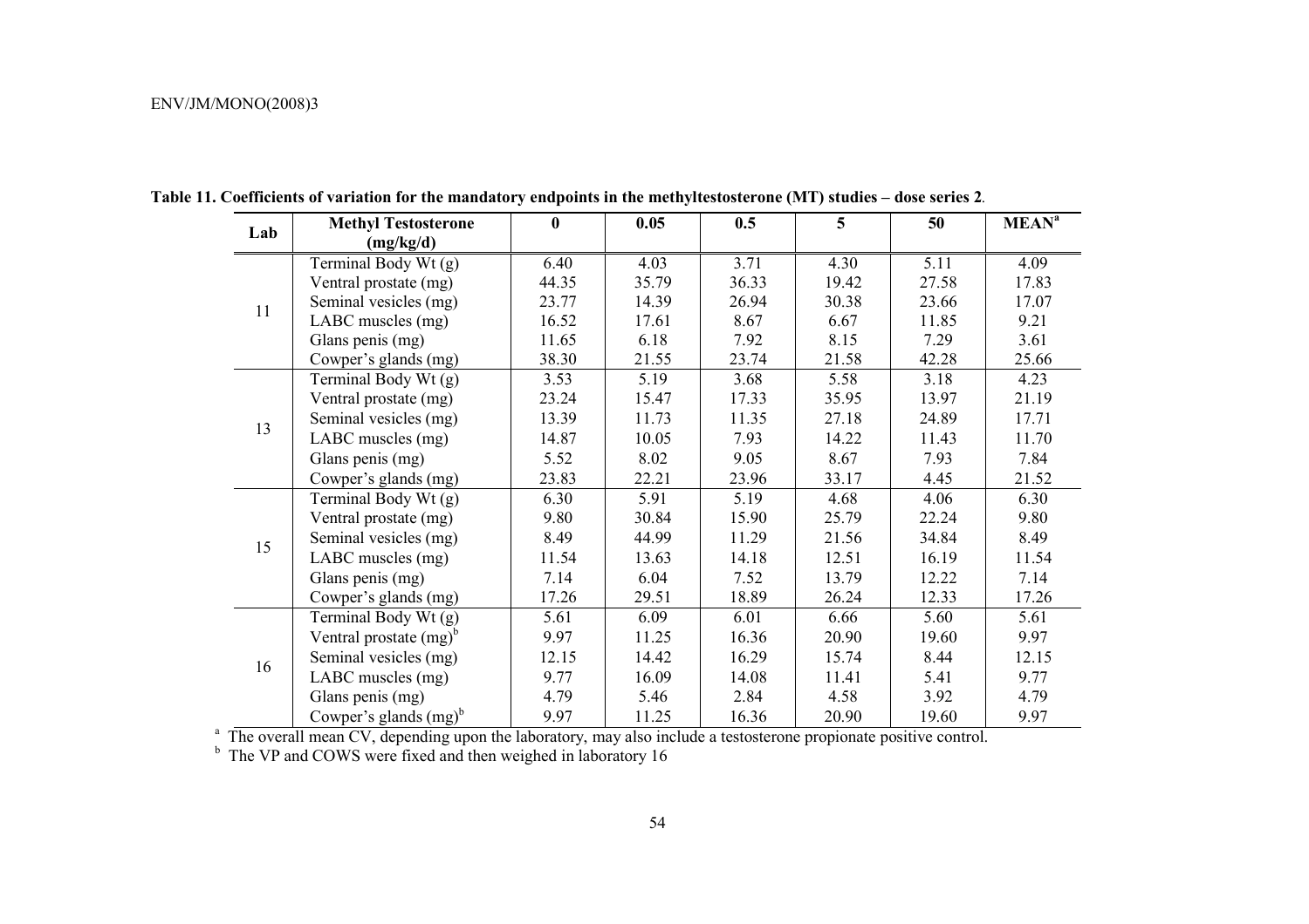**Table 11. Coefficients of variation for the mandatory endpoints in the methyltestosterone (MT) studies – dose series 2**.

| Lab | Methyl Testosterone (mg/kg/d) | 0 | 0.05 | 0.5 | 5 | 50 | MEAN[a] |
|---|---|---|---|---|---|---|---|
| 11 | Terminal Body Wt (g) | 6.40 | 4.03 | 3.71 | 4.30 | 5.11 | 4.09 |
| | Ventral prostate (mg) | 44.35 | 35.79 | 36.33 | 19.42 | 27.58 | 17.83 |
| | Seminal vesicles (mg) | 23.77 | 14.39 | 26.94 | 30.38 | 23.66 | 17.07 |
| | LABC muscles (mg) | 16.52 | 17.61 | 8.67 | 6.67 | 11.85 | 9.21 |
| | Glans penis (mg) | 11.65 | 6.18 | 7.92 | 8.15 | 7.29 | 3.61 |
| | Cowper's glands (mg) | 38.30 | 21.55 | 23.74 | 21.58 | 42.28 | 25.66 |
| 13 | Terminal Body Wt (g) | 3.53 | 5.19 | 3.68 | 5.58 | 3.18 | 4.23 |
| | Ventral prostate (mg) | 23.24 | 15.47 | 17.33 | 35.95 | 13.97 | 21.19 |
| | Seminal vesicles (mg) | 13.39 | 11.73 | 11.35 | 27.18 | 24.89 | 17.71 |
| | LABC muscles (mg) | 14.87 | 10.05 | 7.93 | 14.22 | 11.43 | 11.70 |
| | Glans penis (mg) | 5.52 | 8.02 | 9.05 | 8.67 | 7.93 | 7.84 |
| | Cowper's glands (mg) | 23.83 | 22.21 | 23.96 | 33.17 | 4.45 | 21.52 |
| 15 | Terminal Body Wt (g) | 6.30 | 5.91 | 5.19 | 4.68 | 4.06 | 6.30 |
| | Ventral prostate (mg) | 9.80 | 30.84 | 15.90 | 25.79 | 22.24 | 9.80 |
| | Seminal vesicles (mg) | 8.49 | 44.99 | 11.29 | 21.56 | 34.84 | 8.49 |
| | LABC muscles (mg) | 11.54 | 13.63 | 14.18 | 12.51 | 16.19 | 11.54 |
| | Glans penis (mg) | 7.14 | 6.04 | 7.52 | 13.79 | 12.22 | 7.14 |
| | Cowper's glands (mg) | 17.26 | 29.51 | 18.89 | 26.24 | 12.33 | 17.26 |
| 16 | Terminal Body Wt (g) | 5.61 | 6.09 | 6.01 | 6.66 | 5.60 | 5.61 |
| | Ventral prostate (mg)[b] | 9.97 | 11.25 | 16.36 | 20.90 | 19.60 | 9.97 |
| | Seminal vesicles (mg) | 12.15 | 14.42 | 16.29 | 15.74 | 8.44 | 12.15 |
| | LABC muscles (mg) | 9.77 | 16.09 | 14.08 | 11.41 | 5.41 | 9.77 |
| | Glans penis (mg) | 4.79 | 5.46 | 2.84 | 4.58 | 3.92 | 4.79 |
| | Cowper's glands (mg)[b] | 9.97 | 11.25 | 16.36 | 20.90 | 19.60 | 9.97 |

[a] The overall mean CV, depending upon the laboratory, may also include a testosterone propionate positive control.

[b] The VP and COWS were fixed and then weighed in laboratory 16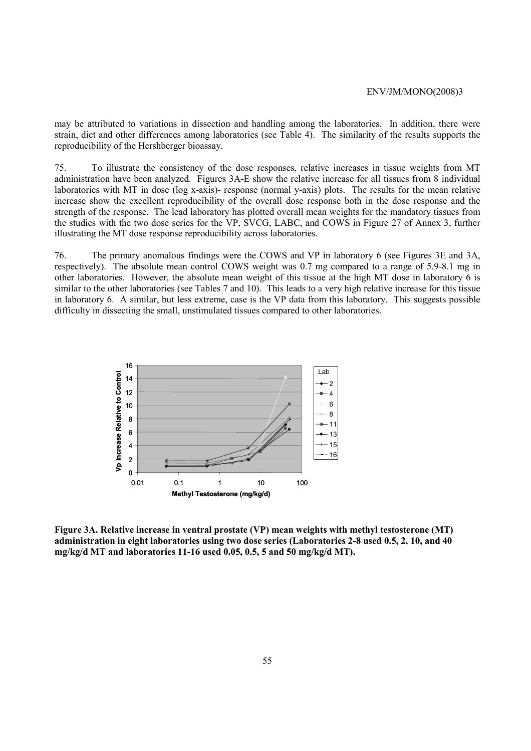may be attributed to variations in dissection and handling among the laboratories. In addition, there were strain, diet and other differences among laboratories (see Table 4). The similarity of the results supports the reproducibility of the Hershberger bioassay.

75. To illustrate the consistency of the dose responses, relative increases in tissue weights from MT administration have been analyzed. Figures 3A-E show the relative increase for all tissues from 8 individual laboratories with MT in dose (log x-axis)- response (normal y-axis) plots. The results for the mean relative increase show the excellent reproducibility of the overall dose response both in the dose response and the strength of the response. The lead laboratory has plotted overall mean weights for the mandatory tissues from the studies with the two dose series for the VP, SVCG, LABC, and COWS in Figure 27 of Annex 3, further illustrating the MT dose response reproducibility across laboratories.

76. The primary anomalous findings were the COWS and VP in laboratory 6 (see Figures 3E and 3A, respectively). The absolute mean control COWS weight was 0.7 mg compared to a range of 5.9-8.1 mg in other laboratories. However, the absolute mean weight of this tissue at the high MT dose in laboratory 6 is similar to the other laboratories (see Tables 7 and 10). This leads to a very high relative increase for this tissue in laboratory 6. A similar, but less extreme, case is the VP data from this laboratory. This suggests possible difficulty in dissecting the small, unstimulated tissues compared to other laboratories.

**Figure 3A. Relative increase in ventral prostate (VP) mean weights with methyl testosterone (MT) administration in eight laboratories using two dose series (Laboratories 2-8 used 0.5, 2, 10, and 40 mg/kg/d MT and laboratories 11-16 used 0.05, 0.5, 5 and 50 mg/kg/d MT).**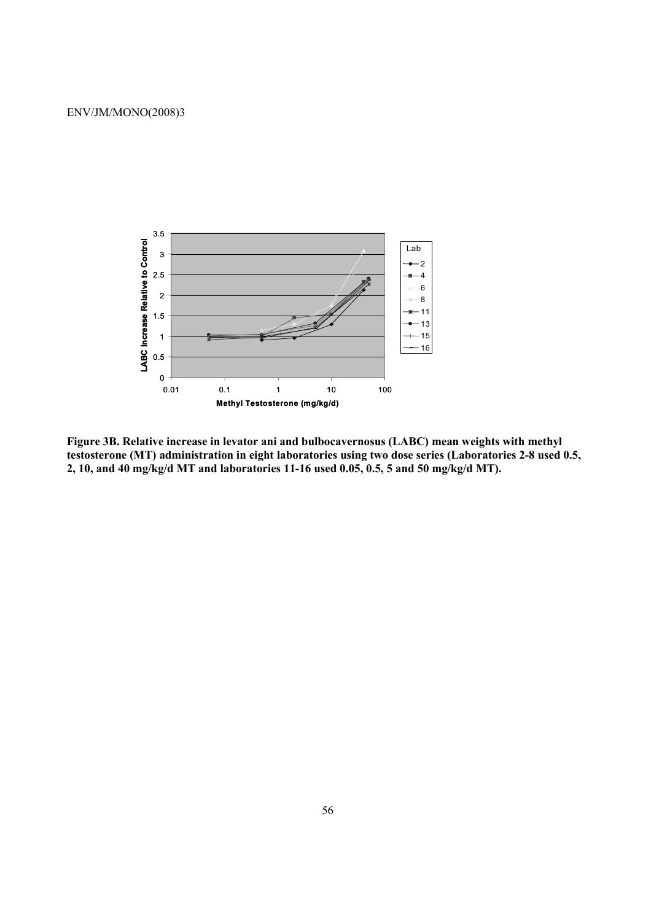**Figure 3B. Relative increase in levator ani and bulbocavernosus (LABC) mean weights with methyl testosterone (MT) administration in eight laboratories using two dose series (Laboratories 2-8 used 0.5, 2, 10, and 40 mg/kg/d MT and laboratories 11-16 used 0.05, 0.5, 5 and 50 mg/kg/d MT).**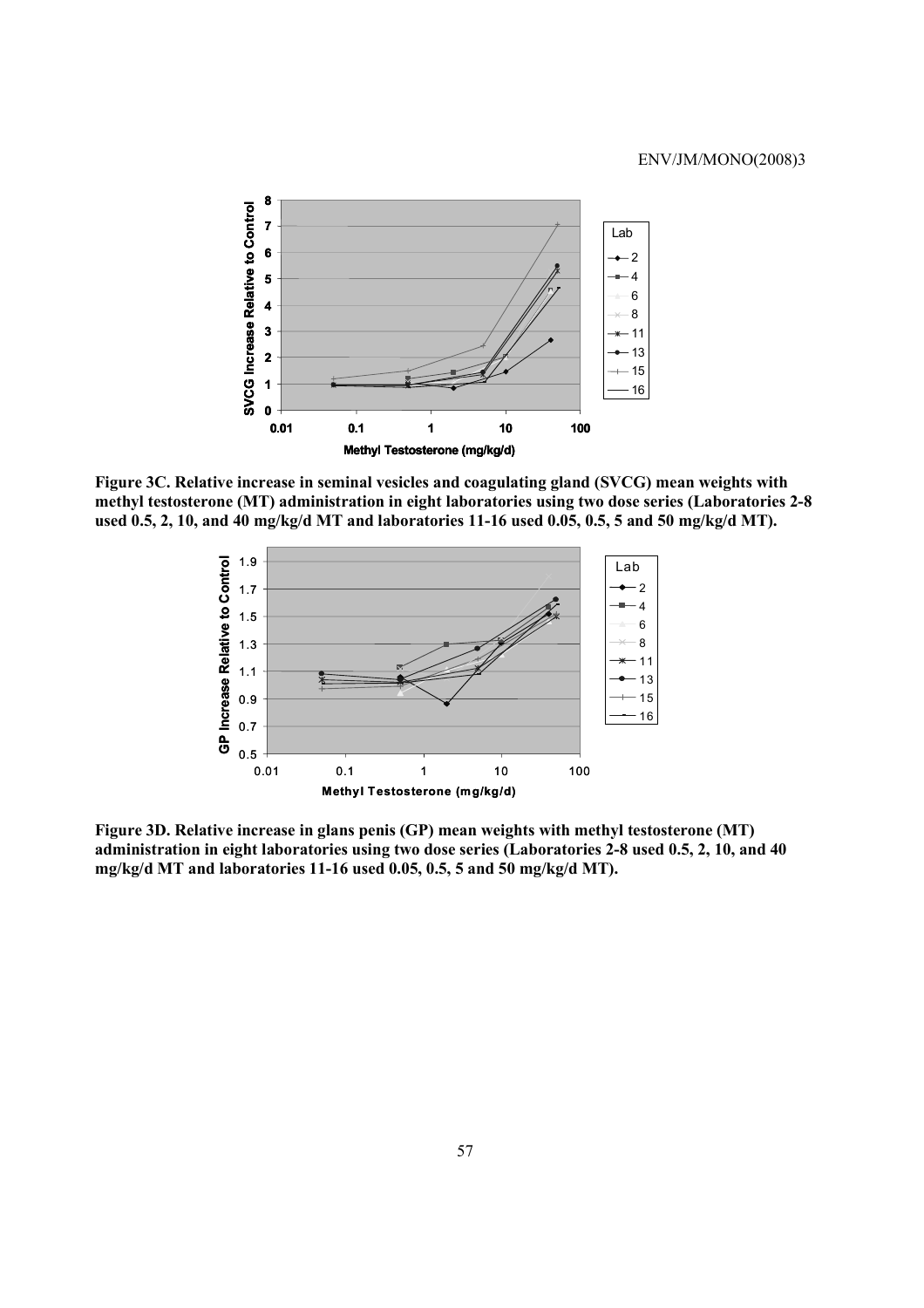Figure 3C. Relative increase in seminal vesicles and coagulating gland (SVCG) mean weights with methyl testosterone (MT) administration in eight laboratories using two dose series (Laboratories 2-8 used 0.5, 2, 10, and 40 mg/kg/d MT and laboratories 11-16 used 0.05, 0.5, 5 and 50 mg/kg/d MT).

Figure 3D. Relative increase in glans penis (GP) mean weights with methyl testosterone (MT) administration in eight laboratories using two dose series (Laboratories 2-8 used 0.5, 2, 10, and 40 mg/kg/d MT and laboratories 11-16 used 0.05, 0.5, 5 and 50 mg/kg/d MT).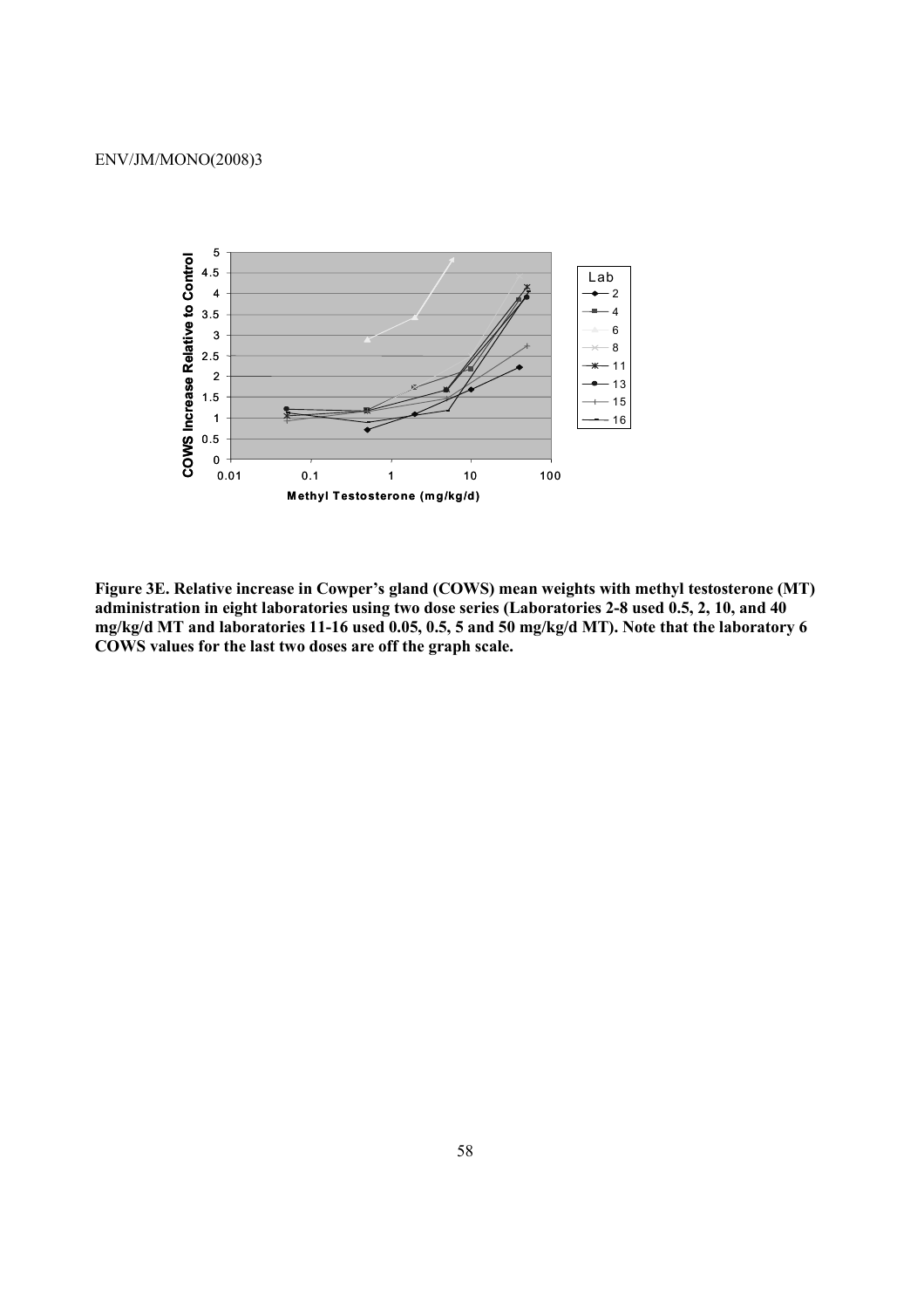**Figure 3E. Relative increase in Cowper's gland (COWS) mean weights with methyl testosterone (MT) administration in eight laboratories using two dose series (Laboratories 2-8 used 0.5, 2, 10, and 40 mg/kg/d MT and laboratories 11-16 used 0.05, 0.5, 5 and 50 mg/kg/d MT). Note that the laboratory 6 COWS values for the last two doses are off the graph scale.**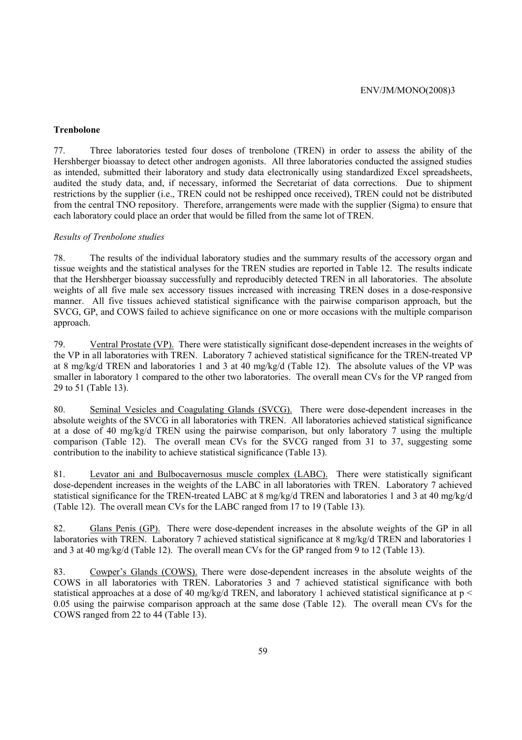### Trenbolone

77. Three laboratories tested four doses of trenbolone (TREN) in order to assess the ability of the Hershberger bioassay to detect other androgen agonists. All three laboratories conducted the assigned studies as intended, submitted their laboratory and study data electronically using standardized Excel spreadsheets, audited the study data, and, if necessary, informed the Secretariat of data corrections. Due to shipment restrictions by the supplier (i.e., TREN could not be reshipped once received), TREN could not be distributed from the central TNO repository. Therefore, arrangements were made with the supplier (Sigma) to ensure that each laboratory could place an order that would be filled from the same lot of TREN.

*Results of Trenbolone studies*

78. The results of the individual laboratory studies and the summary results of the accessory organ and tissue weights and the statistical analyses for the TREN studies are reported in Table 12. The results indicate that the Hershberger bioassay successfully and reproducibly detected TREN in all laboratories. The absolute weights of all five male sex accessory tissues increased with increasing TREN doses in a dose-responsive manner. All five tissues achieved statistical significance with the pairwise comparison approach, but the SVCG, GP, and COWS failed to achieve significance on one or more occasions with the multiple comparison approach.

79. Ventral Prostate (VP). There were statistically significant dose-dependent increases in the weights of the VP in all laboratories with TREN. Laboratory 7 achieved statistical significance for the TREN-treated VP at 8 mg/kg/d TREN and laboratories 1 and 3 at 40 mg/kg/d (Table 12). The absolute values of the VP was smaller in laboratory 1 compared to the other two laboratories. The overall mean CVs for the VP ranged from 29 to 51 (Table 13).

80. Seminal Vesicles and Coagulating Glands (SVCG). There were dose-dependent increases in the absolute weights of the SVCG in all laboratories with TREN. All laboratories achieved statistical significance at a dose of 40 mg/kg/d TREN using the pairwise comparison, but only laboratory 7 using the multiple comparison (Table 12). The overall mean CVs for the SVCG ranged from 31 to 37, suggesting some contribution to the inability to achieve statistical significance (Table 13).

81. Levator ani and Bulbocavernosus muscle complex (LABC). There were statistically significant dose-dependent increases in the weights of the LABC in all laboratories with TREN. Laboratory 7 achieved statistical significance for the TREN-treated LABC at 8 mg/kg/d TREN and laboratories 1 and 3 at 40 mg/kg/d (Table 12). The overall mean CVs for the LABC ranged from 17 to 19 (Table 13).

82. Glans Penis (GP). There were dose-dependent increases in the absolute weights of the GP in all laboratories with TREN. Laboratory 7 achieved statistical significance at 8 mg/kg/d TREN and laboratories 1 and 3 at 40 mg/kg/d (Table 12). The overall mean CVs for the GP ranged from 9 to 12 (Table 13).

83. Cowper's Glands (COWS). There were dose-dependent increases in the absolute weights of the COWS in all laboratories with TREN. Laboratories 3 and 7 achieved statistical significance with both statistical approaches at a dose of 40 mg/kg/d TREN, and laboratory 1 achieved statistical significance at $p < 0.05$ using the pairwise comparison approach at the same dose (Table 12). The overall mean CVs for the COWS ranged from 22 to 44 (Table 13).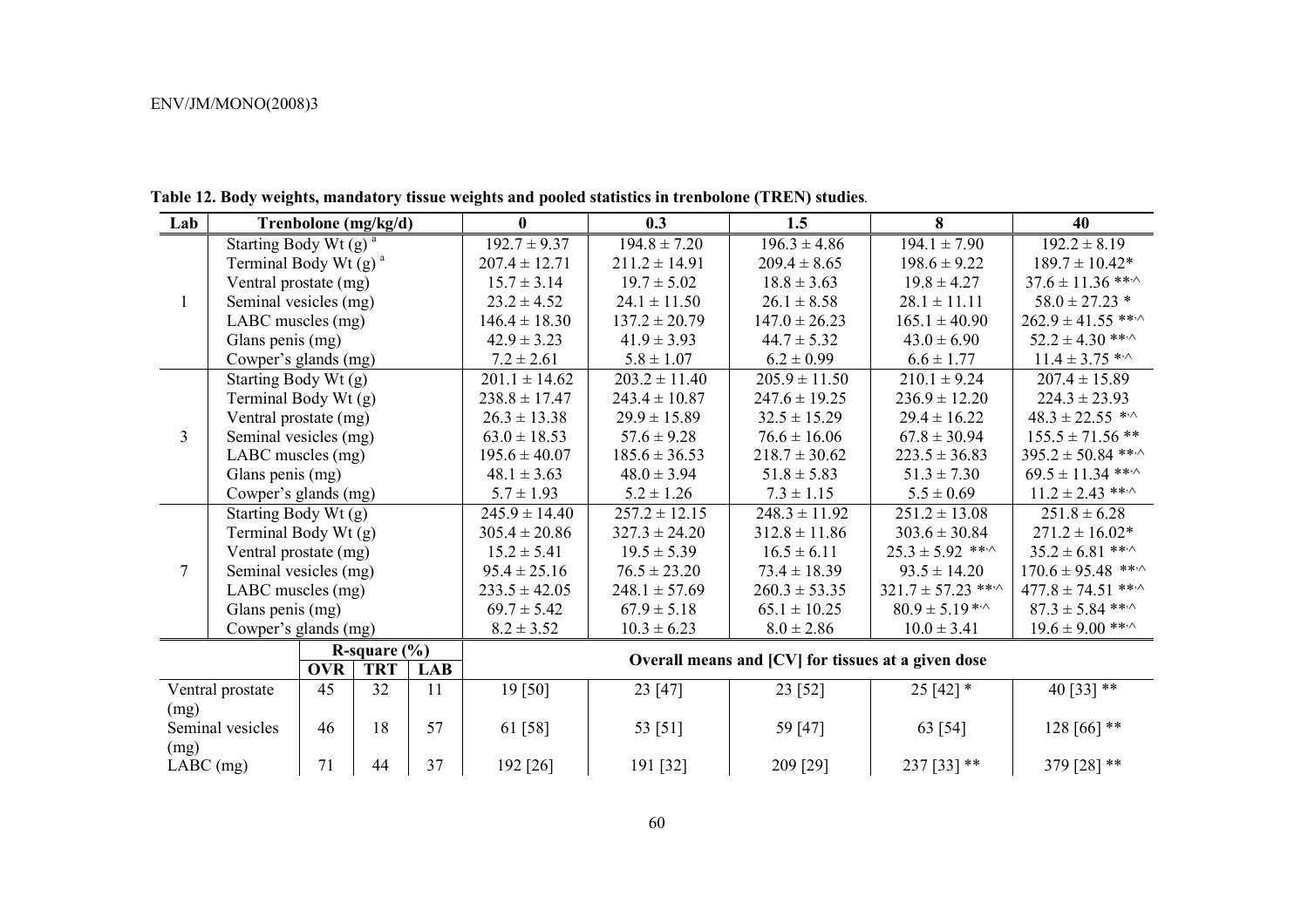**Table 12. Body weights, mandatory tissue weights and pooled statistics in trenbolone (TREN) studies**.

| Lab | Trenbolone (mg/kg/d) | | | | 0 | 0.3 | 1.5 | 8 | 40 |
|---|---|---|---|---|---|---|---|---|---|
| 1 | Starting Body Wt (g) [a] | | | | 192.7 ± 9.37 | 194.8 ± 7.20 | 196.3 ± 4.86 | 194.1 ± 7.90 | 192.2 ± 8.19 |
| | Terminal Body Wt (g) [a] | | | | 207.4 ± 12.71 | 211.2 ± 14.91 | 209.4 ± 8.65 | 198.6 ± 9.22 | 189.7 ± 10.42* |
| | Ventral prostate (mg) | | | | 15.7 ± 3.14 | 19.7 ± 5.02 | 18.8 ± 3.63 | 19.8 ± 4.27 | 37.6 ± 11.36 **,^ |
| | Seminal vesicles (mg) | | | | 23.2 ± 4.52 | 24.1 ± 11.50 | 26.1 ± 8.58 | 28.1 ± 11.11 | 58.0 ± 27.23 * |
| | LABC muscles (mg) | | | | 146.4 ± 18.30 | 137.2 ± 20.79 | 147.0 ± 26.23 | 165.1 ± 40.90 | 262.9 ± 41.55 **,^ |
| | Glans penis (mg) | | | | 42.9 ± 3.23 | 41.9 ± 3.93 | 44.7 ± 5.32 | 43.0 ± 6.90 | 52.2 ± 4.30 **,^ |
| | Cowper's glands (mg) | | | | 7.2 ± 2.61 | 5.8 ± 1.07 | 6.2 ± 0.99 | 6.6 ± 1.77 | 11.4 ± 3.75 *,^ |
| 3 | Starting Body Wt (g) | | | | 201.1 ± 14.62 | 203.2 ± 11.40 | 205.9 ± 11.50 | 210.1 ± 9.24 | 207.4 ± 15.89 |
| | Terminal Body Wt (g) | | | | 238.8 ± 17.47 | 243.4 ± 10.87 | 247.6 ± 19.25 | 236.9 ± 12.20 | 224.3 ± 23.93 |
| | Ventral prostate (mg) | | | | 26.3 ± 13.38 | 29.9 ± 15.89 | 32.5 ± 15.29 | 29.4 ± 16.22 | 48.3 ± 22.55 *,^ |
| | Seminal vesicles (mg) | | | | 63.0 ± 18.53 | 57.6 ± 9.28 | 76.6 ± 16.06 | 67.8 ± 30.94 | 155.5 ± 71.56 ** |
| | LABC muscles (mg) | | | | 195.6 ± 40.07 | 185.6 ± 36.53 | 218.7 ± 30.62 | 223.5 ± 36.83 | 395.2 ± 50.84 **,^ |
| | Glans penis (mg) | | | | 48.1 ± 3.63 | 48.0 ± 3.94 | 51.8 ± 5.83 | 51.3 ± 7.30 | 69.5 ± 11.34 **,^ |
| | Cowper's glands (mg) | | | | 5.7 ± 1.93 | 5.2 ± 1.26 | 7.3 ± 1.15 | 5.5 ± 0.69 | 11.2 ± 2.43 **,^ |
| 7 | Starting Body Wt (g) | | | | 245.9 ± 14.40 | 257.2 ± 12.15 | 248.3 ± 11.92 | 251.2 ± 13.08 | 251.8 ± 6.28 |
| | Terminal Body Wt (g) | | | | 305.4 ± 20.86 | 327.3 ± 24.20 | 312.8 ± 11.86 | 303.6 ± 30.84 | 271.2 ± 16.02* |
| | Ventral prostate (mg) | | | | 15.2 ± 5.41 | 19.5 ± 5.39 | 16.5 ± 6.11 | 25.3 ± 5.92 **,^ | 35.2 ± 6.81 **,^ |
| | Seminal vesicles (mg) | | | | 95.4 ± 25.16 | 76.5 ± 23.20 | 73.4 ± 18.39 | 93.5 ± 14.20 | 170.6 ± 95.48 **,^ |
| | LABC muscles (mg) | | | | 233.5 ± 42.05 | 248.1 ± 57.69 | 260.3 ± 53.35 | 321.7 ± 57.23 **,^ | 477.8 ± 74.51 **,^ |
| | Glans penis (mg) | | | | 69.7 ± 5.42 | 67.9 ± 5.18 | 65.1 ± 10.25 | 80.9 ± 5.19 *,^ | 87.3 ± 5.84 **,^ |
| | Cowper's glands (mg) | | | | 8.2 ± 3.52 | 10.3 ± 6.23 | 8.0 ± 2.86 | 10.0 ± 3.41 | 19.6 ± 9.00 **,^ |
| | | R-square (%) | | | Overall means and [CV] for tissues at a given dose | | | | |
| | | OVR | TRT | LAB | | | | | |
| Ventral prostate (mg) | | 45 | 32 | 11 | 19 [50] | 23 [47] | 23 [52] | 25 [42] * | 40 [33] ** |
| Seminal vesicles (mg) | | 46 | 18 | 57 | 61 [58] | 53 [51] | 59 [47] | 63 [54] | 128 [66] ** |
| LABC (mg) | | 71 | 44 | 37 | 192 [26] | 191 [32] | 209 [29] | 237 [33] ** | 379 [28] ** |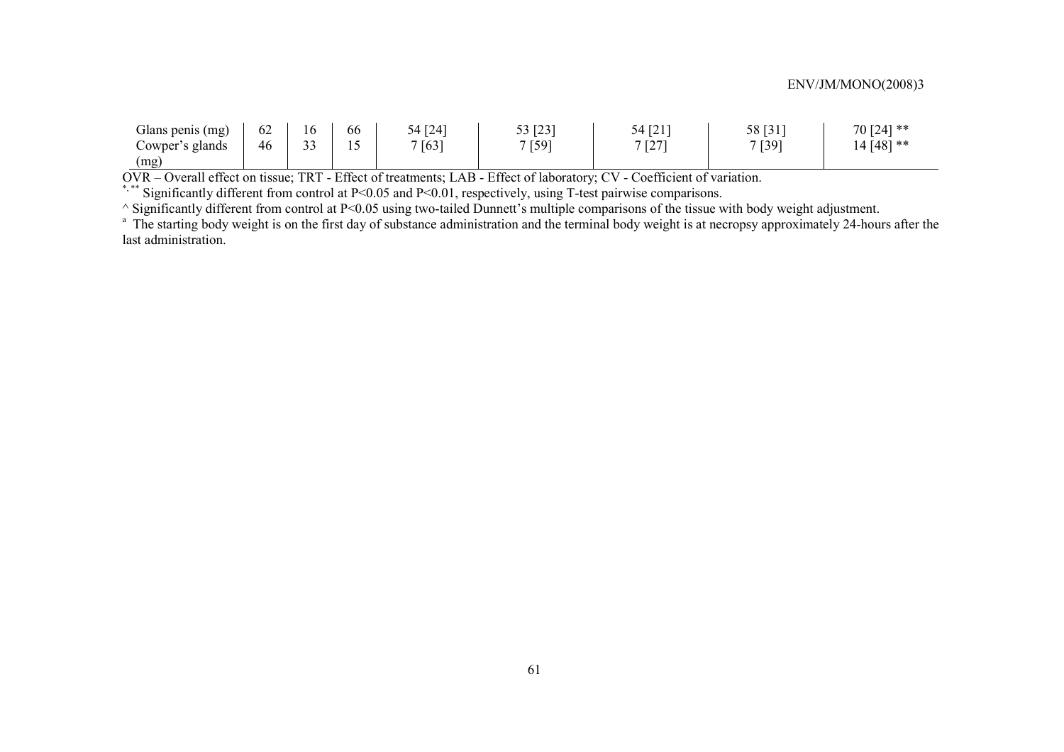| | | | | | | | | |
|---|---|---|---|---|---|---|---|---|
| Glans penis (mg) | 62 | 16 | 66 | 54 [24] | 53 [23] | 54 [21] | 58 [31] | 70 [24] ** |
| Cowper's glands (mg) | 46 | 33 | 15 | 7 [63] | 7 [59] | 7 [27] | 7 [39] | 14 [48] ** |

OVR – Overall effect on tissue; TRT - Effect of treatments; LAB - Effect of laboratory; CV - Coefficient of variation.

*, ** Significantly different from control at P<0.05 and P<0.01, respectively, using T-test pairwise comparisons.

^ Significantly different from control at P<0.05 using two-tailed Dunnett's multiple comparisons of the tissue with body weight adjustment.

[a] The starting body weight is on the first day of substance administration and the terminal body weight is at necropsy approximately 24-hours after the last administration.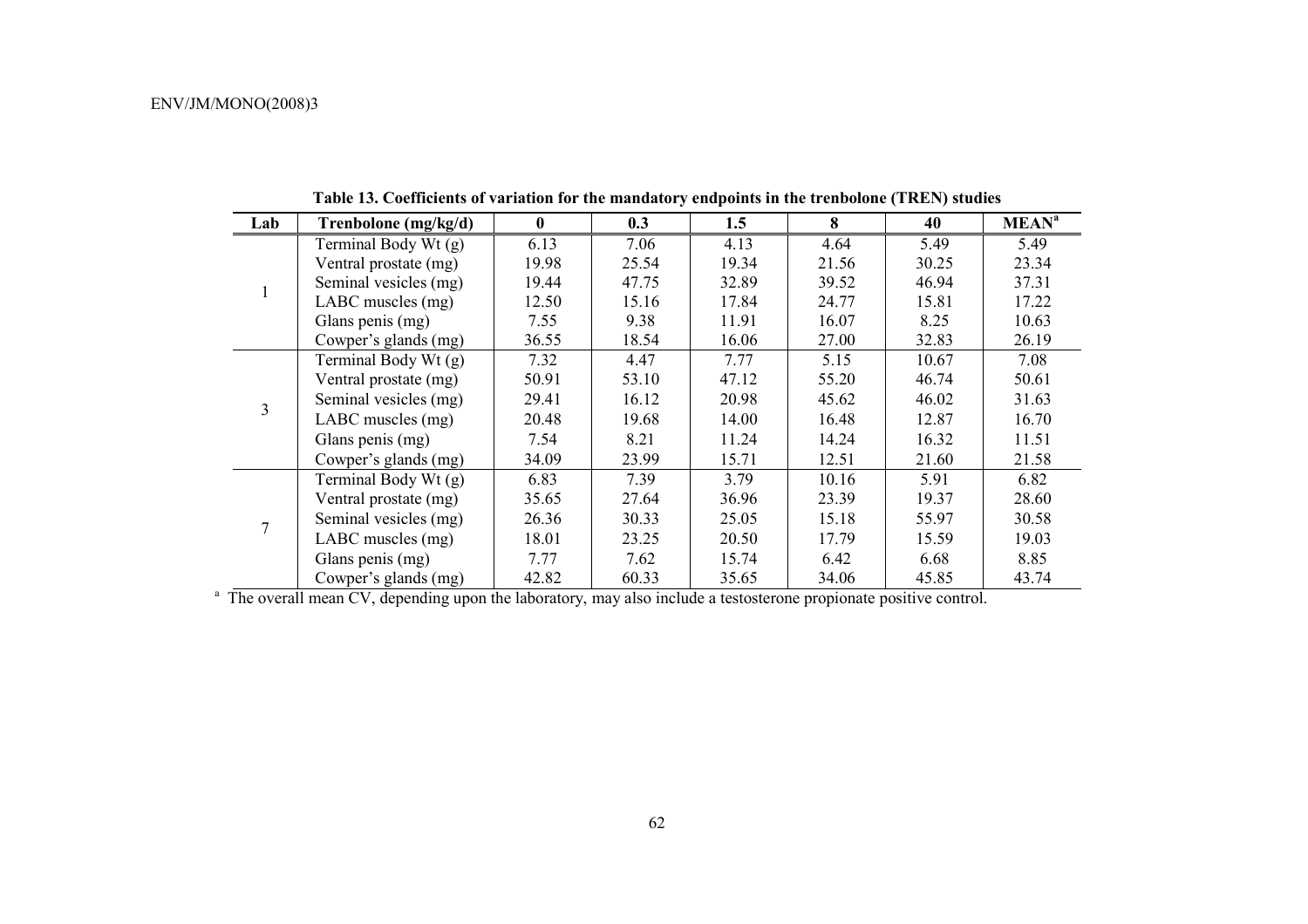**Table 13. Coefficients of variation for the mandatory endpoints in the trenbolone (TREN) studies**

| Lab | Trenbolone (mg/kg/d) | 0 | 0.3 | 1.5 | 8 | 40 | MEAN[a] |
|---|---|---|---|---|---|---|---|
| 1 | Terminal Body Wt (g) | 6.13 | 7.06 | 4.13 | 4.64 | 5.49 | 5.49 |
| | Ventral prostate (mg) | 19.98 | 25.54 | 19.34 | 21.56 | 30.25 | 23.34 |
| | Seminal vesicles (mg) | 19.44 | 47.75 | 32.89 | 39.52 | 46.94 | 37.31 |
| | LABC muscles (mg) | 12.50 | 15.16 | 17.84 | 24.77 | 15.81 | 17.22 |
| | Glans penis (mg) | 7.55 | 9.38 | 11.91 | 16.07 | 8.25 | 10.63 |
| | Cowper's glands (mg) | 36.55 | 18.54 | 16.06 | 27.00 | 32.83 | 26.19 |
| 3 | Terminal Body Wt (g) | 7.32 | 4.47 | 7.77 | 5.15 | 10.67 | 7.08 |
| | Ventral prostate (mg) | 50.91 | 53.10 | 47.12 | 55.20 | 46.74 | 50.61 |
| | Seminal vesicles (mg) | 29.41 | 16.12 | 20.98 | 45.62 | 46.02 | 31.63 |
| | LABC muscles (mg) | 20.48 | 19.68 | 14.00 | 16.48 | 12.87 | 16.70 |
| | Glans penis (mg) | 7.54 | 8.21 | 11.24 | 14.24 | 16.32 | 11.51 |
| | Cowper's glands (mg) | 34.09 | 23.99 | 15.71 | 12.51 | 21.60 | 21.58 |
| 7 | Terminal Body Wt (g) | 6.83 | 7.39 | 3.79 | 10.16 | 5.91 | 6.82 |
| | Ventral prostate (mg) | 35.65 | 27.64 | 36.96 | 23.39 | 19.37 | 28.60 |
| | Seminal vesicles (mg) | 26.36 | 30.33 | 25.05 | 15.18 | 55.97 | 30.58 |
| | LABC muscles (mg) | 18.01 | 23.25 | 20.50 | 17.79 | 15.59 | 19.03 |
| | Glans penis (mg) | 7.77 | 7.62 | 15.74 | 6.42 | 6.68 | 8.85 |
| | Cowper's glands (mg) | 42.82 | 60.33 | 35.65 | 34.06 | 45.85 | 43.74 |

[a] The overall mean CV, depending upon the laboratory, may also include a testosterone propionate positive control.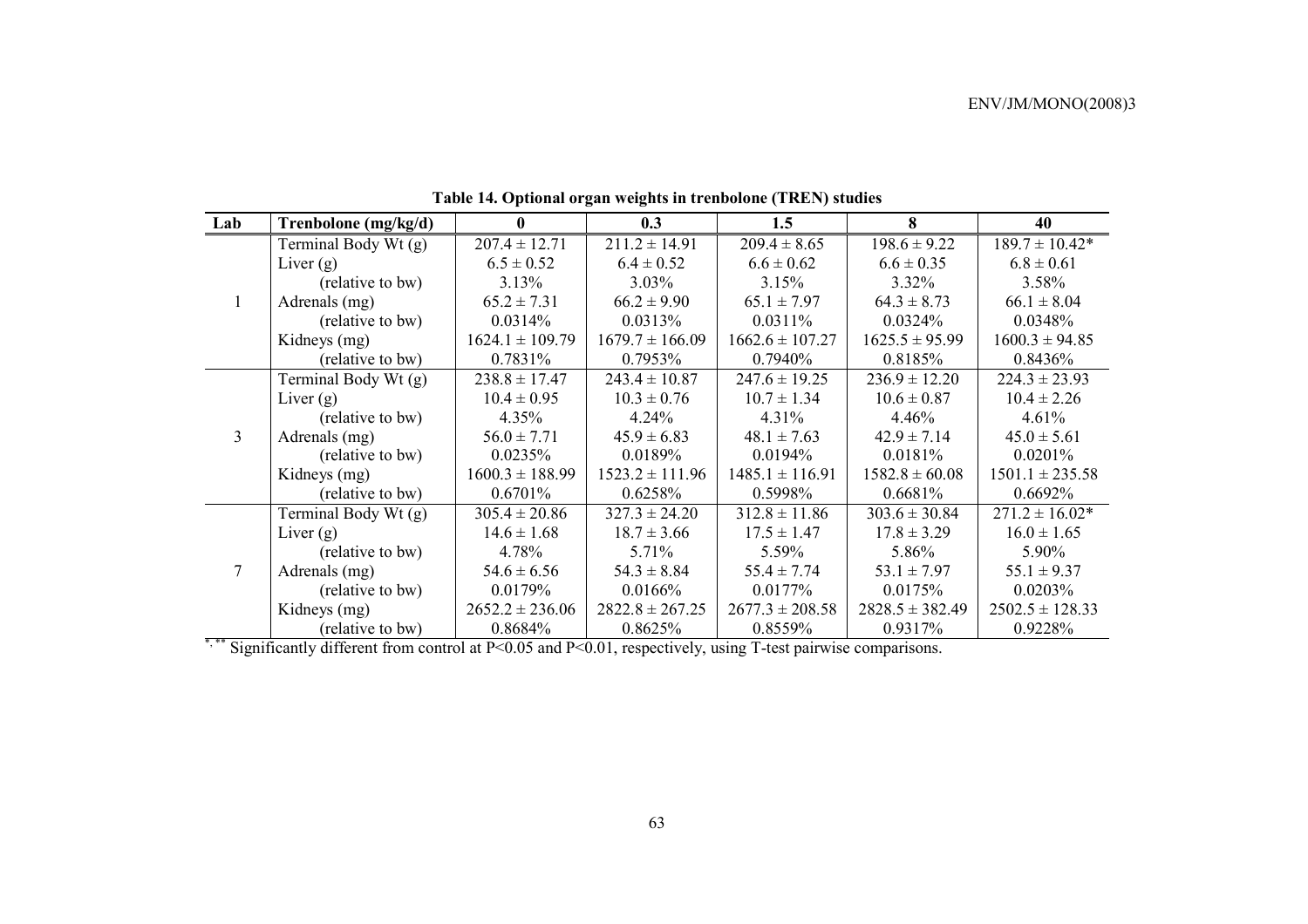**Table 14. Optional organ weights in trenbolone (TREN) studies**

| Lab | Trenbolone (mg/kg/d) | 0 | 0.3 | 1.5 | 8 | 40 |
|---|---|---|---|---|---|---|
| 1 | Terminal Body Wt (g) | 207.4 ± 12.71 | 211.2 ± 14.91 | 209.4 ± 8.65 | 198.6 ± 9.22 | 189.7 ± 10.42* |
| | Liver (g) | 6.5 ± 0.52 | 6.4 ± 0.52 | 6.6 ± 0.62 | 6.6 ± 0.35 | 6.8 ± 0.61 |
| | (relative to bw) | 3.13% | 3.03% | 3.15% | 3.32% | 3.58% |
| | Adrenals (mg) | 65.2 ± 7.31 | 66.2 ± 9.90 | 65.1 ± 7.97 | 64.3 ± 8.73 | 66.1 ± 8.04 |
| | (relative to bw) | 0.0314% | 0.0313% | 0.0311% | 0.0324% | 0.0348% |
| | Kidneys (mg) | 1624.1 ± 109.79 | 1679.7 ± 166.09 | 1662.6 ± 107.27 | 1625.5 ± 95.99 | 1600.3 ± 94.85 |
| | (relative to bw) | 0.7831% | 0.7953% | 0.7940% | 0.8185% | 0.8436% |
| 3 | Terminal Body Wt (g) | 238.8 ± 17.47 | 243.4 ± 10.87 | 247.6 ± 19.25 | 236.9 ± 12.20 | 224.3 ± 23.93 |
| | Liver (g) | 10.4 ± 0.95 | 10.3 ± 0.76 | 10.7 ± 1.34 | 10.6 ± 0.87 | 10.4 ± 2.26 |
| | (relative to bw) | 4.35% | 4.24% | 4.31% | 4.46% | 4.61% |
| | Adrenals (mg) | 56.0 ± 7.71 | 45.9 ± 6.83 | 48.1 ± 7.63 | 42.9 ± 7.14 | 45.0 ± 5.61 |
| | (relative to bw) | 0.0235% | 0.0189% | 0.0194% | 0.0181% | 0.0201% |
| | Kidneys (mg) | 1600.3 ± 188.99 | 1523.2 ± 111.96 | 1485.1 ± 116.91 | 1582.8 ± 60.08 | 1501.1 ± 235.58 |
| | (relative to bw) | 0.6701% | 0.6258% | 0.5998% | 0.6681% | 0.6692% |
| 7 | Terminal Body Wt (g) | 305.4 ± 20.86 | 327.3 ± 24.20 | 312.8 ± 11.86 | 303.6 ± 30.84 | 271.2 ± 16.02* |
| | Liver (g) | 14.6 ± 1.68 | 18.7 ± 3.66 | 17.5 ± 1.47 | 17.8 ± 3.29 | 16.0 ± 1.65 |
| | (relative to bw) | 4.78% | 5.71% | 5.59% | 5.86% | 5.90% |
| | Adrenals (mg) | 54.6 ± 6.56 | 54.3 ± 8.84 | 55.4 ± 7.74 | 53.1 ± 7.97 | 55.1 ± 9.37 |
| | (relative to bw) | 0.0179% | 0.0166% | 0.0177% | 0.0175% | 0.0203% |
| | Kidneys (mg) | 2652.2 ± 236.06 | 2822.8 ± 267.25 | 2677.3 ± 208.58 | 2828.5 ± 382.49 | 2502.5 ± 128.33 |
| | (relative to bw) | 0.8684% | 0.8625% | 0.8559% | 0.9317% | 0.9228% |

*, ** Significantly different from control at $P<0.05$ and $P<0.01$, respectively, using T-test pairwise comparisons.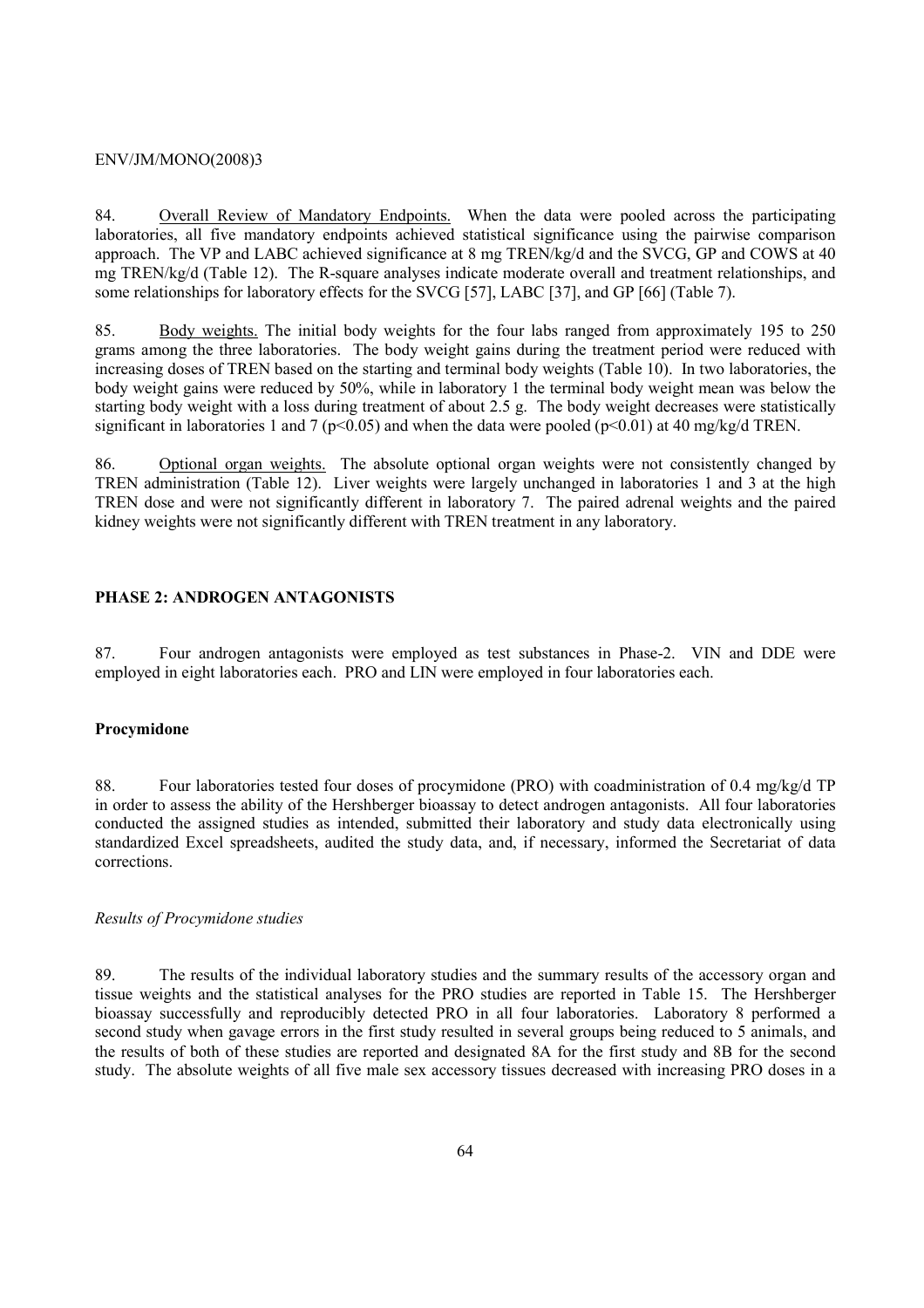84. Overall Review of Mandatory Endpoints. When the data were pooled across the participating laboratories, all five mandatory endpoints achieved statistical significance using the pairwise comparison approach. The VP and LABC achieved significance at 8 mg TREN/kg/d and the SVCG, GP and COWS at 40 mg TREN/kg/d (Table 12). The R-square analyses indicate moderate overall and treatment relationships, and some relationships for laboratory effects for the SVCG [57], LABC [37], and GP [66] (Table 7).

85. Body weights. The initial body weights for the four labs ranged from approximately 195 to 250 grams among the three laboratories. The body weight gains during the treatment period were reduced with increasing doses of TREN based on the starting and terminal body weights (Table 10). In two laboratories, the body weight gains were reduced by 50%, while in laboratory 1 the terminal body weight mean was below the starting body weight with a loss during treatment of about 2.5 g. The body weight decreases were statistically significant in laboratories 1 and 7 ($p<0.05$) and when the data were pooled ($p<0.01$) at 40 mg/kg/d TREN.

86. Optional organ weights. The absolute optional organ weights were not consistently changed by TREN administration (Table 12). Liver weights were largely unchanged in laboratories 1 and 3 at the high TREN dose and were not significantly different in laboratory 7. The paired adrenal weights and the paired kidney weights were not significantly different with TREN treatment in any laboratory.

## PHASE 2: ANDROGEN ANTAGONISTS

87. Four androgen antagonists were employed as test substances in Phase-2. VIN and DDE were employed in eight laboratories each. PRO and LIN were employed in four laboratories each.

### Procymidone

88. Four laboratories tested four doses of procymidone (PRO) with coadministration of 0.4 mg/kg/d TP in order to assess the ability of the Hershberger bioassay to detect androgen antagonists. All four laboratories conducted the assigned studies as intended, submitted their laboratory and study data electronically using standardized Excel spreadsheets, audited the study data, and, if necessary, informed the Secretariat of data corrections.

#### *Results of Procymidone studies*

89. The results of the individual laboratory studies and the summary results of the accessory organ and tissue weights and the statistical analyses for the PRO studies are reported in Table 15. The Hershberger bioassay successfully and reproducibly detected PRO in all four laboratories. Laboratory 8 performed a second study when gavage errors in the first study resulted in several groups being reduced to 5 animals, and the results of both of these studies are reported and designated 8A for the first study and 8B for the second study. The absolute weights of all five male sex accessory tissues decreased with increasing PRO doses in a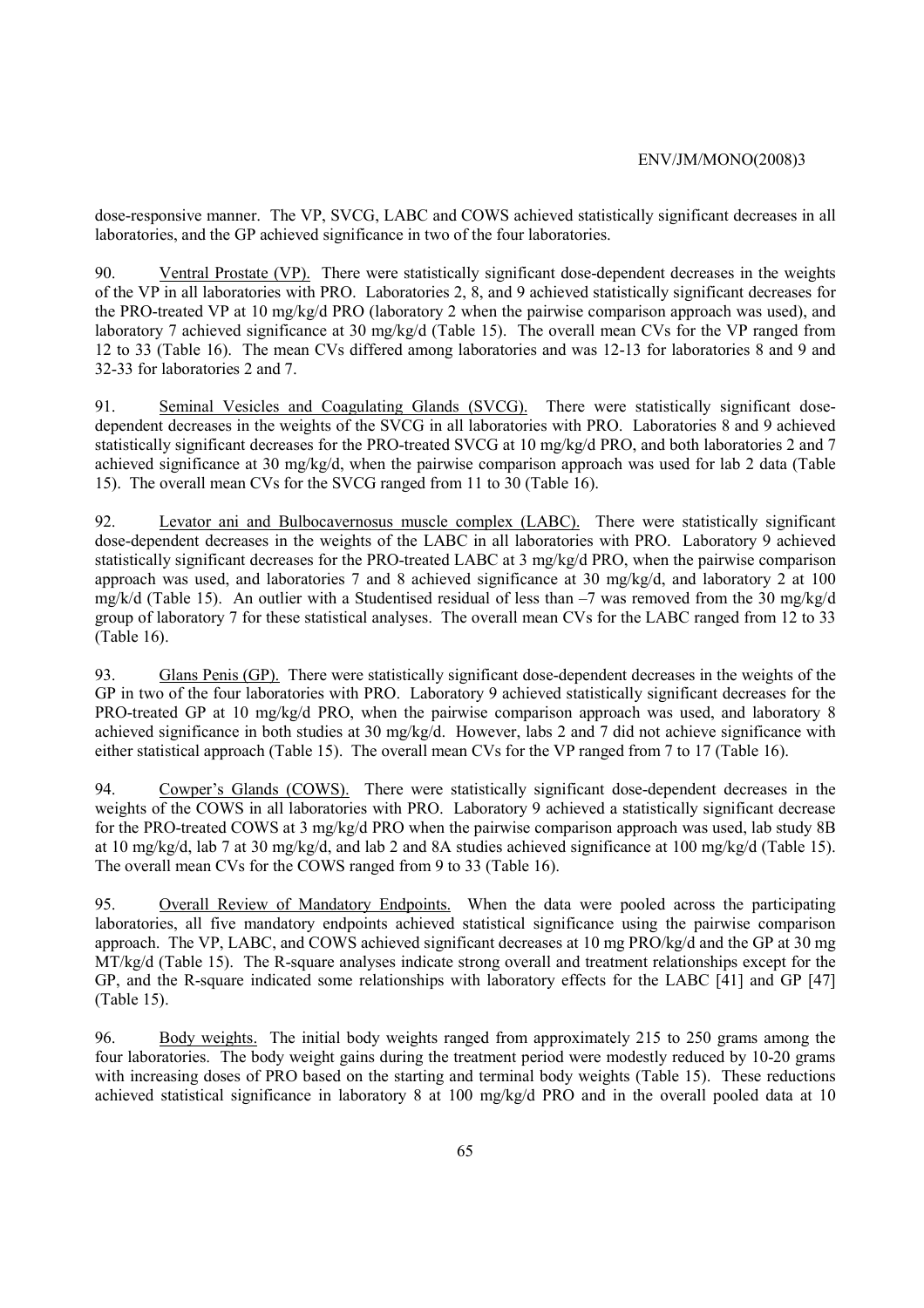dose-responsive manner. The VP, SVCG, LABC and COWS achieved statistically significant decreases in all laboratories, and the GP achieved significance in two of the four laboratories.

90. Ventral Prostate (VP). There were statistically significant dose-dependent decreases in the weights of the VP in all laboratories with PRO. Laboratories 2, 8, and 9 achieved statistically significant decreases for the PRO-treated VP at 10 mg/kg/d PRO (laboratory 2 when the pairwise comparison approach was used), and laboratory 7 achieved significance at 30 mg/kg/d (Table 15). The overall mean CVs for the VP ranged from 12 to 33 (Table 16). The mean CVs differed among laboratories and was 12-13 for laboratories 8 and 9 and 32-33 for laboratories 2 and 7.

91. Seminal Vesicles and Coagulating Glands (SVCG). There were statistically significant dose-dependent decreases in the weights of the SVCG in all laboratories with PRO. Laboratories 8 and 9 achieved statistically significant decreases for the PRO-treated SVCG at 10 mg/kg/d PRO, and both laboratories 2 and 7 achieved significance at 30 mg/kg/d, when the pairwise comparison approach was used for lab 2 data (Table 15). The overall mean CVs for the SVCG ranged from 11 to 30 (Table 16).

92. Levator ani and Bulbocavernosus muscle complex (LABC). There were statistically significant dose-dependent decreases in the weights of the LABC in all laboratories with PRO. Laboratory 9 achieved statistically significant decreases for the PRO-treated LABC at 3 mg/kg/d PRO, when the pairwise comparison approach was used, and laboratories 7 and 8 achieved significance at 30 mg/kg/d, and laboratory 2 at 100 mg/k/d (Table 15). An outlier with a Studentised residual of less than –7 was removed from the 30 mg/kg/d group of laboratory 7 for these statistical analyses. The overall mean CVs for the LABC ranged from 12 to 33 (Table 16).

93. Glans Penis (GP). There were statistically significant dose-dependent decreases in the weights of the GP in two of the four laboratories with PRO. Laboratory 9 achieved statistically significant decreases for the PRO-treated GP at 10 mg/kg/d PRO, when the pairwise comparison approach was used, and laboratory 8 achieved significance in both studies at 30 mg/kg/d. However, labs 2 and 7 did not achieve significance with either statistical approach (Table 15). The overall mean CVs for the VP ranged from 7 to 17 (Table 16).

94. Cowper's Glands (COWS). There were statistically significant dose-dependent decreases in the weights of the COWS in all laboratories with PRO. Laboratory 9 achieved a statistically significant decrease for the PRO-treated COWS at 3 mg/kg/d PRO when the pairwise comparison approach was used, lab study 8B at 10 mg/kg/d, lab 7 at 30 mg/kg/d, and lab 2 and 8A studies achieved significance at 100 mg/kg/d (Table 15). The overall mean CVs for the COWS ranged from 9 to 33 (Table 16).

95. Overall Review of Mandatory Endpoints. When the data were pooled across the participating laboratories, all five mandatory endpoints achieved statistical significance using the pairwise comparison approach. The VP, LABC, and COWS achieved significant decreases at 10 mg PRO/kg/d and the GP at 30 mg MT/kg/d (Table 15). The R-square analyses indicate strong overall and treatment relationships except for the GP, and the R-square indicated some relationships with laboratory effects for the LABC [41] and GP [47] (Table 15).

96. Body weights. The initial body weights ranged from approximately 215 to 250 grams among the four laboratories. The body weight gains during the treatment period were modestly reduced by 10-20 grams with increasing doses of PRO based on the starting and terminal body weights (Table 15). These reductions achieved statistical significance in laboratory 8 at 100 mg/kg/d PRO and in the overall pooled data at 10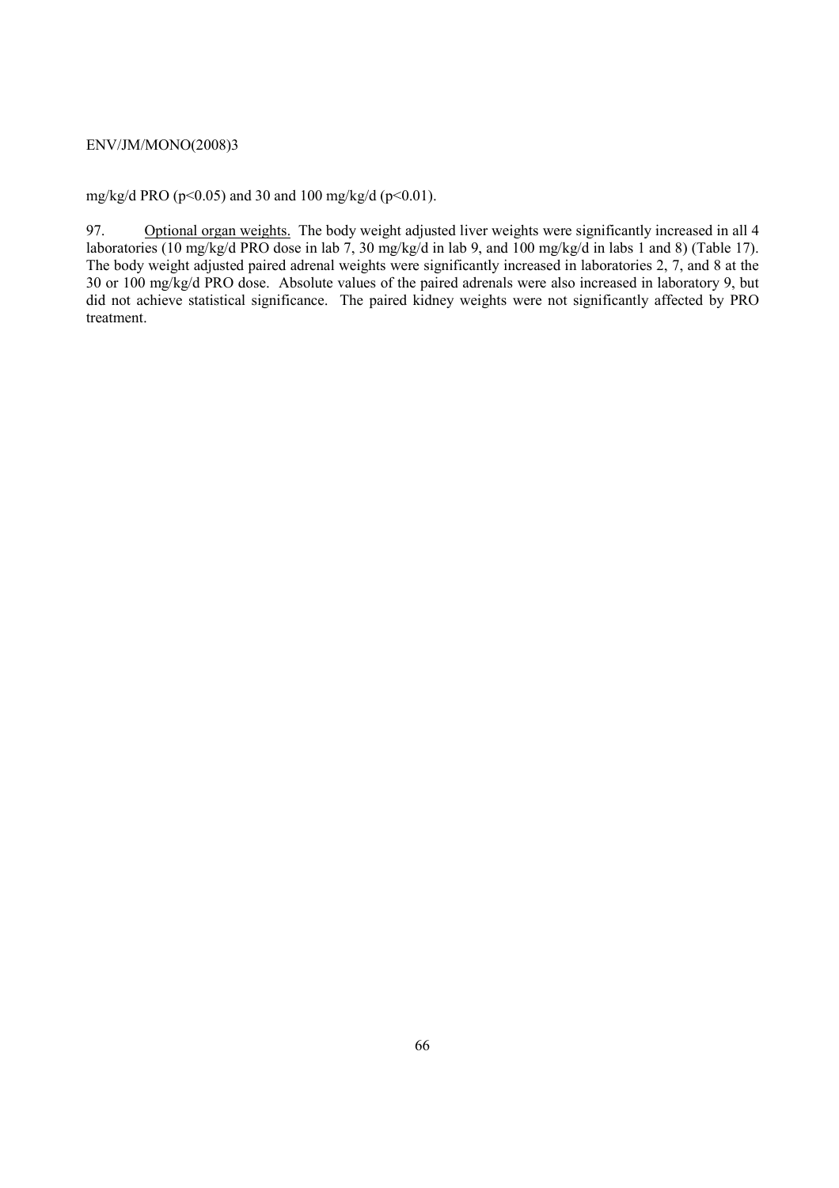mg/kg/d PRO ($p<0.05$) and 30 and 100 mg/kg/d ($p<0.01$).

97. Optional organ weights. The body weight adjusted liver weights were significantly increased in all 4 laboratories (10 mg/kg/d PRO dose in lab 7, 30 mg/kg/d in lab 9, and 100 mg/kg/d in labs 1 and 8) (Table 17). The body weight adjusted paired adrenal weights were significantly increased in laboratories 2, 7, and 8 at the 30 or 100 mg/kg/d PRO dose. Absolute values of the paired adrenals were also increased in laboratory 9, but did not achieve statistical significance. The paired kidney weights were not significantly affected by PRO treatment.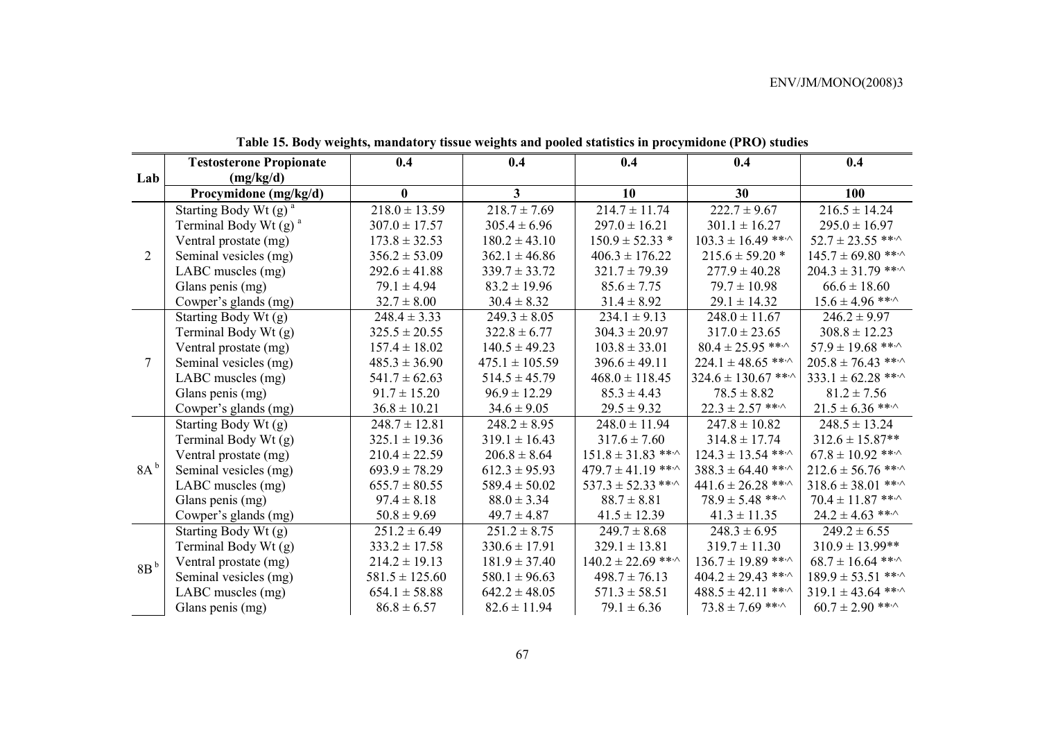**Table 15. Body weights, mandatory tissue weights and pooled statistics in procymidone (PRO) studies**

| Lab | Testosterone Propionate (mg/kg/d) | 0.4 | 0.4 | 0.4 | 0.4 | 0.4 |
|---|---|---|---|---|---|---|
| | **Procymidone (mg/kg/d)** | **0** | **3** | **10** | **30** | **100** |
| 2 | Starting Body Wt (g) [a] | 218.0 ± 13.59 | 218.7 ± 7.69 | 214.7 ± 11.74 | 222.7 ± 9.67 | 216.5 ± 14.24 |
| | Terminal Body Wt (g) [a] | 307.0 ± 17.57 | 305.4 ± 6.96 | 297.0 ± 16.21 | 301.1 ± 16.27 | 295.0 ± 16.97 |
| | Ventral prostate (mg) | 173.8 ± 32.53 | 180.2 ± 43.10 | 150.9 ± 52.33 * | 103.3 ± 16.49 **,^ | 52.7 ± 23.55 **,^ |
| | Seminal vesicles (mg) | 356.2 ± 53.09 | 362.1 ± 46.86 | 406.3 ± 176.22 | 215.6 ± 59.20 * | 145.7 ± 69.80 **,^ |
| | LABC muscles (mg) | 292.6 ± 41.88 | 339.7 ± 33.72 | 321.7 ± 79.39 | 277.9 ± 40.28 | 204.3 ± 31.79 **,^ |
| | Glans penis (mg) | 79.1 ± 4.94 | 83.2 ± 19.96 | 85.6 ± 7.75 | 79.7 ± 10.98 | 66.6 ± 18.60 |
| | Cowper's glands (mg) | 32.7 ± 8.00 | 30.4 ± 8.32 | 31.4 ± 8.92 | 29.1 ± 14.32 | 15.6 ± 4.96 **,^ |
| 7 | Starting Body Wt (g) | 248.4 ± 3.33 | 249.3 ± 8.05 | 234.1 ± 9.13 | 248.0 ± 11.67 | 246.2 ± 9.97 |
| | Terminal Body Wt (g) | 325.5 ± 20.55 | 322.8 ± 6.77 | 304.3 ± 20.97 | 317.0 ± 23.65 | 308.8 ± 12.23 |
| | Ventral prostate (mg) | 157.4 ± 18.02 | 140.5 ± 49.23 | 103.8 ± 33.01 | 80.4 ± 25.95 **,^ | 57.9 ± 19.68 **,^ |
| | Seminal vesicles (mg) | 485.3 ± 36.90 | 475.1 ± 105.59 | 396.6 ± 49.11 | 224.1 ± 48.65 **,^ | 205.8 ± 76.43 **,^ |
| | LABC muscles (mg) | 541.7 ± 62.63 | 514.5 ± 45.79 | 468.0 ± 118.45 | 324.6 ± 130.67 **,^ | 333.1 ± 62.28 **,^ |
| | Glans penis (mg) | 91.7 ± 15.20 | 96.9 ± 12.29 | 85.3 ± 4.43 | 78.5 ± 8.82 | 81.2 ± 7.56 |
| | Cowper's glands (mg) | 36.8 ± 10.21 | 34.6 ± 9.05 | 29.5 ± 9.32 | 22.3 ± 2.57 **,^ | 21.5 ± 6.36 **,^ |
| 8A [b] | Starting Body Wt (g) | 248.7 ± 12.81 | 248.2 ± 8.95 | 248.0 ± 11.94 | 247.8 ± 10.82 | 248.5 ± 13.24 |
| | Terminal Body Wt (g) | 325.1 ± 19.36 | 319.1 ± 16.43 | 317.6 ± 7.60 | 314.8 ± 17.74 | 312.6 ± 15.87** |
| | Ventral prostate (mg) | 210.4 ± 22.59 | 206.8 ± 8.64 | 151.8 ± 31.83 **,^ | 124.3 ± 13.54 **,^ | 67.8 ± 10.92 **,^ |
| | Seminal vesicles (mg) | 693.9 ± 78.29 | 612.3 ± 95.93 | 479.7 ± 41.19 **,^ | 388.3 ± 64.40 **,^ | 212.6 ± 56.76 **,^ |
| | LABC muscles (mg) | 655.7 ± 80.55 | 589.4 ± 50.02 | 537.3 ± 52.33 **,^ | 441.6 ± 26.28 **,^ | 318.6 ± 38.01 **,^ |
| | Glans penis (mg) | 97.4 ± 8.18 | 88.0 ± 3.34 | 88.7 ± 8.81 | 78.9 ± 5.48 **,^ | 70.4 ± 11.87 **,^ |
| | Cowper's glands (mg) | 50.8 ± 9.69 | 49.7 ± 4.87 | 41.5 ± 12.39 | 41.3 ± 11.35 | 24.2 ± 4.63 **,^ |
| 8B [b] | Starting Body Wt (g) | 251.2 ± 6.49 | 251.2 ± 8.75 | 249.7 ± 8.68 | 248.3 ± 6.95 | 249.2 ± 6.55 |
| | Terminal Body Wt (g) | 333.2 ± 17.58 | 330.6 ± 17.91 | 329.1 ± 13.81 | 319.7 ± 11.30 | 310.9 ± 13.99** |
| | Ventral prostate (mg) | 214.2 ± 19.13 | 181.9 ± 37.40 | 140.2 ± 22.69 **,^ | 136.7 ± 19.89 **,^ | 68.7 ± 16.64 **,^ |
| | Seminal vesicles (mg) | 581.5 ± 125.60 | 580.1 ± 96.63 | 498.7 ± 76.13 | 404.2 ± 29.43 **,^ | 189.9 ± 53.51 **,^ |
| | LABC muscles (mg) | 654.1 ± 58.88 | 642.2 ± 48.05 | 571.3 ± 58.51 | 488.5 ± 42.11 **,^ | 319.1 ± 43.64 **,^ |
| | Glans penis (mg) | 86.8 ± 6.57 | 82.6 ± 11.94 | 79.1 ± 6.36 | 73.8 ± 7.69 **,^ | 60.7 ± 2.90 **,^ |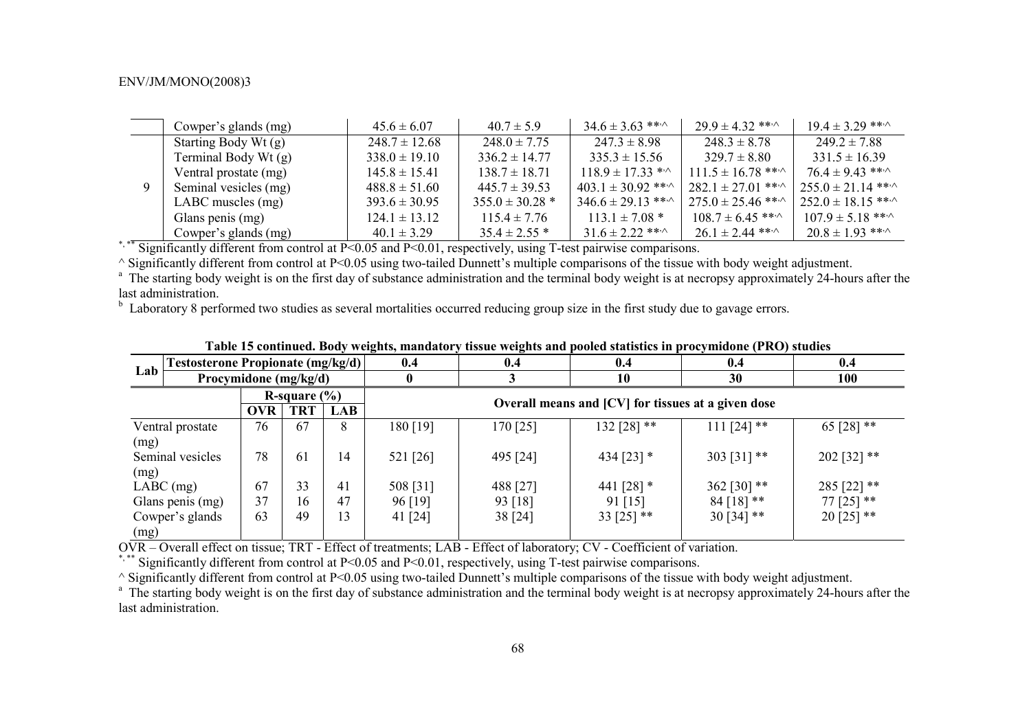| | | | | | | |
|---|---|---|---|---|---|---|
| | Cowper's glands (mg) | 45.6 ± 6.07 | 40.7 ± 5.9 | 34.6 ± 3.63 **,^ | 29.9 ± 4.32 **,^ | 19.4 ± 3.29 **,^ |
| 9 | Starting Body Wt (g) | 248.7 ± 12.68 | 248.0 ± 7.75 | 247.3 ± 8.98 | 248.3 ± 8.78 | 249.2 ± 7.88 |
| | Terminal Body Wt (g) | 338.0 ± 19.10 | 336.2 ± 14.77 | 335.3 ± 15.56 | 329.7 ± 8.80 | 331.5 ± 16.39 |
| | Ventral prostate (mg) | 145.8 ± 15.41 | 138.7 ± 18.71 | 118.9 ± 17.33 *,^ | 111.5 ± 16.78 **,^ | 76.4 ± 9.43 **,^ |
| | Seminal vesicles (mg) | 488.8 ± 51.60 | 445.7 ± 39.53 | 403.1 ± 30.92 **,^ | 282.1 ± 27.01 **,^ | 255.0 ± 21.14 **,^ |
| | LABC muscles (mg) | 393.6 ± 30.95 | 355.0 ± 30.28 * | 346.6 ± 29.13 **,^ | 275.0 ± 25.46 **,^ | 252.0 ± 18.15 **,^ |
| | Glans penis (mg) | 124.1 ± 13.12 | 115.4 ± 7.76 | 113.1 ± 7.08 * | 108.7 ± 6.45 **,^ | 107.9 ± 5.18 **,^ |
| | Cowper's glands (mg) | 40.1 ± 3.29 | 35.4 ± 2.55 * | 31.6 ± 2.22 **,^ | 26.1 ± 2.44 **,^ | 20.8 ± 1.93 **,^ |

*,** Significantly different from control at P<0.05 and P<0.01, respectively, using T-test pairwise comparisons.

^ Significantly different from control at P<0.05 using two-tailed Dunnett's multiple comparisons of the tissue with body weight adjustment.

[a] The starting body weight is on the first day of substance administration and the terminal body weight is at necropsy approximately 24-hours after the last administration.

[b] Laboratory 8 performed two studies as several mortalities occurred reducing group size in the first study due to gavage errors.

**Table 15 continued. Body weights, mandatory tissue weights and pooled statistics in procymidone (PRO) studies**

| Lab | Testosterone Propionate (mg/kg/d) | | | 0.4 | 0.4 | 0.4 | 0.4 | 0.4 |
|---|---|---|---|---|---|---|---|---|
| | Procymidone (mg/kg/d) | | | 0 | 3 | 10 | 30 | 100 |
| | R-square (%) | | | Overall means and [CV] for tissues at a given dose | | | | |
| | OVR | TRT | LAB | | | | | |
| Ventral prostate (mg) | 76 | 67 | 8 | 180 [19] | 170 [25] | 132 [28] ** | 111 [24] ** | 65 [28] ** |
| Seminal vesicles (mg) | 78 | 61 | 14 | 521 [26] | 495 [24] | 434 [23] * | 303 [31] ** | 202 [32] ** |
| LABC (mg) | 67 | 33 | 41 | 508 [31] | 488 [27] | 441 [28] * | 362 [30] ** | 285 [22] ** |
| Glans penis (mg) | 37 | 16 | 47 | 96 [19] | 93 [18] | 91 [15] | 84 [18] ** | 77 [25] ** |
| Cowper's glands (mg) | 63 | 49 | 13 | 41 [24] | 38 [24] | 33 [25] ** | 30 [34] ** | 20 [25] ** |

OVR – Overall effect on tissue; TRT - Effect of treatments; LAB - Effect of laboratory; CV - Coefficient of variation.

*,** Significantly different from control at P<0.05 and P<0.01, respectively, using T-test pairwise comparisons.

^ Significantly different from control at P<0.05 using two-tailed Dunnett's multiple comparisons of the tissue with body weight adjustment.

[a] The starting body weight is on the first day of substance administration and the terminal body weight is at necropsy approximately 24-hours after the last administration.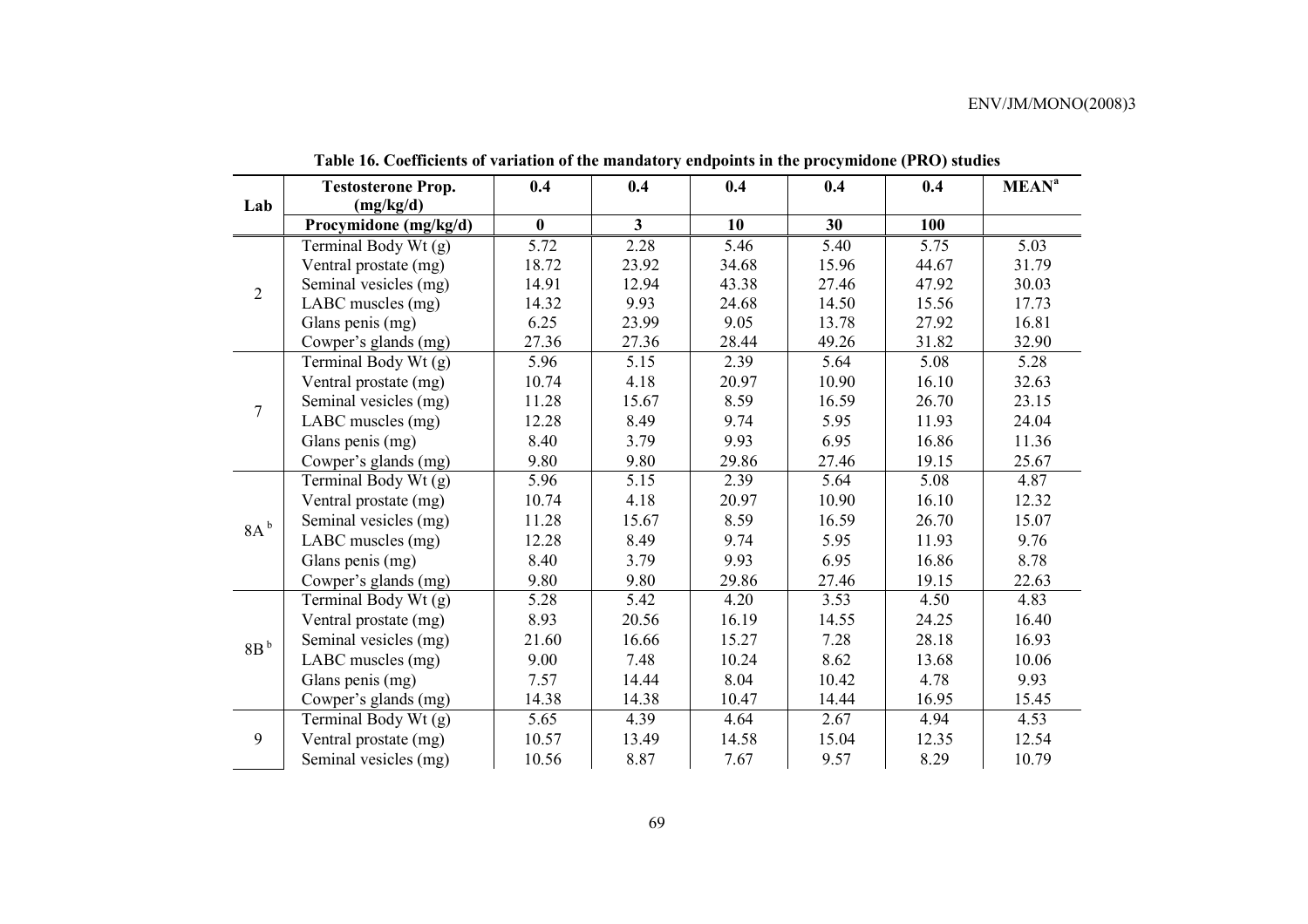**Table 16. Coefficients of variation of the mandatory endpoints in the procymidone (PRO) studies**

| Lab | Testosterone Prop. (mg/kg/d) | 0.4 | 0.4 | 0.4 | 0.4 | 0.4 | MEAN[a] |
|---|---|---|---|---|---|---|---|
| | Procymidone (mg/kg/d) | 0 | 3 | 10 | 30 | 100 | |
| 2 | Terminal Body Wt (g) | 5.72 | 2.28 | 5.46 | 5.40 | 5.75 | 5.03 |
| | Ventral prostate (mg) | 18.72 | 23.92 | 34.68 | 15.96 | 44.67 | 31.79 |
| | Seminal vesicles (mg) | 14.91 | 12.94 | 43.38 | 27.46 | 47.92 | 30.03 |
| | LABC muscles (mg) | 14.32 | 9.93 | 24.68 | 14.50 | 15.56 | 17.73 |
| | Glans penis (mg) | 6.25 | 23.99 | 9.05 | 13.78 | 27.92 | 16.81 |
| | Cowper's glands (mg) | 27.36 | 27.36 | 28.44 | 49.26 | 31.82 | 32.90 |
| 7 | Terminal Body Wt (g) | 5.96 | 5.15 | 2.39 | 5.64 | 5.08 | 5.28 |
| | Ventral prostate (mg) | 10.74 | 4.18 | 20.97 | 10.90 | 16.10 | 32.63 |
| | Seminal vesicles (mg) | 11.28 | 15.67 | 8.59 | 16.59 | 26.70 | 23.15 |
| | LABC muscles (mg) | 12.28 | 8.49 | 9.74 | 5.95 | 11.93 | 24.04 |
| | Glans penis (mg) | 8.40 | 3.79 | 9.93 | 6.95 | 16.86 | 11.36 |
| | Cowper's glands (mg) | 9.80 | 9.80 | 29.86 | 27.46 | 19.15 | 25.67 |
| 8A[b] | Terminal Body Wt (g) | 5.96 | 5.15 | 2.39 | 5.64 | 5.08 | 4.87 |
| | Ventral prostate (mg) | 10.74 | 4.18 | 20.97 | 10.90 | 16.10 | 12.32 |
| | Seminal vesicles (mg) | 11.28 | 15.67 | 8.59 | 16.59 | 26.70 | 15.07 |
| | LABC muscles (mg) | 12.28 | 8.49 | 9.74 | 5.95 | 11.93 | 9.76 |
| | Glans penis (mg) | 8.40 | 3.79 | 9.93 | 6.95 | 16.86 | 8.78 |
| | Cowper's glands (mg) | 9.80 | 9.80 | 29.86 | 27.46 | 19.15 | 22.63 |
| 8B[b] | Terminal Body Wt (g) | 5.28 | 5.42 | 4.20 | 3.53 | 4.50 | 4.83 |
| | Ventral prostate (mg) | 8.93 | 20.56 | 16.19 | 14.55 | 24.25 | 16.40 |
| | Seminal vesicles (mg) | 21.60 | 16.66 | 15.27 | 7.28 | 28.18 | 16.93 |
| | LABC muscles (mg) | 9.00 | 7.48 | 10.24 | 8.62 | 13.68 | 10.06 |
| | Glans penis (mg) | 7.57 | 14.44 | 8.04 | 10.42 | 4.78 | 9.93 |
| | Cowper's glands (mg) | 14.38 | 14.38 | 10.47 | 14.44 | 16.95 | 15.45 |
| 9 | Terminal Body Wt (g) | 5.65 | 4.39 | 4.64 | 2.67 | 4.94 | 4.53 |
| | Ventral prostate (mg) | 10.57 | 13.49 | 14.58 | 15.04 | 12.35 | 12.54 |
| | Seminal vesicles (mg) | 10.56 | 8.87 | 7.67 | 9.57 | 8.29 | 10.79 |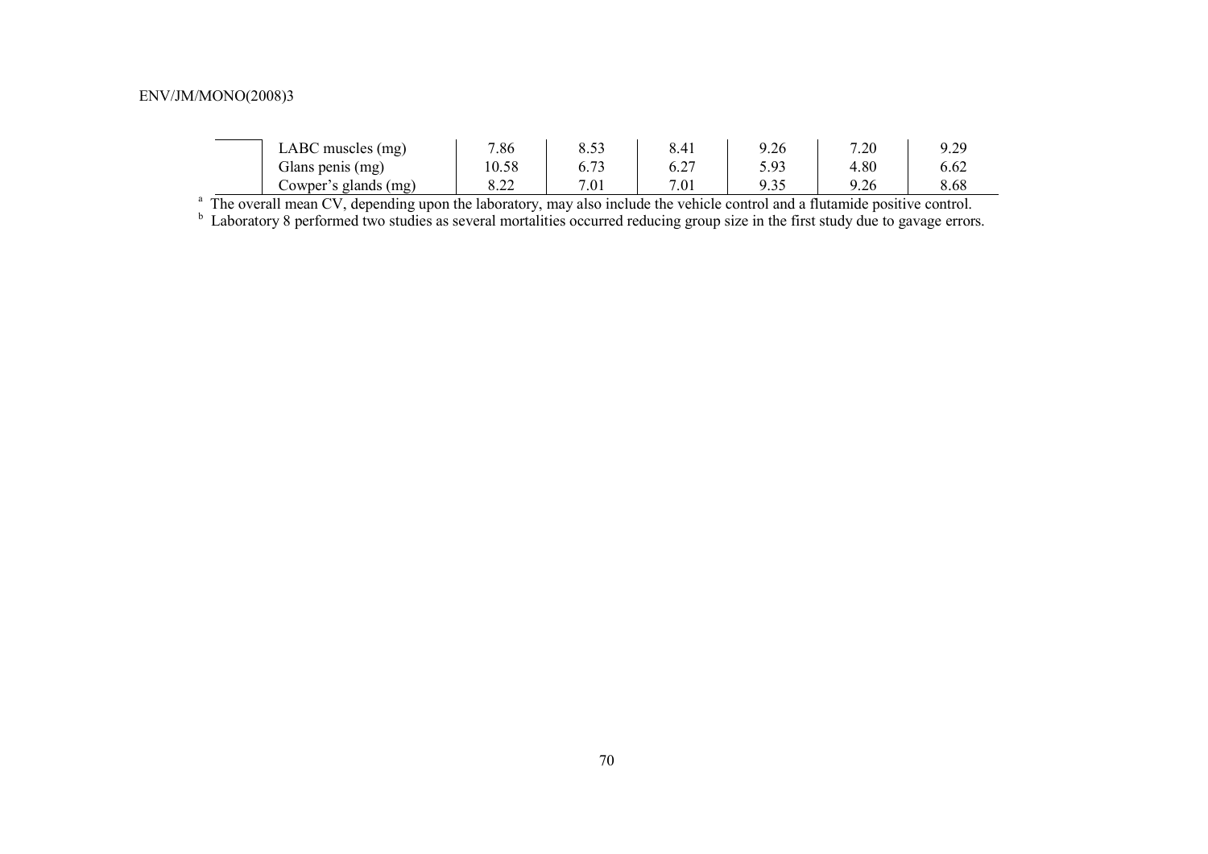| | | | | | | | |
|---|---|---|---|---|---|---|---|
| | LABC muscles (mg) | 7.86 | 8.53 | 8.41 | 9.26 | 7.20 | 9.29 |
| | Glans penis (mg) | 10.58 | 6.73 | 6.27 | 5.93 | 4.80 | 6.62 |
| | Cowper's glands (mg) | 8.22 | 7.01 | 7.01 | 9.35 | 9.26 | 8.68 |

[a] The overall mean CV, depending upon the laboratory, may also include the vehicle control and a flutamide positive control.

[b] Laboratory 8 performed two studies as several mortalities occurred reducing group size in the first study due to gavage errors.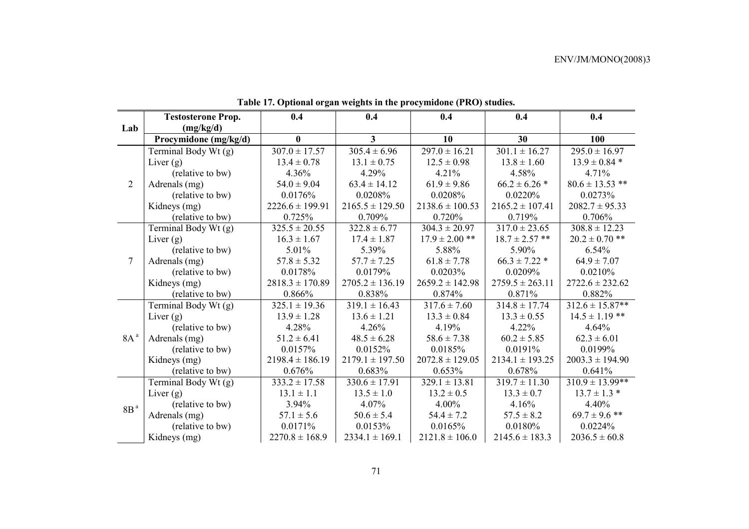**Table 17. Optional organ weights in the procymidone (PRO) studies.**

| Lab | Testosterone Prop. (mg/kg/d) | 0.4 | 0.4 | 0.4 | 0.4 | 0.4 |
|---|---|---|---|---|---|---|
| | **Procymidone (mg/kg/d)** | **0** | **3** | **10** | **30** | **100** |
| 2 | Terminal Body Wt (g) | 307.0 ± 17.57 | 305.4 ± 6.96 | 297.0 ± 16.21 | 301.1 ± 16.27 | 295.0 ± 16.97 |
| | Liver (g) | 13.4 ± 0.78 | 13.1 ± 0.75 | 12.5 ± 0.98 | 13.8 ± 1.60 | 13.9 ± 0.84 * |
| | (relative to bw) | 4.36% | 4.29% | 4.21% | 4.58% | 4.71% |
| | Adrenals (mg) | 54.0 ± 9.04 | 63.4 ± 14.12 | 61.9 ± 9.86 | 66.2 ± 6.26 * | 80.6 ± 13.53 ** |
| | (relative to bw) | 0.0176% | 0.0208% | 0.0208% | 0.0220% | 0.0273% |
| | Kidneys (mg) | 2226.6 ± 199.91 | 2165.5 ± 129.50 | 2138.6 ± 100.53 | 2165.2 ± 107.41 | 2082.7 ± 95.33 |
| | (relative to bw) | 0.725% | 0.709% | 0.720% | 0.719% | 0.706% |
| 7 | Terminal Body Wt (g) | 325.5 ± 20.55 | 322.8 ± 6.77 | 304.3 ± 20.97 | 317.0 ± 23.65 | 308.8 ± 12.23 |
| | Liver (g) | 16.3 ± 1.67 | 17.4 ± 1.87 | 17.9 ± 2.00 ** | 18.7 ± 2.57 ** | 20.2 ± 0.70 ** |
| | (relative to bw) | 5.01% | 5.39% | 5.88% | 5.90% | 6.54% |
| | Adrenals (mg) | 57.8 ± 5.32 | 57.7 ± 7.25 | 61.8 ± 7.78 | 66.3 ± 7.22 * | 64.9 ± 7.07 |
| | (relative to bw) | 0.0178% | 0.0179% | 0.0203% | 0.0209% | 0.0210% |
| | Kidneys (mg) | 2818.3 ± 170.89 | 2705.2 ± 136.19 | 2659.2 ± 142.98 | 2759.5 ± 263.11 | 2722.6 ± 232.62 |
| | (relative to bw) | 0.866% | 0.838% | 0.874% | 0.871% | 0.882% |
| 8A[a] | Terminal Body Wt (g) | 325.1 ± 19.36 | 319.1 ± 16.43 | 317.6 ± 7.60 | 314.8 ± 17.74 | 312.6 ± 15.87** |
| | Liver (g) | 13.9 ± 1.28 | 13.6 ± 1.21 | 13.3 ± 0.84 | 13.3 ± 0.55 | 14.5 ± 1.19 ** |
| | (relative to bw) | 4.28% | 4.26% | 4.19% | 4.22% | 4.64% |
| | Adrenals (mg) | 51.2 ± 6.41 | 48.5 ± 6.28 | 58.6 ± 7.38 | 60.2 ± 5.85 | 62.3 ± 6.01 |
| | (relative to bw) | 0.0157% | 0.0152% | 0.0185% | 0.0191% | 0.0199% |
| | Kidneys (mg) | 2198.4 ± 186.19 | 2179.1 ± 197.50 | 2072.8 ± 129.05 | 2134.1 ± 193.25 | 2003.3 ± 194.90 |
| | (relative to bw) | 0.676% | 0.683% | 0.653% | 0.678% | 0.641% |
| 8B[a] | Terminal Body Wt (g) | 333.2 ± 17.58 | 330.6 ± 17.91 | 329.1 ± 13.81 | 319.7 ± 11.30 | 310.9 ± 13.99** |
| | Liver (g) | 13.1 ± 1.1 | 13.5 ± 1.0 | 13.2 ± 0.5 | 13.3 ± 0.7 | 13.7 ± 1.3 * |
| | (relative to bw) | 3.94% | 4.07% | 4.00% | 4.16% | 4.40% |
| | Adrenals (mg) | 57.1 ± 5.6 | 50.6 ± 5.4 | 54.4 ± 7.2 | 57.5 ± 8.2 | 69.7 ± 9.6 ** |
| | (relative to bw) | 0.0171% | 0.0153% | 0.0165% | 0.0180% | 0.0224% |
| | Kidneys (mg) | 2270.8 ± 168.9 | 2334.1 ± 169.1 | 2121.8 ± 106.0 | 2145.6 ± 183.3 | 2036.5 ± 60.8 |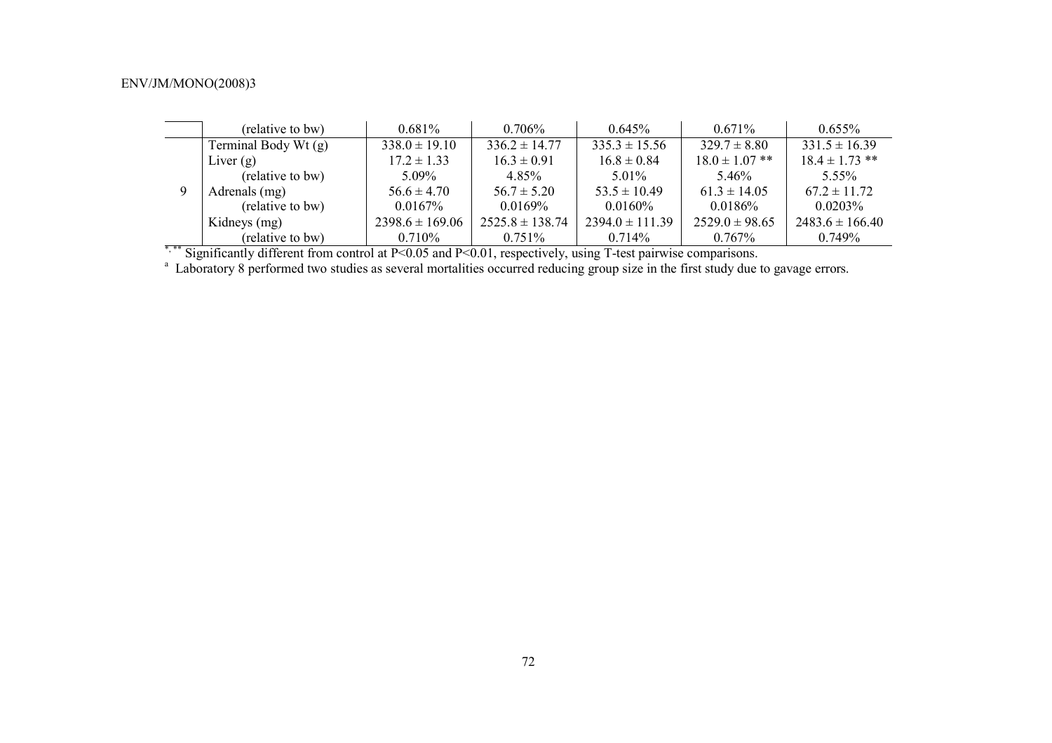| | | | | | | |
|---|---|---|---|---|---|---|
| | (relative to bw) | 0.681% | 0.706% | 0.645% | 0.671% | 0.655% |
| 9 | Terminal Body Wt (g) | 338.0 ± 19.10 | 336.2 ± 14.77 | 335.3 ± 15.56 | 329.7 ± 8.80 | 331.5 ± 16.39 |
| | Liver (g) | 17.2 ± 1.33 | 16.3 ± 0.91 | 16.8 ± 0.84 | 18.0 ± 1.07 ** | 18.4 ± 1.73 ** |
| | (relative to bw) | 5.09% | 4.85% | 5.01% | 5.46% | 5.55% |
| | Adrenals (mg) | 56.6 ± 4.70 | 56.7 ± 5.20 | 53.5 ± 10.49 | 61.3 ± 14.05 | 67.2 ± 11.72 |
| | (relative to bw) | 0.0167% | 0.0169% | 0.0160% | 0.0186% | 0.0203% |
| | Kidneys (mg) | 2398.6 ± 169.06 | 2525.8 ± 138.74 | 2394.0 ± 111.39 | 2529.0 ± 98.65 | 2483.6 ± 166.40 |
| | (relative to bw) | 0.710% | 0.751% | 0.714% | 0.767% | 0.749% |

*, ** Significantly different from control at P<0.05 and P<0.01, respectively, using T-test pairwise comparisons.

[a] Laboratory 8 performed two studies as several mortalities occurred reducing group size in the first study due to gavage errors.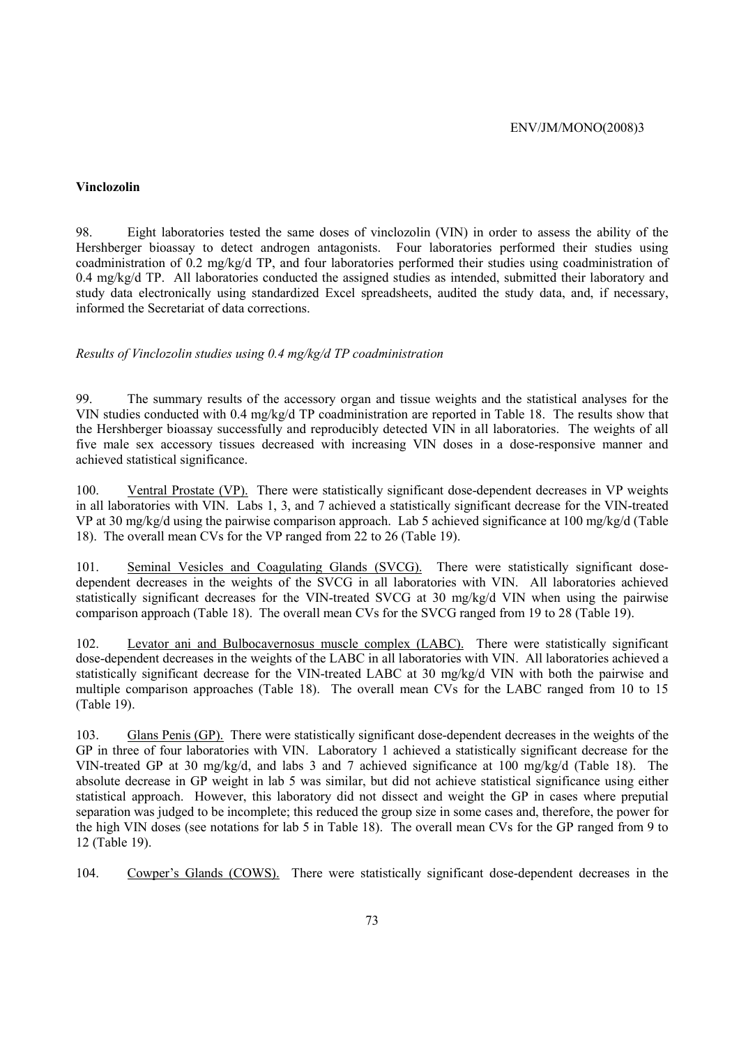**Vinclozolin**

98. Eight laboratories tested the same doses of vinclozolin (VIN) in order to assess the ability of the Hershberger bioassay to detect androgen antagonists. Four laboratories performed their studies using coadministration of 0.2 mg/kg/d TP, and four laboratories performed their studies using coadministration of 0.4 mg/kg/d TP. All laboratories conducted the assigned studies as intended, submitted their laboratory and study data electronically using standardized Excel spreadsheets, audited the study data, and, if necessary, informed the Secretariat of data corrections.

*Results of Vinclozolin studies using 0.4 mg/kg/d TP coadministration*

99. The summary results of the accessory organ and tissue weights and the statistical analyses for the VIN studies conducted with 0.4 mg/kg/d TP coadministration are reported in Table 18. The results show that the Hershberger bioassay successfully and reproducibly detected VIN in all laboratories. The weights of all five male sex accessory tissues decreased with increasing VIN doses in a dose-responsive manner and achieved statistical significance.

100. Ventral Prostate (VP). There were statistically significant dose-dependent decreases in VP weights in all laboratories with VIN. Labs 1, 3, and 7 achieved a statistically significant decrease for the VIN-treated VP at 30 mg/kg/d using the pairwise comparison approach. Lab 5 achieved significance at 100 mg/kg/d (Table 18). The overall mean CVs for the VP ranged from 22 to 26 (Table 19).

101. Seminal Vesicles and Coagulating Glands (SVCG). There were statistically significant dose-dependent decreases in the weights of the SVCG in all laboratories with VIN. All laboratories achieved statistically significant decreases for the VIN-treated SVCG at 30 mg/kg/d VIN when using the pairwise comparison approach (Table 18). The overall mean CVs for the SVCG ranged from 19 to 28 (Table 19).

102. Levator ani and Bulbocavernosus muscle complex (LABC). There were statistically significant dose-dependent decreases in the weights of the LABC in all laboratories with VIN. All laboratories achieved a statistically significant decrease for the VIN-treated LABC at 30 mg/kg/d VIN with both the pairwise and multiple comparison approaches (Table 18). The overall mean CVs for the LABC ranged from 10 to 15 (Table 19).

103. Glans Penis (GP). There were statistically significant dose-dependent decreases in the weights of the GP in three of four laboratories with VIN. Laboratory 1 achieved a statistically significant decrease for the VIN-treated GP at 30 mg/kg/d, and labs 3 and 7 achieved significance at 100 mg/kg/d (Table 18). The absolute decrease in GP weight in lab 5 was similar, but did not achieve statistical significance using either statistical approach. However, this laboratory did not dissect and weight the GP in cases where preputial separation was judged to be incomplete; this reduced the group size in some cases and, therefore, the power for the high VIN doses (see notations for lab 5 in Table 18). The overall mean CVs for the GP ranged from 9 to 12 (Table 19).

104. Cowper's Glands (COWS). There were statistically significant dose-dependent decreases in the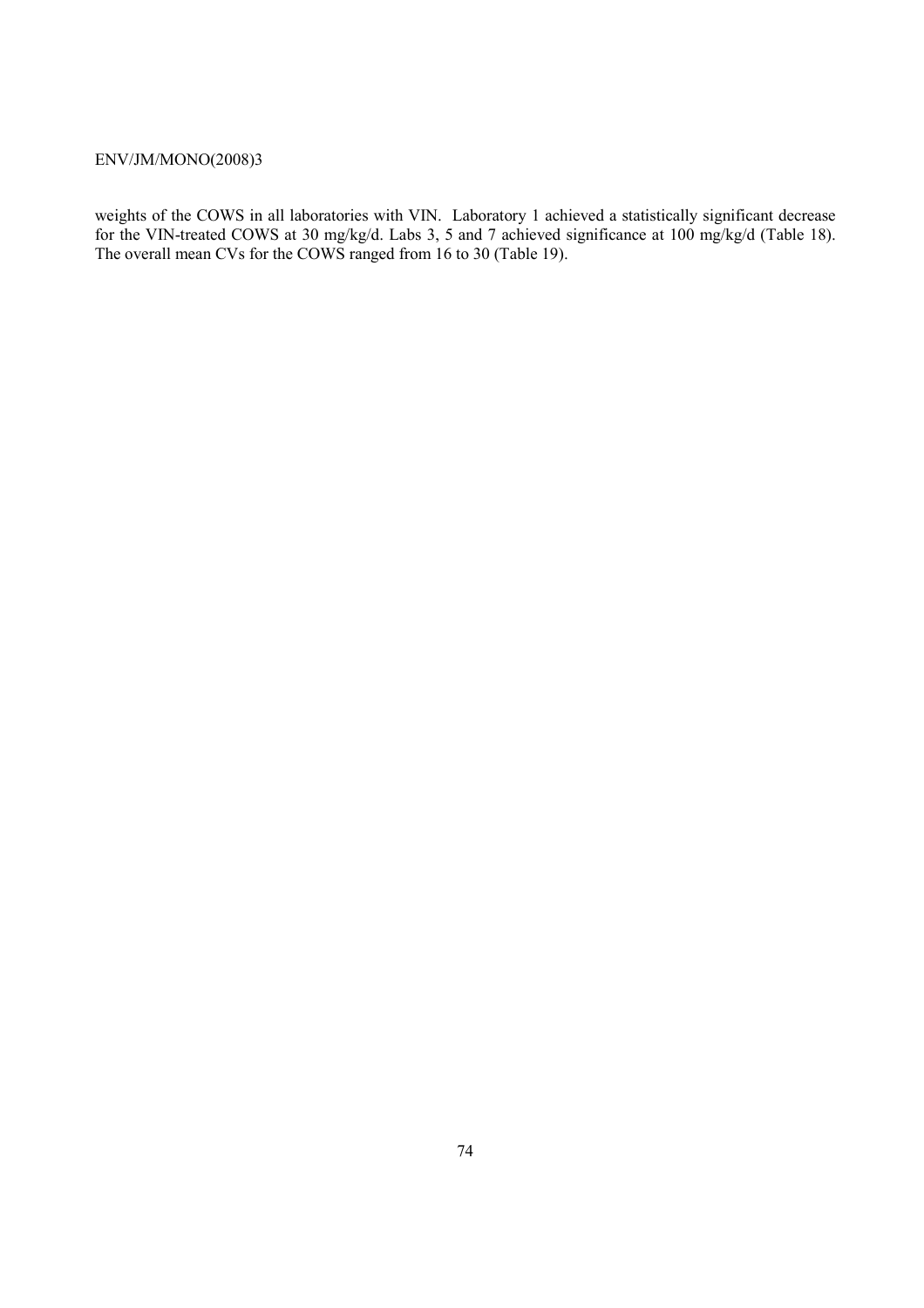weights of the COWS in all laboratories with VIN. Laboratory 1 achieved a statistically significant decrease for the VIN-treated COWS at 30 mg/kg/d. Labs 3, 5 and 7 achieved significance at 100 mg/kg/d (Table 18). The overall mean CVs for the COWS ranged from 16 to 30 (Table 19).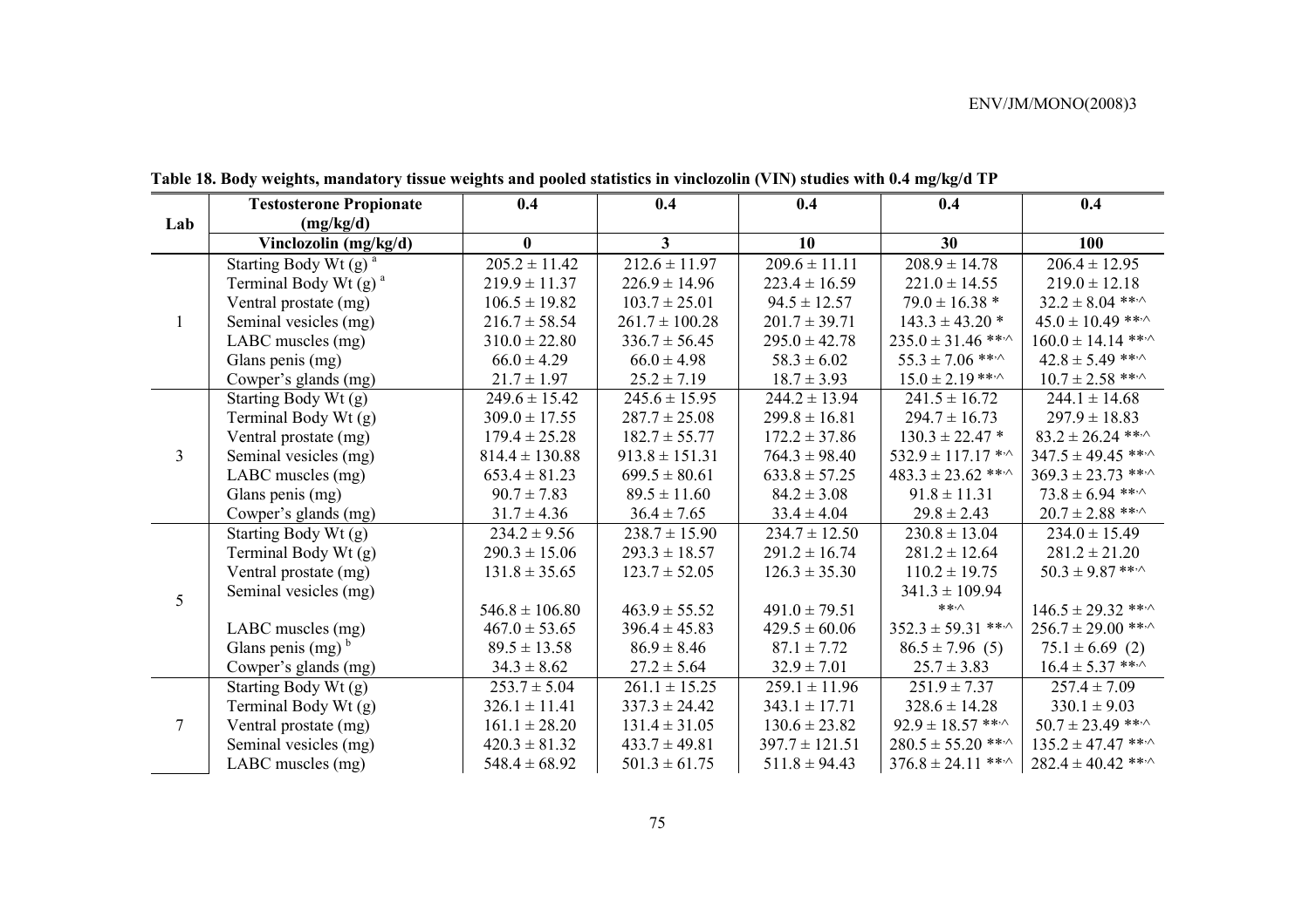**Table 18. Body weights, mandatory tissue weights and pooled statistics in vinclozolin (VIN) studies with 0.4 mg/kg/d TP**

| Lab | Testosterone Propionate (mg/kg/d) | 0.4 | 0.4 | 0.4 | 0.4 | 0.4 |
|---|---|---|---|---|---|---|
| | **Vinclozolin (mg/kg/d)** | **0** | **3** | **10** | **30** | **100** |
| 1 | Starting Body Wt (g) [a] | 205.2 ± 11.42 | 212.6 ± 11.97 | 209.6 ± 11.11 | 208.9 ± 14.78 | 206.4 ± 12.95 |
| | Terminal Body Wt (g) [a] | 219.9 ± 11.37 | 226.9 ± 14.96 | 223.4 ± 16.59 | 221.0 ± 14.55 | 219.0 ± 12.18 |
| | Ventral prostate (mg) | 106.5 ± 19.82 | 103.7 ± 25.01 | 94.5 ± 12.57 | 79.0 ± 16.38 * | 32.2 ± 8.04 **,^ |
| | Seminal vesicles (mg) | 216.7 ± 58.54 | 261.7 ± 100.28 | 201.7 ± 39.71 | 143.3 ± 43.20 * | 45.0 ± 10.49 **,^ |
| | LABC muscles (mg) | 310.0 ± 22.80 | 336.7 ± 56.45 | 295.0 ± 42.78 | 235.0 ± 31.46 **,^ | 160.0 ± 14.14 **,^ |
| | Glans penis (mg) | 66.0 ± 4.29 | 66.0 ± 4.98 | 58.3 ± 6.02 | 55.3 ± 7.06 **,^ | 42.8 ± 5.49 **,^ |
| | Cowper's glands (mg) | 21.7 ± 1.97 | 25.2 ± 7.19 | 18.7 ± 3.93 | 15.0 ± 2.19 **,^ | 10.7 ± 2.58 **,^ |
| 3 | Starting Body Wt (g) | 249.6 ± 15.42 | 245.6 ± 15.95 | 244.2 ± 13.94 | 241.5 ± 16.72 | 244.1 ± 14.68 |
| | Terminal Body Wt (g) | 309.0 ± 17.55 | 287.7 ± 25.08 | 299.8 ± 16.81 | 294.7 ± 16.73 | 297.9 ± 18.83 |
| | Ventral prostate (mg) | 179.4 ± 25.28 | 182.7 ± 55.77 | 172.2 ± 37.86 | 130.3 ± 22.47 * | 83.2 ± 26.24 **,^ |
| | Seminal vesicles (mg) | 814.4 ± 130.88 | 913.8 ± 151.31 | 764.3 ± 98.40 | 532.9 ± 117.17 *,^ | 347.5 ± 49.45 **,^ |
| | LABC muscles (mg) | 653.4 ± 81.23 | 699.5 ± 80.61 | 633.8 ± 57.25 | 483.3 ± 23.62 **,^ | 369.3 ± 23.73 **,^ |
| | Glans penis (mg) | 90.7 ± 7.83 | 89.5 ± 11.60 | 84.2 ± 3.08 | 91.8 ± 11.31 | 73.8 ± 6.94 **,^ |
| | Cowper's glands (mg) | 31.7 ± 4.36 | 36.4 ± 7.65 | 33.4 ± 4.04 | 29.8 ± 2.43 | 20.7 ± 2.88 **,^ |
| 5 | Starting Body Wt (g) | 234.2 ± 9.56 | 238.7 ± 15.90 | 234.7 ± 12.50 | 230.8 ± 13.04 | 234.0 ± 15.49 |
| | Terminal Body Wt (g) | 290.3 ± 15.06 | 293.3 ± 18.57 | 291.2 ± 16.74 | 281.2 ± 12.64 | 281.2 ± 21.20 |
| | Ventral prostate (mg) | 131.8 ± 35.65 | 123.7 ± 52.05 | 126.3 ± 35.30 | 110.2 ± 19.75 | 50.3 ± 9.87 **,^ |
| | Seminal vesicles (mg) | 546.8 ± 106.80 | 463.9 ± 55.52 | 491.0 ± 79.51 | 341.3 ± 109.94 **,^ | 146.5 ± 29.32 **,^ |
| | LABC muscles (mg) | 467.0 ± 53.65 | 396.4 ± 45.83 | 429.5 ± 60.06 | 352.3 ± 59.31 **,^ | 256.7 ± 29.00 **,^ |
| | Glans penis (mg) [b] | 89.5 ± 13.58 | 86.9 ± 8.46 | 87.1 ± 7.72 | 86.5 ± 7.96 (5) | 75.1 ± 6.69 (2) |
| | Cowper's glands (mg) | 34.3 ± 8.62 | 27.2 ± 5.64 | 32.9 ± 7.01 | 25.7 ± 3.83 | 16.4 ± 5.37 **,^ |
| 7 | Starting Body Wt (g) | 253.7 ± 5.04 | 261.1 ± 15.25 | 259.1 ± 11.96 | 251.9 ± 7.37 | 257.4 ± 7.09 |
| | Terminal Body Wt (g) | 326.1 ± 11.41 | 337.3 ± 24.42 | 343.1 ± 17.71 | 328.6 ± 14.28 | 330.1 ± 9.03 |
| | Ventral prostate (mg) | 161.1 ± 28.20 | 131.4 ± 31.05 | 130.6 ± 23.82 | 92.9 ± 18.57 **,^ | 50.7 ± 23.49 **,^ |
| | Seminal vesicles (mg) | 420.3 ± 81.32 | 433.7 ± 49.81 | 397.7 ± 121.51 | 280.5 ± 55.20 **,^ | 135.2 ± 47.47 **,^ |
| | LABC muscles (mg) | 548.4 ± 68.92 | 501.3 ± 61.75 | 511.8 ± 94.43 | 376.8 ± 24.11 **,^ | 282.4 ± 40.42 **,^ |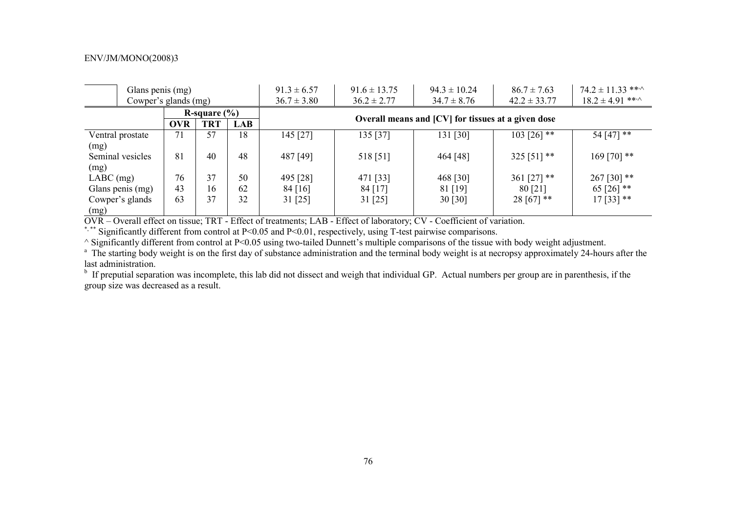| | Glans penis (mg) | | | | 91.3 ± 6.57 | 91.6 ± 13.75 | 94.3 ± 10.24 | 86.7 ± 7.63 | 74.2 ± 11.33 **,^ |
|---|---|---|---|---|---|---|---|---|---|
| | Cowper's glands (mg) | | | | 36.7 ± 3.80 | 36.2 ± 2.77 | 34.7 ± 8.76 | 42.2 ± 33.77 | 18.2 ± 4.91 **,^ |

| | R-square (%) | | | Overall means and [CV] for tissues at a given dose | | | | |
|---|---|---|---|---|---|---|---|---|
| | OVR | TRT | LAB | | | | | |
| Ventral prostate (mg) | 71 | 57 | 18 | 145 [27] | 135 [37] | 131 [30] | 103 [26] ** | 54 [47] ** |
| Seminal vesicles (mg) | 81 | 40 | 48 | 487 [49] | 518 [51] | 464 [48] | 325 [51] ** | 169 [70] ** |
| LABC (mg) | 76 | 37 | 50 | 495 [28] | 471 [33] | 468 [30] | 361 [27] ** | 267 [30] ** |
| Glans penis (mg) | 43 | 16 | 62 | 84 [16] | 84 [17] | 81 [19] | 80 [21] | 65 [26] ** |
| Cowper's glands (mg) | 63 | 37 | 32 | 31 [25] | 31 [25] | 30 [30] | 28 [67] ** | 17 [33] ** |

OVR – Overall effect on tissue; TRT - Effect of treatments; LAB - Effect of laboratory; CV - Coefficient of variation.

*, ** Significantly different from control at P<0.05 and P<0.01, respectively, using T-test pairwise comparisons.

^ Significantly different from control at P<0.05 using two-tailed Dunnett's multiple comparisons of the tissue with body weight adjustment.

[a] The starting body weight is on the first day of substance administration and the terminal body weight is at necropsy approximately 24-hours after the last administration.

[b] If preputial separation was incomplete, this lab did not dissect and weigh that individual GP. Actual numbers per group are in parenthesis, if the group size was decreased as a result.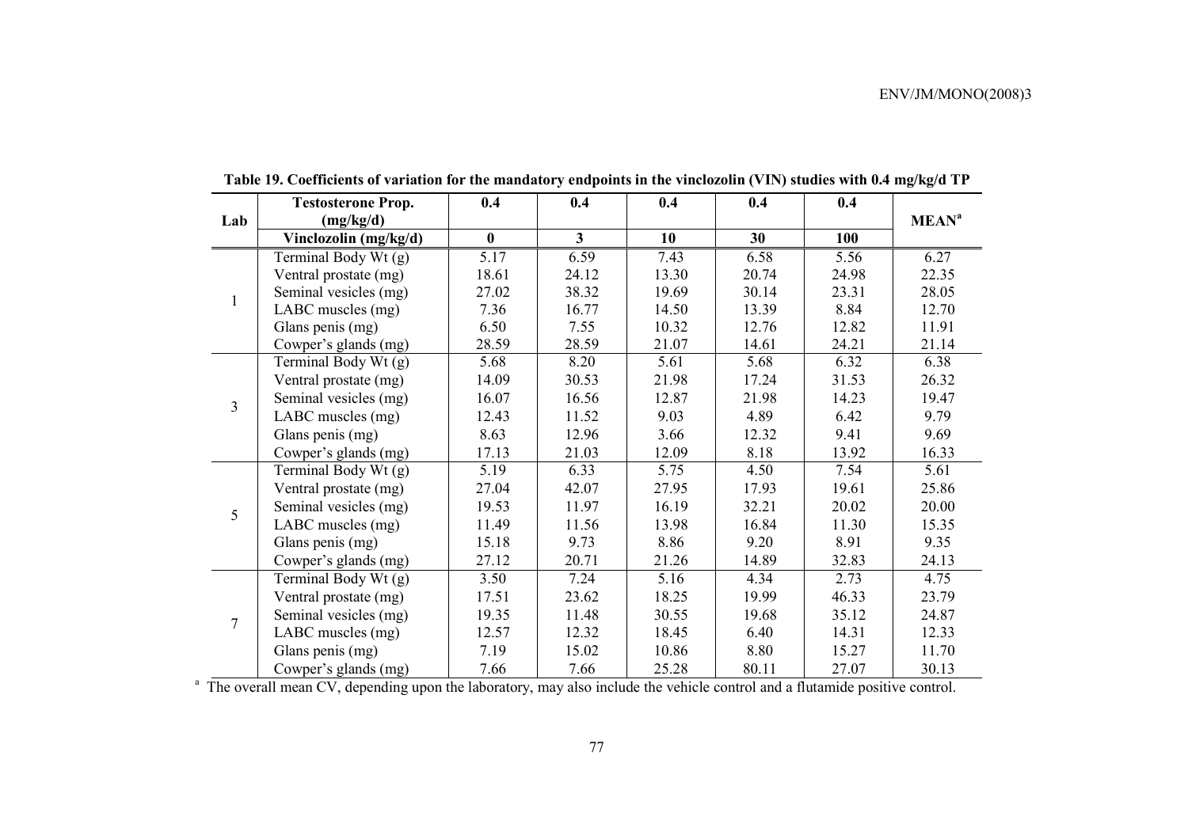**Table 19. Coefficients of variation for the mandatory endpoints in the vinclozolin (VIN) studies with 0.4 mg/kg/d TP**

| Lab | Testosterone Prop. (mg/kg/d) | 0.4 | 0.4 | 0.4 | 0.4 | 0.4 | MEAN[a] |
|---|---|---|---|---|---|---|---|
| | **Vinclozolin (mg/kg/d)** | **0** | **3** | **10** | **30** | **100** | |
| 1 | Terminal Body Wt (g) | 5.17 | 6.59 | 7.43 | 6.58 | 5.56 | 6.27 |
| | Ventral prostate (mg) | 18.61 | 24.12 | 13.30 | 20.74 | 24.98 | 22.35 |
| | Seminal vesicles (mg) | 27.02 | 38.32 | 19.69 | 30.14 | 23.31 | 28.05 |
| | LABC muscles (mg) | 7.36 | 16.77 | 14.50 | 13.39 | 8.84 | 12.70 |
| | Glans penis (mg) | 6.50 | 7.55 | 10.32 | 12.76 | 12.82 | 11.91 |
| | Cowper's glands (mg) | 28.59 | 28.59 | 21.07 | 14.61 | 24.21 | 21.14 |
| 3 | Terminal Body Wt (g) | 5.68 | 8.20 | 5.61 | 5.68 | 6.32 | 6.38 |
| | Ventral prostate (mg) | 14.09 | 30.53 | 21.98 | 17.24 | 31.53 | 26.32 |
| | Seminal vesicles (mg) | 16.07 | 16.56 | 12.87 | 21.98 | 14.23 | 19.47 |
| | LABC muscles (mg) | 12.43 | 11.52 | 9.03 | 4.89 | 6.42 | 9.79 |
| | Glans penis (mg) | 8.63 | 12.96 | 3.66 | 12.32 | 9.41 | 9.69 |
| | Cowper's glands (mg) | 17.13 | 21.03 | 12.09 | 8.18 | 13.92 | 16.33 |
| 5 | Terminal Body Wt (g) | 5.19 | 6.33 | 5.75 | 4.50 | 7.54 | 5.61 |
| | Ventral prostate (mg) | 27.04 | 42.07 | 27.95 | 17.93 | 19.61 | 25.86 |
| | Seminal vesicles (mg) | 19.53 | 11.97 | 16.19 | 32.21 | 20.02 | 20.00 |
| | LABC muscles (mg) | 11.49 | 11.56 | 13.98 | 16.84 | 11.30 | 15.35 |
| | Glans penis (mg) | 15.18 | 9.73 | 8.86 | 9.20 | 8.91 | 9.35 |
| | Cowper's glands (mg) | 27.12 | 20.71 | 21.26 | 14.89 | 32.83 | 24.13 |
| 7 | Terminal Body Wt (g) | 3.50 | 7.24 | 5.16 | 4.34 | 2.73 | 4.75 |
| | Ventral prostate (mg) | 17.51 | 23.62 | 18.25 | 19.99 | 46.33 | 23.79 |
| | Seminal vesicles (mg) | 19.35 | 11.48 | 30.55 | 19.68 | 35.12 | 24.87 |
| | LABC muscles (mg) | 12.57 | 12.32 | 18.45 | 6.40 | 14.31 | 12.33 |
| | Glans penis (mg) | 7.19 | 15.02 | 10.86 | 8.80 | 15.27 | 11.70 |
| | Cowper's glands (mg) | 7.66 | 7.66 | 25.28 | 80.11 | 27.07 | 30.13 |

[a] The overall mean CV, depending upon the laboratory, may also include the vehicle control and a flutamide positive control.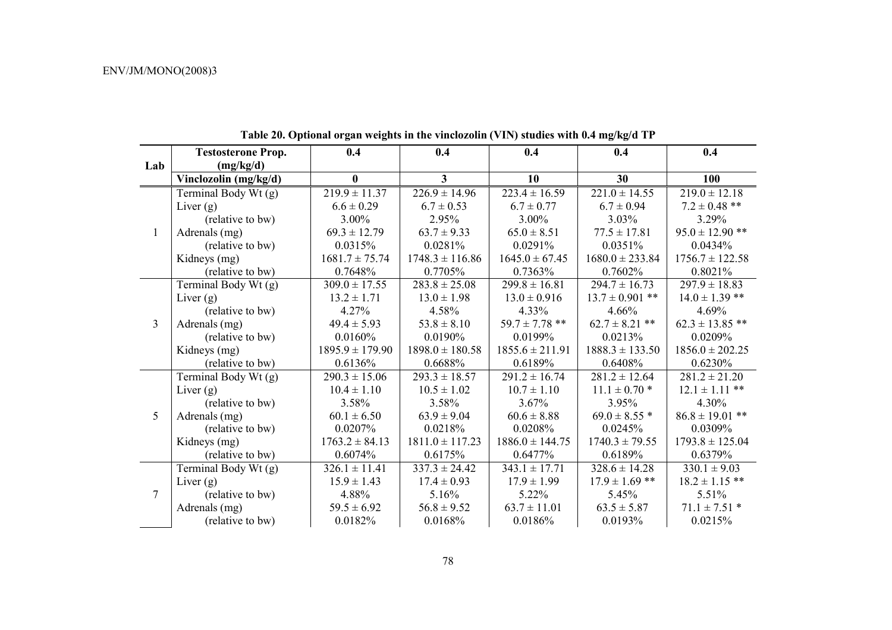**Table 20. Optional organ weights in the vinclozolin (VIN) studies with 0.4 mg/kg/d TP**

| Lab | Testosterone Prop. (mg/kg/d) | 0.4 | 0.4 | 0.4 | 0.4 | 0.4 |
|---|---|---|---|---|---|---|
| | **Vinclozolin (mg/kg/d)** | **0** | **3** | **10** | **30** | **100** |
| 1 | Terminal Body Wt (g) | 219.9 ± 11.37 | 226.9 ± 14.96 | 223.4 ± 16.59 | 221.0 ± 14.55 | 219.0 ± 12.18 |
| | Liver (g) | 6.6 ± 0.29 | 6.7 ± 0.53 | 6.7 ± 0.77 | 6.7 ± 0.94 | 7.2 ± 0.48 ** |
| | (relative to bw) | 3.00% | 2.95% | 3.00% | 3.03% | 3.29% |
| | Adrenals (mg) | 69.3 ± 12.79 | 63.7 ± 9.33 | 65.0 ± 8.51 | 77.5 ± 17.81 | 95.0 ± 12.90 ** |
| | (relative to bw) | 0.0315% | 0.0281% | 0.0291% | 0.0351% | 0.0434% |
| | Kidneys (mg) | 1681.7 ± 75.74 | 1748.3 ± 116.86 | 1645.0 ± 67.45 | 1680.0 ± 233.84 | 1756.7 ± 122.58 |
| | (relative to bw) | 0.7648% | 0.7705% | 0.7363% | 0.7602% | 0.8021% |
| 3 | Terminal Body Wt (g) | 309.0 ± 17.55 | 283.8 ± 25.08 | 299.8 ± 16.81 | 294.7 ± 16.73 | 297.9 ± 18.83 |
| | Liver (g) | 13.2 ± 1.71 | 13.0 ± 1.98 | 13.0 ± 0.916 | 13.7 ± 0.901 ** | 14.0 ± 1.39 ** |
| | (relative to bw) | 4.27% | 4.58% | 4.33% | 4.66% | 4.69% |
| | Adrenals (mg) | 49.4 ± 5.93 | 53.8 ± 8.10 | 59.7 ± 7.78 ** | 62.7 ± 8.21 ** | 62.3 ± 13.85 ** |
| | (relative to bw) | 0.0160% | 0.0190% | 0.0199% | 0.0213% | 0.0209% |
| | Kidneys (mg) | 1895.9 ± 179.90 | 1898.0 ± 180.58 | 1855.6 ± 211.91 | 1888.3 ± 133.50 | 1856.0 ± 202.25 |
| | (relative to bw) | 0.6136% | 0.6688% | 0.6189% | 0.6408% | 0.6230% |
| 5 | Terminal Body Wt (g) | 290.3 ± 15.06 | 293.3 ± 18.57 | 291.2 ± 16.74 | 281.2 ± 12.64 | 281.2 ± 21.20 |
| | Liver (g) | 10.4 ± 1.10 | 10.5 ± 1.02 | 10.7 ± 1.10 | 11.1 ± 0.70 * | 12.1 ± 1.11 ** |
| | (relative to bw) | 3.58% | 3.58% | 3.67% | 3.95% | 4.30% |
| | Adrenals (mg) | 60.1 ± 6.50 | 63.9 ± 9.04 | 60.6 ± 8.88 | 69.0 ± 8.55 * | 86.8 ± 19.01 ** |
| | (relative to bw) | 0.0207% | 0.0218% | 0.0208% | 0.0245% | 0.0309% |
| | Kidneys (mg) | 1763.2 ± 84.13 | 1811.0 ± 117.23 | 1886.0 ± 144.75 | 1740.3 ± 79.55 | 1793.8 ± 125.04 |
| | (relative to bw) | 0.6074% | 0.6175% | 0.6477% | 0.6189% | 0.6379% |
| 7 | Terminal Body Wt (g) | 326.1 ± 11.41 | 337.3 ± 24.42 | 343.1 ± 17.71 | 328.6 ± 14.28 | 330.1 ± 9.03 |
| | Liver (g) | 15.9 ± 1.43 | 17.4 ± 0.93 | 17.9 ± 1.99 | 17.9 ± 1.69 ** | 18.2 ± 1.15 ** |
| | (relative to bw) | 4.88% | 5.16% | 5.22% | 5.45% | 5.51% |
| | Adrenals (mg) | 59.5 ± 6.92 | 56.8 ± 9.52 | 63.7 ± 11.01 | 63.5 ± 5.87 | 71.1 ± 7.51 * |
| | (relative to bw) | 0.0182% | 0.0168% | 0.0186% | 0.0193% | 0.0215% |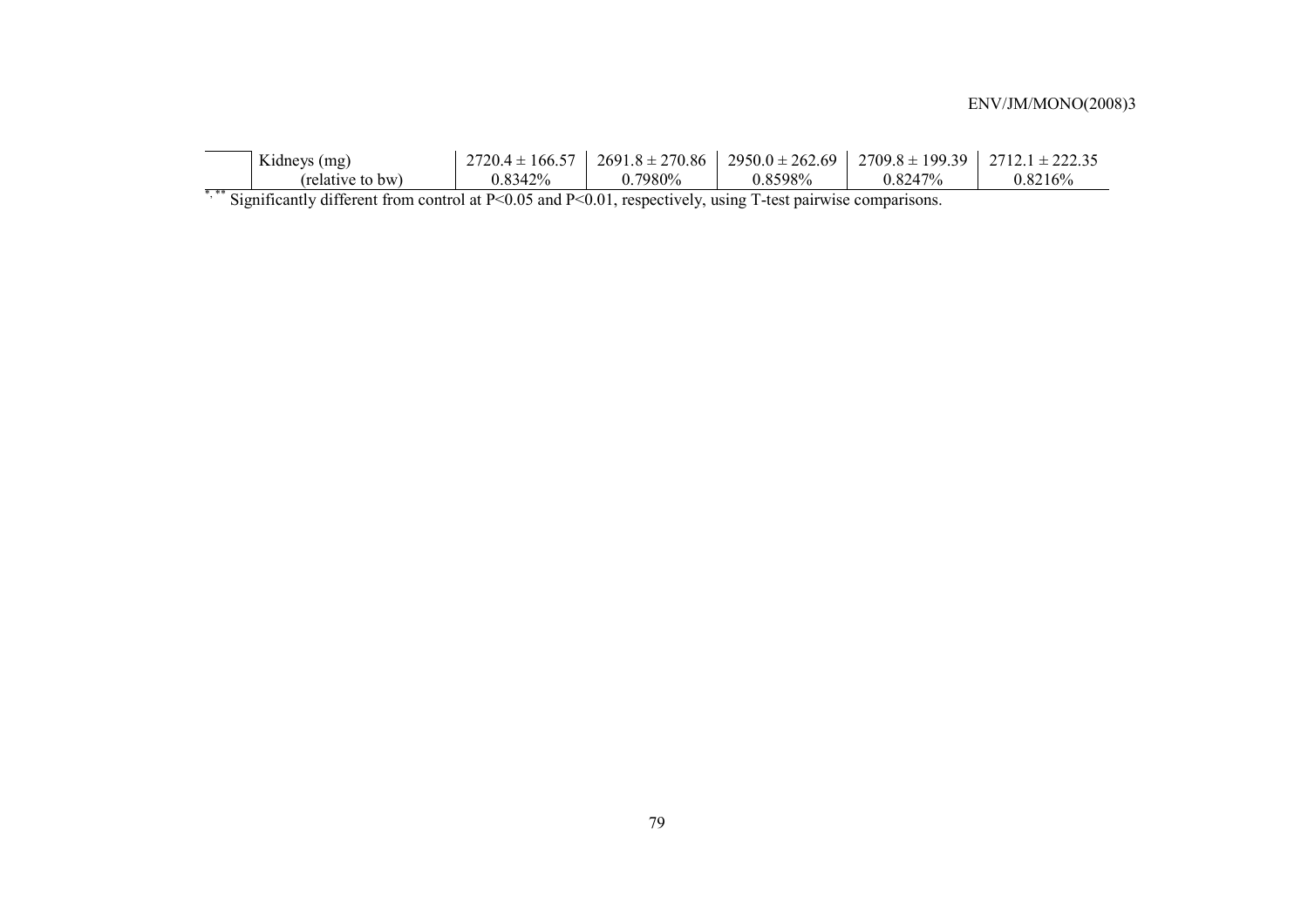| | | | | | | |
|---|---|---|---|---|---|---|
| | Kidneys (mg) | 2720.4 ± 166.57 | 2691.8 ± 270.86 | 2950.0 ± 262.69 | 2709.8 ± 199.39 | 2712.1 ± 222.35 |
| | (relative to bw) | 0.8342% | 0.7980% | 0.8598% | 0.8247% | 0.8216% |

*,** Significantly different from control at $P<0.05$ and $P<0.01$, respectively, using T-test pairwise comparisons.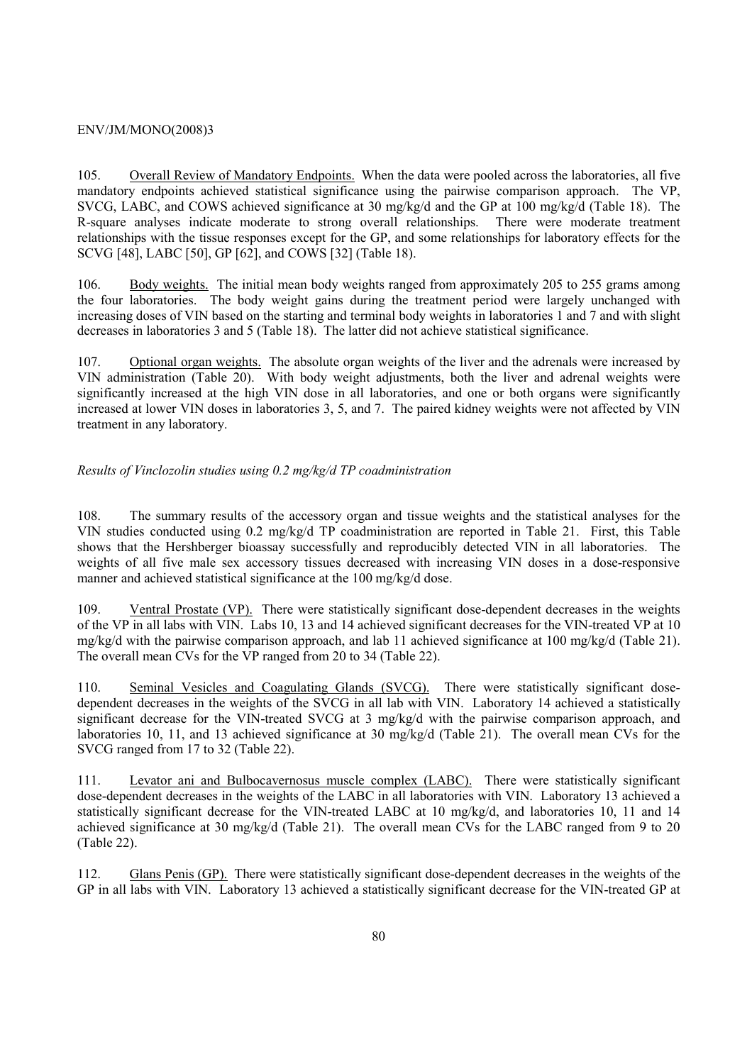105. Overall Review of Mandatory Endpoints. When the data were pooled across the laboratories, all five mandatory endpoints achieved statistical significance using the pairwise comparison approach. The VP, SVCG, LABC, and COWS achieved significance at 30 mg/kg/d and the GP at 100 mg/kg/d (Table 18). The R-square analyses indicate moderate to strong overall relationships. There were moderate treatment relationships with the tissue responses except for the GP, and some relationships for laboratory effects for the SCVG [48], LABC [50], GP [62], and COWS [32] (Table 18).

106. Body weights. The initial mean body weights ranged from approximately 205 to 255 grams among the four laboratories. The body weight gains during the treatment period were largely unchanged with increasing doses of VIN based on the starting and terminal body weights in laboratories 1 and 7 and with slight decreases in laboratories 3 and 5 (Table 18). The latter did not achieve statistical significance.

107. Optional organ weights. The absolute organ weights of the liver and the adrenals were increased by VIN administration (Table 20). With body weight adjustments, both the liver and adrenal weights were significantly increased at the high VIN dose in all laboratories, and one or both organs were significantly increased at lower VIN doses in laboratories 3, 5, and 7. The paired kidney weights were not affected by VIN treatment in any laboratory.

*Results of Vinclozolin studies using 0.2 mg/kg/d TP coadministration*

108. The summary results of the accessory organ and tissue weights and the statistical analyses for the VIN studies conducted using 0.2 mg/kg/d TP coadministration are reported in Table 21. First, this Table shows that the Hershberger bioassay successfully and reproducibly detected VIN in all laboratories. The weights of all five male sex accessory tissues decreased with increasing VIN doses in a dose-responsive manner and achieved statistical significance at the 100 mg/kg/d dose.

109. Ventral Prostate (VP). There were statistically significant dose-dependent decreases in the weights of the VP in all labs with VIN. Labs 10, 13 and 14 achieved significant decreases for the VIN-treated VP at 10 mg/kg/d with the pairwise comparison approach, and lab 11 achieved significance at 100 mg/kg/d (Table 21). The overall mean CVs for the VP ranged from 20 to 34 (Table 22).

110. Seminal Vesicles and Coagulating Glands (SVCG). There were statistically significant dose-dependent decreases in the weights of the SVCG in all lab with VIN. Laboratory 14 achieved a statistically significant decrease for the VIN-treated SVCG at 3 mg/kg/d with the pairwise comparison approach, and laboratories 10, 11, and 13 achieved significance at 30 mg/kg/d (Table 21). The overall mean CVs for the SVCG ranged from 17 to 32 (Table 22).

111. Levator ani and Bulbocavernosus muscle complex (LABC). There were statistically significant dose-dependent decreases in the weights of the LABC in all laboratories with VIN. Laboratory 13 achieved a statistically significant decrease for the VIN-treated LABC at 10 mg/kg/d, and laboratories 10, 11 and 14 achieved significance at 30 mg/kg/d (Table 21). The overall mean CVs for the LABC ranged from 9 to 20 (Table 22).

112. Glans Penis (GP). There were statistically significant dose-dependent decreases in the weights of the GP in all labs with VIN. Laboratory 13 achieved a statistically significant decrease for the VIN-treated GP at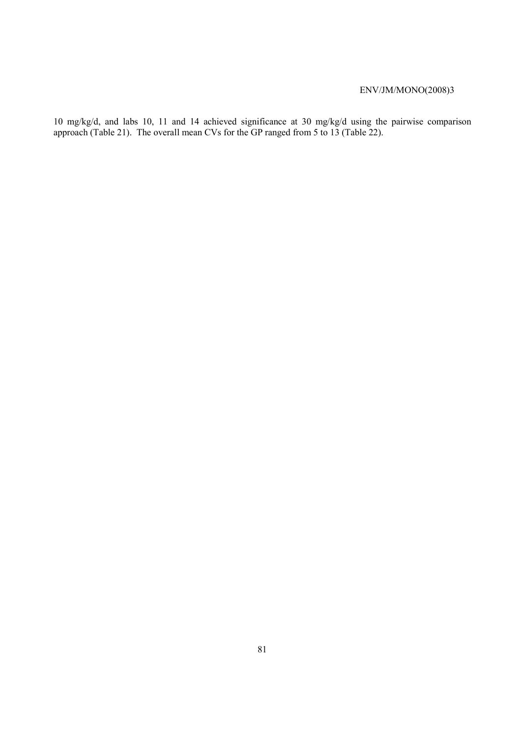10 mg/kg/d, and labs 10, 11 and 14 achieved significance at 30 mg/kg/d using the pairwise comparison approach (Table 21). The overall mean CVs for the GP ranged from 5 to 13 (Table 22).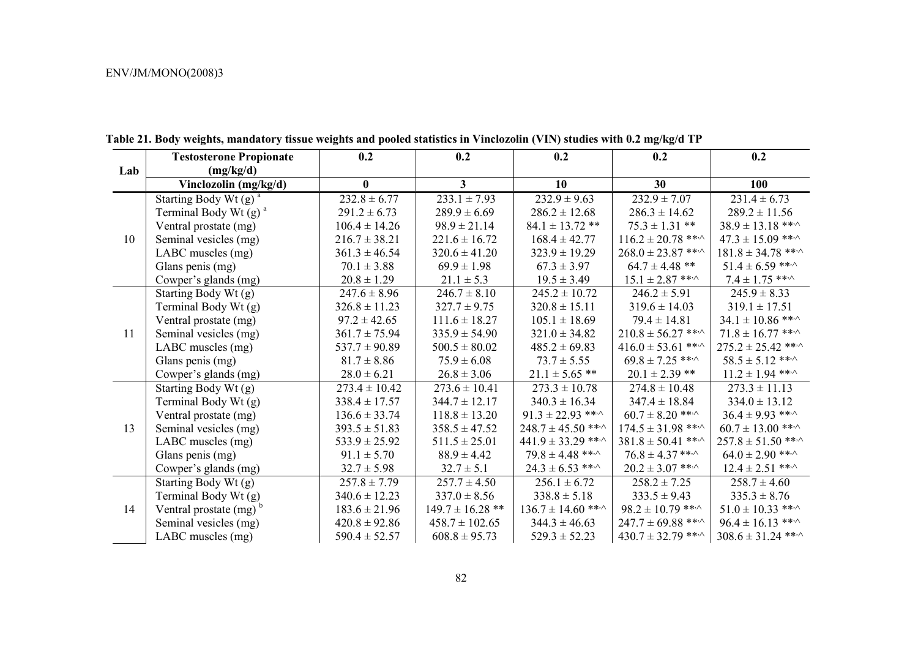**Table 21. Body weights, mandatory tissue weights and pooled statistics in Vinclozolin (VIN) studies with 0.2 mg/kg/d TP**

| Lab | Testosterone Propionate (mg/kg/d) | 0.2 | 0.2 | 0.2 | 0.2 | 0.2 |
|---|---|---|---|---|---|---|
| | **Vinclozolin (mg/kg/d)** | **0** | **3** | **10** | **30** | **100** |
| 10 | Starting Body Wt (g) [a] | 232.8 ± 6.77 | 233.1 ± 7.93 | 232.9 ± 9.63 | 232.9 ± 7.07 | 231.4 ± 6.73 |
| | Terminal Body Wt (g) [a] | 291.2 ± 6.73 | 289.9 ± 6.69 | 286.2 ± 12.68 | 286.3 ± 14.62 | 289.2 ± 11.56 |
| | Ventral prostate (mg) | 106.4 ± 14.26 | 98.9 ± 21.14 | 84.1 ± 13.72 ** | 75.3 ± 1.31 ** | 38.9 ± 13.18 **,^ |
| | Seminal vesicles (mg) | 216.7 ± 38.21 | 221.6 ± 16.72 | 168.4 ± 42.77 | 116.2 ± 20.78 **,^ | 47.3 ± 15.09 **,^ |
| | LABC muscles (mg) | 361.3 ± 46.54 | 320.6 ± 41.20 | 323.9 ± 19.29 | 268.0 ± 23.87 **,^ | 181.8 ± 34.78 **,^ |
| | Glans penis (mg) | 70.1 ± 3.88 | 69.9 ± 1.98 | 67.3 ± 3.97 | 64.7 ± 4.48 ** | 51.4 ± 6.59 **,^ |
| | Cowper's glands (mg) | 20.8 ± 1.29 | 21.1 ± 5.3 | 19.5 ± 3.49 | 15.1 ± 2.87 **,^ | 7.4 ± 1.75 **,^ |
| 11 | Starting Body Wt (g) | 247.6 ± 8.96 | 246.7 ± 8.10 | 245.2 ± 10.72 | 246.2 ± 5.91 | 245.9 ± 8.33 |
| | Terminal Body Wt (g) | 326.8 ± 11.23 | 327.7 ± 9.75 | 320.8 ± 15.11 | 319.6 ± 14.03 | 319.1 ± 17.51 |
| | Ventral prostate (mg) | 97.2 ± 42.65 | 111.6 ± 18.27 | 105.1 ± 18.69 | 79.4 ± 14.81 | 34.1 ± 10.86 **,^ |
| | Seminal vesicles (mg) | 361.7 ± 75.94 | 335.9 ± 54.90 | 321.0 ± 34.82 | 210.8 ± 56.27 **,^ | 71.8 ± 16.77 **,^ |
| | LABC muscles (mg) | 537.7 ± 90.89 | 500.5 ± 80.02 | 485.2 ± 69.83 | 416.0 ± 53.61 **,^ | 275.2 ± 25.42 **,^ |
| | Glans penis (mg) | 81.7 ± 8.86 | 75.9 ± 6.08 | 73.7 ± 5.55 | 69.8 ± 7.25 **,^ | 58.5 ± 5.12 **,^ |
| | Cowper's glands (mg) | 28.0 ± 6.21 | 26.8 ± 3.06 | 21.1 ± 5.65 ** | 20.1 ± 2.39 ** | 11.2 ± 1.94 **,^ |
| 13 | Starting Body Wt (g) | 273.4 ± 10.42 | 273.6 ± 10.41 | 273.3 ± 10.78 | 274.8 ± 10.48 | 273.3 ± 11.13 |
| | Terminal Body Wt (g) | 338.4 ± 17.57 | 344.7 ± 12.17 | 340.3 ± 16.34 | 347.4 ± 18.84 | 334.0 ± 13.12 |
| | Ventral prostate (mg) | 136.6 ± 33.74 | 118.8 ± 13.20 | 91.3 ± 22.93 **,^ | 60.7 ± 8.20 **,^ | 36.4 ± 9.93 **,^ |
| | Seminal vesicles (mg) | 393.5 ± 51.83 | 358.5 ± 47.52 | 248.7 ± 45.50 **,^ | 174.5 ± 31.98 **,^ | 60.7 ± 13.00 **,^ |
| | LABC muscles (mg) | 533.9 ± 25.92 | 511.5 ± 25.01 | 441.9 ± 33.29 **,^ | 381.8 ± 50.41 **,^ | 257.8 ± 51.50 **,^ |
| | Glans penis (mg) | 91.1 ± 5.70 | 88.9 ± 4.42 | 79.8 ± 4.48 **,^ | 76.8 ± 4.37 **,^ | 64.0 ± 2.90 **,^ |
| | Cowper's glands (mg) | 32.7 ± 5.98 | 32.7 ± 5.1 | 24.3 ± 6.53 **,^ | 20.2 ± 3.07 **,^ | 12.4 ± 2.51 **,^ |
| 14 | Starting Body Wt (g) | 257.8 ± 7.79 | 257.7 ± 4.50 | 256.1 ± 6.72 | 258.2 ± 7.25 | 258.7 ± 4.60 |
| | Terminal Body Wt (g) | 340.6 ± 12.23 | 337.0 ± 8.56 | 338.8 ± 5.18 | 333.5 ± 9.43 | 335.3 ± 8.76 |
| | Ventral prostate (mg) [b] | 183.6 ± 21.96 | 149.7 ± 16.28 ** | 136.7 ± 14.60 **,^ | 98.2 ± 10.79 **,^ | 51.0 ± 10.33 **,^ |
| | Seminal vesicles (mg) | 420.8 ± 92.86 | 458.7 ± 102.65 | 344.3 ± 46.63 | 247.7 ± 69.88 **,^ | 96.4 ± 16.13 **,^ |
| | LABC muscles (mg) | 590.4 ± 52.57 | 608.8 ± 95.73 | 529.3 ± 52.23 | 430.7 ± 32.79 **,^ | 308.6 ± 31.24 **,^ |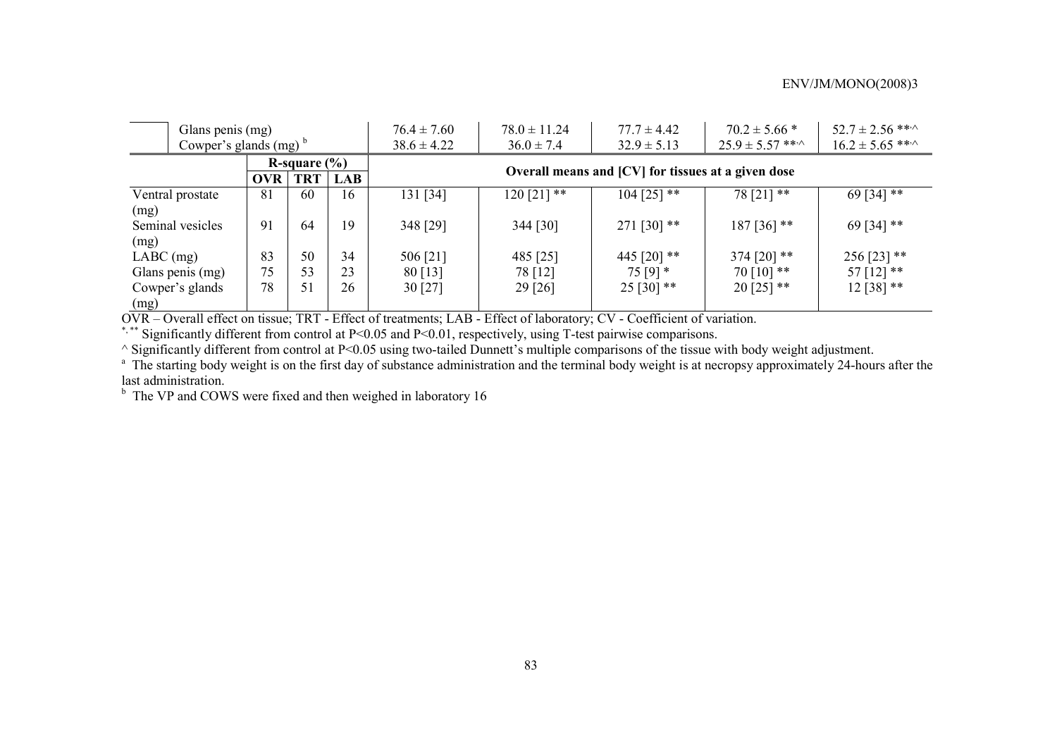| | | | | | | | | |
|---|---|---|---|---|---|---|---|---|
| Glans penis (mg) | | | | 76.4 ± 7.60 | 78.0 ± 11.24 | 77.7 ± 4.42 | 70.2 ± 5.66 * | 52.7 ± 2.56 **,^ |
| Cowper's glands (mg) [b] | | | | 38.6 ± 4.22 | 36.0 ± 7.4 | 32.9 ± 5.13 | 25.9 ± 5.57 **,^ | 16.2 ± 5.65 **,^ |
| | **R-square (%)** | | | **Overall means and [CV] for tissues at a given dose** | | | | |
| | **OVR** | **TRT** | **LAB** | | | | | |
| Ventral prostate (mg) | 81 | 60 | 16 | 131 [34] | 120 [21] ** | 104 [25] ** | 78 [21] ** | 69 [34] ** |
| Seminal vesicles (mg) | 91 | 64 | 19 | 348 [29] | 344 [30] | 271 [30] ** | 187 [36] ** | 69 [34] ** |
| LABC (mg) | 83 | 50 | 34 | 506 [21] | 485 [25] | 445 [20] ** | 374 [20] ** | 256 [23] ** |
| Glans penis (mg) | 75 | 53 | 23 | 80 [13] | 78 [12] | 75 [9] * | 70 [10] ** | 57 [12] ** |
| Cowper's glands (mg) | 78 | 51 | 26 | 30 [27] | 29 [26] | 25 [30] ** | 20 [25] ** | 12 [38] ** |

OVR – Overall effect on tissue; TRT - Effect of treatments; LAB - Effect of laboratory; CV - Coefficient of variation.

*, ** Significantly different from control at P<0.05 and P<0.01, respectively, using T-test pairwise comparisons.

^ Significantly different from control at P<0.05 using two-tailed Dunnett's multiple comparisons of the tissue with body weight adjustment.

[a] The starting body weight is on the first day of substance administration and the terminal body weight is at necropsy approximately 24-hours after the last administration.

[b] The VP and COWS were fixed and then weighed in laboratory 16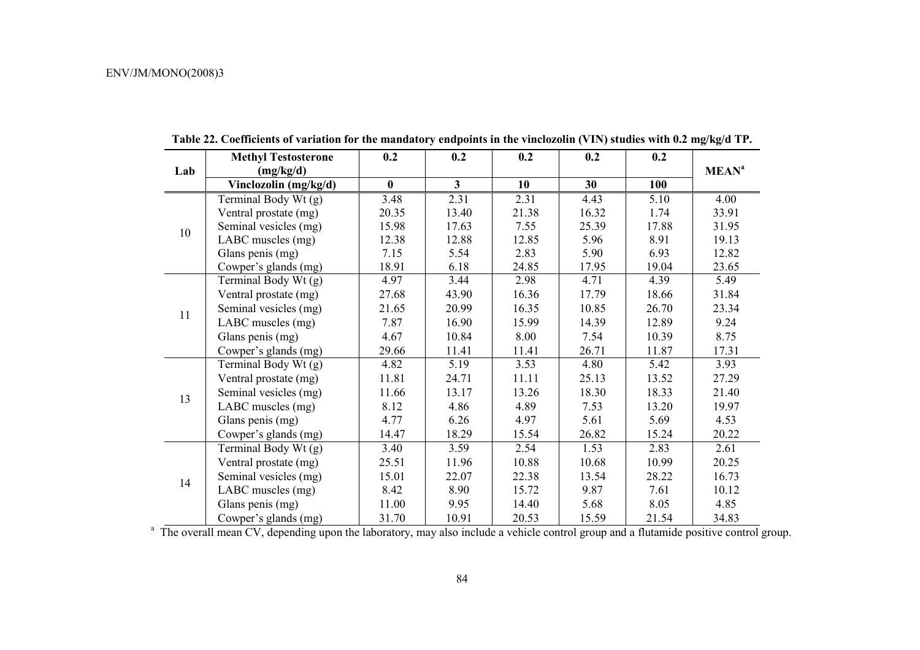**Table 22. Coefficients of variation for the mandatory endpoints in the vinclozolin (VIN) studies with 0.2 mg/kg/d TP.**

| Lab | Methyl Testosterone (mg/kg/d) | 0.2 | 0.2 | 0.2 | 0.2 | 0.2 | MEAN[a] |
|---|---|---|---|---|---|---|---|
| | **Vinclozolin (mg/kg/d)** | **0** | **3** | **10** | **30** | **100** | |
| 10 | Terminal Body Wt (g) | 3.48 | 2.31 | 2.31 | 4.43 | 5.10 | 4.00 |
| | Ventral prostate (mg) | 20.35 | 13.40 | 21.38 | 16.32 | 1.74 | 33.91 |
| | Seminal vesicles (mg) | 15.98 | 17.63 | 7.55 | 25.39 | 17.88 | 31.95 |
| | LABC muscles (mg) | 12.38 | 12.88 | 12.85 | 5.96 | 8.91 | 19.13 |
| | Glans penis (mg) | 7.15 | 5.54 | 2.83 | 5.90 | 6.93 | 12.82 |
| | Cowper's glands (mg) | 18.91 | 6.18 | 24.85 | 17.95 | 19.04 | 23.65 |
| 11 | Terminal Body Wt (g) | 4.97 | 3.44 | 2.98 | 4.71 | 4.39 | 5.49 |
| | Ventral prostate (mg) | 27.68 | 43.90 | 16.36 | 17.79 | 18.66 | 31.84 |
| | Seminal vesicles (mg) | 21.65 | 20.99 | 16.35 | 10.85 | 26.70 | 23.34 |
| | LABC muscles (mg) | 7.87 | 16.90 | 15.99 | 14.39 | 12.89 | 9.24 |
| | Glans penis (mg) | 4.67 | 10.84 | 8.00 | 7.54 | 10.39 | 8.75 |
| | Cowper's glands (mg) | 29.66 | 11.41 | 11.41 | 26.71 | 11.87 | 17.31 |
| 13 | Terminal Body Wt (g) | 4.82 | 5.19 | 3.53 | 4.80 | 5.42 | 3.93 |
| | Ventral prostate (mg) | 11.81 | 24.71 | 11.11 | 25.13 | 13.52 | 27.29 |
| | Seminal vesicles (mg) | 11.66 | 13.17 | 13.26 | 18.30 | 18.33 | 21.40 |
| | LABC muscles (mg) | 8.12 | 4.86 | 4.89 | 7.53 | 13.20 | 19.97 |
| | Glans penis (mg) | 4.77 | 6.26 | 4.97 | 5.61 | 5.69 | 4.53 |
| | Cowper's glands (mg) | 14.47 | 18.29 | 15.54 | 26.82 | 15.24 | 20.22 |
| 14 | Terminal Body Wt (g) | 3.40 | 3.59 | 2.54 | 1.53 | 2.83 | 2.61 |
| | Ventral prostate (mg) | 25.51 | 11.96 | 10.88 | 10.68 | 10.99 | 20.25 |
| | Seminal vesicles (mg) | 15.01 | 22.07 | 22.38 | 13.54 | 28.22 | 16.73 |
| | LABC muscles (mg) | 8.42 | 8.90 | 15.72 | 9.87 | 7.61 | 10.12 |
| | Glans penis (mg) | 11.00 | 9.95 | 14.40 | 5.68 | 8.05 | 4.85 |
| | Cowper's glands (mg) | 31.70 | 10.91 | 20.53 | 15.59 | 21.54 | 34.83 |

[a] The overall mean CV, depending upon the laboratory, may also include a vehicle control group and a flutamide positive control group.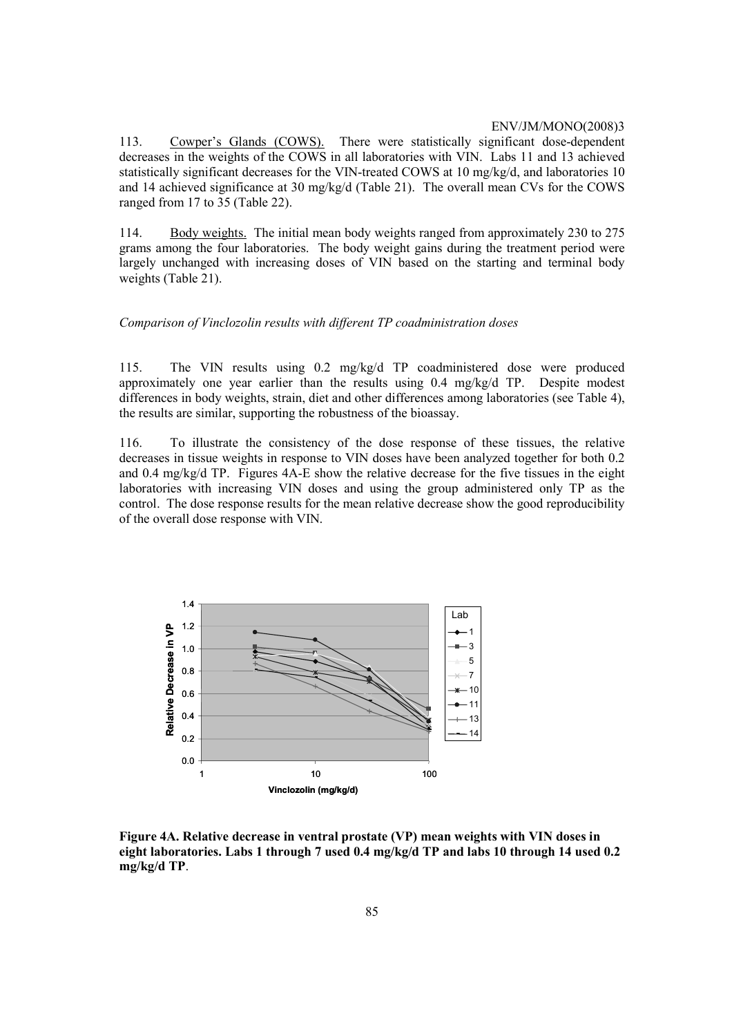113. Cowper's Glands (COWS). There were statistically significant dose-dependent decreases in the weights of the COWS in all laboratories with VIN. Labs 11 and 13 achieved statistically significant decreases for the VIN-treated COWS at 10 mg/kg/d, and laboratories 10 and 14 achieved significance at 30 mg/kg/d (Table 21). The overall mean CVs for the COWS ranged from 17 to 35 (Table 22).

114. Body weights. The initial mean body weights ranged from approximately 230 to 275 grams among the four laboratories. The body weight gains during the treatment period were largely unchanged with increasing doses of VIN based on the starting and terminal body weights (Table 21).

*Comparison of Vinclozolin results with different TP coadministration doses*

115. The VIN results using 0.2 mg/kg/d TP coadministered dose were produced approximately one year earlier than the results using 0.4 mg/kg/d TP. Despite modest differences in body weights, strain, diet and other differences among laboratories (see Table 4), the results are similar, supporting the robustness of the bioassay.

116. To illustrate the consistency of the dose response of these tissues, the relative decreases in tissue weights in response to VIN doses have been analyzed together for both 0.2 and 0.4 mg/kg/d TP. Figures 4A-E show the relative decrease for the five tissues in the eight laboratories with increasing VIN doses and using the group administered only TP as the control. The dose response results for the mean relative decrease show the good reproducibility of the overall dose response with VIN.

**Figure 4A. Relative decrease in ventral prostate (VP) mean weights with VIN doses in eight laboratories. Labs 1 through 7 used 0.4 mg/kg/d TP and labs 10 through 14 used 0.2 mg/kg/d TP**.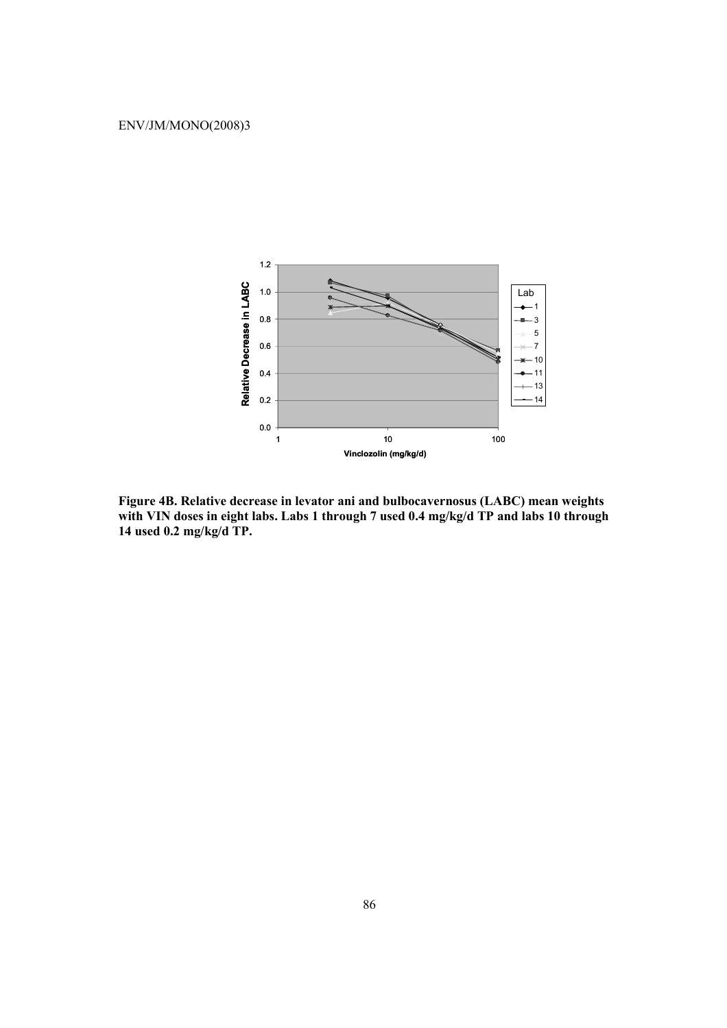**Figure 4B. Relative decrease in levator ani and bulbocavernosus (LABC) mean weights with VIN doses in eight labs. Labs 1 through 7 used 0.4 mg/kg/d TP and labs 10 through 14 used 0.2 mg/kg/d TP.**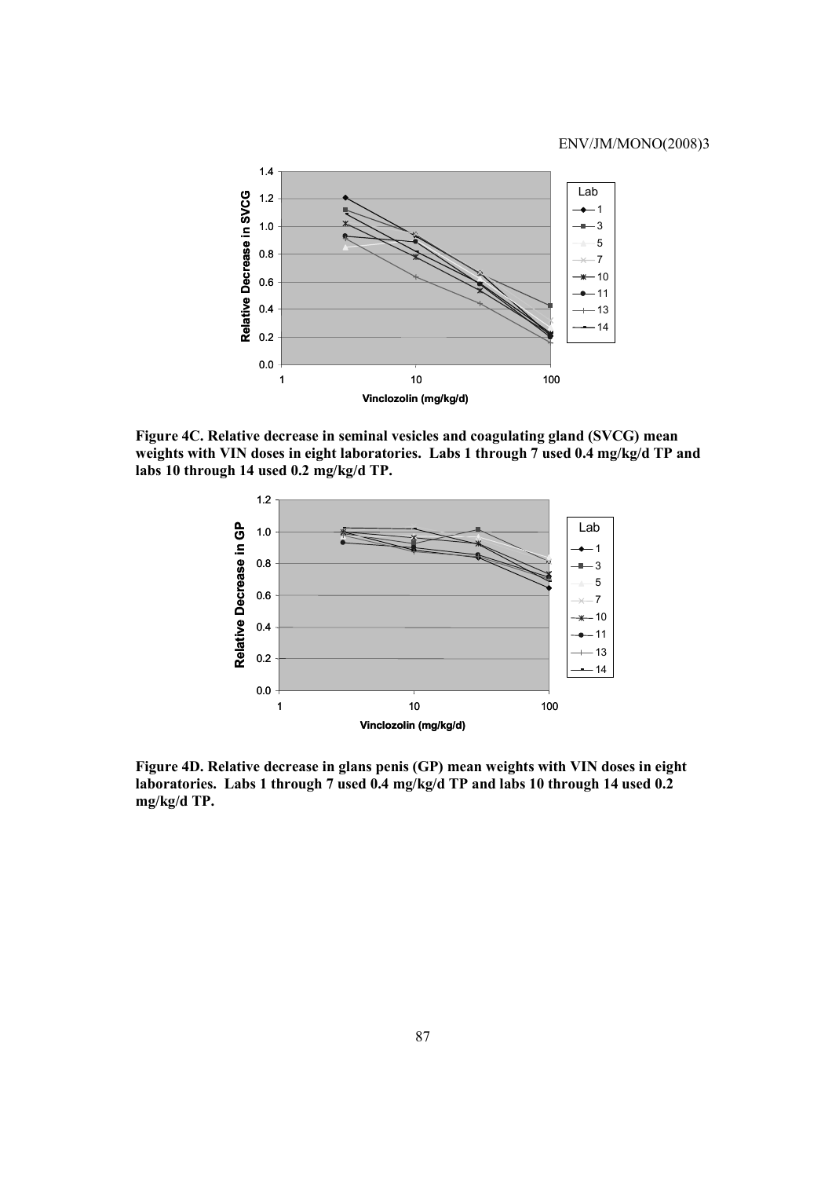**Figure 4C. Relative decrease in seminal vesicles and coagulating gland (SVCG) mean weights with VIN doses in eight laboratories. Labs 1 through 7 used 0.4 mg/kg/d TP and labs 10 through 14 used 0.2 mg/kg/d TP.**

**Figure 4D. Relative decrease in glans penis (GP) mean weights with VIN doses in eight laboratories. Labs 1 through 7 used 0.4 mg/kg/d TP and labs 10 through 14 used 0.2 mg/kg/d TP.**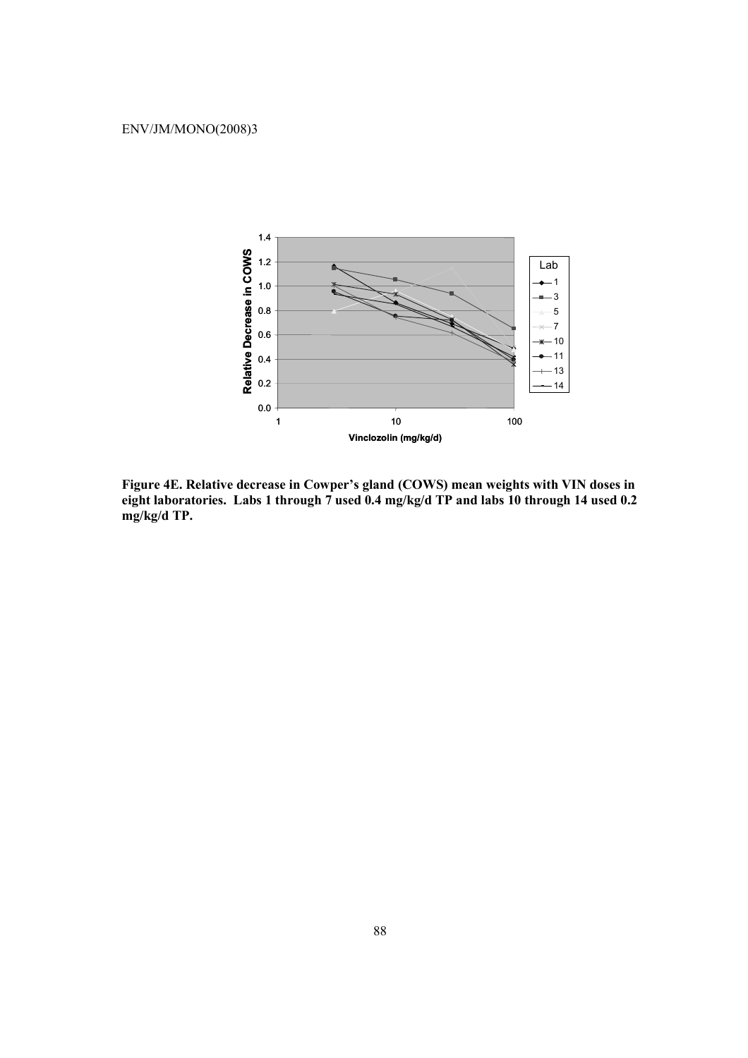**Figure 4E. Relative decrease in Cowper's gland (COWS) mean weights with VIN doses in eight laboratories. Labs 1 through 7 used 0.4 mg/kg/d TP and labs 10 through 14 used 0.2 mg/kg/d TP.**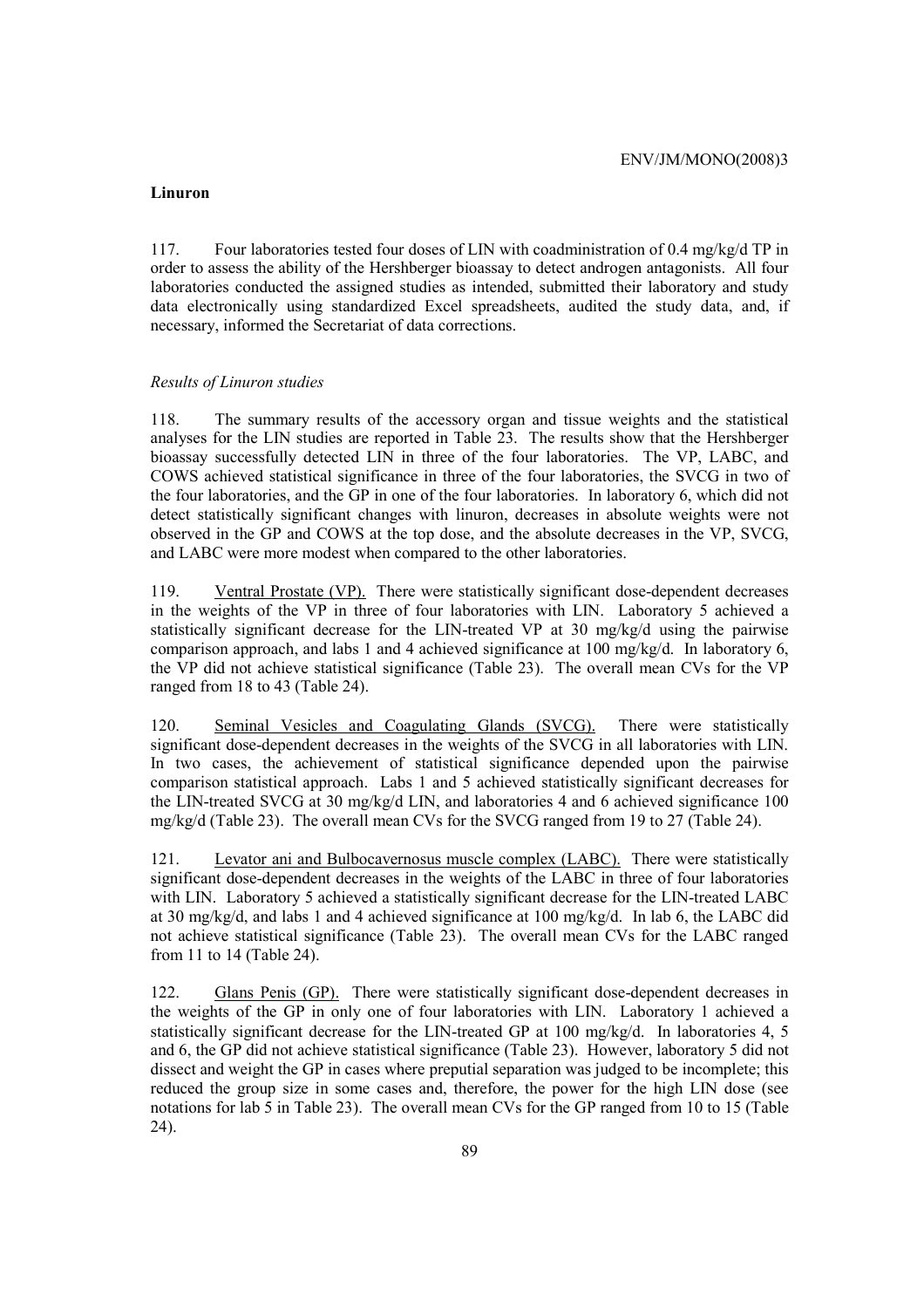## Linuron

117. Four laboratories tested four doses of LIN with coadministration of 0.4 mg/kg/d TP in order to assess the ability of the Hershberger bioassay to detect androgen antagonists. All four laboratories conducted the assigned studies as intended, submitted their laboratory and study data electronically using standardized Excel spreadsheets, audited the study data, and, if necessary, informed the Secretariat of data corrections.

### *Results of Linuron studies*

118. The summary results of the accessory organ and tissue weights and the statistical analyses for the LIN studies are reported in Table 23. The results show that the Hershberger bioassay successfully detected LIN in three of the four laboratories. The VP, LABC, and COWS achieved statistical significance in three of the four laboratories, the SVCG in two of the four laboratories, and the GP in one of the four laboratories. In laboratory 6, which did not detect statistically significant changes with linuron, decreases in absolute weights were not observed in the GP and COWS at the top dose, and the absolute decreases in the VP, SVCG, and LABC were more modest when compared to the other laboratories.

119. Ventral Prostate (VP). There were statistically significant dose-dependent decreases in the weights of the VP in three of four laboratories with LIN. Laboratory 5 achieved a statistically significant decrease for the LIN-treated VP at 30 mg/kg/d using the pairwise comparison approach, and labs 1 and 4 achieved significance at 100 mg/kg/d. In laboratory 6, the VP did not achieve statistical significance (Table 23). The overall mean CVs for the VP ranged from 18 to 43 (Table 24).

120. Seminal Vesicles and Coagulating Glands (SVCG). There were statistically significant dose-dependent decreases in the weights of the SVCG in all laboratories with LIN. In two cases, the achievement of statistical significance depended upon the pairwise comparison statistical approach. Labs 1 and 5 achieved statistically significant decreases for the LIN-treated SVCG at 30 mg/kg/d LIN, and laboratories 4 and 6 achieved significance 100 mg/kg/d (Table 23). The overall mean CVs for the SVCG ranged from 19 to 27 (Table 24).

121. Levator ani and Bulbocavernosus muscle complex (LABC). There were statistically significant dose-dependent decreases in the weights of the LABC in three of four laboratories with LIN. Laboratory 5 achieved a statistically significant decrease for the LIN-treated LABC at 30 mg/kg/d, and labs 1 and 4 achieved significance at 100 mg/kg/d. In lab 6, the LABC did not achieve statistical significance (Table 23). The overall mean CVs for the LABC ranged from 11 to 14 (Table 24).

122. Glans Penis (GP). There were statistically significant dose-dependent decreases in the weights of the GP in only one of four laboratories with LIN. Laboratory 1 achieved a statistically significant decrease for the LIN-treated GP at 100 mg/kg/d. In laboratories 4, 5 and 6, the GP did not achieve statistical significance (Table 23). However, laboratory 5 did not dissect and weight the GP in cases where preputial separation was judged to be incomplete; this reduced the group size in some cases and, therefore, the power for the high LIN dose (see notations for lab 5 in Table 23). The overall mean CVs for the GP ranged from 10 to 15 (Table 24).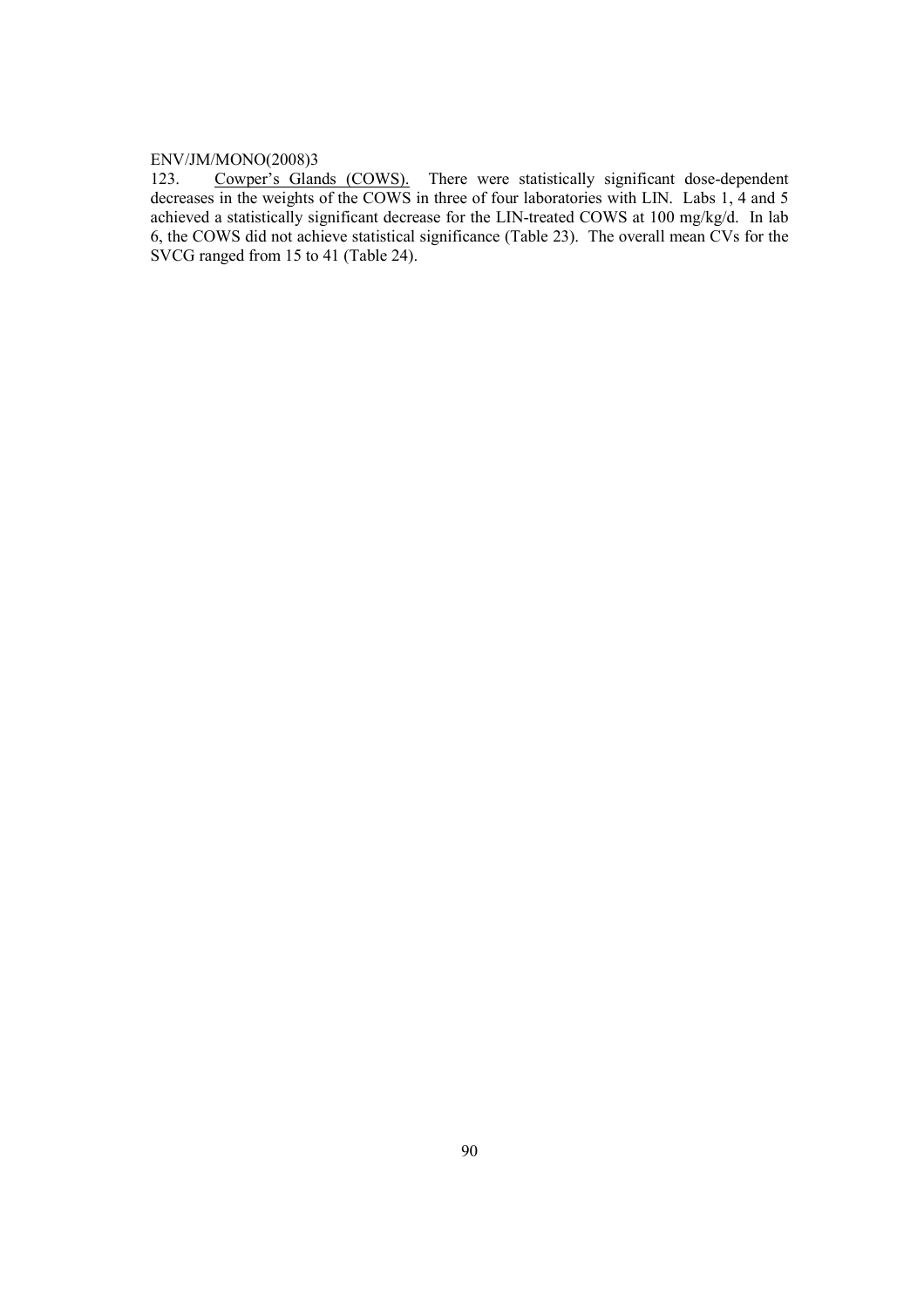123. Cowper's Glands (COWS). There were statistically significant dose-dependent decreases in the weights of the COWS in three of four laboratories with LIN. Labs 1, 4 and 5 achieved a statistically significant decrease for the LIN-treated COWS at 100 mg/kg/d. In lab 6, the COWS did not achieve statistical significance (Table 23). The overall mean CVs for the SVCG ranged from 15 to 41 (Table 24).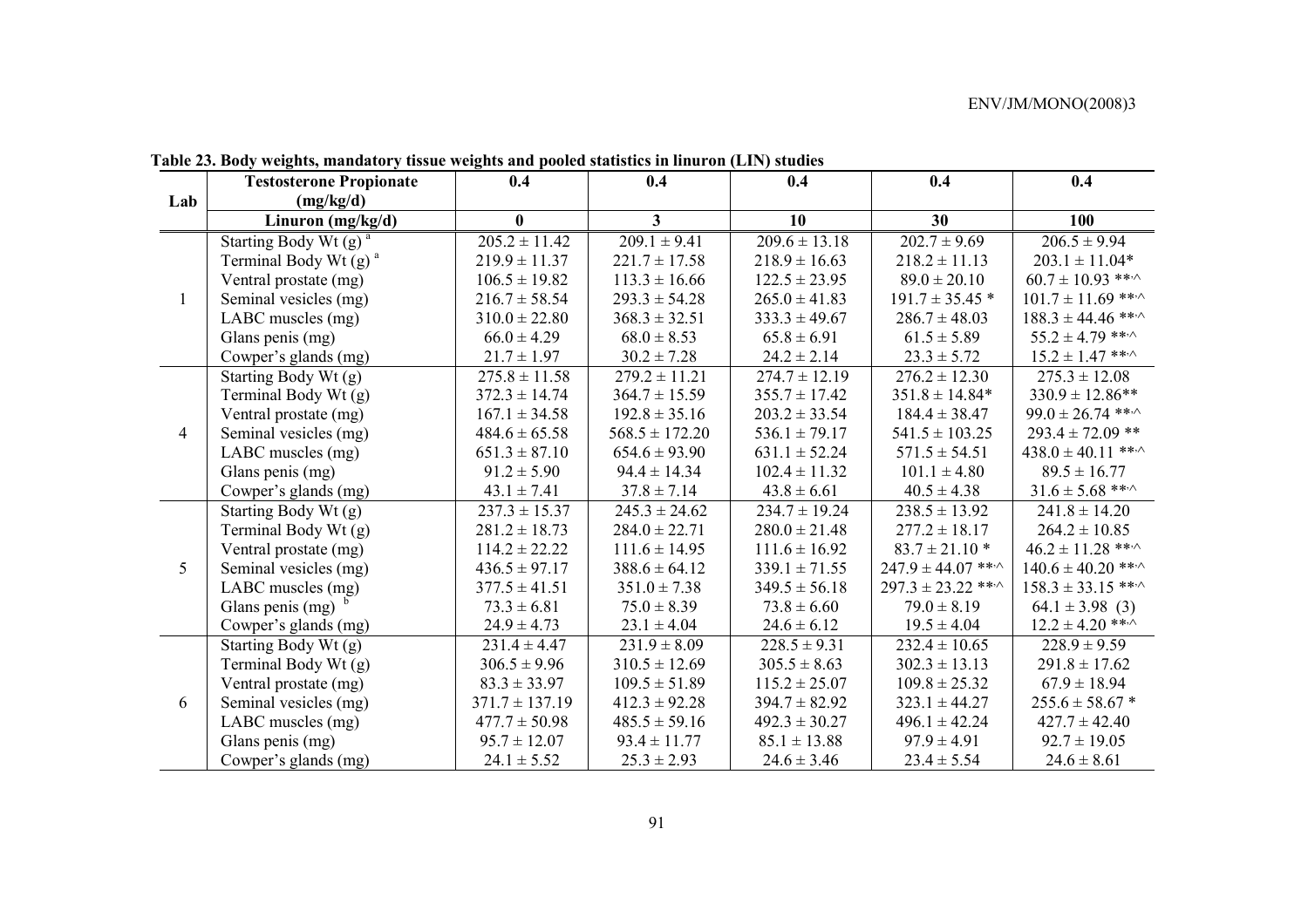**Table 23. Body weights, mandatory tissue weights and pooled statistics in linuron (LIN) studies**

| Lab | Testosterone Propionate (mg/kg/d) | 0.4 | 0.4 | 0.4 | 0.4 | 0.4 |
|---|---|---|---|---|---|---|
| | Linuron (mg/kg/d) | 0 | 3 | 10 | 30 | 100 |
| 1 | Starting Body Wt (g) [a] | 205.2 ± 11.42 | 209.1 ± 9.41 | 209.6 ± 13.18 | 202.7 ± 9.69 | 206.5 ± 9.94 |
| | Terminal Body Wt (g) [a] | 219.9 ± 11.37 | 221.7 ± 17.58 | 218.9 ± 16.63 | 218.2 ± 11.13 | 203.1 ± 11.04* |
| | Ventral prostate (mg) | 106.5 ± 19.82 | 113.3 ± 16.66 | 122.5 ± 23.95 | 89.0 ± 20.10 | 60.7 ± 10.93 **,^ |
| | Seminal vesicles (mg) | 216.7 ± 58.54 | 293.3 ± 54.28 | 265.0 ± 41.83 | 191.7 ± 35.45 * | 101.7 ± 11.69 **,^ |
| | LABC muscles (mg) | 310.0 ± 22.80 | 368.3 ± 32.51 | 333.3 ± 49.67 | 286.7 ± 48.03 | 188.3 ± 44.46 **,^ |
| | Glans penis (mg) | 66.0 ± 4.29 | 68.0 ± 8.53 | 65.8 ± 6.91 | 61.5 ± 5.89 | 55.2 ± 4.79 **,^ |
| | Cowper's glands (mg) | 21.7 ± 1.97 | 30.2 ± 7.28 | 24.2 ± 2.14 | 23.3 ± 5.72 | 15.2 ± 1.47 **,^ |
| 4 | Starting Body Wt (g) | 275.8 ± 11.58 | 279.2 ± 11.21 | 274.7 ± 12.19 | 276.2 ± 12.30 | 275.3 ± 12.08 |
| | Terminal Body Wt (g) | 372.3 ± 14.74 | 364.7 ± 15.59 | 355.7 ± 17.42 | 351.8 ± 14.84* | 330.9 ± 12.86** |
| | Ventral prostate (mg) | 167.1 ± 34.58 | 192.8 ± 35.16 | 203.2 ± 33.54 | 184.4 ± 38.47 | 99.0 ± 26.74 **,^ |
| | Seminal vesicles (mg) | 484.6 ± 65.58 | 568.5 ± 172.20 | 536.1 ± 79.17 | 541.5 ± 103.25 | 293.4 ± 72.09 ** |
| | LABC muscles (mg) | 651.3 ± 87.10 | 654.6 ± 93.90 | 631.1 ± 52.24 | 571.5 ± 54.51 | 438.0 ± 40.11 **,^ |
| | Glans penis (mg) | 91.2 ± 5.90 | 94.4 ± 14.34 | 102.4 ± 11.32 | 101.1 ± 4.80 | 89.5 ± 16.77 |
| | Cowper's glands (mg) | 43.1 ± 7.41 | 37.8 ± 7.14 | 43.8 ± 6.61 | 40.5 ± 4.38 | 31.6 ± 5.68 **,^ |
| 5 | Starting Body Wt (g) | 237.3 ± 15.37 | 245.3 ± 24.62 | 234.7 ± 19.24 | 238.5 ± 13.92 | 241.8 ± 14.20 |
| | Terminal Body Wt (g) | 281.2 ± 18.73 | 284.0 ± 22.71 | 280.0 ± 21.48 | 277.2 ± 18.17 | 264.2 ± 10.85 |
| | Ventral prostate (mg) | 114.2 ± 22.22 | 111.6 ± 14.95 | 111.6 ± 16.92 | 83.7 ± 21.10 * | 46.2 ± 11.28 **,^ |
| | Seminal vesicles (mg) | 436.5 ± 97.17 | 388.6 ± 64.12 | 339.1 ± 71.55 | 247.9 ± 44.07 **,^ | 140.6 ± 40.20 **,^ |
| | LABC muscles (mg) | 377.5 ± 41.51 | 351.0 ± 7.38 | 349.5 ± 56.18 | 297.3 ± 23.22 **,^ | 158.3 ± 33.15 **,^ |
| | Glans penis (mg) [b] | 73.3 ± 6.81 | 75.0 ± 8.39 | 73.8 ± 6.60 | 79.0 ± 8.19 | 64.1 ± 3.98 (3) |
| | Cowper's glands (mg) | 24.9 ± 4.73 | 23.1 ± 4.04 | 24.6 ± 6.12 | 19.5 ± 4.04 | 12.2 ± 4.20 **,^ |
| 6 | Starting Body Wt (g) | 231.4 ± 4.47 | 231.9 ± 8.09 | 228.5 ± 9.31 | 232.4 ± 10.65 | 228.9 ± 9.59 |
| | Terminal Body Wt (g) | 306.5 ± 9.96 | 310.5 ± 12.69 | 305.5 ± 8.63 | 302.3 ± 13.13 | 291.8 ± 17.62 |
| | Ventral prostate (mg) | 83.3 ± 33.97 | 109.5 ± 51.89 | 115.2 ± 25.07 | 109.8 ± 25.32 | 67.9 ± 18.94 |
| | Seminal vesicles (mg) | 371.7 ± 137.19 | 412.3 ± 92.28 | 394.7 ± 82.92 | 323.1 ± 44.27 | 255.6 ± 58.67 * |
| | LABC muscles (mg) | 477.7 ± 50.98 | 485.5 ± 59.16 | 492.3 ± 30.27 | 496.1 ± 42.24 | 427.7 ± 42.40 |
| | Glans penis (mg) | 95.7 ± 12.07 | 93.4 ± 11.77 | 85.1 ± 13.88 | 97.9 ± 4.91 | 92.7 ± 19.05 |
| | Cowper's glands (mg) | 24.1 ± 5.52 | 25.3 ± 2.93 | 24.6 ± 3.46 | 23.4 ± 5.54 | 24.6 ± 8.61 |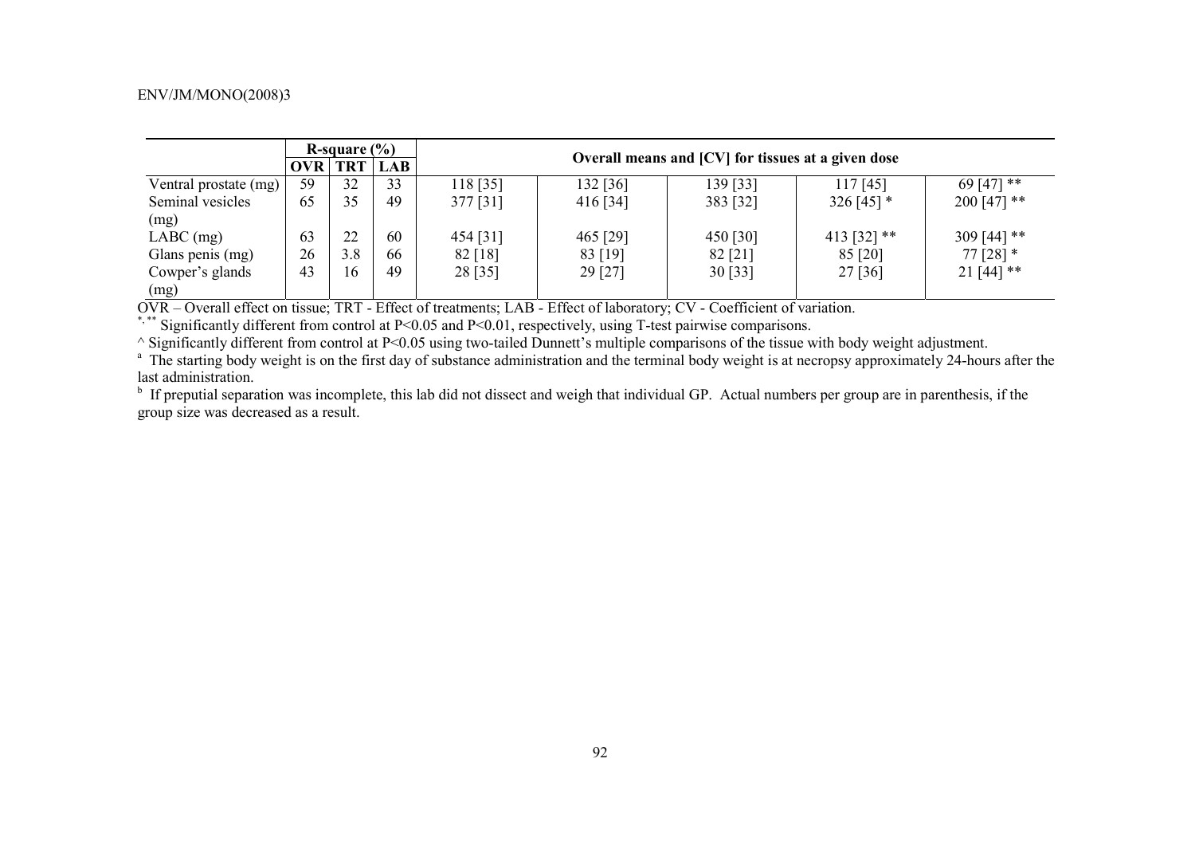| | R-square (%) | | | Overall means and [CV] for tissues at a given dose | | | | |
|---|---|---|---|---|---|---|---|---|
| | OVR | TRT | LAB | | | | | |
| Ventral prostate (mg) | 59 | 32 | 33 | 118 [35] | 132 [36] | 139 [33] | 117 [45] | 69 [47] ** |
| Seminal vesicles (mg) | 65 | 35 | 49 | 377 [31] | 416 [34] | 383 [32] | 326 [45] * | 200 [47] ** |
| LABC (mg) | 63 | 22 | 60 | 454 [31] | 465 [29] | 450 [30] | 413 [32] ** | 309 [44] ** |
| Glans penis (mg) | 26 | 3.8 | 66 | 82 [18] | 83 [19] | 82 [21] | 85 [20] | 77 [28] * |
| Cowper's glands (mg) | 43 | 16 | 49 | 28 [35] | 29 [27] | 30 [33] | 27 [36] | 21 [44] ** |

OVR – Overall effect on tissue; TRT - Effect of treatments; LAB - Effect of laboratory; CV - Coefficient of variation.

*, ** Significantly different from control at P<0.05 and P<0.01, respectively, using T-test pairwise comparisons.

^ Significantly different from control at P<0.05 using two-tailed Dunnett's multiple comparisons of the tissue with body weight adjustment.

[a] The starting body weight is on the first day of substance administration and the terminal body weight is at necropsy approximately 24-hours after the last administration.

[b] If preputial separation was incomplete, this lab did not dissect and weigh that individual GP. Actual numbers per group are in parenthesis, if the group size was decreased as a result.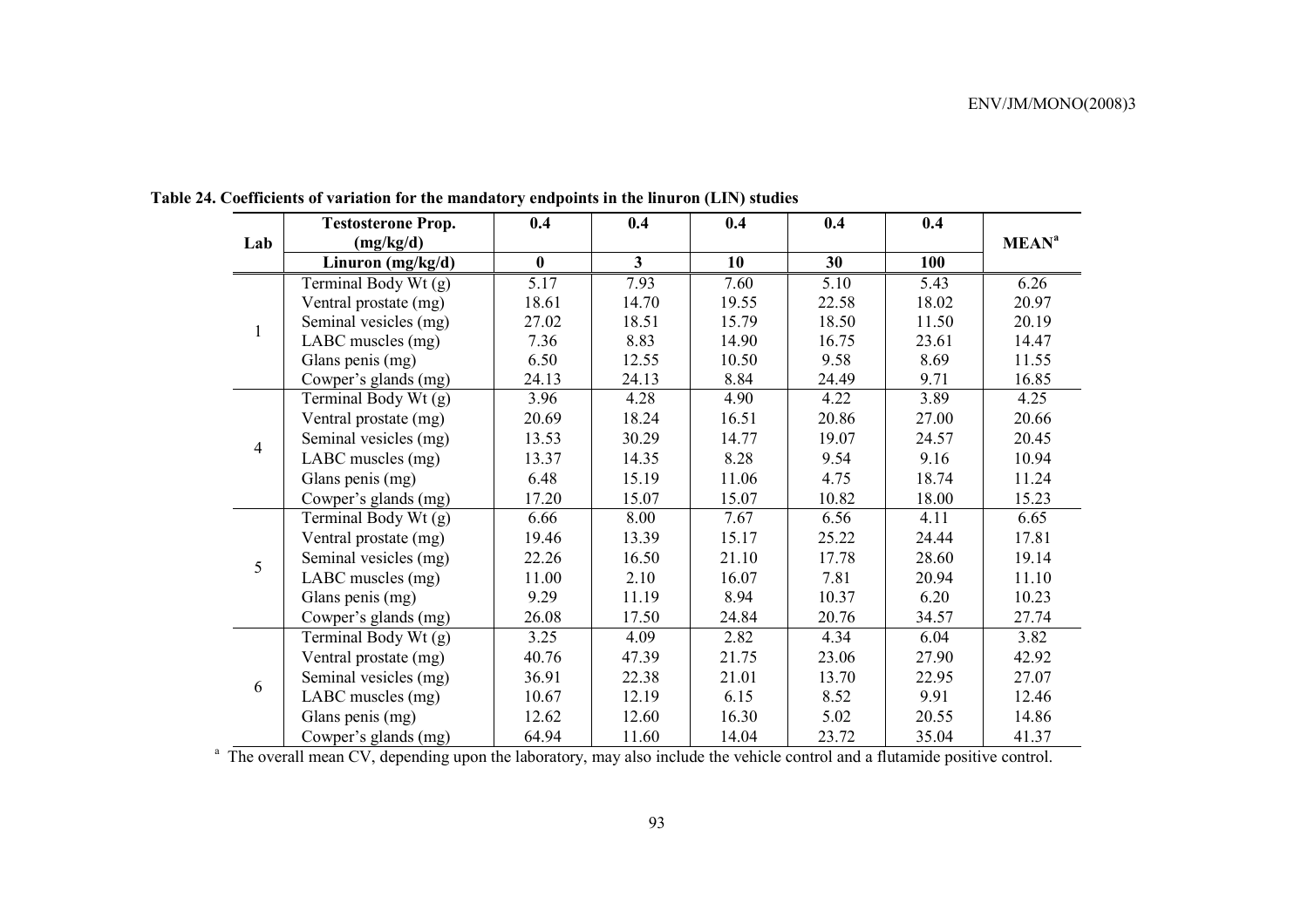**Table 24. Coefficients of variation for the mandatory endpoints in the linuron (LIN) studies**

| Lab | Testosterone Prop. (mg/kg/d) | 0.4 | 0.4 | 0.4 | 0.4 | 0.4 | MEAN[a] |
|---|---|---|---|---|---|---|---|
| | **Linuron (mg/kg/d)** | **0** | **3** | **10** | **30** | **100** | |
| 1 | Terminal Body Wt (g) | 5.17 | 7.93 | 7.60 | 5.10 | 5.43 | 6.26 |
| | Ventral prostate (mg) | 18.61 | 14.70 | 19.55 | 22.58 | 18.02 | 20.97 |
| | Seminal vesicles (mg) | 27.02 | 18.51 | 15.79 | 18.50 | 11.50 | 20.19 |
| | LABC muscles (mg) | 7.36 | 8.83 | 14.90 | 16.75 | 23.61 | 14.47 |
| | Glans penis (mg) | 6.50 | 12.55 | 10.50 | 9.58 | 8.69 | 11.55 |
| | Cowper's glands (mg) | 24.13 | 24.13 | 8.84 | 24.49 | 9.71 | 16.85 |
| 4 | Terminal Body Wt (g) | 3.96 | 4.28 | 4.90 | 4.22 | 3.89 | 4.25 |
| | Ventral prostate (mg) | 20.69 | 18.24 | 16.51 | 20.86 | 27.00 | 20.66 |
| | Seminal vesicles (mg) | 13.53 | 30.29 | 14.77 | 19.07 | 24.57 | 20.45 |
| | LABC muscles (mg) | 13.37 | 14.35 | 8.28 | 9.54 | 9.16 | 10.94 |
| | Glans penis (mg) | 6.48 | 15.19 | 11.06 | 4.75 | 18.74 | 11.24 |
| | Cowper's glands (mg) | 17.20 | 15.07 | 15.07 | 10.82 | 18.00 | 15.23 |
| 5 | Terminal Body Wt (g) | 6.66 | 8.00 | 7.67 | 6.56 | 4.11 | 6.65 |
| | Ventral prostate (mg) | 19.46 | 13.39 | 15.17 | 25.22 | 24.44 | 17.81 |
| | Seminal vesicles (mg) | 22.26 | 16.50 | 21.10 | 17.78 | 28.60 | 19.14 |
| | LABC muscles (mg) | 11.00 | 2.10 | 16.07 | 7.81 | 20.94 | 11.10 |
| | Glans penis (mg) | 9.29 | 11.19 | 8.94 | 10.37 | 6.20 | 10.23 |
| | Cowper's glands (mg) | 26.08 | 17.50 | 24.84 | 20.76 | 34.57 | 27.74 |
| 6 | Terminal Body Wt (g) | 3.25 | 4.09 | 2.82 | 4.34 | 6.04 | 3.82 |
| | Ventral prostate (mg) | 40.76 | 47.39 | 21.75 | 23.06 | 27.90 | 42.92 |
| | Seminal vesicles (mg) | 36.91 | 22.38 | 21.01 | 13.70 | 22.95 | 27.07 |
| | LABC muscles (mg) | 10.67 | 12.19 | 6.15 | 8.52 | 9.91 | 12.46 |
| | Glans penis (mg) | 12.62 | 12.60 | 16.30 | 5.02 | 20.55 | 14.86 |
| | Cowper's glands (mg) | 64.94 | 11.60 | 14.04 | 23.72 | 35.04 | 41.37 |

[a] The overall mean CV, depending upon the laboratory, may also include the vehicle control and a flutamide positive control.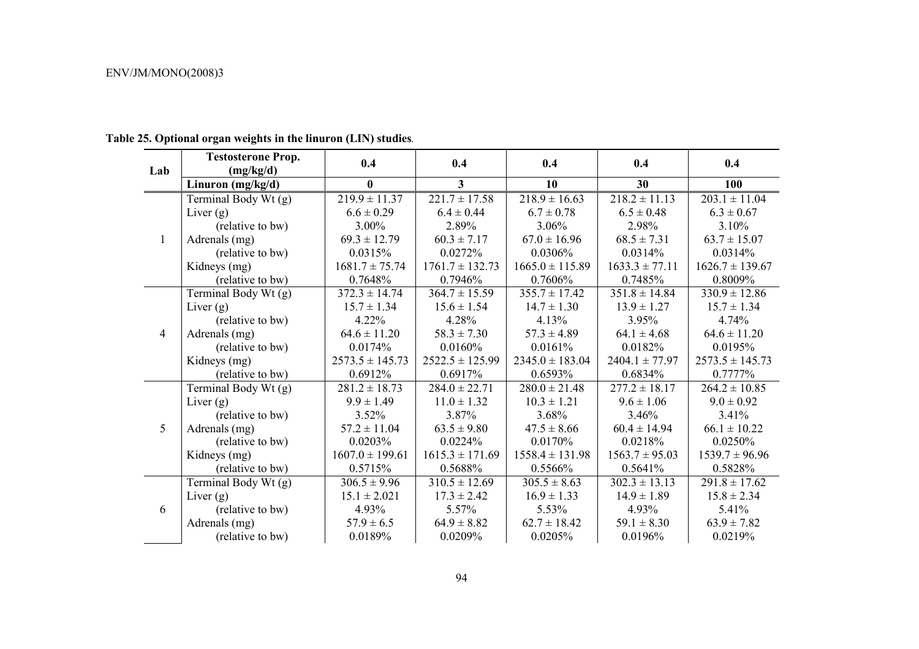**Table 25. Optional organ weights in the linuron (LIN) studies.**

| Lab | Testosterone Prop. (mg/kg/d) | 0.4 | 0.4 | 0.4 | 0.4 | 0.4 |
|---|---|---|---|---|---|---|
| | **Linuron (mg/kg/d)** | **0** | **3** | **10** | **30** | **100** |
| 1 | Terminal Body Wt (g) | 219.9 ± 11.37 | 221.7 ± 17.58 | 218.9 ± 16.63 | 218.2 ± 11.13 | 203.1 ± 11.04 |
| | Liver (g) | 6.6 ± 0.29 | 6.4 ± 0.44 | 6.7 ± 0.78 | 6.5 ± 0.48 | 6.3 ± 0.67 |
| | (relative to bw) | 3.00% | 2.89% | 3.06% | 2.98% | 3.10% |
| | Adrenals (mg) | 69.3 ± 12.79 | 60.3 ± 7.17 | 67.0 ± 16.96 | 68.5 ± 7.31 | 63.7 ± 15.07 |
| | (relative to bw) | 0.0315% | 0.0272% | 0.0306% | 0.0314% | 0.0314% |
| | Kidneys (mg) | 1681.7 ± 75.74 | 1761.7 ± 132.73 | 1665.0 ± 115.89 | 1633.3 ± 77.11 | 1626.7 ± 139.67 |
| | (relative to bw) | 0.7648% | 0.7946% | 0.7606% | 0.7485% | 0.8009% |
| 4 | Terminal Body Wt (g) | 372.3 ± 14.74 | 364.7 ± 15.59 | 355.7 ± 17.42 | 351.8 ± 14.84 | 330.9 ± 12.86 |
| | Liver (g) | 15.7 ± 1.34 | 15.6 ± 1.54 | 14.7 ± 1.30 | 13.9 ± 1.27 | 15.7 ± 1.34 |
| | (relative to bw) | 4.22% | 4.28% | 4.13% | 3.95% | 4.74% |
| | Adrenals (mg) | 64.6 ± 11.20 | 58.3 ± 7.30 | 57.3 ± 4.89 | 64.1 ± 4.68 | 64.6 ± 11.20 |
| | (relative to bw) | 0.0174% | 0.0160% | 0.0161% | 0.0182% | 0.0195% |
| | Kidneys (mg) | 2573.5 ± 145.73 | 2522.5 ± 125.99 | 2345.0 ± 183.04 | 2404.1 ± 77.97 | 2573.5 ± 145.73 |
| | (relative to bw) | 0.6912% | 0.6917% | 0.6593% | 0.6834% | 0.7777% |
| 5 | Terminal Body Wt (g) | 281.2 ± 18.73 | 284.0 ± 22.71 | 280.0 ± 21.48 | 277.2 ± 18.17 | 264.2 ± 10.85 |
| | Liver (g) | 9.9 ± 1.49 | 11.0 ± 1.32 | 10.3 ± 1.21 | 9.6 ± 1.06 | 9.0 ± 0.92 |
| | (relative to bw) | 3.52% | 3.87% | 3.68% | 3.46% | 3.41% |
| | Adrenals (mg) | 57.2 ± 11.04 | 63.5 ± 9.80 | 47.5 ± 8.66 | 60.4 ± 14.94 | 66.1 ± 10.22 |
| | (relative to bw) | 0.0203% | 0.0224% | 0.0170% | 0.0218% | 0.0250% |
| | Kidneys (mg) | 1607.0 ± 199.61 | 1615.3 ± 171.69 | 1558.4 ± 131.98 | 1563.7 ± 95.03 | 1539.7 ± 96.96 |
| | (relative to bw) | 0.5715% | 0.5688% | 0.5566% | 0.5641% | 0.5828% |
| 6 | Terminal Body Wt (g) | 306.5 ± 9.96 | 310.5 ± 12.69 | 305.5 ± 8.63 | 302.3 ± 13.13 | 291.8 ± 17.62 |
| | Liver (g) | 15.1 ± 2.021 | 17.3 ± 2.42 | 16.9 ± 1.33 | 14.9 ± 1.89 | 15.8 ± 2.34 |
| | (relative to bw) | 4.93% | 5.57% | 5.53% | 4.93% | 5.41% |
| | Adrenals (mg) | 57.9 ± 6.5 | 64.9 ± 8.82 | 62.7 ± 18.42 | 59.1 ± 8.30 | 63.9 ± 7.82 |
| | (relative to bw) | 0.0189% | 0.0209% | 0.0205% | 0.0196% | 0.0219% |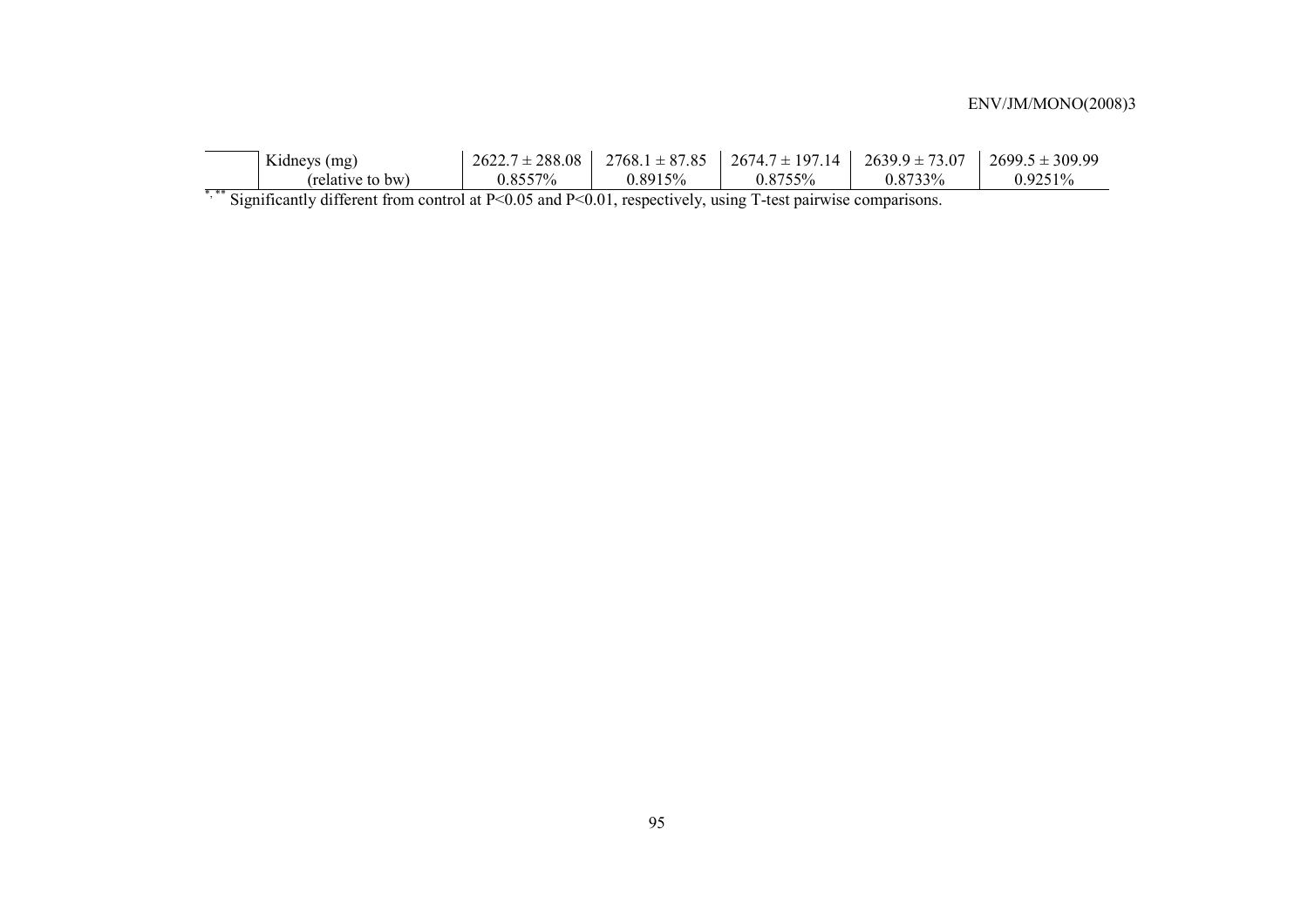| | | | | | | |
|---|---|---|---|---|---|---|
| | Kidneys (mg) | 2622.7 ± 288.08 | 2768.1 ± 87.85 | 2674.7 ± 197.14 | 2639.9 ± 73.07 | 2699.5 ± 309.99 |
| | (relative to bw) | 0.8557% | 0.8915% | 0.8755% | 0.8733% | 0.9251% |

*,** Significantly different from control at $P<0.05$ and $P<0.01$, respectively, using T-test pairwise comparisons.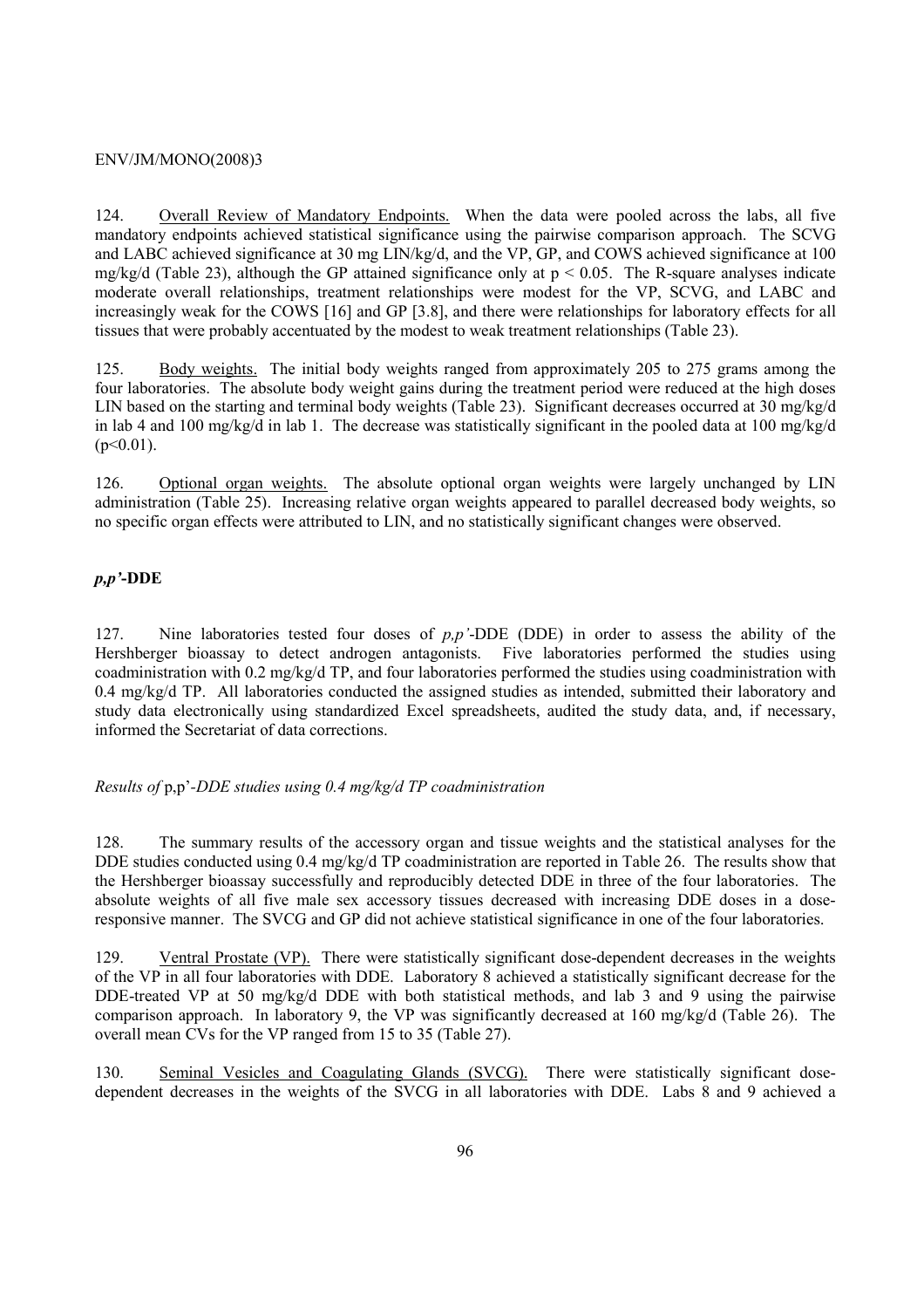124. Overall Review of Mandatory Endpoints. When the data were pooled across the labs, all five mandatory endpoints achieved statistical significance using the pairwise comparison approach. The SCVG and LABC achieved significance at 30 mg LIN/kg/d, and the VP, GP, and COWS achieved significance at 100 mg/kg/d (Table 23), although the GP attained significance only at $p < 0.05$. The R-square analyses indicate moderate overall relationships, treatment relationships were modest for the VP, SCVG, and LABC and increasingly weak for the COWS [16] and GP [3.8], and there were relationships for laboratory effects for all tissues that were probably accentuated by the modest to weak treatment relationships (Table 23).

125. Body weights. The initial body weights ranged from approximately 205 to 275 grams among the four laboratories. The absolute body weight gains during the treatment period were reduced at the high doses LIN based on the starting and terminal body weights (Table 23). Significant decreases occurred at 30 mg/kg/d in lab 4 and 100 mg/kg/d in lab 1. The decrease was statistically significant in the pooled data at 100 mg/kg/d ($p<0.01$).

126. Optional organ weights. The absolute optional organ weights were largely unchanged by LIN administration (Table 25). Increasing relative organ weights appeared to parallel decreased body weights, so no specific organ effects were attributed to LIN, and no statistically significant changes were observed.

### *p,p'*-DDE

127. Nine laboratories tested four doses of *p,p'*-DDE (DDE) in order to assess the ability of the Hershberger bioassay to detect androgen antagonists. Five laboratories performed the studies using coadministration with 0.2 mg/kg/d TP, and four laboratories performed the studies using coadministration with 0.4 mg/kg/d TP. All laboratories conducted the assigned studies as intended, submitted their laboratory and study data electronically using standardized Excel spreadsheets, audited the study data, and, if necessary, informed the Secretariat of data corrections.

*Results of* p,p'*-DDE studies using 0.4 mg/kg/d TP coadministration*

128. The summary results of the accessory organ and tissue weights and the statistical analyses for the DDE studies conducted using 0.4 mg/kg/d TP coadministration are reported in Table 26. The results show that the Hershberger bioassay successfully and reproducibly detected DDE in three of the four laboratories. The absolute weights of all five male sex accessory tissues decreased with increasing DDE doses in a dose-responsive manner. The SVCG and GP did not achieve statistical significance in one of the four laboratories.

129. Ventral Prostate (VP). There were statistically significant dose-dependent decreases in the weights of the VP in all four laboratories with DDE. Laboratory 8 achieved a statistically significant decrease for the DDE-treated VP at 50 mg/kg/d DDE with both statistical methods, and lab 3 and 9 using the pairwise comparison approach. In laboratory 9, the VP was significantly decreased at 160 mg/kg/d (Table 26). The overall mean CVs for the VP ranged from 15 to 35 (Table 27).

130. Seminal Vesicles and Coagulating Glands (SVCG). There were statistically significant dose-dependent decreases in the weights of the SVCG in all laboratories with DDE. Labs 8 and 9 achieved a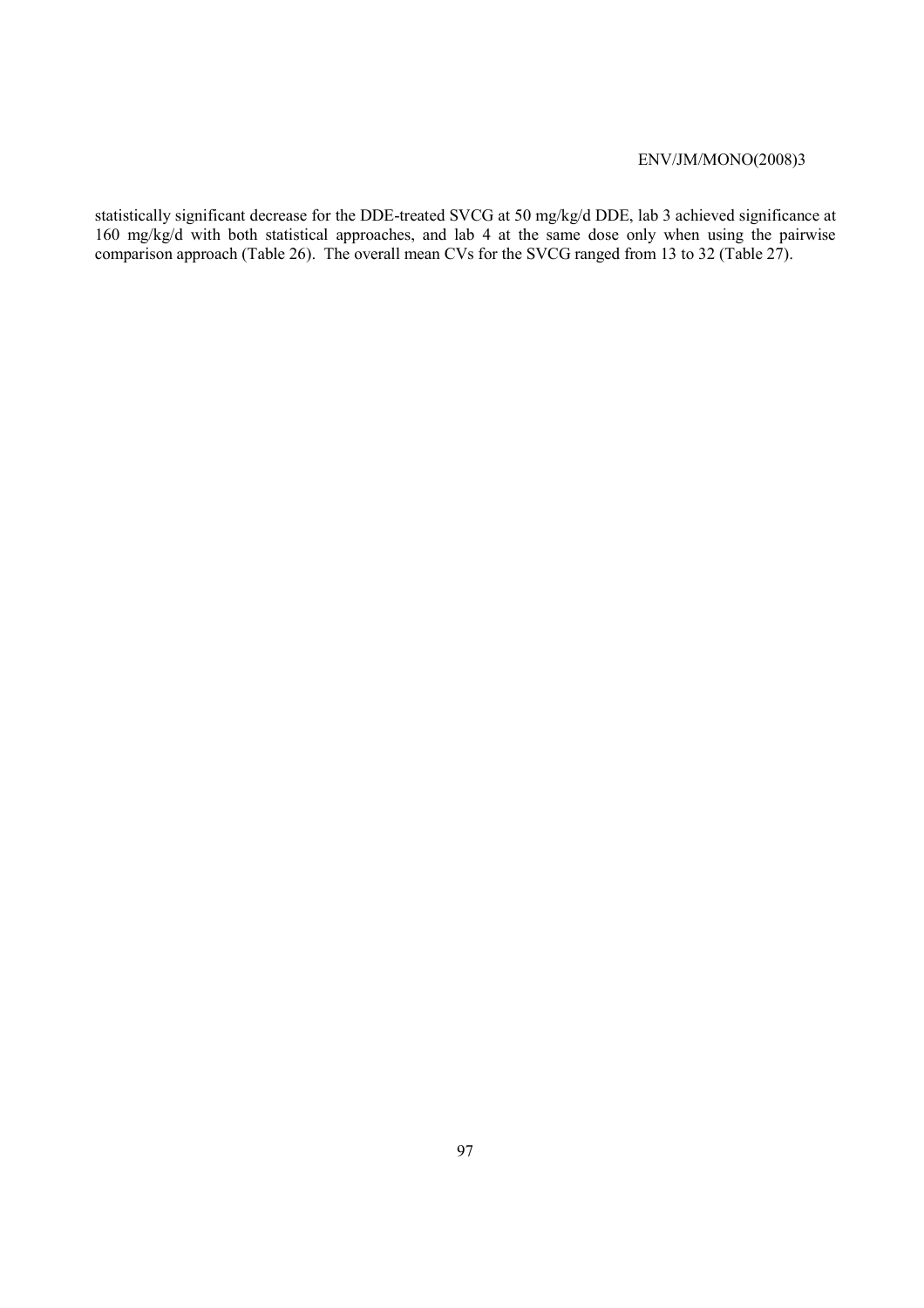statistically significant decrease for the DDE-treated SVCG at 50 mg/kg/d DDE, lab 3 achieved significance at 160 mg/kg/d with both statistical approaches, and lab 4 at the same dose only when using the pairwise comparison approach (Table 26). The overall mean CVs for the SVCG ranged from 13 to 32 (Table 27).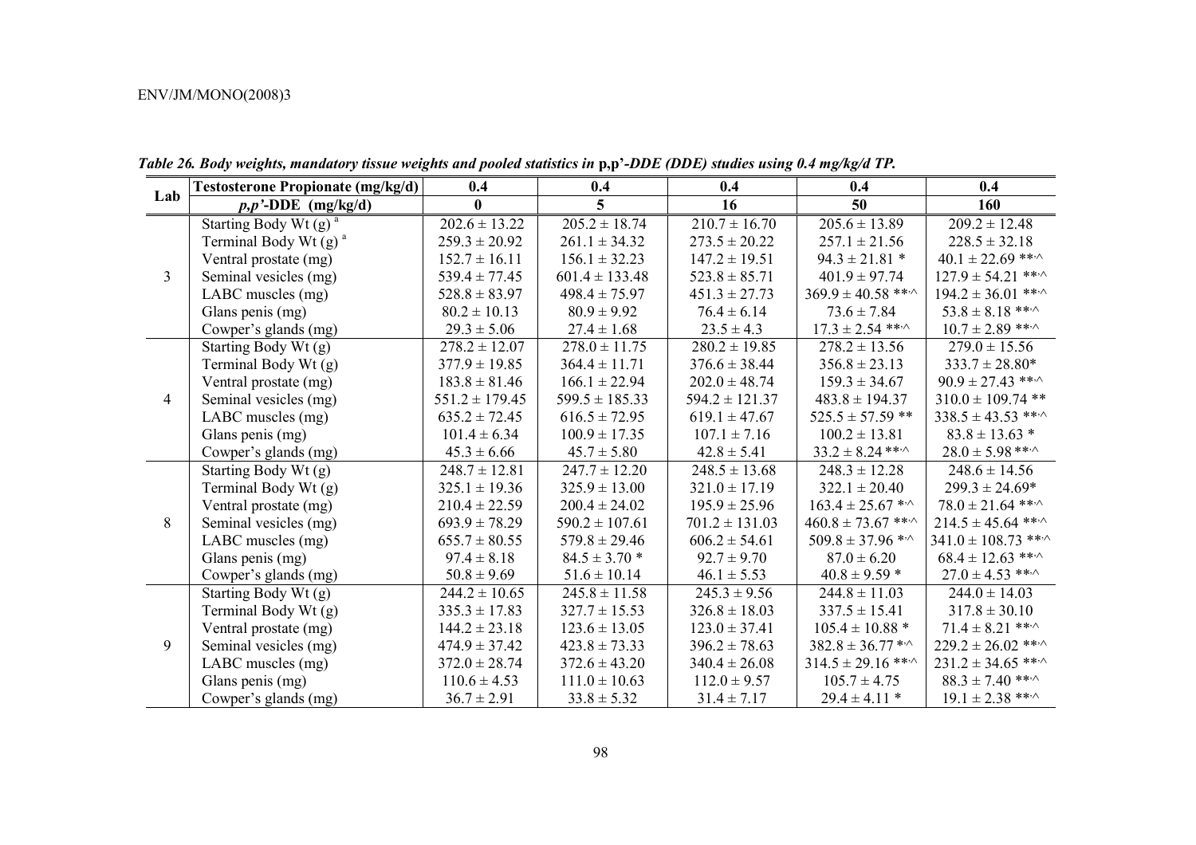*Table 26. Body weights, mandatory tissue weights and pooled statistics in* **p,p'**-*DDE (DDE) studies using 0.4 mg/kg/d TP.*

| Lab | Testosterone Propionate (mg/kg/d) | 0.4 | 0.4 | 0.4 | 0.4 | 0.4 |
|---|---|---|---|---|---|---|
| | ***p,p'*-DDE (mg/kg/d)** | **0** | **5** | **16** | **50** | **160** |
| 3 | Starting Body Wt (g) [a] | 202.6 ± 13.22 | 205.2 ± 18.74 | 210.7 ± 16.70 | 205.6 ± 13.89 | 209.2 ± 12.48 |
| | Terminal Body Wt (g) [a] | 259.3 ± 20.92 | 261.1 ± 34.32 | 273.5 ± 20.22 | 257.1 ± 21.56 | 228.5 ± 32.18 |
| | Ventral prostate (mg) | 152.7 ± 16.11 | 156.1 ± 32.23 | 147.2 ± 19.51 | 94.3 ± 21.81 * | 40.1 ± 22.69 **,^ |
| | Seminal vesicles (mg) | 539.4 ± 77.45 | 601.4 ± 133.48 | 523.8 ± 85.71 | 401.9 ± 97.74 | 127.9 ± 54.21 **,^ |
| | LABC muscles (mg) | 528.8 ± 83.97 | 498.4 ± 75.97 | 451.3 ± 27.73 | 369.9 ± 40.58 **,^ | 194.2 ± 36.01 **,^ |
| | Glans penis (mg) | 80.2 ± 10.13 | 80.9 ± 9.92 | 76.4 ± 6.14 | 73.6 ± 7.84 | 53.8 ± 8.18 **,^ |
| | Cowper's glands (mg) | 29.3 ± 5.06 | 27.4 ± 1.68 | 23.5 ± 4.3 | 17.3 ± 2.54 **,^ | 10.7 ± 2.89 **,^ |
| 4 | Starting Body Wt (g) | 278.2 ± 12.07 | 278.0 ± 11.75 | 280.2 ± 19.85 | 278.2 ± 13.56 | 279.0 ± 15.56 |
| | Terminal Body Wt (g) | 377.9 ± 19.85 | 364.4 ± 11.71 | 376.6 ± 38.44 | 356.8 ± 23.13 | 333.7 ± 28.80* |
| | Ventral prostate (mg) | 183.8 ± 81.46 | 166.1 ± 22.94 | 202.0 ± 48.74 | 159.3 ± 34.67 | 90.9 ± 27.43 **,^ |
| | Seminal vesicles (mg) | 551.2 ± 179.45 | 599.5 ± 185.33 | 594.2 ± 121.37 | 483.8 ± 194.37 | 310.0 ± 109.74 ** |
| | LABC muscles (mg) | 635.2 ± 72.45 | 616.5 ± 72.95 | 619.1 ± 47.67 | 525.5 ± 57.59 ** | 338.5 ± 43.53 **,^ |
| | Glans penis (mg) | 101.4 ± 6.34 | 100.9 ± 17.35 | 107.1 ± 7.16 | 100.2 ± 13.81 | 83.8 ± 13.63 * |
| | Cowper's glands (mg) | 45.3 ± 6.66 | 45.7 ± 5.80 | 42.8 ± 5.41 | 33.2 ± 8.24 **,^ | 28.0 ± 5.98 **,^ |
| 8 | Starting Body Wt (g) | 248.7 ± 12.81 | 247.7 ± 12.20 | 248.5 ± 13.68 | 248.3 ± 12.28 | 248.6 ± 14.56 |
| | Terminal Body Wt (g) | 325.1 ± 19.36 | 325.9 ± 13.00 | 321.0 ± 17.19 | 322.1 ± 20.40 | 299.3 ± 24.69* |
| | Ventral prostate (mg) | 210.4 ± 22.59 | 200.4 ± 24.02 | 195.9 ± 25.96 | 163.4 ± 25.67 *,^ | 78.0 ± 21.64 **,^ |
| | Seminal vesicles (mg) | 693.9 ± 78.29 | 590.2 ± 107.61 | 701.2 ± 131.03 | 460.8 ± 73.67 **,^ | 214.5 ± 45.64 **,^ |
| | LABC muscles (mg) | 655.7 ± 80.55 | 579.8 ± 29.46 | 606.2 ± 54.61 | 509.8 ± 37.96 *,^ | 341.0 ± 108.73 **,^ |
| | Glans penis (mg) | 97.4 ± 8.18 | 84.5 ± 3.70 * | 92.7 ± 9.70 | 87.0 ± 6.20 | 68.4 ± 12.63 **,^ |
| | Cowper's glands (mg) | 50.8 ± 9.69 | 51.6 ± 10.14 | 46.1 ± 5.53 | 40.8 ± 9.59 * | 27.0 ± 4.53 **,^ |
| 9 | Starting Body Wt (g) | 244.2 ± 10.65 | 245.8 ± 11.58 | 245.3 ± 9.56 | 244.8 ± 11.03 | 244.0 ± 14.03 |
| | Terminal Body Wt (g) | 335.3 ± 17.83 | 327.7 ± 15.53 | 326.8 ± 18.03 | 337.5 ± 15.41 | 317.8 ± 30.10 |
| | Ventral prostate (mg) | 144.2 ± 23.18 | 123.6 ± 13.05 | 123.0 ± 37.41 | 105.4 ± 10.88 * | 71.4 ± 8.21 **,^ |
| | Seminal vesicles (mg) | 474.9 ± 37.42 | 423.8 ± 73.33 | 396.2 ± 78.63 | 382.8 ± 36.77 *,^ | 229.2 ± 26.02 **,^ |
| | LABC muscles (mg) | 372.0 ± 28.74 | 372.6 ± 43.20 | 340.4 ± 26.08 | 314.5 ± 29.16 **,^ | 231.2 ± 34.65 **,^ |
| | Glans penis (mg) | 110.6 ± 4.53 | 111.0 ± 10.63 | 112.0 ± 9.57 | 105.7 ± 4.75 | 88.3 ± 7.40 **,^ |
| | Cowper's glands (mg) | 36.7 ± 2.91 | 33.8 ± 5.32 | 31.4 ± 7.17 | 29.4 ± 4.11 * | 19.1 ± 2.38 **,^ |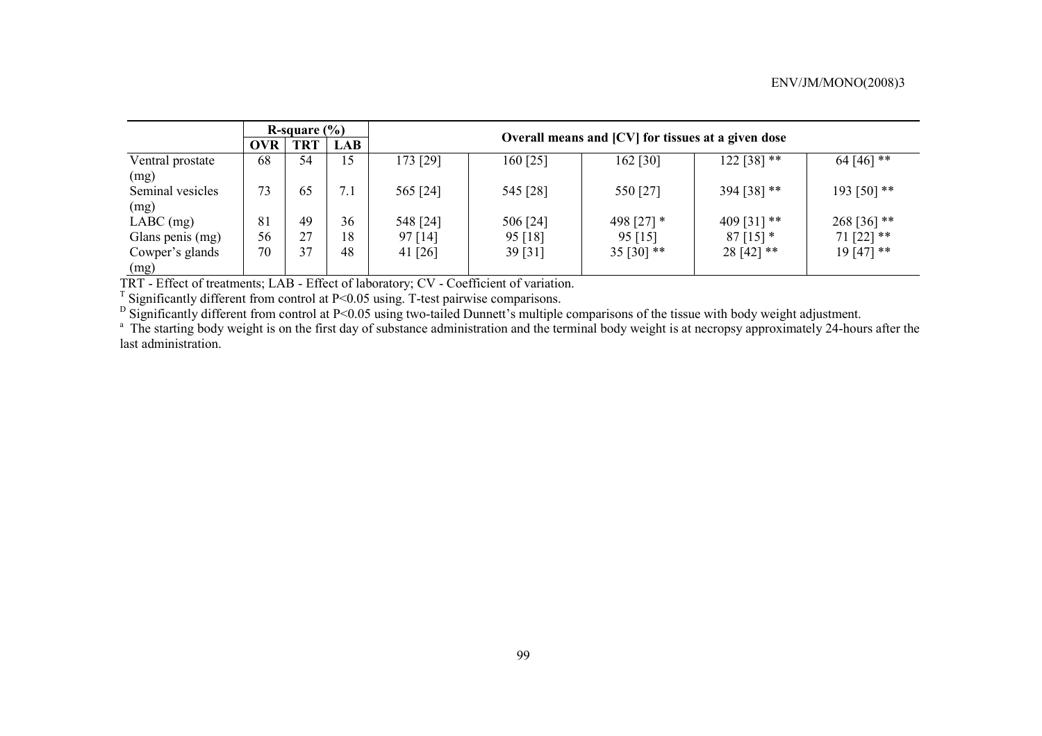| | R-square (%) | | | Overall means and [CV] for tissues at a given dose | | | | |
|---|---|---|---|---|---|---|---|---|
| | OVR | TRT | LAB | | | | | |
| Ventral prostate (mg) | 68 | 54 | 15 | 173 [29] | 160 [25] | 162 [30] | 122 [38] ** | 64 [46] ** |
| Seminal vesicles (mg) | 73 | 65 | 7.1 | 565 [24] | 545 [28] | 550 [27] | 394 [38] ** | 193 [50] ** |
| LABC (mg) | 81 | 49 | 36 | 548 [24] | 506 [24] | 498 [27] * | 409 [31] ** | 268 [36] ** |
| Glans penis (mg) | 56 | 27 | 18 | 97 [14] | 95 [18] | 95 [15] | 87 [15] * | 71 [22] ** |
| Cowper's glands (mg) | 70 | 37 | 48 | 41 [26] | 39 [31] | 35 [30] ** | 28 [42] ** | 19 [47] ** |

TRT - Effect of treatments; LAB - Effect of laboratory; CV - Coefficient of variation.

[T] Significantly different from control at P<0.05 using. T-test pairwise comparisons.

[D] Significantly different from control at P<0.05 using two-tailed Dunnett's multiple comparisons of the tissue with body weight adjustment.

[a] The starting body weight is on the first day of substance administration and the terminal body weight is at necropsy approximately 24-hours after the last administration.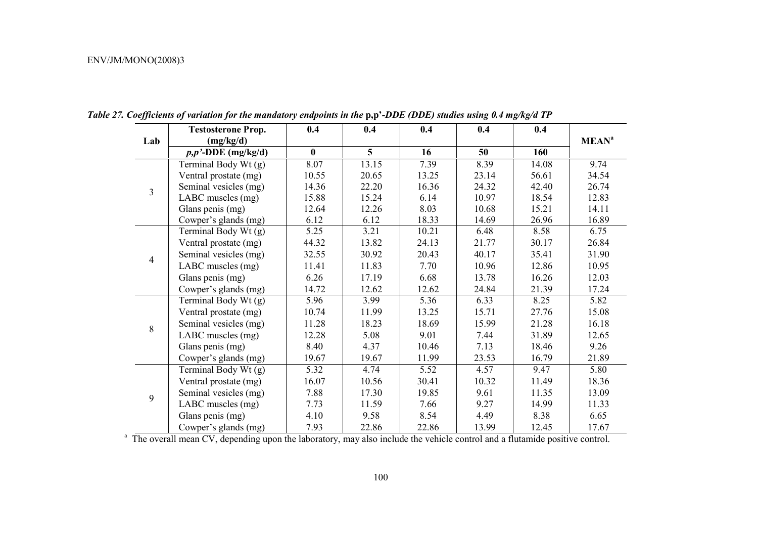*Table 27. Coefficients of variation for the mandatory endpoints in the* **p,p'***-DDE (DDE) studies using 0.4 mg/kg/d TP*

| Lab | Testosterone Prop. (mg/kg/d) | 0.4 | 0.4 | 0.4 | 0.4 | 0.4 | MEAN[a] |
|---|---|---|---|---|---|---|---|
| | *p,p'*-DDE (mg/kg/d) | 0 | 5 | 16 | 50 | 160 | |
| 3 | Terminal Body Wt (g) | 8.07 | 13.15 | 7.39 | 8.39 | 14.08 | 9.74 |
| | Ventral prostate (mg) | 10.55 | 20.65 | 13.25 | 23.14 | 56.61 | 34.54 |
| | Seminal vesicles (mg) | 14.36 | 22.20 | 16.36 | 24.32 | 42.40 | 26.74 |
| | LABC muscles (mg) | 15.88 | 15.24 | 6.14 | 10.97 | 18.54 | 12.83 |
| | Glans penis (mg) | 12.64 | 12.26 | 8.03 | 10.68 | 15.21 | 14.11 |
| | Cowper's glands (mg) | 6.12 | 6.12 | 18.33 | 14.69 | 26.96 | 16.89 |
| 4 | Terminal Body Wt (g) | 5.25 | 3.21 | 10.21 | 6.48 | 8.58 | 6.75 |
| | Ventral prostate (mg) | 44.32 | 13.82 | 24.13 | 21.77 | 30.17 | 26.84 |
| | Seminal vesicles (mg) | 32.55 | 30.92 | 20.43 | 40.17 | 35.41 | 31.90 |
| | LABC muscles (mg) | 11.41 | 11.83 | 7.70 | 10.96 | 12.86 | 10.95 |
| | Glans penis (mg) | 6.26 | 17.19 | 6.68 | 13.78 | 16.26 | 12.03 |
| | Cowper's glands (mg) | 14.72 | 12.62 | 12.62 | 24.84 | 21.39 | 17.24 |
| 8 | Terminal Body Wt (g) | 5.96 | 3.99 | 5.36 | 6.33 | 8.25 | 5.82 |
| | Ventral prostate (mg) | 10.74 | 11.99 | 13.25 | 15.71 | 27.76 | 15.08 |
| | Seminal vesicles (mg) | 11.28 | 18.23 | 18.69 | 15.99 | 21.28 | 16.18 |
| | LABC muscles (mg) | 12.28 | 5.08 | 9.01 | 7.44 | 31.89 | 12.65 |
| | Glans penis (mg) | 8.40 | 4.37 | 10.46 | 7.13 | 18.46 | 9.26 |
| | Cowper's glands (mg) | 19.67 | 19.67 | 11.99 | 23.53 | 16.79 | 21.89 |
| 9 | Terminal Body Wt (g) | 5.32 | 4.74 | 5.52 | 4.57 | 9.47 | 5.80 |
| | Ventral prostate (mg) | 16.07 | 10.56 | 30.41 | 10.32 | 11.49 | 18.36 |
| | Seminal vesicles (mg) | 7.88 | 17.30 | 19.85 | 9.61 | 11.35 | 13.09 |
| | LABC muscles (mg) | 7.73 | 11.59 | 7.66 | 9.27 | 14.99 | 11.33 |
| | Glans penis (mg) | 4.10 | 9.58 | 8.54 | 4.49 | 8.38 | 6.65 |
| | Cowper's glands (mg) | 7.93 | 22.86 | 22.86 | 13.99 | 12.45 | 17.67 |

[a] The overall mean CV, depending upon the laboratory, may also include the vehicle control and a flutamide positive control.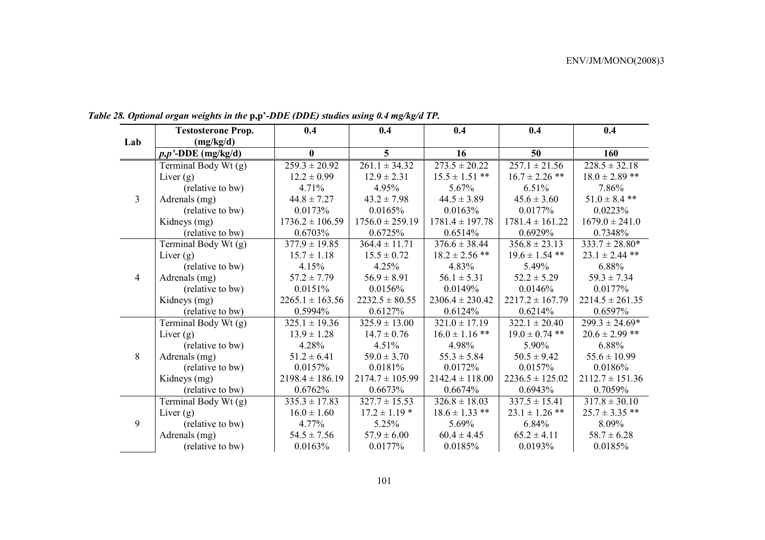*Table 28. Optional organ weights in the* **p,p'**-*DDE (DDE) studies using 0.4 mg/kg/d TP.*

| Lab | Testosterone Prop. (mg/kg/d) | 0.4 | 0.4 | 0.4 | 0.4 | 0.4 |
|---|---|---|---|---|---|---|
| | *p,p'*-DDE (mg/kg/d) | 0 | 5 | 16 | 50 | 160 |
| 3 | Terminal Body Wt (g) | 259.3 ± 20.92 | 261.1 ± 34.32 | 273.5 ± 20.22 | 257.1 ± 21.56 | 228.5 ± 32.18 |
| | Liver (g) | 12.2 ± 0.99 | 12.9 ± 2.31 | 15.5 ± 1.51 ** | 16.7 ± 2.26 ** | 18.0 ± 2.89 ** |
| | (relative to bw) | 4.71% | 4.95% | 5.67% | 6.51% | 7.86% |
| | Adrenals (mg) | 44.8 ± 7.27 | 43.2 ± 7.98 | 44.5 ± 3.89 | 45.6 ± 3.60 | 51.0 ± 8.4 ** |
| | (relative to bw) | 0.0173% | 0.0165% | 0.0163% | 0.0177% | 0.0223% |
| | Kidneys (mg) | 1736.2 ± 106.59 | 1756.0 ± 259.19 | 1781.4 ± 197.78 | 1781.4 ± 161.22 | 1679.0 ± 241.0 |
| | (relative to bw) | 0.6703% | 0.6725% | 0.6514% | 0.6929% | 0.7348% |
| 4 | Terminal Body Wt (g) | 377.9 ± 19.85 | 364.4 ± 11.71 | 376.6 ± 38.44 | 356.8 ± 23.13 | 333.7 ± 28.80* |
| | Liver (g) | 15.7 ± 1.18 | 15.5 ± 0.72 | 18.2 ± 2.56 ** | 19.6 ± 1.54 ** | 23.1 ± 2.44 ** |
| | (relative to bw) | 4.15% | 4.25% | 4.83% | 5.49% | 6.88% |
| | Adrenals (mg) | 57.2 ± 7.79 | 56.9 ± 8.91 | 56.1 ± 5.31 | 52.2 ± 5.29 | 59.3 ± 7.34 |
| | (relative to bw) | 0.0151% | 0.0156% | 0.0149% | 0.0146% | 0.0177% |
| | Kidneys (mg) | 2265.1 ± 163.56 | 2232.5 ± 80.55 | 2306.4 ± 230.42 | 2217.2 ± 167.79 | 2214.5 ± 261.35 |
| | (relative to bw) | 0.5994% | 0.6127% | 0.6124% | 0.6214% | 0.6597% |
| 8 | Terminal Body Wt (g) | 325.1 ± 19.36 | 325.9 ± 13.00 | 321.0 ± 17.19 | 322.1 ± 20.40 | 299.3 ± 24.69* |
| | Liver (g) | 13.9 ± 1.28 | 14.7 ± 0.76 | 16.0 ± 1.16 ** | 19.0 ± 0.74 ** | 20.6 ± 2.99 ** |
| | (relative to bw) | 4.28% | 4.51% | 4.98% | 5.90% | 6.88% |
| | Adrenals (mg) | 51.2 ± 6.41 | 59.0 ± 3.70 | 55.3 ± 5.84 | 50.5 ± 9.42 | 55.6 ± 10.99 |
| | (relative to bw) | 0.0157% | 0.0181% | 0.0172% | 0.0157% | 0.0186% |
| | Kidneys (mg) | 2198.4 ± 186.19 | 2174.7 ± 105.99 | 2142.4 ± 118.00 | 2236.5 ± 125.02 | 2112.7 ± 151.36 |
| | (relative to bw) | 0.6762% | 0.6673% | 0.6674% | 0.6943% | 0.7059% |
| 9 | Terminal Body Wt (g) | 335.3 ± 17.83 | 327.7 ± 15.53 | 326.8 ± 18.03 | 337.5 ± 15.41 | 317.8 ± 30.10 |
| | Liver (g) | 16.0 ± 1.60 | 17.2 ± 1.19 * | 18.6 ± 1.33 ** | 23.1 ± 1.26 ** | 25.7 ± 3.35 ** |
| | (relative to bw) | 4.77% | 5.25% | 5.69% | 6.84% | 8.09% |
| | Adrenals (mg) | 54.5 ± 7.56 | 57.9 ± 6.00 | 60.4 ± 4.45 | 65.2 ± 4.11 | 58.7 ± 6.28 |
| | (relative to bw) | 0.0163% | 0.0177% | 0.0185% | 0.0193% | 0.0185% |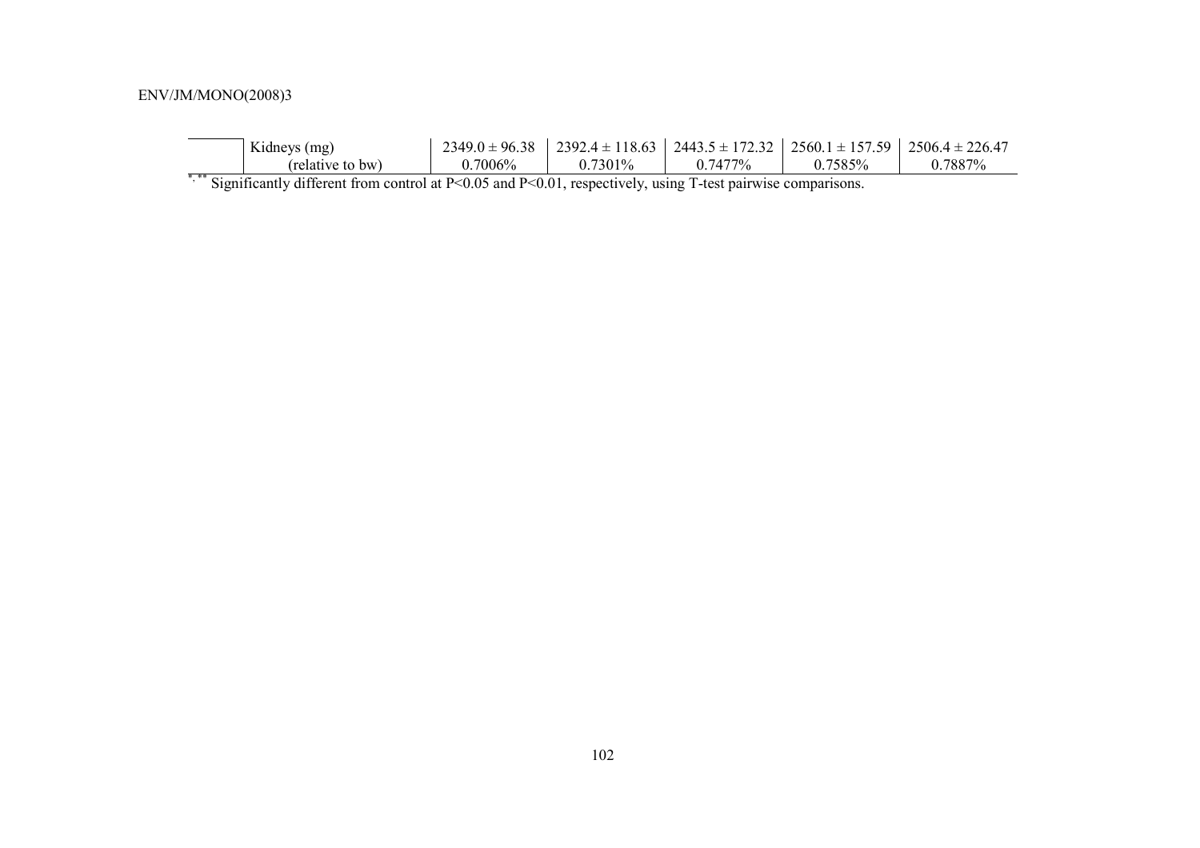|  |  |  |  |  |  |  |
|---|---|---|---|---|---|---|
|  | Kidneys (mg) | 2349.0 ± 96.38 | 2392.4 ± 118.63 | 2443.5 ± 172.32 | 2560.1 ± 157.59 | 2506.4 ± 226.47 |
|  | (relative to bw) | 0.7006% | 0.7301% | 0.7477% | 0.7585% | 0.7887% |

*,** Significantly different from control at P<0.05 and P<0.01, respectively, using T-test pairwise comparisons.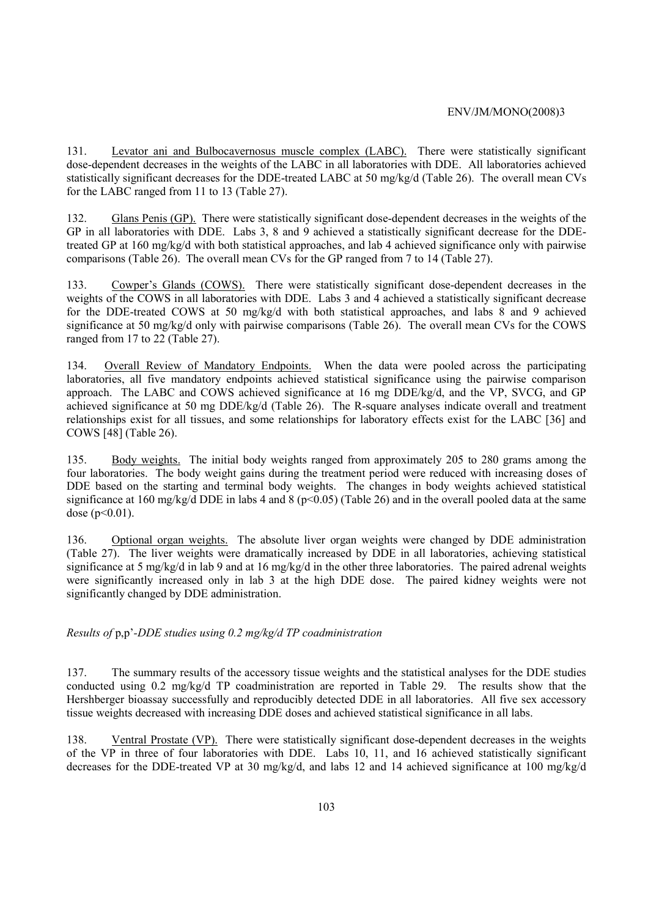131. Levator ani and Bulbocavernosus muscle complex (LABC). There were statistically significant dose-dependent decreases in the weights of the LABC in all laboratories with DDE. All laboratories achieved statistically significant decreases for the DDE-treated LABC at 50 mg/kg/d (Table 26). The overall mean CVs for the LABC ranged from 11 to 13 (Table 27).

132. Glans Penis (GP). There were statistically significant dose-dependent decreases in the weights of the GP in all laboratories with DDE. Labs 3, 8 and 9 achieved a statistically significant decrease for the DDE-treated GP at 160 mg/kg/d with both statistical approaches, and lab 4 achieved significance only with pairwise comparisons (Table 26). The overall mean CVs for the GP ranged from 7 to 14 (Table 27).

133. Cowper's Glands (COWS). There were statistically significant dose-dependent decreases in the weights of the COWS in all laboratories with DDE. Labs 3 and 4 achieved a statistically significant decrease for the DDE-treated COWS at 50 mg/kg/d with both statistical approaches, and labs 8 and 9 achieved significance at 50 mg/kg/d only with pairwise comparisons (Table 26). The overall mean CVs for the COWS ranged from 17 to 22 (Table 27).

134. Overall Review of Mandatory Endpoints. When the data were pooled across the participating laboratories, all five mandatory endpoints achieved statistical significance using the pairwise comparison approach. The LABC and COWS achieved significance at 16 mg DDE/kg/d, and the VP, SVCG, and GP achieved significance at 50 mg DDE/kg/d (Table 26). The R-square analyses indicate overall and treatment relationships exist for all tissues, and some relationships for laboratory effects exist for the LABC [36] and COWS [48] (Table 26).

135. Body weights. The initial body weights ranged from approximately 205 to 280 grams among the four laboratories. The body weight gains during the treatment period were reduced with increasing doses of DDE based on the starting and terminal body weights. The changes in body weights achieved statistical significance at 160 mg/kg/d DDE in labs 4 and 8 ($p<0.05$) (Table 26) and in the overall pooled data at the same dose ($p<0.01$).

136. Optional organ weights. The absolute liver organ weights were changed by DDE administration (Table 27). The liver weights were dramatically increased by DDE in all laboratories, achieving statistical significance at 5 mg/kg/d in lab 9 and at 16 mg/kg/d in the other three laboratories. The paired adrenal weights were significantly increased only in lab 3 at the high DDE dose. The paired kidney weights were not significantly changed by DDE administration.

*Results of p,p'-DDE studies using 0.2 mg/kg/d TP coadministration*

137. The summary results of the accessory tissue weights and the statistical analyses for the DDE studies conducted using 0.2 mg/kg/d TP coadministration are reported in Table 29. The results show that the Hershberger bioassay successfully and reproducibly detected DDE in all laboratories. All five sex accessory tissue weights decreased with increasing DDE doses and achieved statistical significance in all labs.

138. Ventral Prostate (VP). There were statistically significant dose-dependent decreases in the weights of the VP in three of four laboratories with DDE. Labs 10, 11, and 16 achieved statistically significant decreases for the DDE-treated VP at 30 mg/kg/d, and labs 12 and 14 achieved significance at 100 mg/kg/d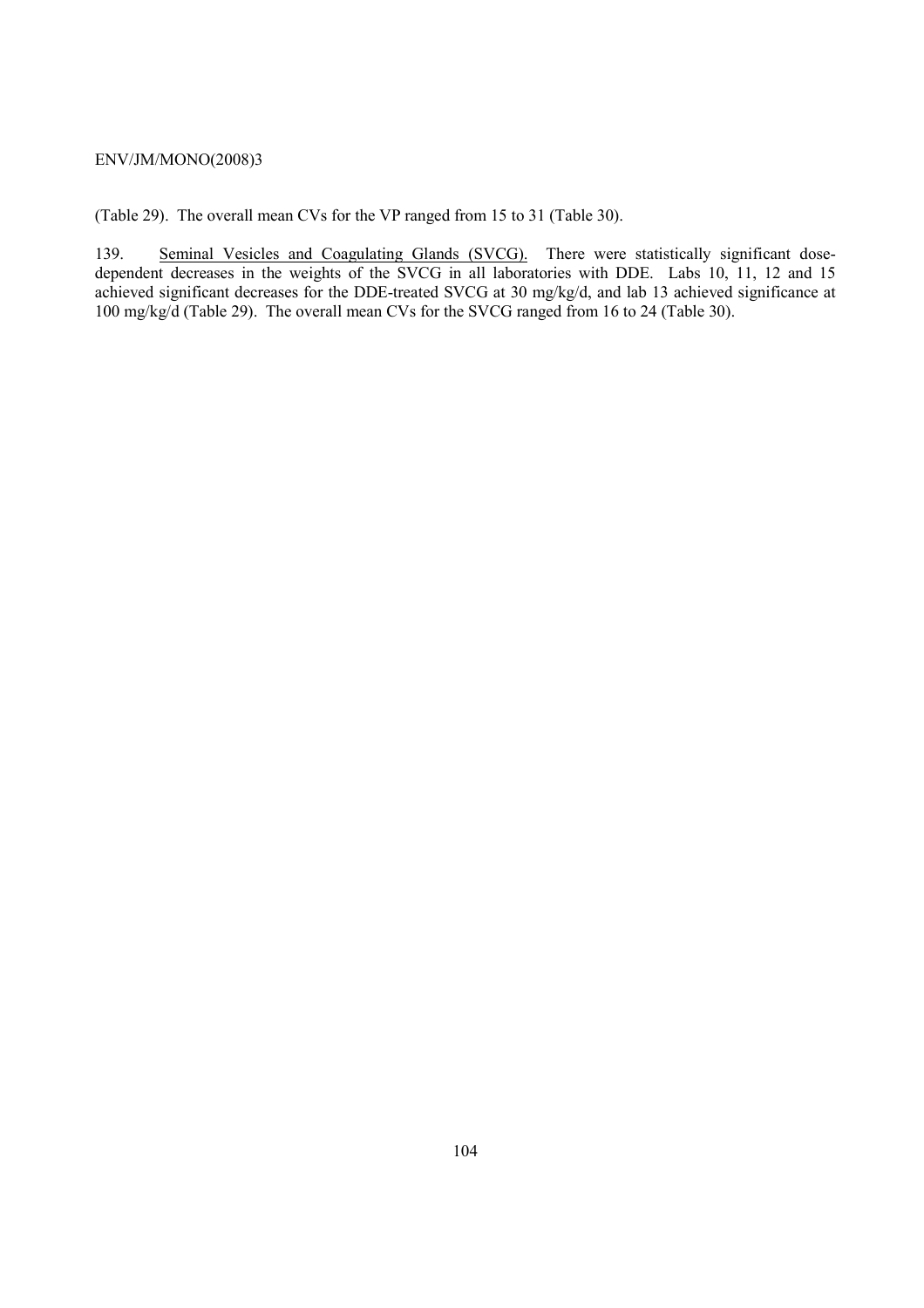(Table 29). The overall mean CVs for the VP ranged from 15 to 31 (Table 30).

139. Seminal Vesicles and Coagulating Glands (SVCG). There were statistically significant dose-dependent decreases in the weights of the SVCG in all laboratories with DDE. Labs 10, 11, 12 and 15 achieved significant decreases for the DDE-treated SVCG at 30 mg/kg/d, and lab 13 achieved significance at 100 mg/kg/d (Table 29). The overall mean CVs for the SVCG ranged from 16 to 24 (Table 30).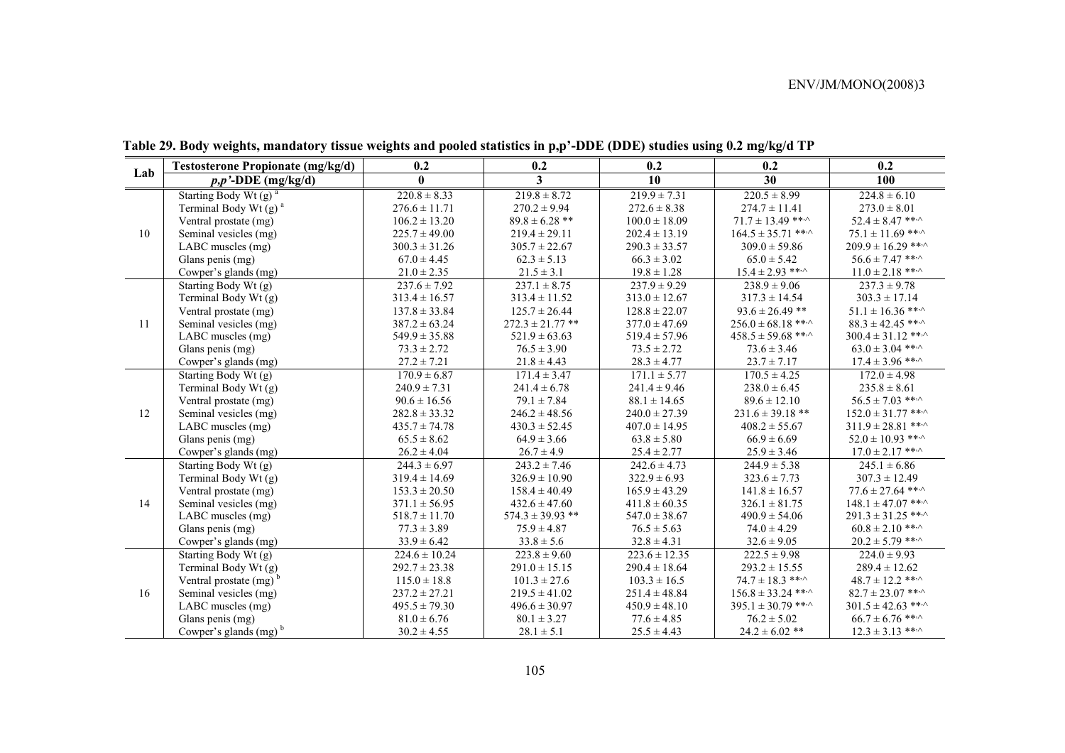**Table 29. Body weights, mandatory tissue weights and pooled statistics in p,p'-DDE (DDE) studies using 0.2 mg/kg/d TP**

| Lab | Testosterone Propionate (mg/kg/d) | 0.2 | 0.2 | 0.2 | 0.2 | 0.2 |
|---|---|---|---|---|---|---|
| | *p,p'*-DDE (mg/kg/d) | 0 | 3 | 10 | 30 | 100 |
| 10 | Starting Body Wt (g) [a] | 220.8 ± 8.33 | 219.8 ± 8.72 | 219.9 ± 7.31 | 220.5 ± 8.99 | 224.8 ± 6.10 |
| | Terminal Body Wt (g) [a] | 276.6 ± 11.71 | 270.2 ± 9.94 | 272.6 ± 8.38 | 274.7 ± 11.41 | 273.0 ± 8.01 |
| | Ventral prostate (mg) | 106.2 ± 13.20 | 89.8 ± 6.28 ** | 100.0 ± 18.09 | 71.7 ± 13.49 **,^ | 52.4 ± 8.47 **,^ |
| | Seminal vesicles (mg) | 225.7 ± 49.00 | 219.4 ± 29.11 | 202.4 ± 13.19 | 164.5 ± 35.71 **,^ | 75.1 ± 11.69 **,^ |
| | LABC muscles (mg) | 300.3 ± 31.26 | 305.7 ± 22.67 | 290.3 ± 33.57 | 309.0 ± 59.86 | 209.9 ± 16.29 **,^ |
| | Glans penis (mg) | 67.0 ± 4.45 | 62.3 ± 5.13 | 66.3 ± 3.02 | 65.0 ± 5.42 | 56.6 ± 7.47 **,^ |
| | Cowper's glands (mg) | 21.0 ± 2.35 | 21.5 ± 3.1 | 19.8 ± 1.28 | 15.4 ± 2.93 **,^ | 11.0 ± 2.18 **,^ |
| 11 | Starting Body Wt (g) | 237.6 ± 7.92 | 237.1 ± 8.75 | 237.9 ± 9.29 | 238.9 ± 9.06 | 237.3 ± 9.78 |
| | Terminal Body Wt (g) | 313.4 ± 16.57 | 313.4 ± 11.52 | 313.0 ± 12.67 | 317.3 ± 14.54 | 303.3 ± 17.14 |
| | Ventral prostate (mg) | 137.8 ± 33.84 | 125.7 ± 26.44 | 128.8 ± 22.07 | 93.6 ± 26.49 ** | 51.1 ± 16.36 **,^ |
| | Seminal vesicles (mg) | 387.2 ± 63.24 | 272.3 ± 21.77 ** | 377.0 ± 47.69 | 256.0 ± 68.18 **,^ | 88.3 ± 42.45 **,^ |
| | LABC muscles (mg) | 549.9 ± 35.88 | 521.9 ± 63.63 | 519.4 ± 57.96 | 458.5 ± 59.68 **,^ | 300.4 ± 31.12 **,^ |
| | Glans penis (mg) | 73.3 ± 2.72 | 76.5 ± 3.90 | 73.5 ± 2.72 | 73.6 ± 3.46 | 63.0 ± 3.04 **,^ |
| | Cowper's glands (mg) | 27.2 ± 7.21 | 21.8 ± 4.43 | 28.3 ± 4.77 | 23.7 ± 7.17 | 17.4 ± 3.96 **,^ |
| 12 | Starting Body Wt (g) | 170.9 ± 6.87 | 171.4 ± 3.47 | 171.1 ± 5.77 | 170.5 ± 4.25 | 172.0 ± 4.98 |
| | Terminal Body Wt (g) | 240.9 ± 7.31 | 241.4 ± 6.78 | 241.4 ± 9.46 | 238.0 ± 6.45 | 235.8 ± 8.61 |
| | Ventral prostate (mg) | 90.6 ± 16.56 | 79.1 ± 7.84 | 88.1 ± 14.65 | 89.6 ± 12.10 | 56.5 ± 7.03 **,^ |
| | Seminal vesicles (mg) | 282.8 ± 33.32 | 246.2 ± 48.56 | 240.0 ± 27.39 | 231.6 ± 39.18 ** | 152.0 ± 31.77 **,^ |
| | LABC muscles (mg) | 435.7 ± 74.78 | 430.3 ± 52.45 | 407.0 ± 14.95 | 408.2 ± 55.67 | 311.9 ± 28.81 **,^ |
| | Glans penis (mg) | 65.5 ± 8.62 | 64.9 ± 3.66 | 63.8 ± 5.80 | 66.9 ± 6.69 | 52.0 ± 10.93 **,^ |
| | Cowper's glands (mg) | 26.2 ± 4.04 | 26.7 ± 4.9 | 25.4 ± 2.77 | 25.9 ± 3.46 | 17.0 ± 2.17 **,^ |
| 14 | Starting Body Wt (g) | 244.3 ± 6.97 | 243.2 ± 7.46 | 242.6 ± 4.73 | 244.9 ± 5.38 | 245.1 ± 6.86 |
| | Terminal Body Wt (g) | 319.4 ± 14.69 | 326.9 ± 10.90 | 322.9 ± 6.93 | 323.6 ± 7.73 | 307.3 ± 12.49 |
| | Ventral prostate (mg) | 153.3 ± 20.50 | 158.4 ± 40.49 | 165.9 ± 43.29 | 141.8 ± 16.57 | 77.6 ± 27.64 **,^ |
| | Seminal vesicles (mg) | 371.1 ± 56.95 | 432.6 ± 47.60 | 411.8 ± 60.35 | 326.1 ± 81.75 | 148.1 ± 47.07 **,^ |
| | LABC muscles (mg) | 518.7 ± 11.70 | 574.3 ± 39.93 ** | 547.0 ± 38.67 | 490.9 ± 54.06 | 291.3 ± 31.25 **,^ |
| | Glans penis (mg) | 77.3 ± 3.89 | 75.9 ± 4.87 | 76.5 ± 5.63 | 74.0 ± 4.29 | 60.8 ± 2.10 **,^ |
| | Cowper's glands (mg) | 33.9 ± 6.42 | 33.8 ± 5.6 | 32.8 ± 4.31 | 32.6 ± 9.05 | 20.2 ± 5.79 **,^ |
| 16 | Starting Body Wt (g) | 224.6 ± 10.24 | 223.8 ± 9.60 | 223.6 ± 12.35 | 222.5 ± 9.98 | 224.0 ± 9.93 |
| | Terminal Body Wt (g) | 292.7 ± 23.38 | 291.0 ± 15.15 | 290.4 ± 18.64 | 293.2 ± 15.55 | 289.4 ± 12.62 |
| | Ventral prostate (mg) [b] | 115.0 ± 18.8 | 101.3 ± 27.6 | 103.3 ± 16.5 | 74.7 ± 18.3 **,^ | 48.7 ± 12.2 **,^ |
| | Seminal vesicles (mg) | 237.2 ± 27.21 | 219.5 ± 41.02 | 251.4 ± 48.84 | 156.8 ± 33.24 **,^ | 82.7 ± 23.07 **,^ |
| | LABC muscles (mg) | 495.5 ± 79.30 | 496.6 ± 30.97 | 450.9 ± 48.10 | 395.1 ± 30.79 **,^ | 301.5 ± 42.63 **,^ |
| | Glans penis (mg) | 81.0 ± 6.76 | 80.1 ± 3.27 | 77.6 ± 4.85 | 76.2 ± 5.02 | 66.7 ± 6.76 **,^ |
| | Cowper's glands (mg) [b] | 30.2 ± 4.55 | 28.1 ± 5.1 | 25.5 ± 4.43 | 24.2 ± 6.02 ** | 12.3 ± 3.13 **,^ |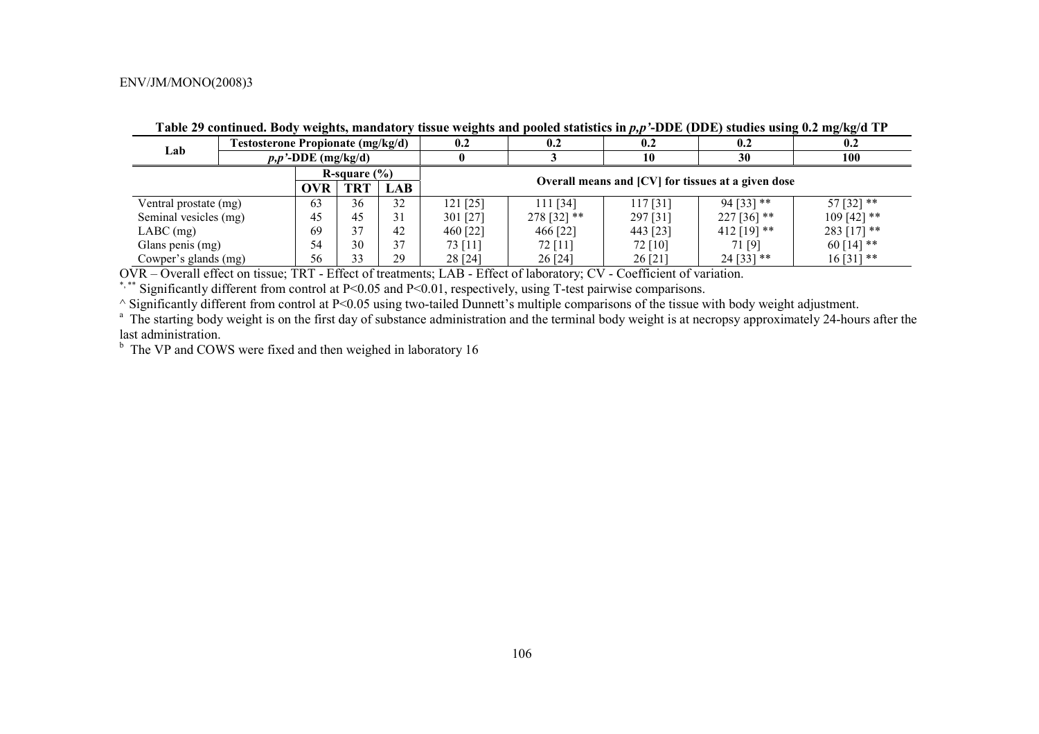**Table 29 continued. Body weights, mandatory tissue weights and pooled statistics in *p,p'*-DDE (DDE) studies using 0.2 mg/kg/d TP**

| Lab | Testosterone Propionate (mg/kg/d) | | | 0.2 | 0.2 | 0.2 | 0.2 | 0.2 |
|---|---|---|---|---|---|---|---|---|
| | *p,p'*-DDE (mg/kg/d) | | | 0 | 3 | 10 | 30 | 100 |
| | R-square (%) | | | Overall means and [CV] for tissues at a given dose | | | | |
| | OVR | TRT | LAB | | | | | |
| Ventral prostate (mg) | 63 | 36 | 32 | 121 [25] | 111 [34] | 117 [31] | 94 [33] ** | 57 [32] ** |
| Seminal vesicles (mg) | 45 | 45 | 31 | 301 [27] | 278 [32] ** | 297 [31] | 227 [36] ** | 109 [42] ** |
| LABC (mg) | 69 | 37 | 42 | 460 [22] | 466 [22] | 443 [23] | 412 [19] ** | 283 [17] ** |
| Glans penis (mg) | 54 | 30 | 37 | 73 [11] | 72 [11] | 72 [10] | 71 [9] | 60 [14] ** |
| Cowper's glands (mg) | 56 | 33 | 29 | 28 [24] | 26 [24] | 26 [21] | 24 [33] ** | 16 [31] ** |

OVR – Overall effect on tissue; TRT - Effect of treatments; LAB - Effect of laboratory; CV - Coefficient of variation.

*, ** Significantly different from control at $P<0.05$ and $P<0.01$, respectively, using T-test pairwise comparisons.

^ Significantly different from control at $P<0.05$ using two-tailed Dunnett's multiple comparisons of the tissue with body weight adjustment.

[a] The starting body weight is on the first day of substance administration and the terminal body weight is at necropsy approximately 24-hours after the last administration.

[b] The VP and COWS were fixed and then weighed in laboratory 16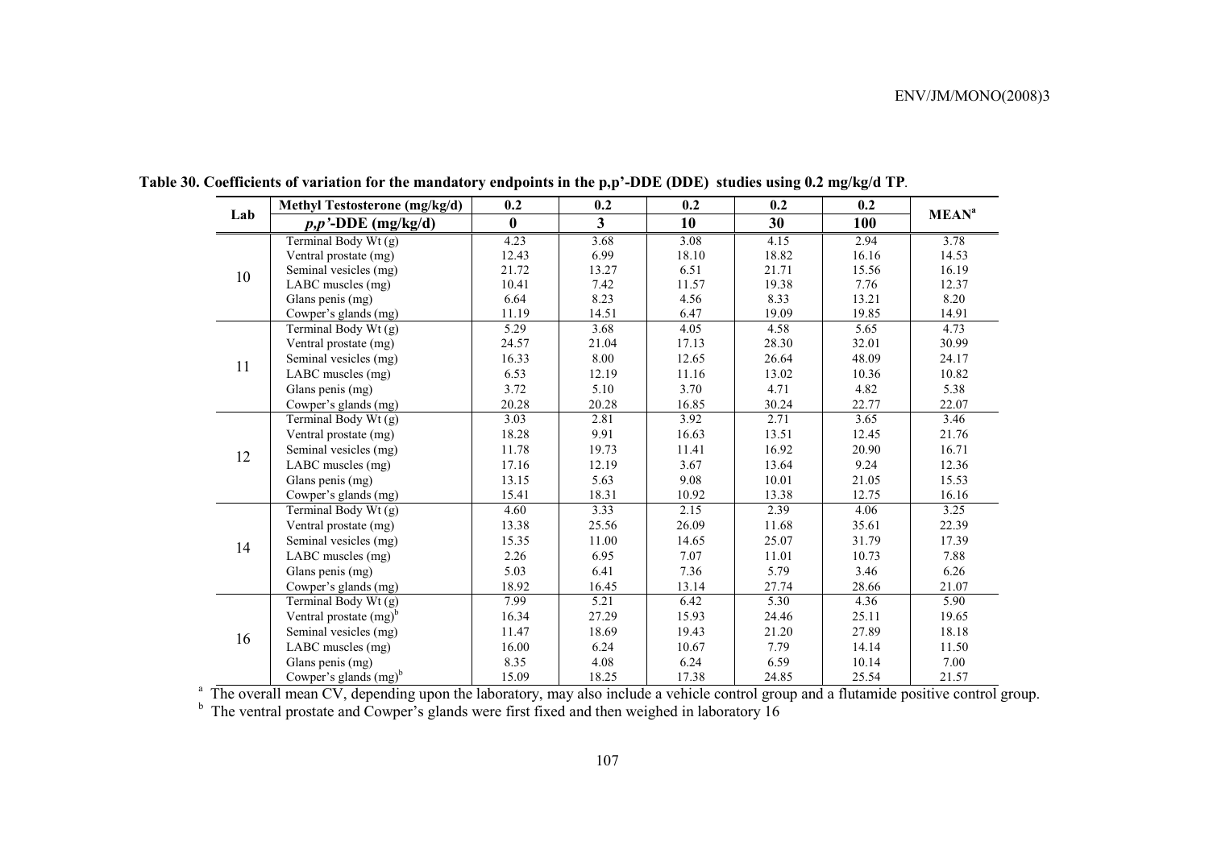**Table 30. Coefficients of variation for the mandatory endpoints in the p,p'-DDE (DDE) studies using 0.2 mg/kg/d TP**.

| Lab | Methyl Testosterone (mg/kg/d) | 0.2 | 0.2 | 0.2 | 0.2 | 0.2 | MEAN[a] |
|---|---|---|---|---|---|---|---|
| | *p,p'*-DDE (mg/kg/d) | 0 | 3 | 10 | 30 | 100 | |
| 10 | Terminal Body Wt (g) | 4.23 | 3.68 | 3.08 | 4.15 | 2.94 | 3.78 |
| | Ventral prostate (mg) | 12.43 | 6.99 | 18.10 | 18.82 | 16.16 | 14.53 |
| | Seminal vesicles (mg) | 21.72 | 13.27 | 6.51 | 21.71 | 15.56 | 16.19 |
| | LABC muscles (mg) | 10.41 | 7.42 | 11.57 | 19.38 | 7.76 | 12.37 |
| | Glans penis (mg) | 6.64 | 8.23 | 4.56 | 8.33 | 13.21 | 8.20 |
| | Cowper's glands (mg) | 11.19 | 14.51 | 6.47 | 19.09 | 19.85 | 14.91 |
| 11 | Terminal Body Wt (g) | 5.29 | 3.68 | 4.05 | 4.58 | 5.65 | 4.73 |
| | Ventral prostate (mg) | 24.57 | 21.04 | 17.13 | 28.30 | 32.01 | 30.99 |
| | Seminal vesicles (mg) | 16.33 | 8.00 | 12.65 | 26.64 | 48.09 | 24.17 |
| | LABC muscles (mg) | 6.53 | 12.19 | 11.16 | 13.02 | 10.36 | 10.82 |
| | Glans penis (mg) | 3.72 | 5.10 | 3.70 | 4.71 | 4.82 | 5.38 |
| | Cowper's glands (mg) | 20.28 | 20.28 | 16.85 | 30.24 | 22.77 | 22.07 |
| 12 | Terminal Body Wt (g) | 3.03 | 2.81 | 3.92 | 2.71 | 3.65 | 3.46 |
| | Ventral prostate (mg) | 18.28 | 9.91 | 16.63 | 13.51 | 12.45 | 21.76 |
| | Seminal vesicles (mg) | 11.78 | 19.73 | 11.41 | 16.92 | 20.90 | 16.71 |
| | LABC muscles (mg) | 17.16 | 12.19 | 3.67 | 13.64 | 9.24 | 12.36 |
| | Glans penis (mg) | 13.15 | 5.63 | 9.08 | 10.01 | 21.05 | 15.53 |
| | Cowper's glands (mg) | 15.41 | 18.31 | 10.92 | 13.38 | 12.75 | 16.16 |
| 14 | Terminal Body Wt (g) | 4.60 | 3.33 | 2.15 | 2.39 | 4.06 | 3.25 |
| | Ventral prostate (mg) | 13.38 | 25.56 | 26.09 | 11.68 | 35.61 | 22.39 |
| | Seminal vesicles (mg) | 15.35 | 11.00 | 14.65 | 25.07 | 31.79 | 17.39 |
| | LABC muscles (mg) | 2.26 | 6.95 | 7.07 | 11.01 | 10.73 | 7.88 |
| | Glans penis (mg) | 5.03 | 6.41 | 7.36 | 5.79 | 3.46 | 6.26 |
| | Cowper's glands (mg) | 18.92 | 16.45 | 13.14 | 27.74 | 28.66 | 21.07 |
| 16 | Terminal Body Wt (g) | 7.99 | 5.21 | 6.42 | 5.30 | 4.36 | 5.90 |
| | Ventral prostate (mg)[b] | 16.34 | 27.29 | 15.93 | 24.46 | 25.11 | 19.65 |
| | Seminal vesicles (mg) | 11.47 | 18.69 | 19.43 | 21.20 | 27.89 | 18.18 |
| | LABC muscles (mg) | 16.00 | 6.24 | 10.67 | 7.79 | 14.14 | 11.50 |
| | Glans penis (mg) | 8.35 | 4.08 | 6.24 | 6.59 | 10.14 | 7.00 |
| | Cowper's glands (mg)[b] | 15.09 | 18.25 | 17.38 | 24.85 | 25.54 | 21.57 |

[a] The overall mean CV, depending upon the laboratory, may also include a vehicle control group and a flutamide positive control group.

[b] The ventral prostate and Cowper's glands were first fixed and then weighed in laboratory 16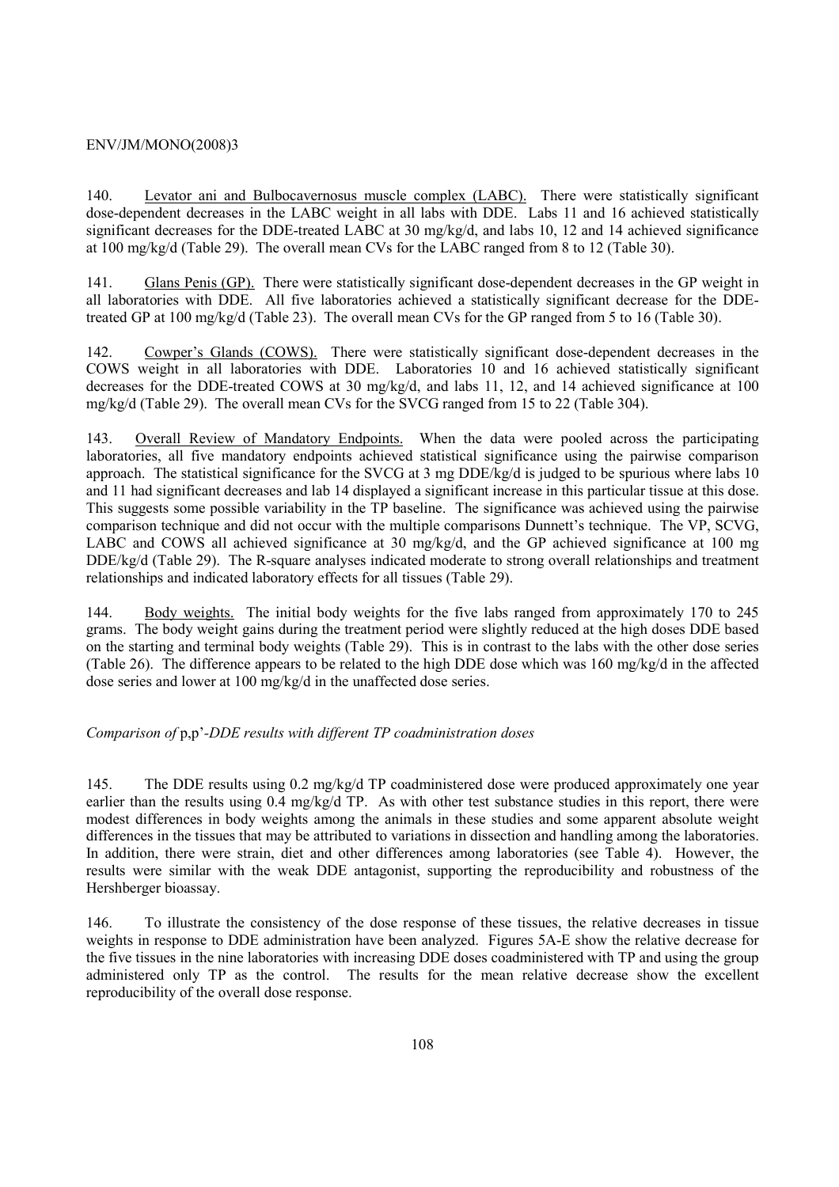140. Levator ani and Bulbocavernosus muscle complex (LABC). There were statistically significant dose-dependent decreases in the LABC weight in all labs with DDE. Labs 11 and 16 achieved statistically significant decreases for the DDE-treated LABC at 30 mg/kg/d, and labs 10, 12 and 14 achieved significance at 100 mg/kg/d (Table 29). The overall mean CVs for the LABC ranged from 8 to 12 (Table 30).

141. Glans Penis (GP). There were statistically significant dose-dependent decreases in the GP weight in all laboratories with DDE. All five laboratories achieved a statistically significant decrease for the DDE-treated GP at 100 mg/kg/d (Table 23). The overall mean CVs for the GP ranged from 5 to 16 (Table 30).

142. Cowper's Glands (COWS). There were statistically significant dose-dependent decreases in the COWS weight in all laboratories with DDE. Laboratories 10 and 16 achieved statistically significant decreases for the DDE-treated COWS at 30 mg/kg/d, and labs 11, 12, and 14 achieved significance at 100 mg/kg/d (Table 29). The overall mean CVs for the SVCG ranged from 15 to 22 (Table 304).

143. Overall Review of Mandatory Endpoints. When the data were pooled across the participating laboratories, all five mandatory endpoints achieved statistical significance using the pairwise comparison approach. The statistical significance for the SVCG at 3 mg DDE/kg/d is judged to be spurious where labs 10 and 11 had significant decreases and lab 14 displayed a significant increase in this particular tissue at this dose. This suggests some possible variability in the TP baseline. The significance was achieved using the pairwise comparison technique and did not occur with the multiple comparisons Dunnett's technique. The VP, SCVG, LABC and COWS all achieved significance at 30 mg/kg/d, and the GP achieved significance at 100 mg DDE/kg/d (Table 29). The R-square analyses indicated moderate to strong overall relationships and treatment relationships and indicated laboratory effects for all tissues (Table 29).

144. Body weights. The initial body weights for the five labs ranged from approximately 170 to 245 grams. The body weight gains during the treatment period were slightly reduced at the high doses DDE based on the starting and terminal body weights (Table 29). This is in contrast to the labs with the other dose series (Table 26). The difference appears to be related to the high DDE dose which was 160 mg/kg/d in the affected dose series and lower at 100 mg/kg/d in the unaffected dose series.

*Comparison of* p,p'*-DDE results with different TP coadministration doses*

145. The DDE results using 0.2 mg/kg/d TP coadministered dose were produced approximately one year earlier than the results using 0.4 mg/kg/d TP. As with other test substance studies in this report, there were modest differences in body weights among the animals in these studies and some apparent absolute weight differences in the tissues that may be attributed to variations in dissection and handling among the laboratories. In addition, there were strain, diet and other differences among laboratories (see Table 4). However, the results were similar with the weak DDE antagonist, supporting the reproducibility and robustness of the Hershberger bioassay.

146. To illustrate the consistency of the dose response of these tissues, the relative decreases in tissue weights in response to DDE administration have been analyzed. Figures 5A-E show the relative decrease for the five tissues in the nine laboratories with increasing DDE doses coadministered with TP and using the group administered only TP as the control. The results for the mean relative decrease show the excellent reproducibility of the overall dose response.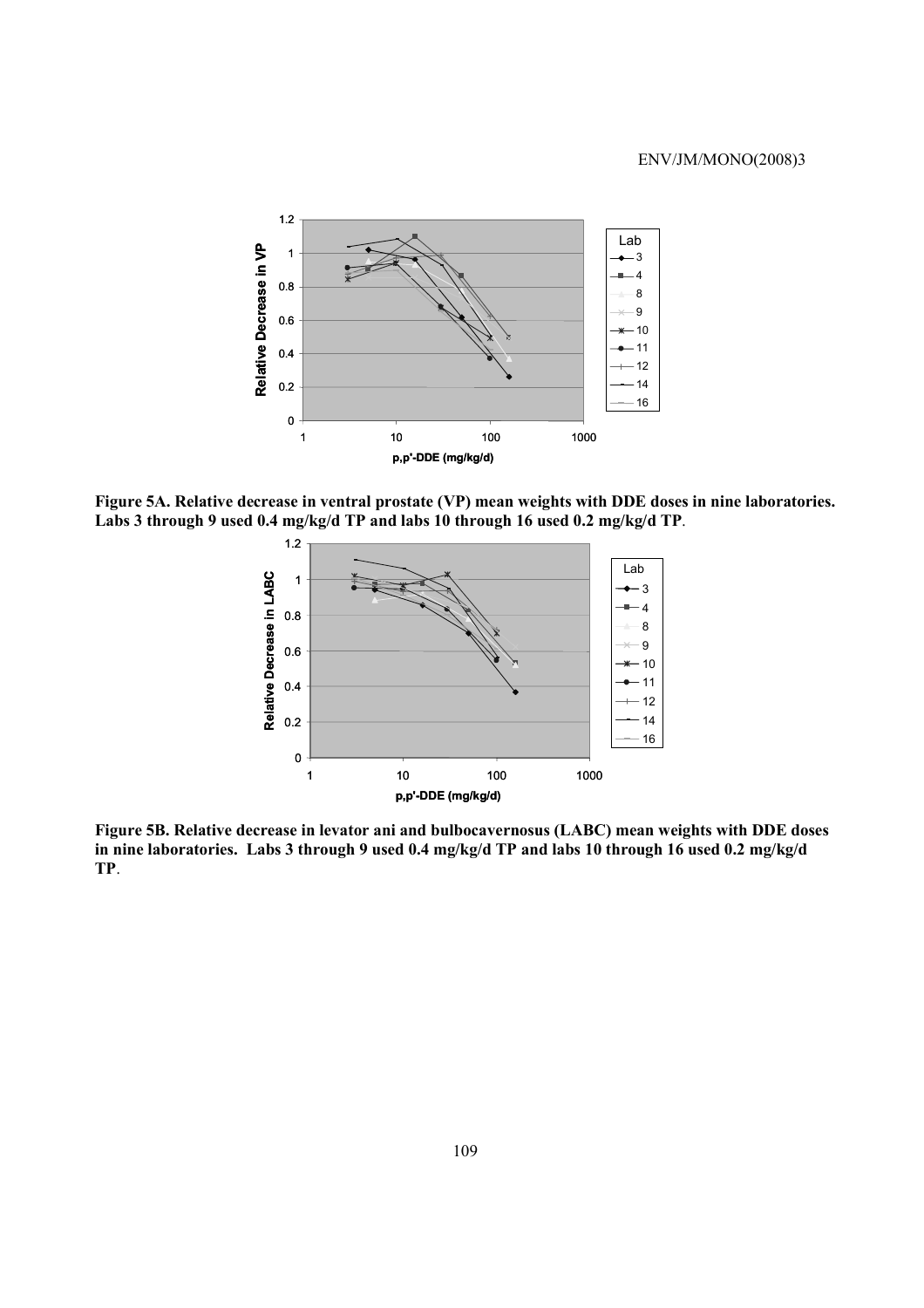**Figure 5A. Relative decrease in ventral prostate (VP) mean weights with DDE doses in nine laboratories. Labs 3 through 9 used 0.4 mg/kg/d TP and labs 10 through 16 used 0.2 mg/kg/d TP**.

**Figure 5B. Relative decrease in levator ani and bulbocavernosus (LABC) mean weights with DDE doses in nine laboratories. Labs 3 through 9 used 0.4 mg/kg/d TP and labs 10 through 16 used 0.2 mg/kg/d TP**.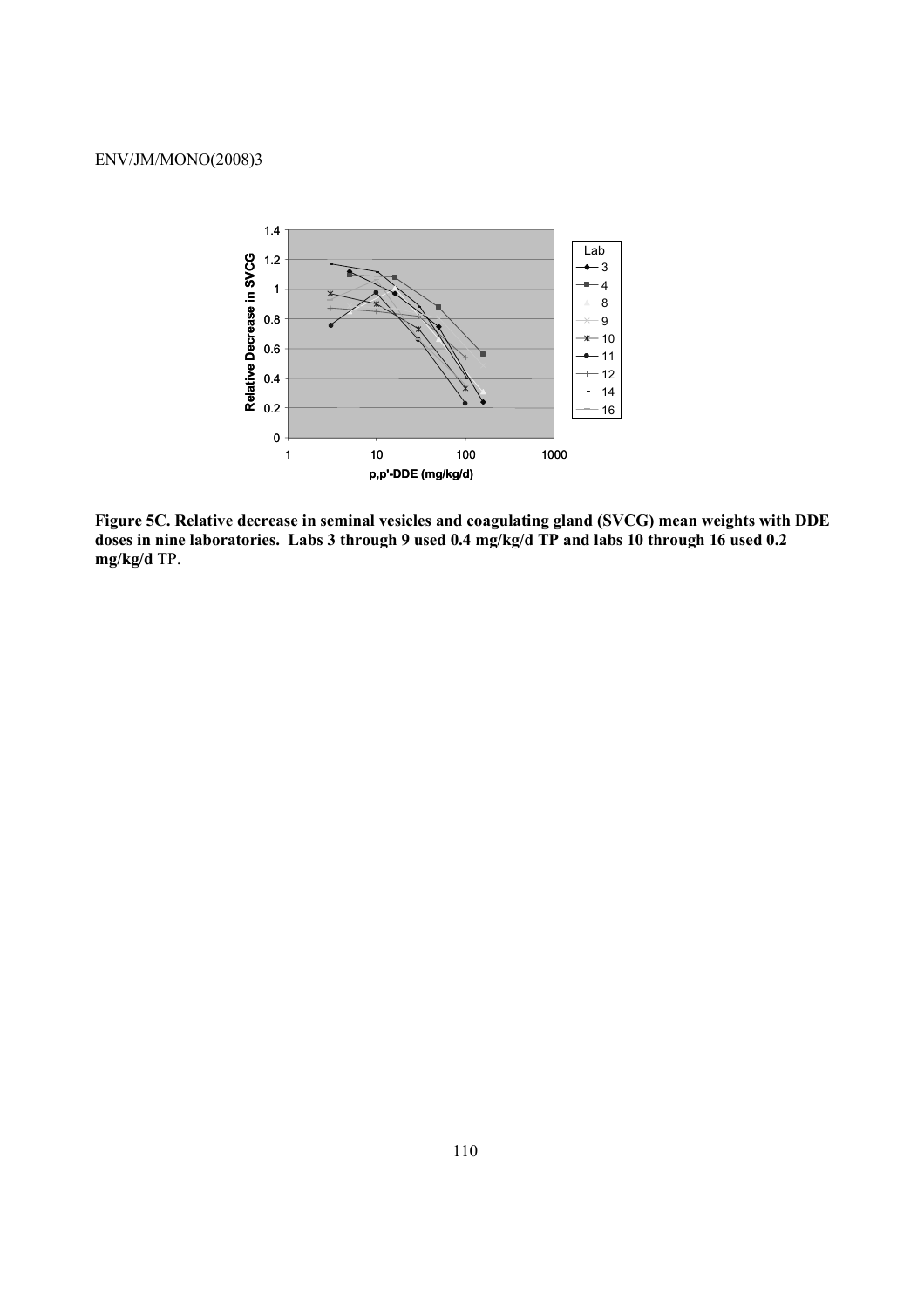**Figure 5C. Relative decrease in seminal vesicles and coagulating gland (SVCG) mean weights with DDE doses in nine laboratories. Labs 3 through 9 used 0.4 mg/kg/d TP and labs 10 through 16 used 0.2 mg/kg/d** TP.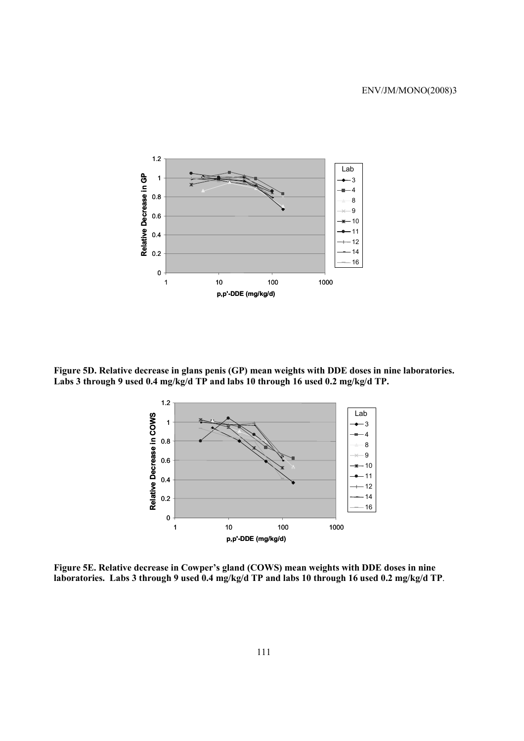Figure 5D. Relative decrease in glans penis (GP) mean weights with DDE doses in nine laboratories. Labs 3 through 9 used 0.4 mg/kg/d TP and labs 10 through 16 used 0.2 mg/kg/d TP.

Figure 5E. Relative decrease in Cowper's gland (COWS) mean weights with DDE doses in nine laboratories. Labs 3 through 9 used 0.4 mg/kg/d TP and labs 10 through 16 used 0.2 mg/kg/d TP.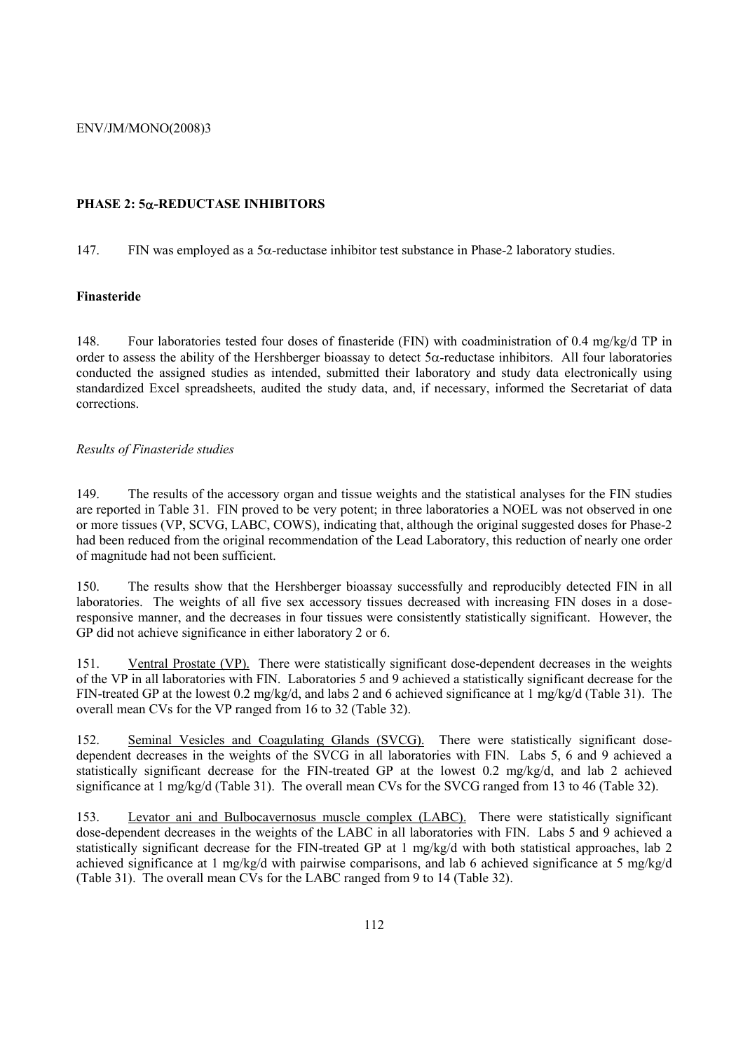## PHASE 2: 5α-REDUCTASE INHIBITORS

147. FIN was employed as a 5α-reductase inhibitor test substance in Phase-2 laboratory studies.

### Finasteride

148. Four laboratories tested four doses of finasteride (FIN) with coadministration of 0.4 mg/kg/d TP in order to assess the ability of the Hershberger bioassay to detect 5α-reductase inhibitors. All four laboratories conducted the assigned studies as intended, submitted their laboratory and study data electronically using standardized Excel spreadsheets, audited the study data, and, if necessary, informed the Secretariat of data corrections.

#### *Results of Finasteride studies*

149. The results of the accessory organ and tissue weights and the statistical analyses for the FIN studies are reported in Table 31. FIN proved to be very potent; in three laboratories a NOEL was not observed in one or more tissues (VP, SCVG, LABC, COWS), indicating that, although the original suggested doses for Phase-2 had been reduced from the original recommendation of the Lead Laboratory, this reduction of nearly one order of magnitude had not been sufficient.

150. The results show that the Hershberger bioassay successfully and reproducibly detected FIN in all laboratories. The weights of all five sex accessory tissues decreased with increasing FIN doses in a dose-responsive manner, and the decreases in four tissues were consistently statistically significant. However, the GP did not achieve significance in either laboratory 2 or 6.

151. <u>Ventral Prostate (VP).</u> There were statistically significant dose-dependent decreases in the weights of the VP in all laboratories with FIN. Laboratories 5 and 9 achieved a statistically significant decrease for the FIN-treated GP at the lowest 0.2 mg/kg/d, and labs 2 and 6 achieved significance at 1 mg/kg/d (Table 31). The overall mean CVs for the VP ranged from 16 to 32 (Table 32).

152. <u>Seminal Vesicles and Coagulating Glands (SVCG).</u> There were statistically significant dose-dependent decreases in the weights of the SVCG in all laboratories with FIN. Labs 5, 6 and 9 achieved a statistically significant decrease for the FIN-treated GP at the lowest 0.2 mg/kg/d, and lab 2 achieved significance at 1 mg/kg/d (Table 31). The overall mean CVs for the SVCG ranged from 13 to 46 (Table 32).

153. <u>Levator ani and Bulbocavernosus muscle complex (LABC).</u> There were statistically significant dose-dependent decreases in the weights of the LABC in all laboratories with FIN. Labs 5 and 9 achieved a statistically significant decrease for the FIN-treated GP at 1 mg/kg/d with both statistical approaches, lab 2 achieved significance at 1 mg/kg/d with pairwise comparisons, and lab 6 achieved significance at 5 mg/kg/d (Table 31). The overall mean CVs for the LABC ranged from 9 to 14 (Table 32).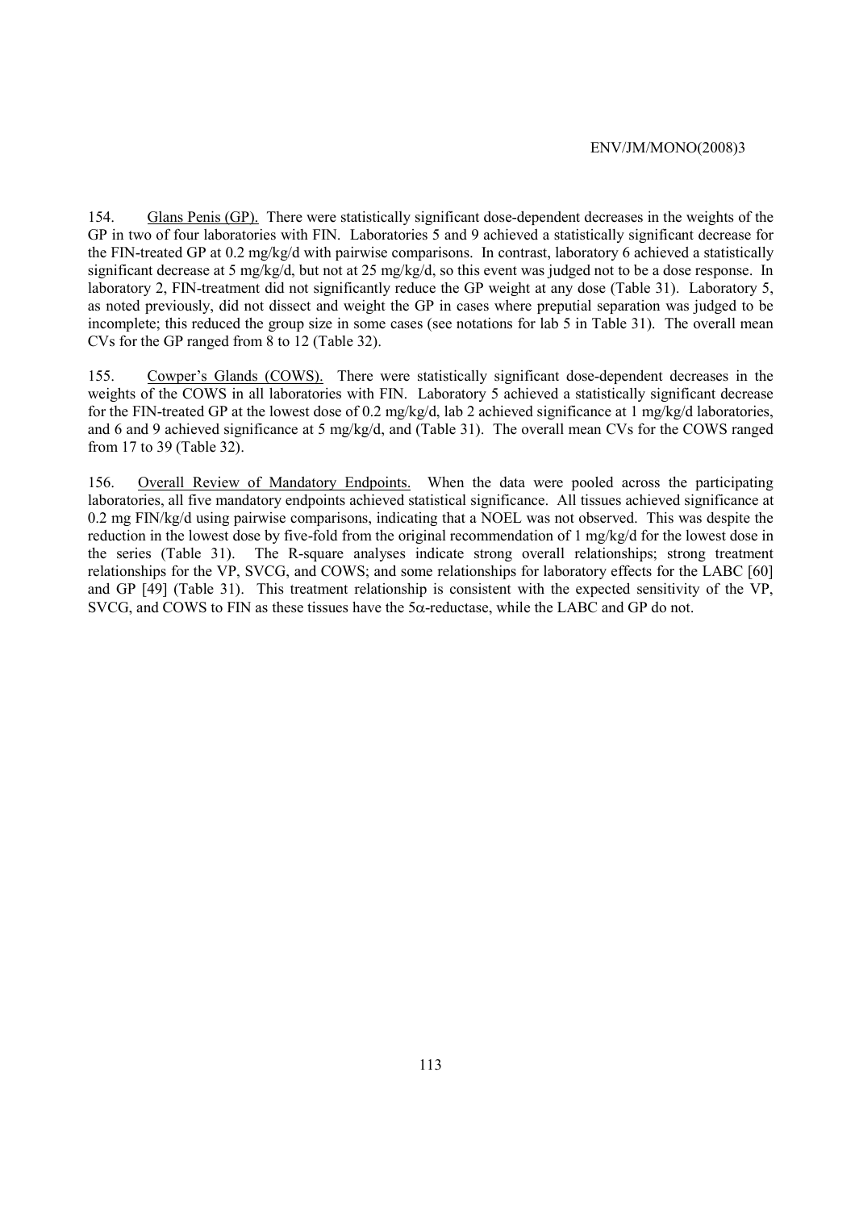154. Glans Penis (GP). There were statistically significant dose-dependent decreases in the weights of the GP in two of four laboratories with FIN. Laboratories 5 and 9 achieved a statistically significant decrease for the FIN-treated GP at 0.2 mg/kg/d with pairwise comparisons. In contrast, laboratory 6 achieved a statistically significant decrease at 5 mg/kg/d, but not at 25 mg/kg/d, so this event was judged not to be a dose response. In laboratory 2, FIN-treatment did not significantly reduce the GP weight at any dose (Table 31). Laboratory 5, as noted previously, did not dissect and weight the GP in cases where preputial separation was judged to be incomplete; this reduced the group size in some cases (see notations for lab 5 in Table 31). The overall mean CVs for the GP ranged from 8 to 12 (Table 32).

155. Cowper's Glands (COWS). There were statistically significant dose-dependent decreases in the weights of the COWS in all laboratories with FIN. Laboratory 5 achieved a statistically significant decrease for the FIN-treated GP at the lowest dose of 0.2 mg/kg/d, lab 2 achieved significance at 1 mg/kg/d laboratories, and 6 and 9 achieved significance at 5 mg/kg/d, and (Table 31). The overall mean CVs for the COWS ranged from 17 to 39 (Table 32).

156. Overall Review of Mandatory Endpoints. When the data were pooled across the participating laboratories, all five mandatory endpoints achieved statistical significance. All tissues achieved significance at 0.2 mg FIN/kg/d using pairwise comparisons, indicating that a NOEL was not observed. This was despite the reduction in the lowest dose by five-fold from the original recommendation of 1 mg/kg/d for the lowest dose in the series (Table 31). The R-square analyses indicate strong overall relationships; strong treatment relationships for the VP, SVCG, and COWS; and some relationships for laboratory effects for the LABC [60] and GP [49] (Table 31). This treatment relationship is consistent with the expected sensitivity of the VP, SVCG, and COWS to FIN as these tissues have the 5$\alpha$-reductase, while the LABC and GP do not.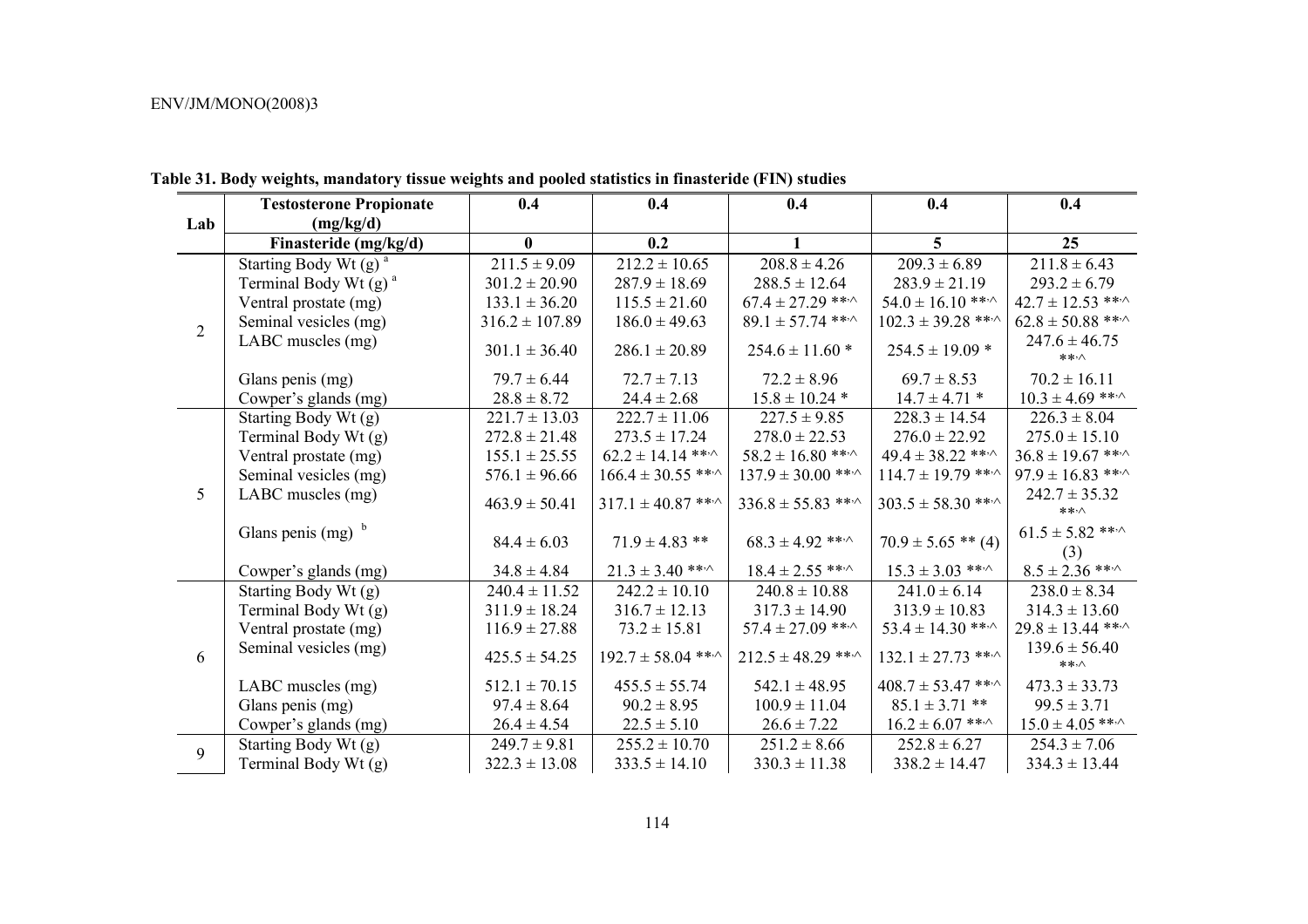ENV/JM/MONO(2008)3

**Table 31. Body weights, mandatory tissue weights and pooled statistics in finasteride (FIN) studies**

| Lab | Testosterone Propionate (mg/kg/d) | 0.4 | 0.4 | 0.4 | 0.4 | 0.4 |
|---|---|---|---|---|---|---|
| | **Finasteride (mg/kg/d)** | **0** | **0.2** | **1** | **5** | **25** |
| 2 | Starting Body Wt (g) [a] | 211.5 ± 9.09 | 212.2 ± 10.65 | 208.8 ± 4.26 | 209.3 ± 6.89 | 211.8 ± 6.43 |
| | Terminal Body Wt (g) [a] | 301.2 ± 20.90 | 287.9 ± 18.69 | 288.5 ± 12.64 | 283.9 ± 21.19 | 293.2 ± 6.79 |
| | Ventral prostate (mg) | 133.1 ± 36.20 | 115.5 ± 21.60 | 67.4 ± 27.29 **,^ | 54.0 ± 16.10 **,^ | 42.7 ± 12.53 **,^ |
| | Seminal vesicles (mg) | 316.2 ± 107.89 | 186.0 ± 49.63 | 89.1 ± 57.74 **,^ | 102.3 ± 39.28 **,^ | 62.8 ± 50.88 **,^ |
| | LABC muscles (mg) | 301.1 ± 36.40 | 286.1 ± 20.89 | 254.6 ± 11.60 * | 254.5 ± 19.09 * | 247.6 ± 46.75 **,^ |
| | Glans penis (mg) | 79.7 ± 6.44 | 72.7 ± 7.13 | 72.2 ± 8.96 | 69.7 ± 8.53 | 70.2 ± 16.11 |
| | Cowper's glands (mg) | 28.8 ± 8.72 | 24.4 ± 2.68 | 15.8 ± 10.24 * | 14.7 ± 4.71 * | 10.3 ± 4.69 **,^ |
| 5 | Starting Body Wt (g) | 221.7 ± 13.03 | 222.7 ± 11.06 | 227.5 ± 9.85 | 228.3 ± 14.54 | 226.3 ± 8.04 |
| | Terminal Body Wt (g) | 272.8 ± 21.48 | 273.5 ± 17.24 | 278.0 ± 22.53 | 276.0 ± 22.92 | 275.0 ± 15.10 |
| | Ventral prostate (mg) | 155.1 ± 25.55 | 62.2 ± 14.14 **,^ | 58.2 ± 16.80 **,^ | 49.4 ± 38.22 **,^ | 36.8 ± 19.67 **,^ |
| | Seminal vesicles (mg) | 576.1 ± 96.66 | 166.4 ± 30.55 **,^ | 137.9 ± 30.00 **,^ | 114.7 ± 19.79 **,^ | 97.9 ± 16.83 **,^ |
| | LABC muscles (mg) | 463.9 ± 50.41 | 317.1 ± 40.87 **,^ | 336.8 ± 55.83 **,^ | 303.5 ± 58.30 **,^ | 242.7 ± 35.32 **,^ |
| | Glans penis (mg) [b] | 84.4 ± 6.03 | 71.9 ± 4.83 ** | 68.3 ± 4.92 **,^ | 70.9 ± 5.65 ** (4) | 61.5 ± 5.82 **,^ (3) |
| | Cowper's glands (mg) | 34.8 ± 4.84 | 21.3 ± 3.40 **,^ | 18.4 ± 2.55 **,^ | 15.3 ± 3.03 **,^ | 8.5 ± 2.36 **,^ |
| 6 | Starting Body Wt (g) | 240.4 ± 11.52 | 242.2 ± 10.10 | 240.8 ± 10.88 | 241.0 ± 6.14 | 238.0 ± 8.34 |
| | Terminal Body Wt (g) | 311.9 ± 18.24 | 316.7 ± 12.13 | 317.3 ± 14.90 | 313.9 ± 10.83 | 314.3 ± 13.60 |
| | Ventral prostate (mg) | 116.9 ± 27.88 | 73.2 ± 15.81 | 57.4 ± 27.09 **,^ | 53.4 ± 14.30 **,^ | 29.8 ± 13.44 **,^ |
| | Seminal vesicles (mg) | 425.5 ± 54.25 | 192.7 ± 58.04 **,^ | 212.5 ± 48.29 **,^ | 132.1 ± 27.73 **,^ | 139.6 ± 56.40 **,^ |
| | LABC muscles (mg) | 512.1 ± 70.15 | 455.5 ± 55.74 | 542.1 ± 48.95 | 408.7 ± 53.47 **,^ | 473.3 ± 33.73 |
| | Glans penis (mg) | 97.4 ± 8.64 | 90.2 ± 8.95 | 100.9 ± 11.04 | 85.1 ± 3.71 ** | 99.5 ± 3.71 |
| | Cowper's glands (mg) | 26.4 ± 4.54 | 22.5 ± 5.10 | 26.6 ± 7.22 | 16.2 ± 6.07 **,^ | 15.0 ± 4.05 **,^ |
| 9 | Starting Body Wt (g) | 249.7 ± 9.81 | 255.2 ± 10.70 | 251.2 ± 8.66 | 252.8 ± 6.27 | 254.3 ± 7.06 |
| | Terminal Body Wt (g) | 322.3 ± 13.08 | 333.5 ± 14.10 | 330.3 ± 11.38 | 338.2 ± 14.47 | 334.3 ± 13.44 |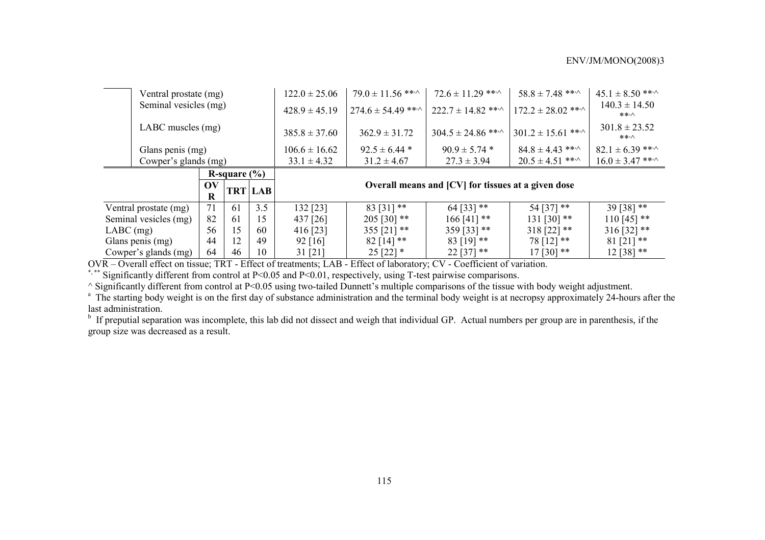| | | | | | | | | |
|---|---|---|---|---|---|---|---|---|
| Ventral prostate (mg) | | | | 122.0 ± 25.06 | 79.0 ± 11.56 **,^ | 72.6 ± 11.29 **,^ | 58.8 ± 7.48 **,^ | 45.1 ± 8.50 **,^ |
| Seminal vesicles (mg) | | | | 428.9 ± 45.19 | 274.6 ± 54.49 **,^ | 222.7 ± 14.82 **,^ | 172.2 ± 28.02 **,^ | 140.3 ± 14.50 **,^ |
| LABC muscles (mg) | | | | 385.8 ± 37.60 | 362.9 ± 31.72 | 304.5 ± 24.86 **,^ | 301.2 ± 15.61 **,^ | 301.8 ± 23.52 **,^ |
| Glans penis (mg) | | | | 106.6 ± 16.62 | 92.5 ± 6.44 * | 90.9 ± 5.74 * | 84.8 ± 4.43 **,^ | 82.1 ± 6.39 **,^ |
| Cowper's glands (mg) | | | | 33.1 ± 4.32 | 31.2 ± 4.67 | 27.3 ± 3.94 | 20.5 ± 4.51 **,^ | 16.0 ± 3.47 **,^ |
| | R-square (%) | | | Overall means and [CV] for tissues at a given dose | | | | |
| | OVR | TRT | LAB | | | | | |
| Ventral prostate (mg) | 71 | 61 | 3.5 | 132 [23] | 83 [31] ** | 64 [33] ** | 54 [37] ** | 39 [38] ** |
| Seminal vesicles (mg) | 82 | 61 | 15 | 437 [26] | 205 [30] ** | 166 [41] ** | 131 [30] ** | 110 [45] ** |
| LABC (mg) | 56 | 15 | 60 | 416 [23] | 355 [21] ** | 359 [33] ** | 318 [22] ** | 316 [32] ** |
| Glans penis (mg) | 44 | 12 | 49 | 92 [16] | 82 [14] ** | 83 [19] ** | 78 [12] ** | 81 [21] ** |
| Cowper's glands (mg) | 64 | 46 | 10 | 31 [21] | 25 [22] * | 22 [37] ** | 17 [30] ** | 12 [38] ** |

OVR – Overall effect on tissue; TRT - Effect of treatments; LAB - Effect of laboratory; CV - Coefficient of variation.

*, ** Significantly different from control at P<0.05 and P<0.01, respectively, using T-test pairwise comparisons.

^ Significantly different from control at P<0.05 using two-tailed Dunnett's multiple comparisons of the tissue with body weight adjustment.

[a] The starting body weight is on the first day of substance administration and the terminal body weight is at necropsy approximately 24-hours after the last administration.

[b] If preputial separation was incomplete, this lab did not dissect and weigh that individual GP. Actual numbers per group are in parenthesis, if the group size was decreased as a result.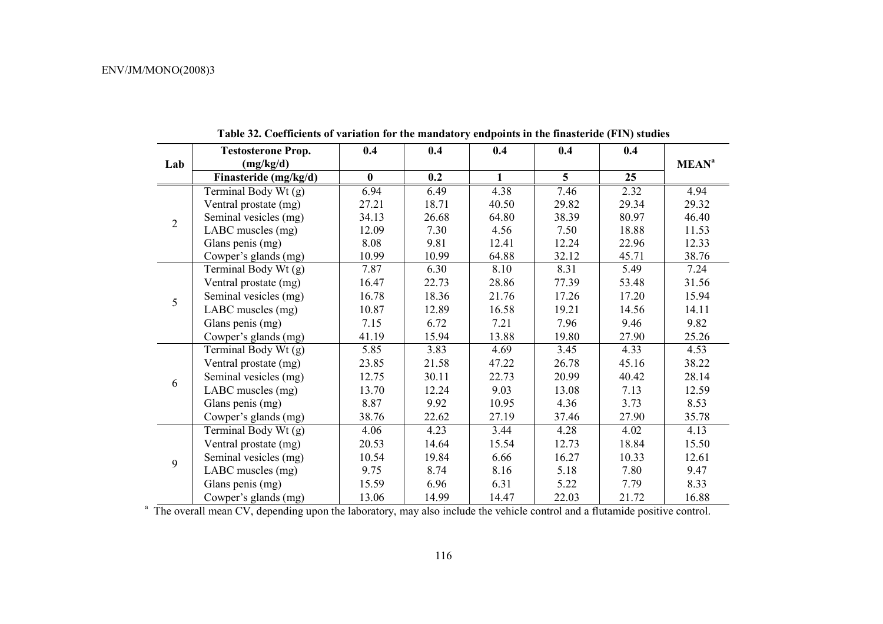**Table 32. Coefficients of variation for the mandatory endpoints in the finasteride (FIN) studies**

| Lab | Testosterone Prop. (mg/kg/d) | 0.4 | 0.4 | 0.4 | 0.4 | 0.4 | MEAN[a] |
|---|---|---|---|---|---|---|---|
| | **Finasteride (mg/kg/d)** | **0** | **0.2** | **1** | **5** | **25** | |
| 2 | Terminal Body Wt (g) | 6.94 | 6.49 | 4.38 | 7.46 | 2.32 | 4.94 |
| | Ventral prostate (mg) | 27.21 | 18.71 | 40.50 | 29.82 | 29.34 | 29.32 |
| | Seminal vesicles (mg) | 34.13 | 26.68 | 64.80 | 38.39 | 80.97 | 46.40 |
| | LABC muscles (mg) | 12.09 | 7.30 | 4.56 | 7.50 | 18.88 | 11.53 |
| | Glans penis (mg) | 8.08 | 9.81 | 12.41 | 12.24 | 22.96 | 12.33 |
| | Cowper's glands (mg) | 10.99 | 10.99 | 64.88 | 32.12 | 45.71 | 38.76 |
| 5 | Terminal Body Wt (g) | 7.87 | 6.30 | 8.10 | 8.31 | 5.49 | 7.24 |
| | Ventral prostate (mg) | 16.47 | 22.73 | 28.86 | 77.39 | 53.48 | 31.56 |
| | Seminal vesicles (mg) | 16.78 | 18.36 | 21.76 | 17.26 | 17.20 | 15.94 |
| | LABC muscles (mg) | 10.87 | 12.89 | 16.58 | 19.21 | 14.56 | 14.11 |
| | Glans penis (mg) | 7.15 | 6.72 | 7.21 | 7.96 | 9.46 | 9.82 |
| | Cowper's glands (mg) | 41.19 | 15.94 | 13.88 | 19.80 | 27.90 | 25.26 |
| 6 | Terminal Body Wt (g) | 5.85 | 3.83 | 4.69 | 3.45 | 4.33 | 4.53 |
| | Ventral prostate (mg) | 23.85 | 21.58 | 47.22 | 26.78 | 45.16 | 38.22 |
| | Seminal vesicles (mg) | 12.75 | 30.11 | 22.73 | 20.99 | 40.42 | 28.14 |
| | LABC muscles (mg) | 13.70 | 12.24 | 9.03 | 13.08 | 7.13 | 12.59 |
| | Glans penis (mg) | 8.87 | 9.92 | 10.95 | 4.36 | 3.73 | 8.53 |
| | Cowper's glands (mg) | 38.76 | 22.62 | 27.19 | 37.46 | 27.90 | 35.78 |
| 9 | Terminal Body Wt (g) | 4.06 | 4.23 | 3.44 | 4.28 | 4.02 | 4.13 |
| | Ventral prostate (mg) | 20.53 | 14.64 | 15.54 | 12.73 | 18.84 | 15.50 |
| | Seminal vesicles (mg) | 10.54 | 19.84 | 6.66 | 16.27 | 10.33 | 12.61 |
| | LABC muscles (mg) | 9.75 | 8.74 | 8.16 | 5.18 | 7.80 | 9.47 |
| | Glans penis (mg) | 15.59 | 6.96 | 6.31 | 5.22 | 7.79 | 8.33 |
| | Cowper's glands (mg) | 13.06 | 14.99 | 14.47 | 22.03 | 21.72 | 16.88 |

[a] The overall mean CV, depending upon the laboratory, may also include the vehicle control and a flutamide positive control.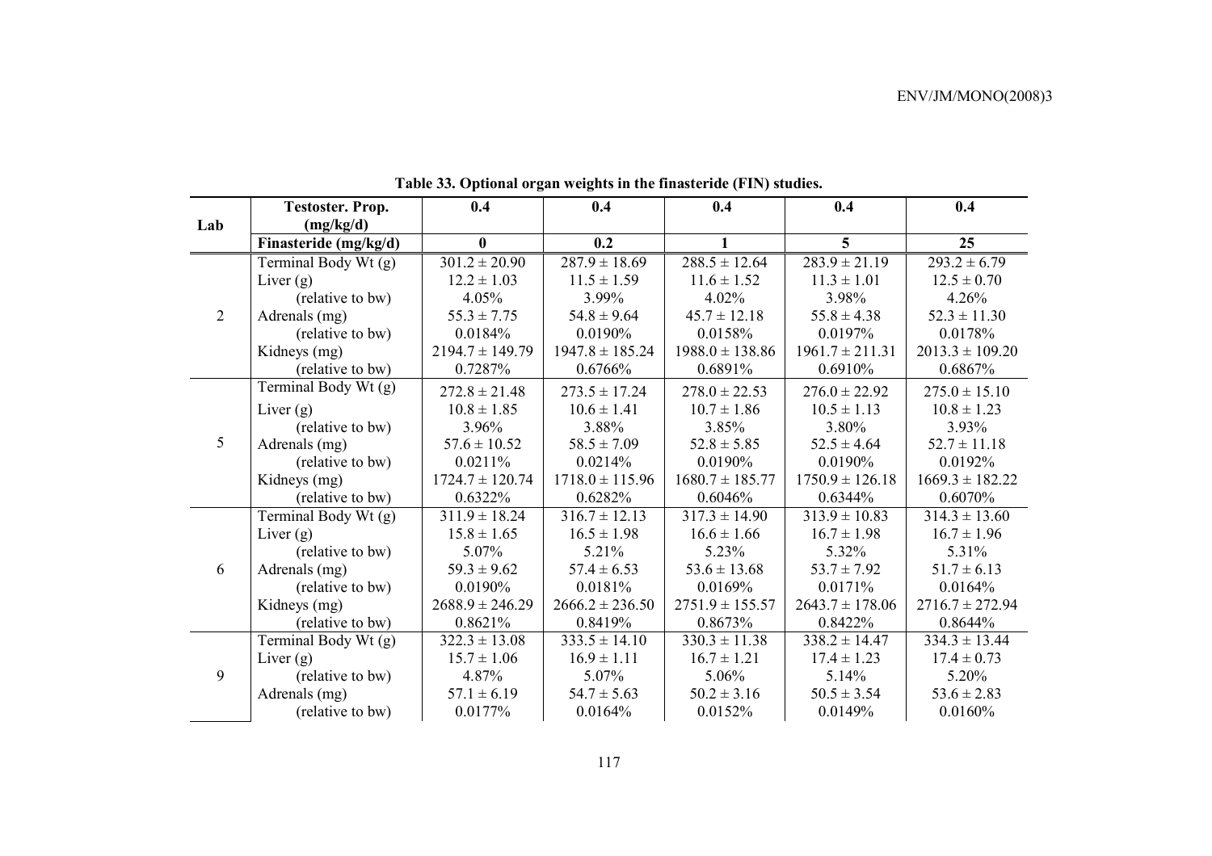**Table 33. Optional organ weights in the finasteride (FIN) studies.**

| Lab | Testoster. Prop. (mg/kg/d) | 0.4 | 0.4 | 0.4 | 0.4 | 0.4 |
|---|---|---|---|---|---|---|
| | **Finasteride (mg/kg/d)** | **0** | **0.2** | **1** | **5** | **25** |
| 2 | Terminal Body Wt (g) | 301.2 ± 20.90 | 287.9 ± 18.69 | 288.5 ± 12.64 | 283.9 ± 21.19 | 293.2 ± 6.79 |
| | Liver (g) | 12.2 ± 1.03 | 11.5 ± 1.59 | 11.6 ± 1.52 | 11.3 ± 1.01 | 12.5 ± 0.70 |
| | (relative to bw) | 4.05% | 3.99% | 4.02% | 3.98% | 4.26% |
| | Adrenals (mg) | 55.3 ± 7.75 | 54.8 ± 9.64 | 45.7 ± 12.18 | 55.8 ± 4.38 | 52.3 ± 11.30 |
| | (relative to bw) | 0.0184% | 0.0190% | 0.0158% | 0.0197% | 0.0178% |
| | Kidneys (mg) | 2194.7 ± 149.79 | 1947.8 ± 185.24 | 1988.0 ± 138.86 | 1961.7 ± 211.31 | 2013.3 ± 109.20 |
| | (relative to bw) | 0.7287% | 0.6766% | 0.6891% | 0.6910% | 0.6867% |
| 5 | Terminal Body Wt (g) | 272.8 ± 21.48 | 273.5 ± 17.24 | 278.0 ± 22.53 | 276.0 ± 22.92 | 275.0 ± 15.10 |
| | Liver (g) | 10.8 ± 1.85 | 10.6 ± 1.41 | 10.7 ± 1.86 | 10.5 ± 1.13 | 10.8 ± 1.23 |
| | (relative to bw) | 3.96% | 3.88% | 3.85% | 3.80% | 3.93% |
| | Adrenals (mg) | 57.6 ± 10.52 | 58.5 ± 7.09 | 52.8 ± 5.85 | 52.5 ± 4.64 | 52.7 ± 11.18 |
| | (relative to bw) | 0.0211% | 0.0214% | 0.0190% | 0.0190% | 0.0192% |
| | Kidneys (mg) | 1724.7 ± 120.74 | 1718.0 ± 115.96 | 1680.7 ± 185.77 | 1750.9 ± 126.18 | 1669.3 ± 182.22 |
| | (relative to bw) | 0.6322% | 0.6282% | 0.6046% | 0.6344% | 0.6070% |
| 6 | Terminal Body Wt (g) | 311.9 ± 18.24 | 316.7 ± 12.13 | 317.3 ± 14.90 | 313.9 ± 10.83 | 314.3 ± 13.60 |
| | Liver (g) | 15.8 ± 1.65 | 16.5 ± 1.98 | 16.6 ± 1.66 | 16.7 ± 1.98 | 16.7 ± 1.96 |
| | (relative to bw) | 5.07% | 5.21% | 5.23% | 5.32% | 5.31% |
| | Adrenals (mg) | 59.3 ± 9.62 | 57.4 ± 6.53 | 53.6 ± 13.68 | 53.7 ± 7.92 | 51.7 ± 6.13 |
| | (relative to bw) | 0.0190% | 0.0181% | 0.0169% | 0.0171% | 0.0164% |
| | Kidneys (mg) | 2688.9 ± 246.29 | 2666.2 ± 236.50 | 2751.9 ± 155.57 | 2643.7 ± 178.06 | 2716.7 ± 272.94 |
| | (relative to bw) | 0.8621% | 0.8419% | 0.8673% | 0.8422% | 0.8644% |
| 9 | Terminal Body Wt (g) | 322.3 ± 13.08 | 333.5 ± 14.10 | 330.3 ± 11.38 | 338.2 ± 14.47 | 334.3 ± 13.44 |
| | Liver (g) | 15.7 ± 1.06 | 16.9 ± 1.11 | 16.7 ± 1.21 | 17.4 ± 1.23 | 17.4 ± 0.73 |
| | (relative to bw) | 4.87% | 5.07% | 5.06% | 5.14% | 5.20% |
| | Adrenals (mg) | 57.1 ± 6.19 | 54.7 ± 5.63 | 50.2 ± 3.16 | 50.5 ± 3.54 | 53.6 ± 2.83 |
| | (relative to bw) | 0.0177% | 0.0164% | 0.0152% | 0.0149% | 0.0160% |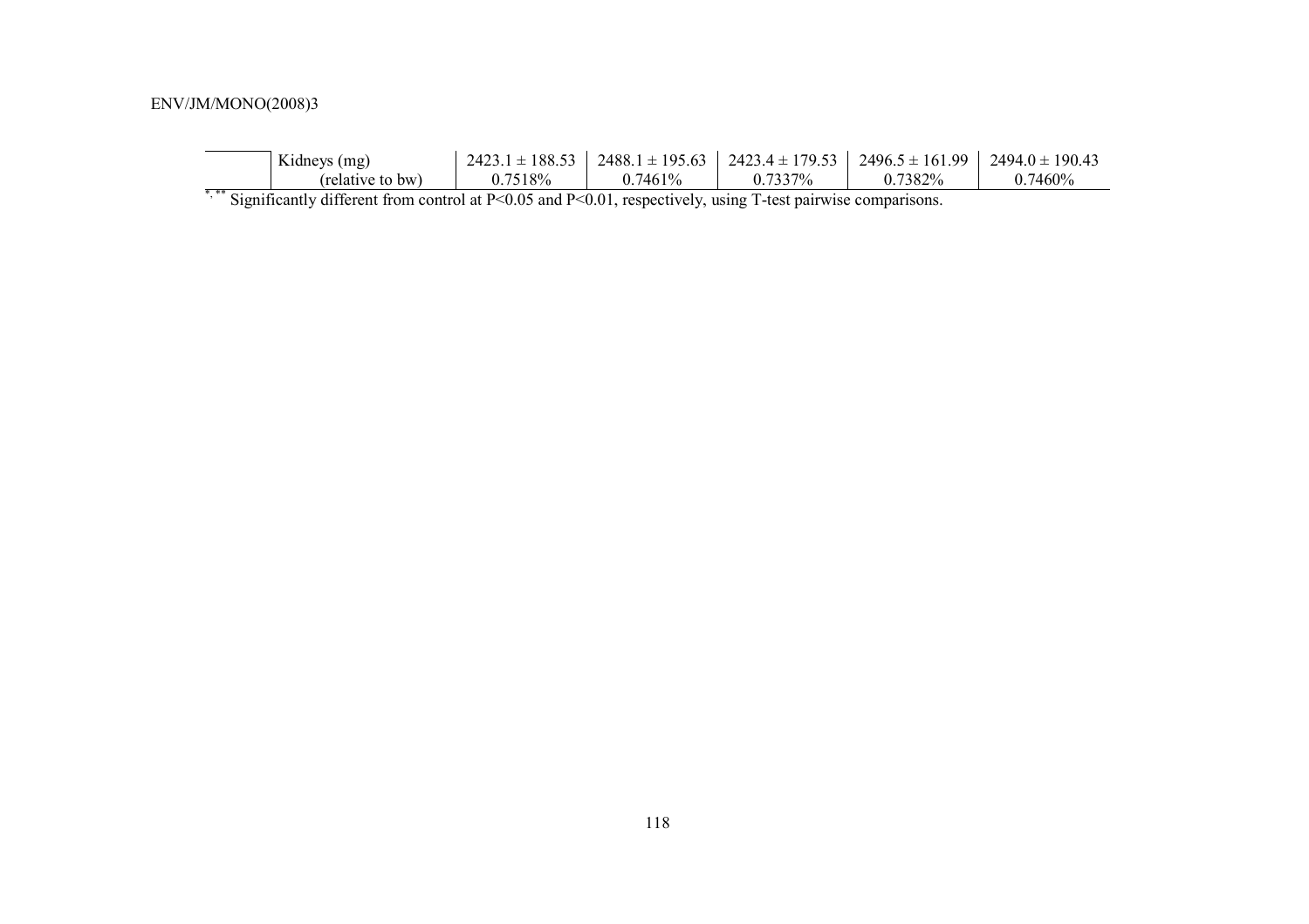| | | | | | | |
|---|---|---|---|---|---|---|
| | Kidneys (mg) | 2423.1 ± 188.53 | 2488.1 ± 195.63 | 2423.4 ± 179.53 | 2496.5 ± 161.99 | 2494.0 ± 190.43 |
| | (relative to bw) | 0.7518% | 0.7461% | 0.7337% | 0.7382% | 0.7460% |

*,** Significantly different from control at P<0.05 and P<0.01, respectively, using T-test pairwise comparisons.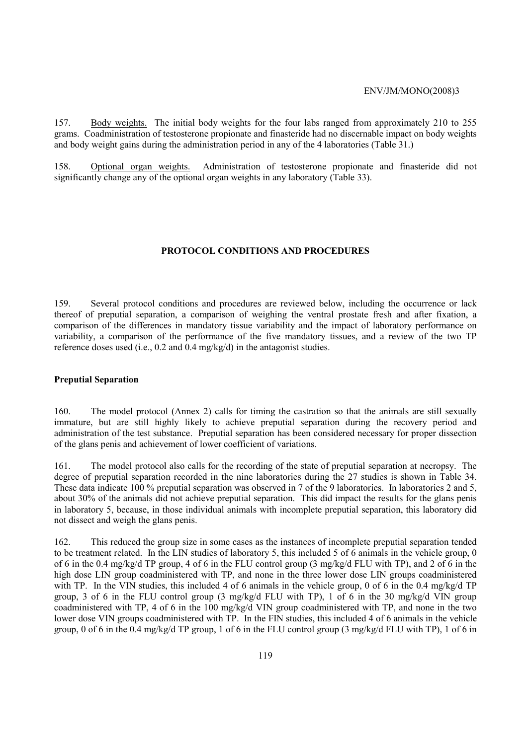157. Body weights. The initial body weights for the four labs ranged from approximately 210 to 255 grams. Coadministration of testosterone propionate and finasteride had no discernable impact on body weights and body weight gains during the administration period in any of the 4 laboratories (Table 31.)

158. Optional organ weights. Administration of testosterone propionate and finasteride did not significantly change any of the optional organ weights in any laboratory (Table 33).

## PROTOCOL CONDITIONS AND PROCEDURES

159. Several protocol conditions and procedures are reviewed below, including the occurrence or lack thereof of preputial separation, a comparison of weighing the ventral prostate fresh and after fixation, a comparison of the differences in mandatory tissue variability and the impact of laboratory performance on variability, a comparison of the performance of the five mandatory tissues, and a review of the two TP reference doses used (i.e., 0.2 and 0.4 mg/kg/d) in the antagonist studies.

### Preputial Separation

160. The model protocol (Annex 2) calls for timing the castration so that the animals are still sexually immature, but are still highly likely to achieve preputial separation during the recovery period and administration of the test substance. Preputial separation has been considered necessary for proper dissection of the glans penis and achievement of lower coefficient of variations.

161. The model protocol also calls for the recording of the state of preputial separation at necropsy. The degree of preputial separation recorded in the nine laboratories during the 27 studies is shown in Table 34. These data indicate 100 % preputial separation was observed in 7 of the 9 laboratories. In laboratories 2 and 5, about 30% of the animals did not achieve preputial separation. This did impact the results for the glans penis in laboratory 5, because, in those individual animals with incomplete preputial separation, this laboratory did not dissect and weigh the glans penis.

162. This reduced the group size in some cases as the instances of incomplete preputial separation tended to be treatment related. In the LIN studies of laboratory 5, this included 5 of 6 animals in the vehicle group, 0 of 6 in the 0.4 mg/kg/d TP group, 4 of 6 in the FLU control group (3 mg/kg/d FLU with TP), and 2 of 6 in the high dose LIN group coadministered with TP, and none in the three lower dose LIN groups coadministered with TP. In the VIN studies, this included 4 of 6 animals in the vehicle group, 0 of 6 in the 0.4 mg/kg/d TP group, 3 of 6 in the FLU control group (3 mg/kg/d FLU with TP), 1 of 6 in the 30 mg/kg/d VIN group coadministered with TP, 4 of 6 in the 100 mg/kg/d VIN group coadministered with TP, and none in the two lower dose VIN groups coadministered with TP. In the FIN studies, this included 4 of 6 animals in the vehicle group, 0 of 6 in the 0.4 mg/kg/d TP group, 1 of 6 in the FLU control group (3 mg/kg/d FLU with TP), 1 of 6 in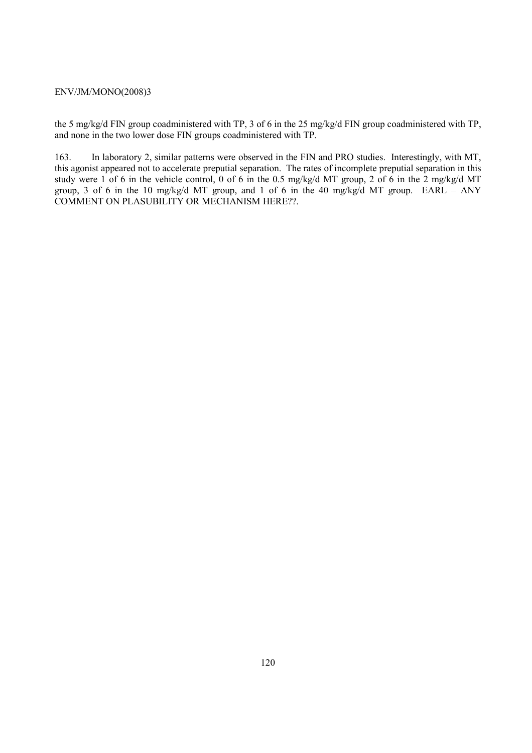the 5 mg/kg/d FIN group coadministered with TP, 3 of 6 in the 25 mg/kg/d FIN group coadministered with TP, and none in the two lower dose FIN groups coadministered with TP.

163. In laboratory 2, similar patterns were observed in the FIN and PRO studies. Interestingly, with MT, this agonist appeared not to accelerate preputial separation. The rates of incomplete preputial separation in this study were 1 of 6 in the vehicle control, 0 of 6 in the 0.5 mg/kg/d MT group, 2 of 6 in the 2 mg/kg/d MT group, 3 of 6 in the 10 mg/kg/d MT group, and 1 of 6 in the 40 mg/kg/d MT group. EARL – ANY COMMENT ON PLASUBILITY OR MECHANISM HERE??.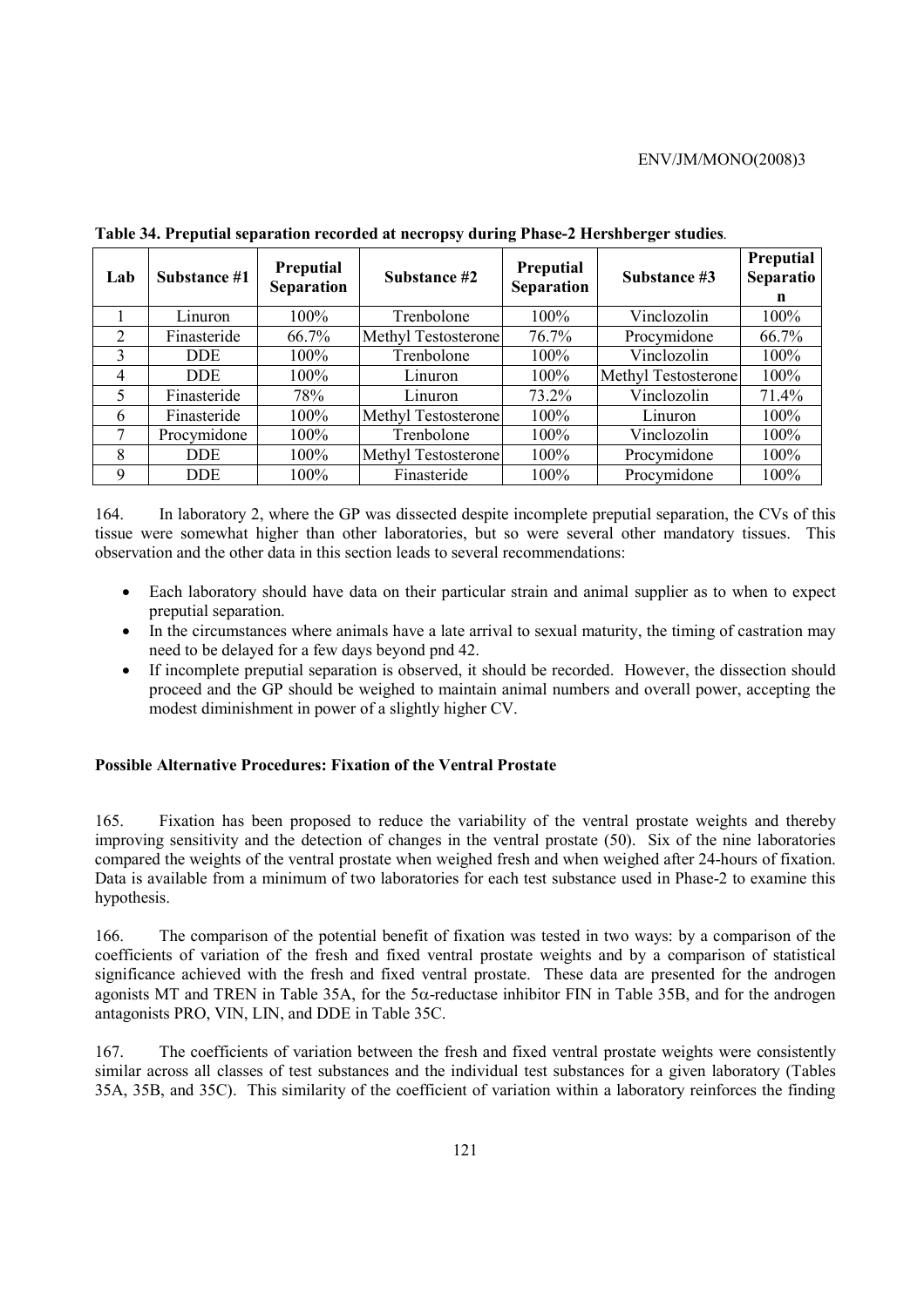**Table 34. Preputial separation recorded at necropsy during Phase-2 Hershberger studies**.

| Lab | Substance #1 | Preputial Separation | Substance #2 | Preputial Separation | Substance #3 | Preputial Separation |
|---|---|---|---|---|---|---|
| 1 | Linuron | 100% | Trenbolone | 100% | Vinclozolin | 100% |
| 2 | Finasteride | 66.7% | Methyl Testosterone | 76.7% | Procymidone | 66.7% |
| 3 | DDE | 100% | Trenbolone | 100% | Vinclozolin | 100% |
| 4 | DDE | 100% | Linuron | 100% | Methyl Testosterone | 100% |
| 5 | Finasteride | 78% | Linuron | 73.2% | Vinclozolin | 71.4% |
| 6 | Finasteride | 100% | Methyl Testosterone | 100% | Linuron | 100% |
| 7 | Procymidone | 100% | Trenbolone | 100% | Vinclozolin | 100% |
| 8 | DDE | 100% | Methyl Testosterone | 100% | Procymidone | 100% |
| 9 | DDE | 100% | Finasteride | 100% | Procymidone | 100% |

164. In laboratory 2, where the GP was dissected despite incomplete preputial separation, the CVs of this tissue were somewhat higher than other laboratories, but so were several other mandatory tissues. This observation and the other data in this section leads to several recommendations:

- Each laboratory should have data on their particular strain and animal supplier as to when to expect preputial separation.
- In the circumstances where animals have a late arrival to sexual maturity, the timing of castration may need to be delayed for a few days beyond pnd 42.
- If incomplete preputial separation is observed, it should be recorded. However, the dissection should proceed and the GP should be weighed to maintain animal numbers and overall power, accepting the modest diminishment in power of a slightly higher CV.

**Possible Alternative Procedures: Fixation of the Ventral Prostate**

165. Fixation has been proposed to reduce the variability of the ventral prostate weights and thereby improving sensitivity and the detection of changes in the ventral prostate (50). Six of the nine laboratories compared the weights of the ventral prostate when weighed fresh and when weighed after 24-hours of fixation. Data is available from a minimum of two laboratories for each test substance used in Phase-2 to examine this hypothesis.

166. The comparison of the potential benefit of fixation was tested in two ways: by a comparison of the coefficients of variation of the fresh and fixed ventral prostate weights and by a comparison of statistical significance achieved with the fresh and fixed ventral prostate. These data are presented for the androgen agonists MT and TREN in Table 35A, for the 5α-reductase inhibitor FIN in Table 35B, and for the androgen antagonists PRO, VIN, LIN, and DDE in Table 35C.

167. The coefficients of variation between the fresh and fixed ventral prostate weights were consistently similar across all classes of test substances and the individual test substances for a given laboratory (Tables 35A, 35B, and 35C). This similarity of the coefficient of variation within a laboratory reinforces the finding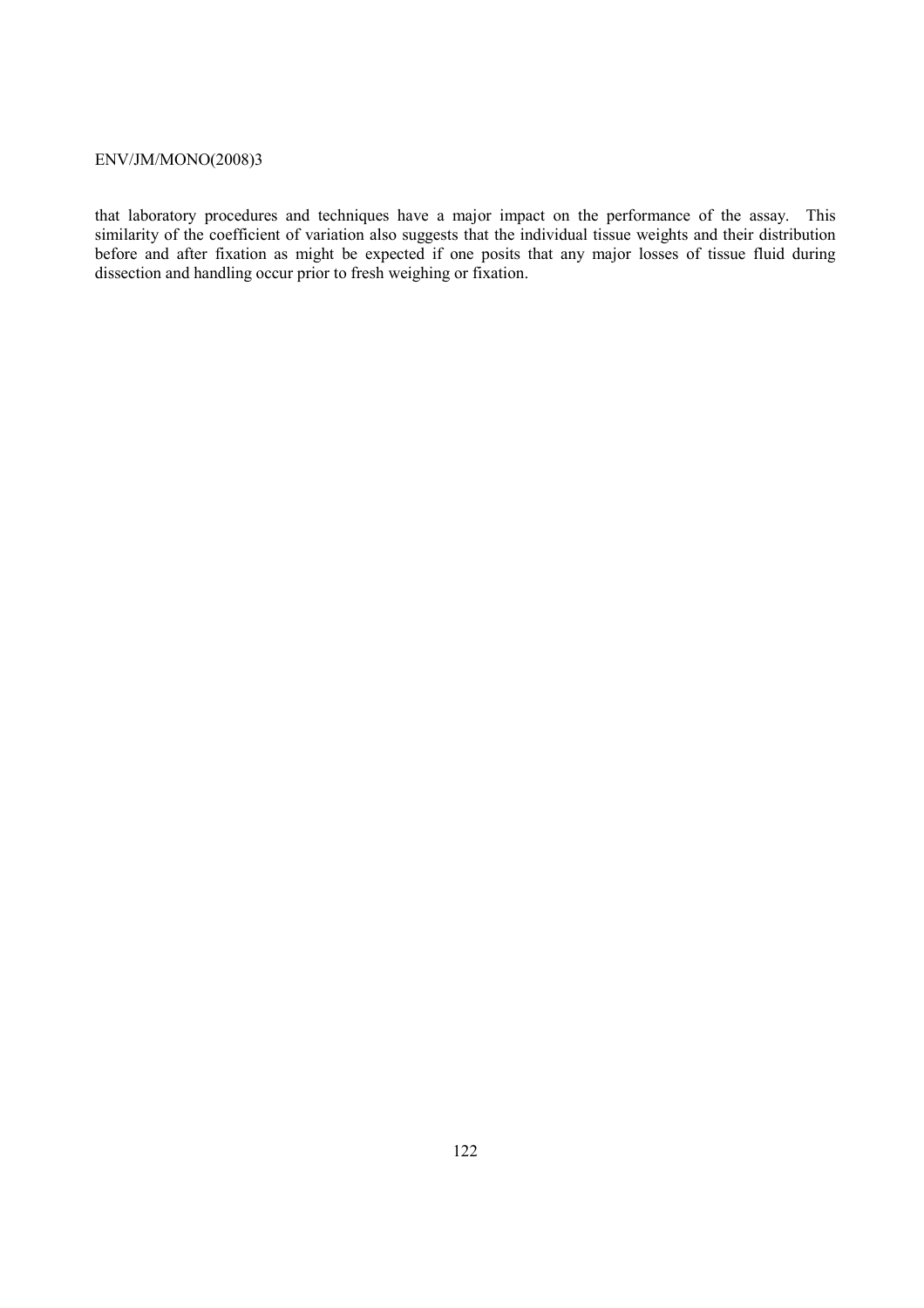that laboratory procedures and techniques have a major impact on the performance of the assay. This similarity of the coefficient of variation also suggests that the individual tissue weights and their distribution before and after fixation as might be expected if one posits that any major losses of tissue fluid during dissection and handling occur prior to fresh weighing or fixation.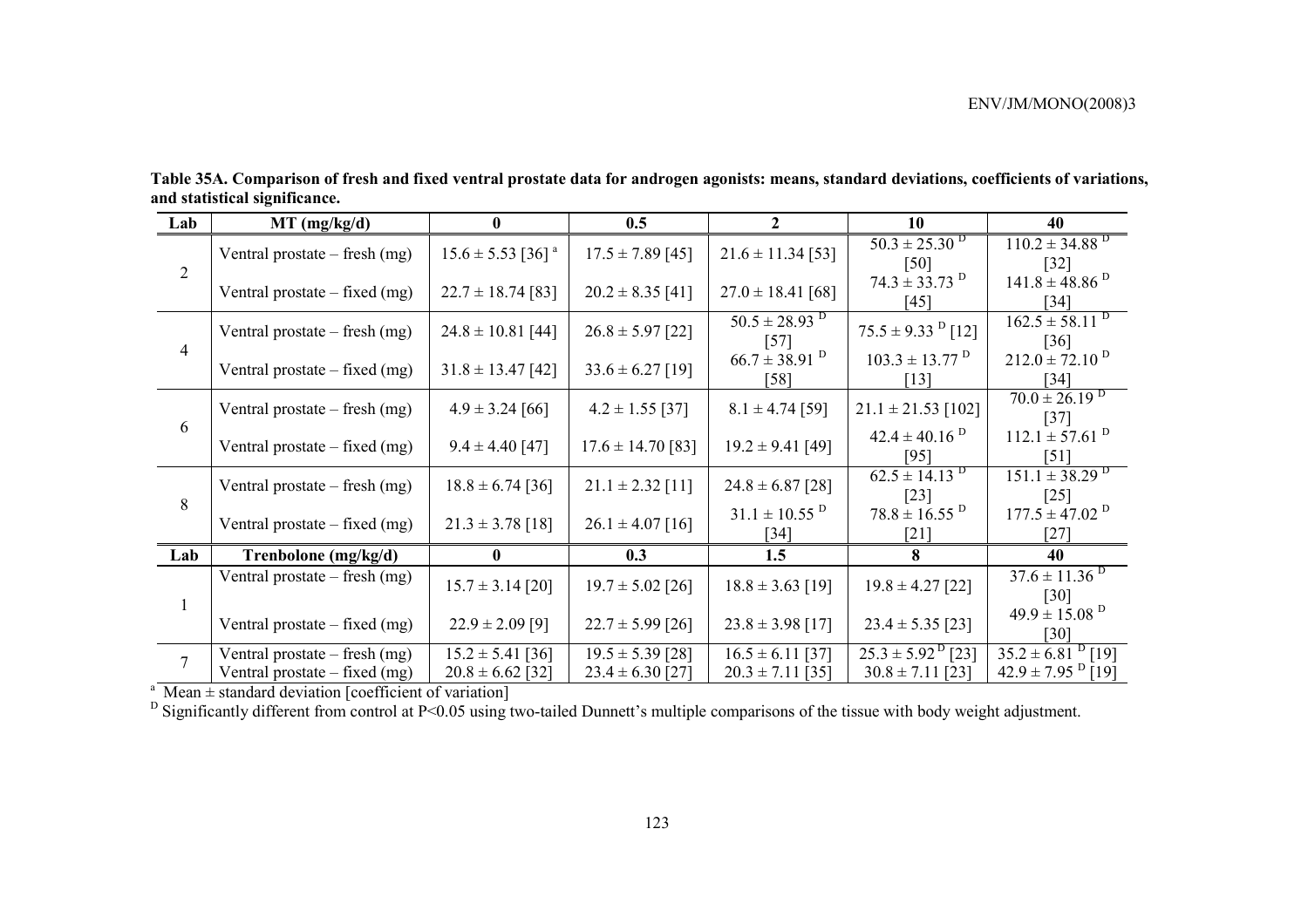**Table 35A. Comparison of fresh and fixed ventral prostate data for androgen agonists: means, standard deviations, coefficients of variations, and statistical significance.**

| Lab | MT (mg/kg/d) | 0 | 0.5 | 2 | 10 | 40 |
|---|---|---|---|---|---|---|
| 2 | Ventral prostate – fresh (mg) | 15.6 ± 5.53 [36] [a] | 17.5 ± 7.89 [45] | 21.6 ± 11.34 [53] | 50.3 ± 25.30 [D] [50] | 110.2 ± 34.88 [D] [32] |
| | Ventral prostate – fixed (mg) | 22.7 ± 18.74 [83] | 20.2 ± 8.35 [41] | 27.0 ± 18.41 [68] | 74.3 ± 33.73 [D] [45] | 141.8 ± 48.86 [D] [34] |
| 4 | Ventral prostate – fresh (mg) | 24.8 ± 10.81 [44] | 26.8 ± 5.97 [22] | 50.5 ± 28.93 [D] [57] | 75.5 ± 9.33 [D] [12] | 162.5 ± 58.11 [D] [36] |
| | Ventral prostate – fixed (mg) | 31.8 ± 13.47 [42] | 33.6 ± 6.27 [19] | 66.7 ± 38.91 [D] [58] | 103.3 ± 13.77 [D] [13] | 212.0 ± 72.10 [D] [34] |
| 6 | Ventral prostate – fresh (mg) | 4.9 ± 3.24 [66] | 4.2 ± 1.55 [37] | 8.1 ± 4.74 [59] | 21.1 ± 21.53 [102] | 70.0 ± 26.19 [D] [37] |
| | Ventral prostate – fixed (mg) | 9.4 ± 4.40 [47] | 17.6 ± 14.70 [83] | 19.2 ± 9.41 [49] | 42.4 ± 40.16 [D] [95] | 112.1 ± 57.61 [D] [51] |
| 8 | Ventral prostate – fresh (mg) | 18.8 ± 6.74 [36] | 21.1 ± 2.32 [11] | 24.8 ± 6.87 [28] | 62.5 ± 14.13 [D] [23] | 151.1 ± 38.29 [D] [25] |
| | Ventral prostate – fixed (mg) | 21.3 ± 3.78 [18] | 26.1 ± 4.07 [16] | 31.1 ± 10.55 [D] [34] | 78.8 ± 16.55 [D] [21] | 177.5 ± 47.02 [D] [27] |
| **Lab** | **Trenbolone (mg/kg/d)** | **0** | **0.3** | **1.5** | **8** | **40** |
| 1 | Ventral prostate – fresh (mg) | 15.7 ± 3.14 [20] | 19.7 ± 5.02 [26] | 18.8 ± 3.63 [19] | 19.8 ± 4.27 [22] | 37.6 ± 11.36 [D] [30] |
| | Ventral prostate – fixed (mg) | 22.9 ± 2.09 [9] | 22.7 ± 5.99 [26] | 23.8 ± 3.98 [17] | 23.4 ± 5.35 [23] | 49.9 ± 15.08 [D] [30] |
| 7 | Ventral prostate – fresh (mg) | 15.2 ± 5.41 [36] | 19.5 ± 5.39 [28] | 16.5 ± 6.11 [37] | 25.3 ± 5.92 [D] [23] | 35.2 ± 6.81 [D] [19] |
| | Ventral prostate – fixed (mg) | 20.8 ± 6.62 [32] | 23.4 ± 6.30 [27] | 20.3 ± 7.11 [35] | 30.8 ± 7.11 [23] | 42.9 ± 7.95 [D] [19] |

[a] Mean ± standard deviation [coefficient of variation]

[D] Significantly different from control at P<0.05 using two-tailed Dunnett's multiple comparisons of the tissue with body weight adjustment.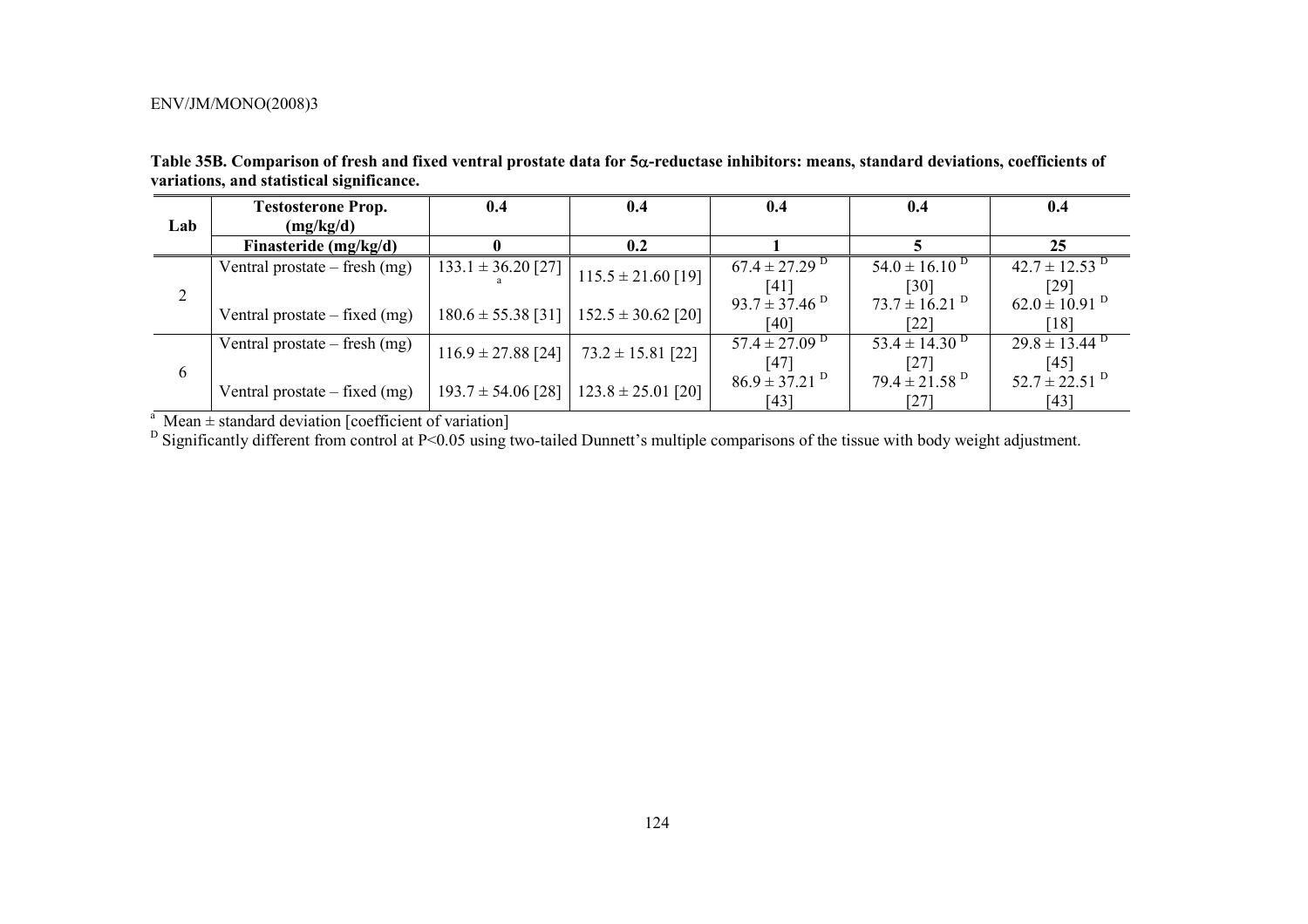**Table 35B. Comparison of fresh and fixed ventral prostate data for 5α-reductase inhibitors: means, standard deviations, coefficients of variations, and statistical significance.**

| Lab | Testosterone Prop. (mg/kg/d) | 0.4 | 0.4 | 0.4 | 0.4 | 0.4 |
|---|---|---|---|---|---|---|
| | **Finasteride (mg/kg/d)** | **0** | **0.2** | **1** | **5** | **25** |
| 2 | Ventral prostate – fresh (mg) | 133.1 ± 36.20 [27] [a] | 115.5 ± 21.60 [19] | 67.4 ± 27.29 [D] [41] | 54.0 ± 16.10 [D] [30] | 42.7 ± 12.53 [D] [29] |
| | Ventral prostate – fixed (mg) | 180.6 ± 55.38 [31] | 152.5 ± 30.62 [20] | 93.7 ± 37.46 [D] [40] | 73.7 ± 16.21 [D] [22] | 62.0 ± 10.91 [D] [18] |
| 6 | Ventral prostate – fresh (mg) | 116.9 ± 27.88 [24] | 73.2 ± 15.81 [22] | 57.4 ± 27.09 [D] [47] | 53.4 ± 14.30 [D] [27] | 29.8 ± 13.44 [D] [45] |
| | Ventral prostate – fixed (mg) | 193.7 ± 54.06 [28] | 123.8 ± 25.01 [20] | 86.9 ± 37.21 [D] [43] | 79.4 ± 21.58 [D] [27] | 52.7 ± 22.51 [D] [43] |

[a] Mean ± standard deviation [coefficient of variation]

[D] Significantly different from control at $P<0.05$ using two-tailed Dunnett's multiple comparisons of the tissue with body weight adjustment.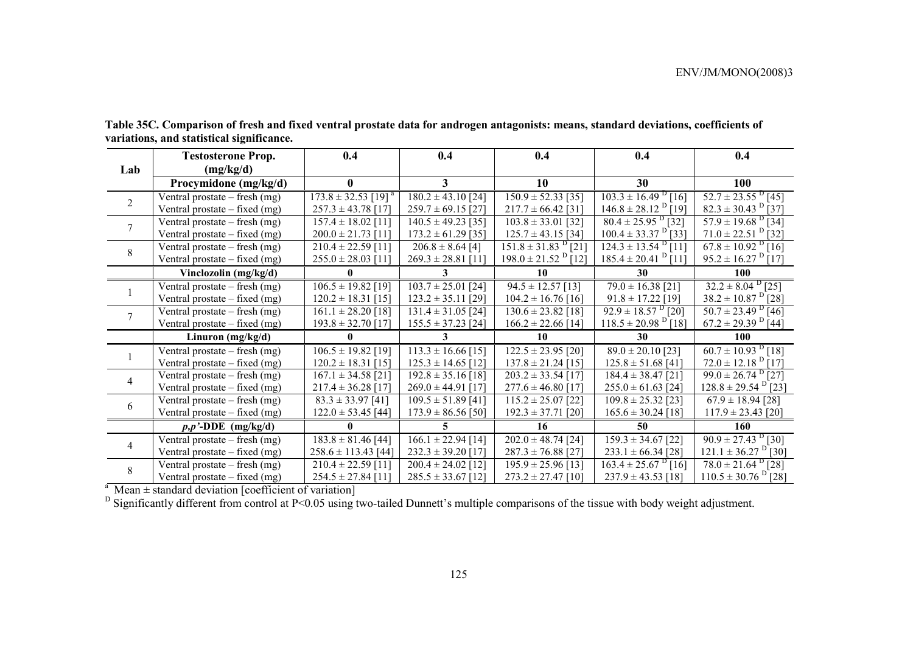**Table 35C. Comparison of fresh and fixed ventral prostate data for androgen antagonists: means, standard deviations, coefficients of variations, and statistical significance.**

| Lab | Testosterone Prop. (mg/kg/d) | 0.4 | 0.4 | 0.4 | 0.4 | 0.4 |
|---|---|---|---|---|---|---|
| | **Procymidone (mg/kg/d)** | **0** | **3** | **10** | **30** | **100** |
| 2 | Ventral prostate – fresh (mg) | 173.8 ± 32.53 [19] [a] | 180.2 ± 43.10 [24] | 150.9 ± 52.33 [35] | 103.3 ± 16.49 [D] [16] | 52.7 ± 23.55 [D] [45] |
| | Ventral prostate – fixed (mg) | 257.3 ± 43.78 [17] | 259.7 ± 69.15 [27] | 217.7 ± 66.42 [31] | 146.8 ± 28.12 [D] [19] | 82.3 ± 30.43 [D] [37] |
| 7 | Ventral prostate – fresh (mg) | 157.4 ± 18.02 [11] | 140.5 ± 49.23 [35] | 103.8 ± 33.01 [32] | 80.4 ± 25.95 [D] [32] | 57.9 ± 19.68 [D] [34] |
| | Ventral prostate – fixed (mg) | 200.0 ± 21.73 [11] | 173.2 ± 61.29 [35] | 125.7 ± 43.15 [34] | 100.4 ± 33.37 [D] [33] | 71.0 ± 22.51 [D] [32] |
| 8 | Ventral prostate – fresh (mg) | 210.4 ± 22.59 [11] | 206.8 ± 8.64 [4] | 151.8 ± 31.83 [D] [21] | 124.3 ± 13.54 [D] [11] | 67.8 ± 10.92 [D] [16] |
| | Ventral prostate – fixed (mg) | 255.0 ± 28.03 [11] | 269.3 ± 28.81 [11] | 198.0 ± 21.52 [D] [12] | 185.4 ± 20.41 [D] [11] | 95.2 ± 16.27 [D] [17] |
| | **Vinclozolin (mg/kg/d)** | **0** | **3** | **10** | **30** | **100** |
| 1 | Ventral prostate – fresh (mg) | 106.5 ± 19.82 [19] | 103.7 ± 25.01 [24] | 94.5 ± 12.57 [13] | 79.0 ± 16.38 [21] | 32.2 ± 8.04 [D] [25] |
| | Ventral prostate – fixed (mg) | 120.2 ± 18.31 [15] | 123.2 ± 35.11 [29] | 104.2 ± 16.76 [16] | 91.8 ± 17.22 [19] | 38.2 ± 10.87 [D] [28] |
| 7 | Ventral prostate – fresh (mg) | 161.1 ± 28.20 [18] | 131.4 ± 31.05 [24] | 130.6 ± 23.82 [18] | 92.9 ± 18.57 [D] [20] | 50.7 ± 23.49 [D] [46] |
| | Ventral prostate – fixed (mg) | 193.8 ± 32.70 [17] | 155.5 ± 37.23 [24] | 166.2 ± 22.66 [14] | 118.5 ± 20.98 [D] [18] | 67.2 ± 29.39 [D] [44] |
| | **Linuron (mg/kg/d)** | **0** | **3** | **10** | **30** | **100** |
| 1 | Ventral prostate – fresh (mg) | 106.5 ± 19.82 [19] | 113.3 ± 16.66 [15] | 122.5 ± 23.95 [20] | 89.0 ± 20.10 [23] | 60.7 ± 10.93 [D] [18] |
| | Ventral prostate – fixed (mg) | 120.2 ± 18.31 [15] | 125.3 ± 14.65 [12] | 137.8 ± 21.24 [15] | 125.8 ± 51.68 [41] | 72.0 ± 12.18 [D] [17] |
| 4 | Ventral prostate – fresh (mg) | 167.1 ± 34.58 [21] | 192.8 ± 35.16 [18] | 203.2 ± 33.54 [17] | 184.4 ± 38.47 [21] | 99.0 ± 26.74 [D] [27] |
| | Ventral prostate – fixed (mg) | 217.4 ± 36.28 [17] | 269.0 ± 44.91 [17] | 277.6 ± 46.80 [17] | 255.0 ± 61.63 [24] | 128.8 ± 29.54 [D] [23] |
| 6 | Ventral prostate – fresh (mg) | 83.3 ± 33.97 [41] | 109.5 ± 51.89 [41] | 115.2 ± 25.07 [22] | 109.8 ± 25.32 [23] | 67.9 ± 18.94 [28] |
| | Ventral prostate – fixed (mg) | 122.0 ± 53.45 [44] | 173.9 ± 86.56 [50] | 192.3 ± 37.71 [20] | 165.6 ± 30.24 [18] | 117.9 ± 23.43 [20] |
| | ***p,p'*-DDE (mg/kg/d)** | **0** | **5** | **16** | **50** | **160** |
| 4 | Ventral prostate – fresh (mg) | 183.8 ± 81.46 [44] | 166.1 ± 22.94 [14] | 202.0 ± 48.74 [24] | 159.3 ± 34.67 [22] | 90.9 ± 27.43 [D] [30] |
| | Ventral prostate – fixed (mg) | 258.6 ± 113.43 [44] | 232.3 ± 39.20 [17] | 287.3 ± 76.88 [27] | 233.1 ± 66.34 [28] | 121.1 ± 36.27 [D] [30] |
| 8 | Ventral prostate – fresh (mg) | 210.4 ± 22.59 [11] | 200.4 ± 24.02 [12] | 195.9 ± 25.96 [13] | 163.4 ± 25.67 [D] [16] | 78.0 ± 21.64 [D] [28] |
| | Ventral prostate – fixed (mg) | 254.5 ± 27.84 [11] | 285.5 ± 33.67 [12] | 273.2 ± 27.47 [10] | 237.9 ± 43.53 [18] | 110.5 ± 30.76 [D] [28] |

[a] Mean ± standard deviation [coefficient of variation]

[D] Significantly different from control at P<0.05 using two-tailed Dunnett's multiple comparisons of the tissue with body weight adjustment.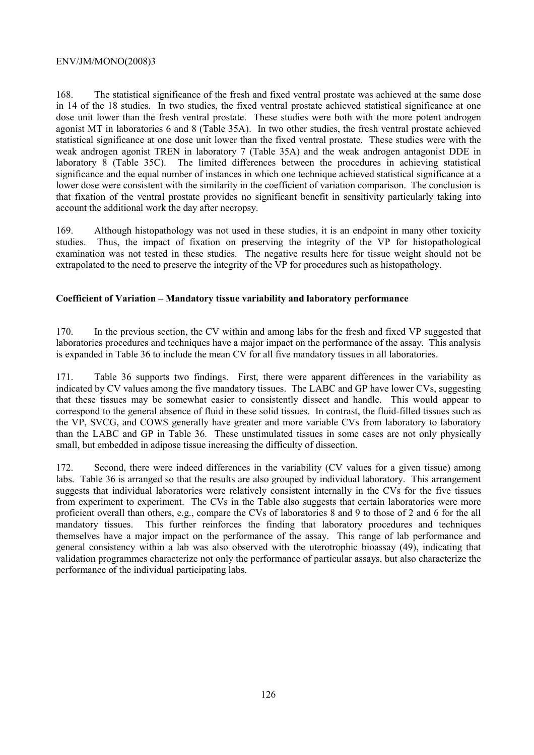168. The statistical significance of the fresh and fixed ventral prostate was achieved at the same dose in 14 of the 18 studies. In two studies, the fixed ventral prostate achieved statistical significance at one dose unit lower than the fresh ventral prostate. These studies were both with the more potent androgen agonist MT in laboratories 6 and 8 (Table 35A). In two other studies, the fresh ventral prostate achieved statistical significance at one dose unit lower than the fixed ventral prostate. These studies were with the weak androgen agonist TREN in laboratory 7 (Table 35A) and the weak androgen antagonist DDE in laboratory 8 (Table 35C). The limited differences between the procedures in achieving statistical significance and the equal number of instances in which one technique achieved statistical significance at a lower dose were consistent with the similarity in the coefficient of variation comparison. The conclusion is that fixation of the ventral prostate provides no significant benefit in sensitivity particularly taking into account the additional work the day after necropsy.

169. Although histopathology was not used in these studies, it is an endpoint in many other toxicity studies. Thus, the impact of fixation on preserving the integrity of the VP for histopathological examination was not tested in these studies. The negative results here for tissue weight should not be extrapolated to the need to preserve the integrity of the VP for procedures such as histopathology.

**Coefficient of Variation – Mandatory tissue variability and laboratory performance**

170. In the previous section, the CV within and among labs for the fresh and fixed VP suggested that laboratories procedures and techniques have a major impact on the performance of the assay. This analysis is expanded in Table 36 to include the mean CV for all five mandatory tissues in all laboratories.

171. Table 36 supports two findings. First, there were apparent differences in the variability as indicated by CV values among the five mandatory tissues. The LABC and GP have lower CVs, suggesting that these tissues may be somewhat easier to consistently dissect and handle. This would appear to correspond to the general absence of fluid in these solid tissues. In contrast, the fluid-filled tissues such as the VP, SVCG, and COWS generally have greater and more variable CVs from laboratory to laboratory than the LABC and GP in Table 36. These unstimulated tissues in some cases are not only physically small, but embedded in adipose tissue increasing the difficulty of dissection.

172. Second, there were indeed differences in the variability (CV values for a given tissue) among labs. Table 36 is arranged so that the results are also grouped by individual laboratory. This arrangement suggests that individual laboratories were relatively consistent internally in the CVs for the five tissues from experiment to experiment. The CVs in the Table also suggests that certain laboratories were more proficient overall than others, e.g., compare the CVs of laboratories 8 and 9 to those of 2 and 6 for the all mandatory tissues. This further reinforces the finding that laboratory procedures and techniques themselves have a major impact on the performance of the assay. This range of lab performance and general consistency within a lab was also observed with the uterotrophic bioassay (49), indicating that validation programmes characterize not only the performance of particular assays, but also characterize the performance of the individual participating labs.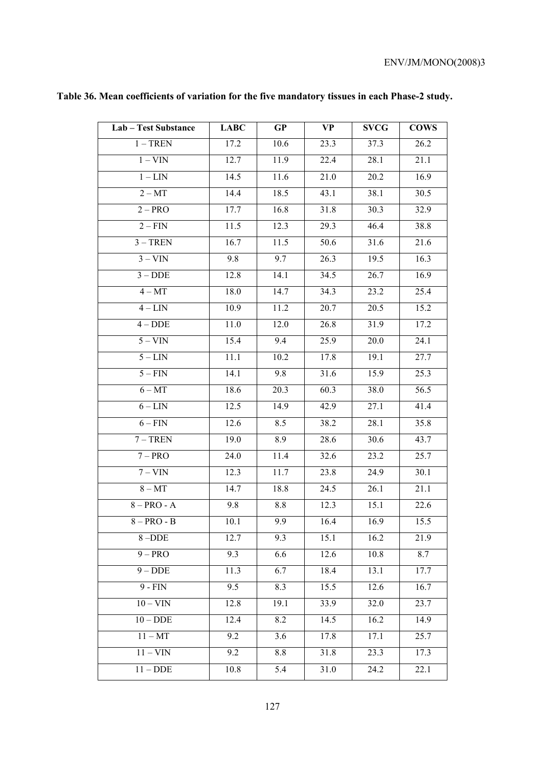**Table 36. Mean coefficients of variation for the five mandatory tissues in each Phase-2 study.**

| Lab – Test Substance | LABC | GP | VP | SVCG | COWS |
|---|---|---|---|---|---|
| 1 – TREN | 17.2 | 10.6 | 23.3 | 37.3 | 26.2 |
| 1 – VIN | 12.7 | 11.9 | 22.4 | 28.1 | 21.1 |
| 1 – LIN | 14.5 | 11.6 | 21.0 | 20.2 | 16.9 |
| 2 – MT | 14.4 | 18.5 | 43.1 | 38.1 | 30.5 |
| 2 – PRO | 17.7 | 16.8 | 31.8 | 30.3 | 32.9 |
| 2 – FIN | 11.5 | 12.3 | 29.3 | 46.4 | 38.8 |
| 3 – TREN | 16.7 | 11.5 | 50.6 | 31.6 | 21.6 |
| 3 – VIN | 9.8 | 9.7 | 26.3 | 19.5 | 16.3 |
| 3 – DDE | 12.8 | 14.1 | 34.5 | 26.7 | 16.9 |
| 4 – MT | 18.0 | 14.7 | 34.3 | 23.2 | 25.4 |
| 4 – LIN | 10.9 | 11.2 | 20.7 | 20.5 | 15.2 |
| 4 – DDE | 11.0 | 12.0 | 26.8 | 31.9 | 17.2 |
| 5 – VIN | 15.4 | 9.4 | 25.9 | 20.0 | 24.1 |
| 5 – LIN | 11.1 | 10.2 | 17.8 | 19.1 | 27.7 |
| 5 – FIN | 14.1 | 9.8 | 31.6 | 15.9 | 25.3 |
| 6 – MT | 18.6 | 20.3 | 60.3 | 38.0 | 56.5 |
| 6 – LIN | 12.5 | 14.9 | 42.9 | 27.1 | 41.4 |
| 6 – FIN | 12.6 | 8.5 | 38.2 | 28.1 | 35.8 |
| 7 – TREN | 19.0 | 8.9 | 28.6 | 30.6 | 43.7 |
| 7 – PRO | 24.0 | 11.4 | 32.6 | 23.2 | 25.7 |
| 7 – VIN | 12.3 | 11.7 | 23.8 | 24.9 | 30.1 |
| 8 – MT | 14.7 | 18.8 | 24.5 | 26.1 | 21.1 |
| 8 – PRO - A | 9.8 | 8.8 | 12.3 | 15.1 | 22.6 |
| 8 – PRO - B | 10.1 | 9.9 | 16.4 | 16.9 | 15.5 |
| 8 –DDE | 12.7 | 9.3 | 15.1 | 16.2 | 21.9 |
| 9 – PRO | 9.3 | 6.6 | 12.6 | 10.8 | 8.7 |
| 9 – DDE | 11.3 | 6.7 | 18.4 | 13.1 | 17.7 |
| 9 - FIN | 9.5 | 8.3 | 15.5 | 12.6 | 16.7 |
| 10 – VIN | 12.8 | 19.1 | 33.9 | 32.0 | 23.7 |
| 10 – DDE | 12.4 | 8.2 | 14.5 | 16.2 | 14.9 |
| 11 – MT | 9.2 | 3.6 | 17.8 | 17.1 | 25.7 |
| 11 – VIN | 9.2 | 8.8 | 31.8 | 23.3 | 17.3 |
| 11 – DDE | 10.8 | 5.4 | 31.0 | 24.2 | 22.1 |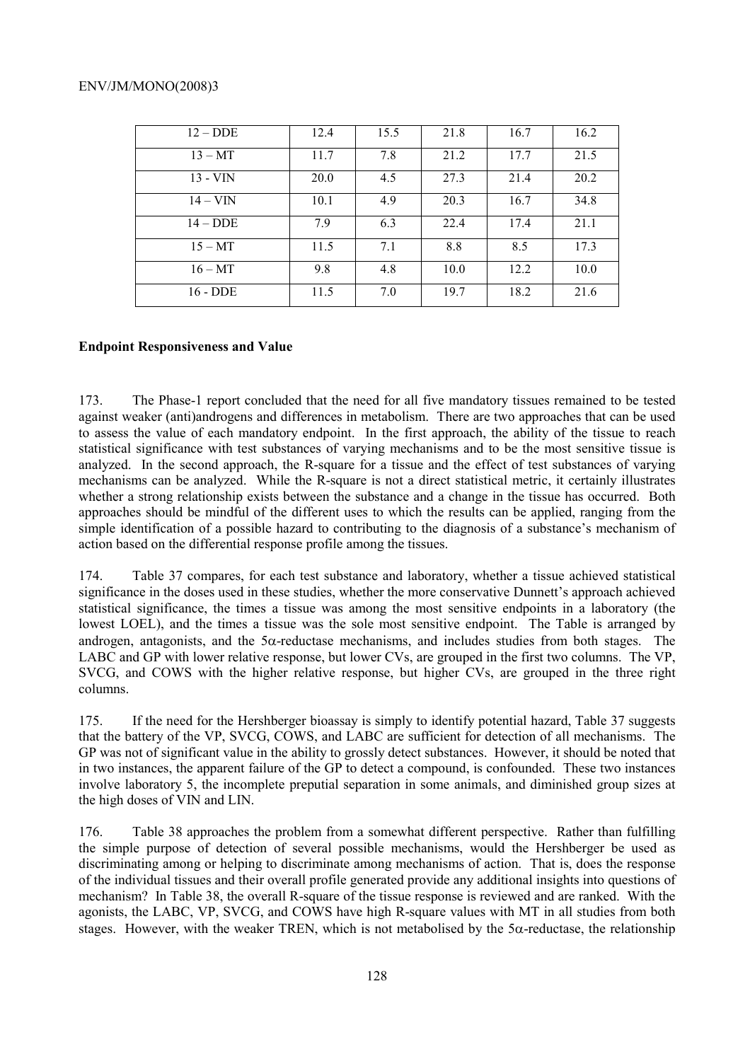| 12 – DDE | 12.4 | 15.5 | 21.8 | 16.7 | 16.2 |
|---|---|---|---|---|---|
| 13 – MT | 11.7 | 7.8 | 21.2 | 17.7 | 21.5 |
| 13 - VIN | 20.0 | 4.5 | 27.3 | 21.4 | 20.2 |
| 14 – VIN | 10.1 | 4.9 | 20.3 | 16.7 | 34.8 |
| 14 – DDE | 7.9 | 6.3 | 22.4 | 17.4 | 21.1 |
| 15 – MT | 11.5 | 7.1 | 8.8 | 8.5 | 17.3 |
| 16 – MT | 9.8 | 4.8 | 10.0 | 12.2 | 10.0 |
| 16 - DDE | 11.5 | 7.0 | 19.7 | 18.2 | 21.6 |

**Endpoint Responsiveness and Value**

173. The Phase-1 report concluded that the need for all five mandatory tissues remained to be tested against weaker (anti)androgens and differences in metabolism. There are two approaches that can be used to assess the value of each mandatory endpoint. In the first approach, the ability of the tissue to reach statistical significance with test substances of varying mechanisms and to be the most sensitive tissue is analyzed. In the second approach, the R-square for a tissue and the effect of test substances of varying mechanisms can be analyzed. While the R-square is not a direct statistical metric, it certainly illustrates whether a strong relationship exists between the substance and a change in the tissue has occurred. Both approaches should be mindful of the different uses to which the results can be applied, ranging from the simple identification of a possible hazard to contributing to the diagnosis of a substance's mechanism of action based on the differential response profile among the tissues.

174. Table 37 compares, for each test substance and laboratory, whether a tissue achieved statistical significance in the doses used in these studies, whether the more conservative Dunnett's approach achieved statistical significance, the times a tissue was among the most sensitive endpoints in a laboratory (the lowest LOEL), and the times a tissue was the sole most sensitive endpoint. The Table is arranged by androgen, antagonists, and the $5\alpha$-reductase mechanisms, and includes studies from both stages. The LABC and GP with lower relative response, but lower CVs, are grouped in the first two columns. The VP, SVCG, and COWS with the higher relative response, but higher CVs, are grouped in the three right columns.

175. If the need for the Hershberger bioassay is simply to identify potential hazard, Table 37 suggests that the battery of the VP, SVCG, COWS, and LABC are sufficient for detection of all mechanisms. The GP was not of significant value in the ability to grossly detect substances. However, it should be noted that in two instances, the apparent failure of the GP to detect a compound, is confounded. These two instances involve laboratory 5, the incomplete preputial separation in some animals, and diminished group sizes at the high doses of VIN and LIN.

176. Table 38 approaches the problem from a somewhat different perspective. Rather than fulfilling the simple purpose of detection of several possible mechanisms, would the Hershberger be used as discriminating among or helping to discriminate among mechanisms of action. That is, does the response of the individual tissues and their overall profile generated provide any additional insights into questions of mechanism? In Table 38, the overall R-square of the tissue response is reviewed and are ranked. With the agonists, the LABC, VP, SVCG, and COWS have high R-square values with MT in all studies from both stages. However, with the weaker TREN, which is not metabolised by the $5\alpha$-reductase, the relationship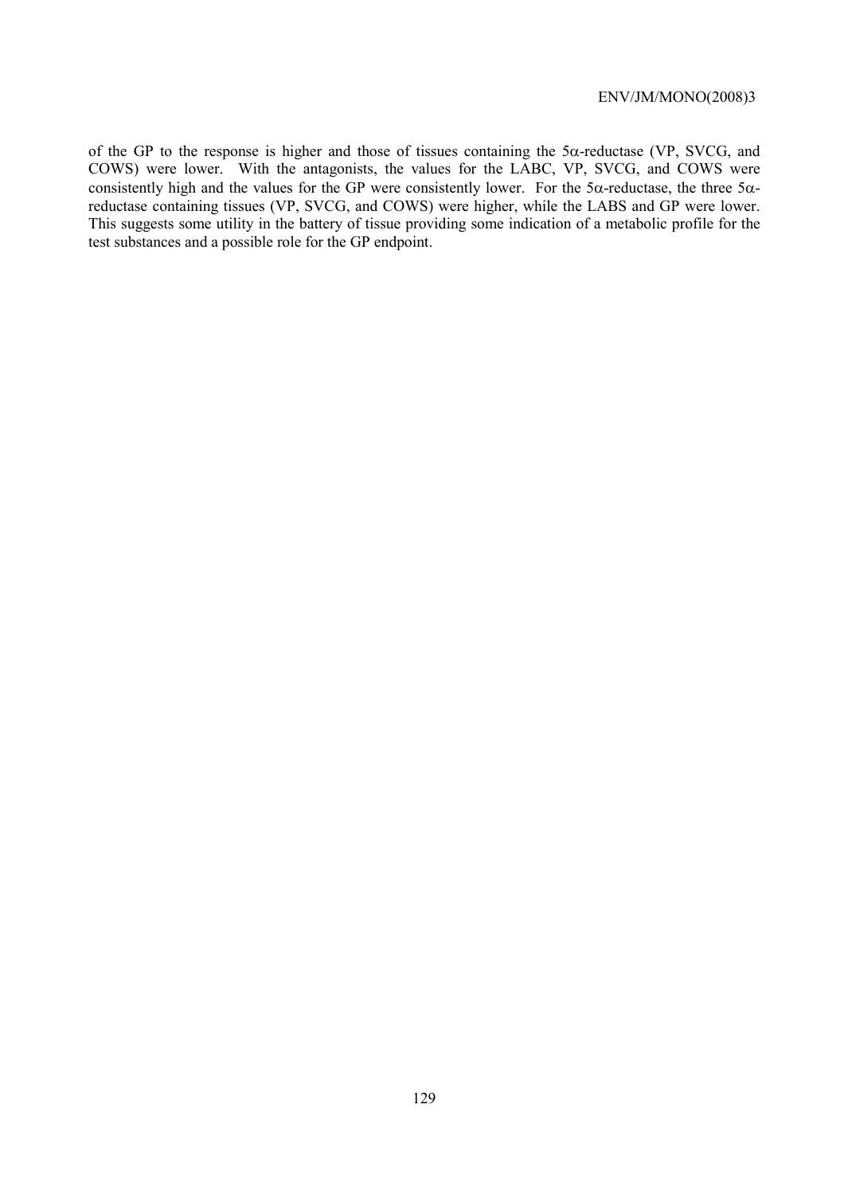of the GP to the response is higher and those of tissues containing the 5α-reductase (VP, SVCG, and COWS) were lower. With the antagonists, the values for the LABC, VP, SVCG, and COWS were consistently high and the values for the GP were consistently lower. For the 5α-reductase, the three 5α-reductase containing tissues (VP, SVCG, and COWS) were higher, while the LABS and GP were lower. This suggests some utility in the battery of tissue providing some indication of a metabolic profile for the test substances and a possible role for the GP endpoint.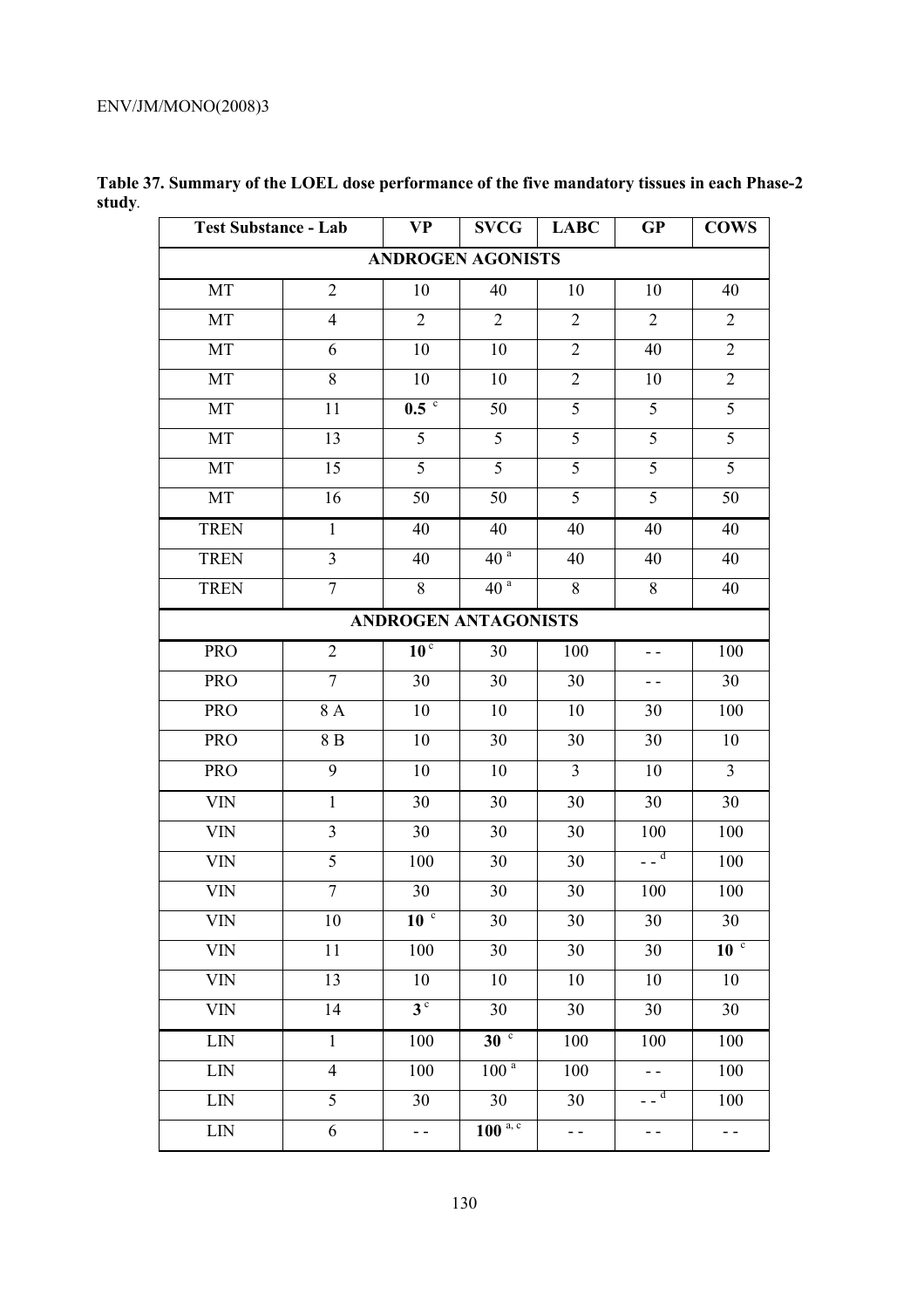**Table 37. Summary of the LOEL dose performance of the five mandatory tissues in each Phase-2 study**.

| Test Substance - Lab | | VP | SVCG | LABC | GP | COWS |
|---|---|---|---|---|---|---|
| **ANDROGEN AGONISTS** | | | | | | |
| MT | 2 | 10 | 40 | 10 | 10 | 40 |
| MT | 4 | 2 | 2 | 2 | 2 | 2 |
| MT | 6 | 10 | 10 | 2 | 40 | 2 |
| MT | 8 | 10 | 10 | 2 | 10 | 2 |
| MT | 11 | **0.5** [c] | 50 | 5 | 5 | 5 |
| MT | 13 | 5 | 5 | 5 | 5 | 5 |
| MT | 15 | 5 | 5 | 5 | 5 | 5 |
| MT | 16 | 50 | 50 | 5 | 5 | 50 |
| TREN | 1 | 40 | 40 | 40 | 40 | 40 |
| TREN | 3 | 40 | 40 [a] | 40 | 40 | 40 |
| TREN | 7 | 8 | 40 [a] | 8 | 8 | 40 |
| **ANDROGEN ANTAGONISTS** | | | | | | |
| PRO | 2 | **10** [c] | 30 | 100 | - - | 100 |
| PRO | 7 | 30 | 30 | 30 | - - | 30 |
| PRO | 8 A | 10 | 10 | 10 | 30 | 100 |
| PRO | 8 B | 10 | 30 | 30 | 30 | 10 |
| PRO | 9 | 10 | 10 | 3 | 10 | 3 |
| VIN | 1 | 30 | 30 | 30 | 30 | 30 |
| VIN | 3 | 30 | 30 | 30 | 100 | 100 |
| VIN | 5 | 100 | 30 | 30 | - - [d] | 100 |
| VIN | 7 | 30 | 30 | 30 | 100 | 100 |
| VIN | 10 | **10** [c] | 30 | 30 | 30 | 30 |
| VIN | 11 | 100 | 30 | 30 | 30 | **10** [c] |
| VIN | 13 | 10 | 10 | 10 | 10 | 10 |
| VIN | 14 | **3** [c] | 30 | 30 | 30 | 30 |
| LIN | 1 | 100 | **30** [c] | 100 | 100 | 100 |
| LIN | 4 | 100 | 100 [a] | 100 | - - | 100 |
| LIN | 5 | 30 | 30 | 30 | - - [d] | 100 |
| LIN | 6 | - - | **100** [a, c] | - - | - - | - - |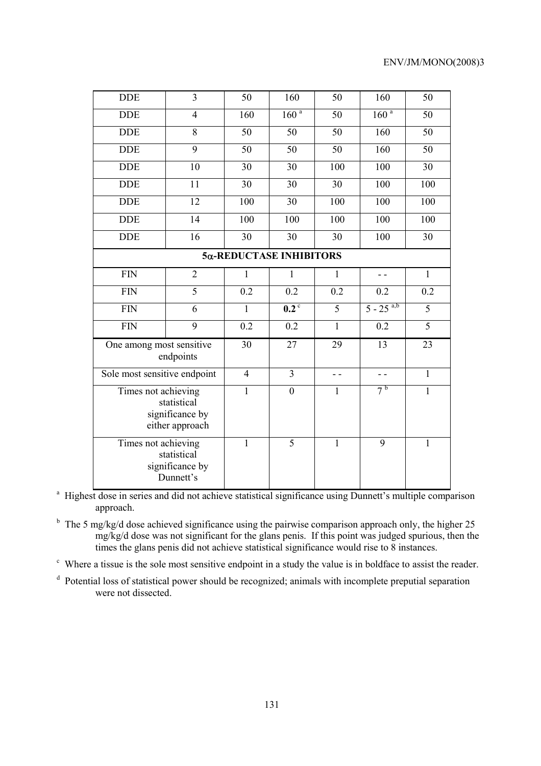| DDE | 3 | 50 | 160 | 50 | 160 | 50 |
|---|---|---|---|---|---|---|
| DDE | 4 | 160 | 160 [a] | 50 | 160 [a] | 50 |
| DDE | 8 | 50 | 50 | 50 | 160 | 50 |
| DDE | 9 | 50 | 50 | 50 | 160 | 50 |
| DDE | 10 | 30 | 30 | 100 | 100 | 30 |
| DDE | 11 | 30 | 30 | 30 | 100 | 100 |
| DDE | 12 | 100 | 30 | 100 | 100 | 100 |
| DDE | 14 | 100 | 100 | 100 | 100 | 100 |
| DDE | 16 | 30 | 30 | 30 | 100 | 30 |
| **5α-REDUCTASE INHIBITORS** | | | | | | |
| FIN | 2 | 1 | 1 | 1 | - - | 1 |
| FIN | 5 | 0.2 | 0.2 | 0.2 | 0.2 | 0.2 |
| FIN | 6 | 1 | **0.2** [c] | 5 | 5 - 25 [a,b] | 5 |
| FIN | 9 | 0.2 | 0.2 | 1 | 0.2 | 5 |
| One among most sensitive endpoints | | 30 | 27 | 29 | 13 | 23 |
| Sole most sensitive endpoint | | 4 | 3 | - - | - - | 1 |
| Times not achieving statistical significance by either approach | | 1 | 0 | 1 | 7 [b] | 1 |
| Times not achieving statistical significance by Dunnett's | | 1 | 5 | 1 | 9 | 1 |

[a] Highest dose in series and did not achieve statistical significance using Dunnett's multiple comparison approach.

[b] The 5 mg/kg/d dose achieved significance using the pairwise comparison approach only, the higher 25 mg/kg/d dose was not significant for the glans penis. If this point was judged spurious, then the times the glans penis did not achieve statistical significance would rise to 8 instances.

[c] Where a tissue is the sole most sensitive endpoint in a study the value is in boldface to assist the reader.

[d] Potential loss of statistical power should be recognized; animals with incomplete preputial separation were not dissected.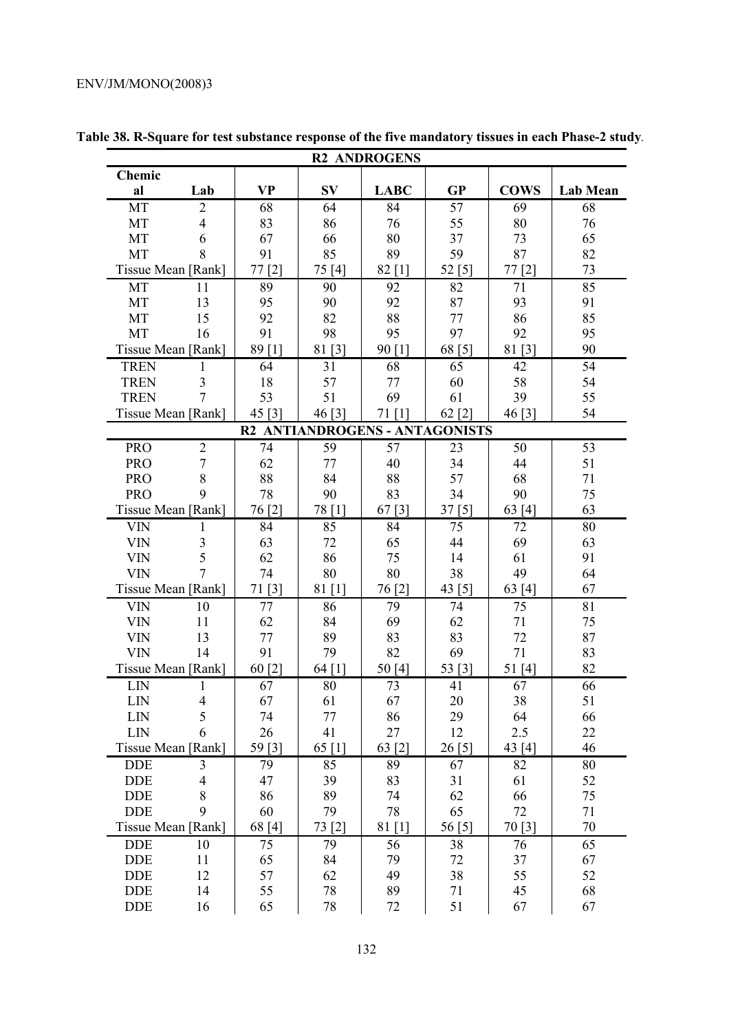**Table 38. R-Square for test substance response of the five mandatory tissues in each Phase-2 study**.

| R2 ANDROGENS | | | | | | | |
|---|---|---|---|---|---|---|---|
| Chemical | Lab | VP | SV | LABC | GP | COWS | Lab Mean |
| MT | 2 | 68 | 64 | 84 | 57 | 69 | 68 |
| MT | 4 | 83 | 86 | 76 | 55 | 80 | 76 |
| MT | 6 | 67 | 66 | 80 | 37 | 73 | 65 |
| MT | 8 | 91 | 85 | 89 | 59 | 87 | 82 |
| Tissue Mean [Rank] | | 77 [2] | 75 [4] | 82 [1] | 52 [5] | 77 [2] | 73 |
| MT | 11 | 89 | 90 | 92 | 82 | 71 | 85 |
| MT | 13 | 95 | 90 | 92 | 87 | 93 | 91 |
| MT | 15 | 92 | 82 | 88 | 77 | 86 | 85 |
| MT | 16 | 91 | 98 | 95 | 97 | 92 | 95 |
| Tissue Mean [Rank] | | 89 [1] | 81 [3] | 90 [1] | 68 [5] | 81 [3] | 90 |
| TREN | 1 | 64 | 31 | 68 | 65 | 42 | 54 |
| TREN | 3 | 18 | 57 | 77 | 60 | 58 | 54 |
| TREN | 7 | 53 | 51 | 69 | 61 | 39 | 55 |
| Tissue Mean [Rank] | | 45 [3] | 46 [3] | 71 [1] | 62 [2] | 46 [3] | 54 |
| **R2 ANTIANDROGENS - ANTAGONISTS** | | | | | | | |
| PRO | 2 | 74 | 59 | 57 | 23 | 50 | 53 |
| PRO | 7 | 62 | 77 | 40 | 34 | 44 | 51 |
| PRO | 8 | 88 | 84 | 88 | 57 | 68 | 71 |
| PRO | 9 | 78 | 90 | 83 | 34 | 90 | 75 |
| Tissue Mean [Rank] | | 76 [2] | 78 [1] | 67 [3] | 37 [5] | 63 [4] | 63 |
| VIN | 1 | 84 | 85 | 84 | 75 | 72 | 80 |
| VIN | 3 | 63 | 72 | 65 | 44 | 69 | 63 |
| VIN | 5 | 62 | 86 | 75 | 14 | 61 | 91 |
| VIN | 7 | 74 | 80 | 80 | 38 | 49 | 64 |
| Tissue Mean [Rank] | | 71 [3] | 81 [1] | 76 [2] | 43 [5] | 63 [4] | 67 |
| VIN | 10 | 77 | 86 | 79 | 74 | 75 | 81 |
| VIN | 11 | 62 | 84 | 69 | 62 | 71 | 75 |
| VIN | 13 | 77 | 89 | 83 | 83 | 72 | 87 |
| VIN | 14 | 91 | 79 | 82 | 69 | 71 | 83 |
| Tissue Mean [Rank] | | 60 [2] | 64 [1] | 50 [4] | 53 [3] | 51 [4] | 82 |
| LIN | 1 | 67 | 80 | 73 | 41 | 67 | 66 |
| LIN | 4 | 67 | 61 | 67 | 20 | 38 | 51 |
| LIN | 5 | 74 | 77 | 86 | 29 | 64 | 66 |
| LIN | 6 | 26 | 41 | 27 | 12 | 2.5 | 22 |
| Tissue Mean [Rank] | | 59 [3] | 65 [1] | 63 [2] | 26 [5] | 43 [4] | 46 |
| DDE | 3 | 79 | 85 | 89 | 67 | 82 | 80 |
| DDE | 4 | 47 | 39 | 83 | 31 | 61 | 52 |
| DDE | 8 | 86 | 89 | 74 | 62 | 66 | 75 |
| DDE | 9 | 60 | 79 | 78 | 65 | 72 | 71 |
| Tissue Mean [Rank] | | 68 [4] | 73 [2] | 81 [1] | 56 [5] | 70 [3] | 70 |
| DDE | 10 | 75 | 79 | 56 | 38 | 76 | 65 |
| DDE | 11 | 65 | 84 | 79 | 72 | 37 | 67 |
| DDE | 12 | 57 | 62 | 49 | 38 | 55 | 52 |
| DDE | 14 | 55 | 78 | 89 | 71 | 45 | 68 |
| DDE | 16 | 65 | 78 | 72 | 51 | 67 | 67 |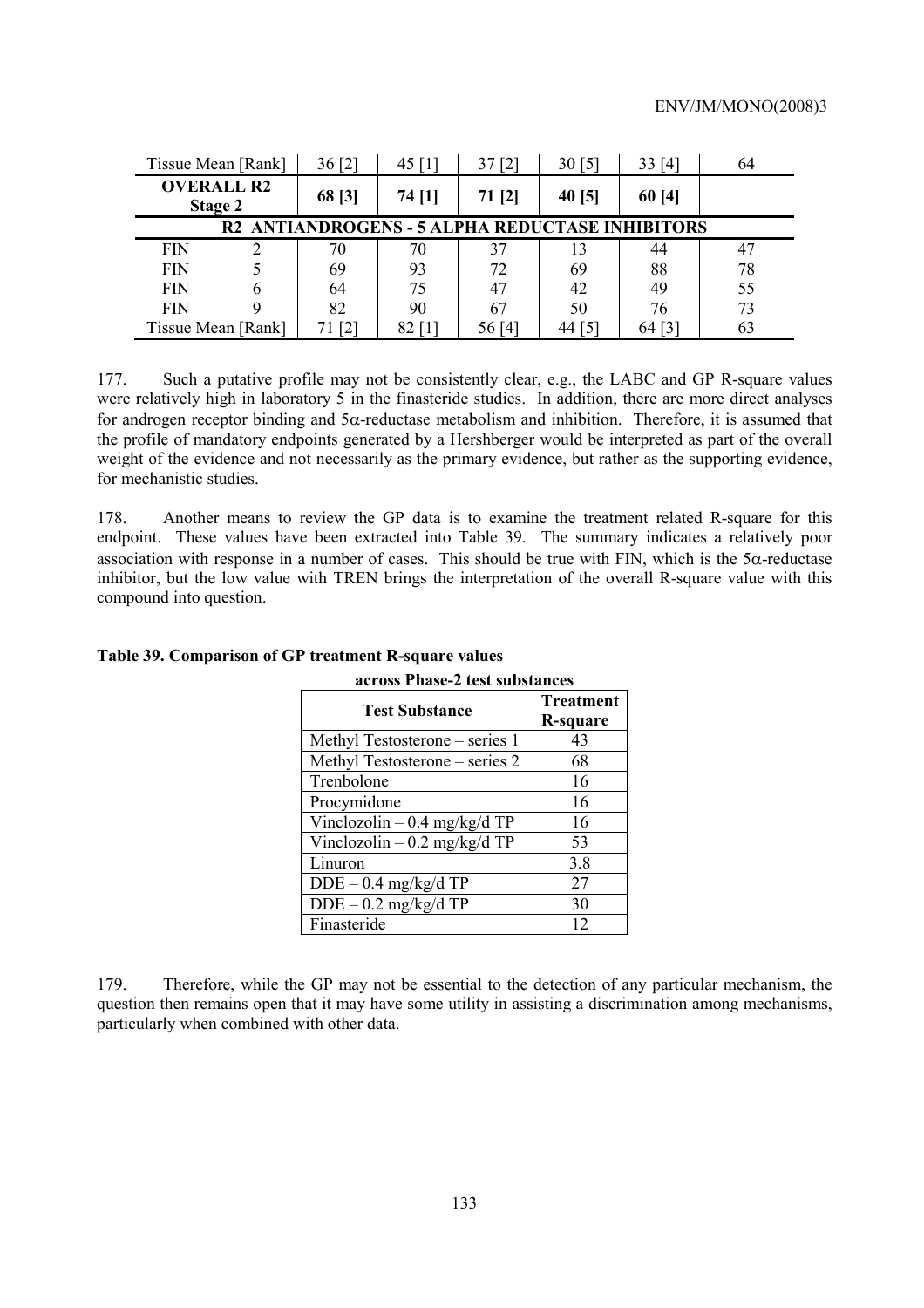| Tissue Mean [Rank] | | 36 [2] | 45 [1] | 37 [2] | 30 [5] | 33 [4] | 64 |
|---|---|---|---|---|---|---|---|
| **OVERALL R2 Stage 2** | | **68 [3]** | **74 [1]** | **71 [2]** | **40 [5]** | **60 [4]** | |
| **R2 ANTIANDROGENS - 5 ALPHA REDUCTASE INHIBITORS** | | | | | | | |
| FIN | 2 | 70 | 70 | 37 | 13 | 44 | 47 |
| FIN | 5 | 69 | 93 | 72 | 69 | 88 | 78 |
| FIN | 6 | 64 | 75 | 47 | 42 | 49 | 55 |
| FIN | 9 | 82 | 90 | 67 | 50 | 76 | 73 |
| Tissue Mean [Rank] | | 71 [2] | 82 [1] | 56 [4] | 44 [5] | 64 [3] | 63 |

177. Such a putative profile may not be consistently clear, e.g., the LABC and GP R-square values were relatively high in laboratory 5 in the finasteride studies. In addition, there are more direct analyses for androgen receptor binding and 5α-reductase metabolism and inhibition. Therefore, it is assumed that the profile of mandatory endpoints generated by a Hershberger would be interpreted as part of the overall weight of the evidence and not necessarily as the primary evidence, but rather as the supporting evidence, for mechanistic studies.

178. Another means to review the GP data is to examine the treatment related R-square for this endpoint. These values have been extracted into Table 39. The summary indicates a relatively poor association with response in a number of cases. This should be true with FIN, which is the 5α-reductase inhibitor, but the low value with TREN brings the interpretation of the overall R-square value with this compound into question.

**Table 39. Comparison of GP treatment R-square values across Phase-2 test substances**

| Test Substance | Treatment R-square |
|---|---|
| Methyl Testosterone – series 1 | 43 |
| Methyl Testosterone – series 2 | 68 |
| Trenbolone | 16 |
| Procymidone | 16 |
| Vinclozolin – 0.4 mg/kg/d TP | 16 |
| Vinclozolin – 0.2 mg/kg/d TP | 53 |
| Linuron | 3.8 |
| DDE – 0.4 mg/kg/d TP | 27 |
| DDE – 0.2 mg/kg/d TP | 30 |
| Finasteride | 12 |

179. Therefore, while the GP may not be essential to the detection of any particular mechanism, the question then remains open that it may have some utility in assisting a discrimination among mechanisms, particularly when combined with other data.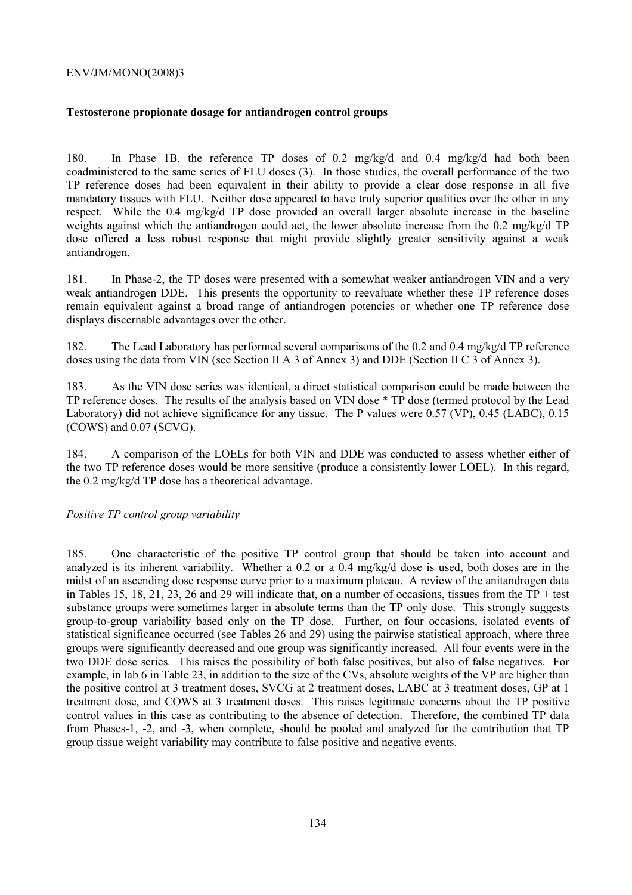## Testosterone propionate dosage for antiandrogen control groups

180. In Phase 1B, the reference TP doses of 0.2 mg/kg/d and 0.4 mg/kg/d had both been coadministered to the same series of FLU doses (3). In those studies, the overall performance of the two TP reference doses had been equivalent in their ability to provide a clear dose response in all five mandatory tissues with FLU. Neither dose appeared to have truly superior qualities over the other in any respect. While the 0.4 mg/kg/d TP dose provided an overall larger absolute increase in the baseline weights against which the antiandrogen could act, the lower absolute increase from the 0.2 mg/kg/d TP dose offered a less robust response that might provide slightly greater sensitivity against a weak antiandrogen.

181. In Phase-2, the TP doses were presented with a somewhat weaker antiandrogen VIN and a very weak antiandrogen DDE. This presents the opportunity to reevaluate whether these TP reference doses remain equivalent against a broad range of antiandrogen potencies or whether one TP reference dose displays discernable advantages over the other.

182. The Lead Laboratory has performed several comparisons of the 0.2 and 0.4 mg/kg/d TP reference doses using the data from VIN (see Section II A 3 of Annex 3) and DDE (Section II C 3 of Annex 3).

183. As the VIN dose series was identical, a direct statistical comparison could be made between the TP reference doses. The results of the analysis based on VIN dose * TP dose (termed protocol by the Lead Laboratory) did not achieve significance for any tissue. The P values were 0.57 (VP), 0.45 (LABC), 0.15 (COWS) and 0.07 (SCVG).

184. A comparison of the LOELs for both VIN and DDE was conducted to assess whether either of the two TP reference doses would be more sensitive (produce a consistently lower LOEL). In this regard, the 0.2 mg/kg/d TP dose has a theoretical advantage.

*Positive TP control group variability*

185. One characteristic of the positive TP control group that should be taken into account and analyzed is its inherent variability. Whether a 0.2 or a 0.4 mg/kg/d dose is used, both doses are in the midst of an ascending dose response curve prior to a maximum plateau. A review of the anitandrogen data in Tables 15, 18, 21, 23, 26 and 29 will indicate that, on a number of occasions, tissues from the TP + test substance groups were sometimes larger in absolute terms than the TP only dose. This strongly suggests group-to-group variability based only on the TP dose. Further, on four occasions, isolated events of statistical significance occurred (see Tables 26 and 29) using the pairwise statistical approach, where three groups were significantly decreased and one group was significantly increased. All four events were in the two DDE dose series. This raises the possibility of both false positives, but also of false negatives. For example, in lab 6 in Table 23, in addition to the size of the CVs, absolute weights of the VP are higher than the positive control at 3 treatment doses, SVCG at 2 treatment doses, LABC at 3 treatment doses, GP at 1 treatment dose, and COWS at 3 treatment doses. This raises legitimate concerns about the TP positive control values in this case as contributing to the absence of detection. Therefore, the combined TP data from Phases-1, -2, and -3, when complete, should be pooled and analyzed for the contribution that TP group tissue weight variability may contribute to false positive and negative events.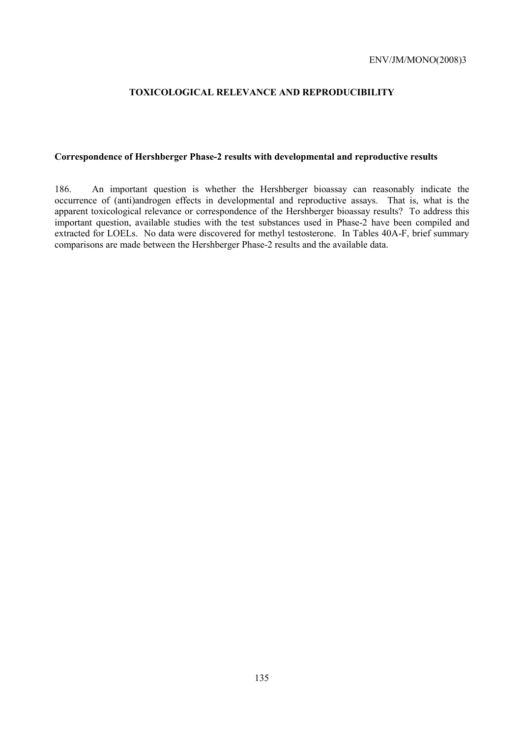## TOXICOLOGICAL RELEVANCE AND REPRODUCIBILITY

### Correspondence of Hershberger Phase-2 results with developmental and reproductive results

186. An important question is whether the Hershberger bioassay can reasonably indicate the occurrence of (anti)androgen effects in developmental and reproductive assays. That is, what is the apparent toxicological relevance or correspondence of the Hershberger bioassay results? To address this important question, available studies with the test substances used in Phase-2 have been compiled and extracted for LOELs. No data were discovered for methyl testosterone. In Tables 40A-F, brief summary comparisons are made between the Hershberger Phase-2 results and the available data.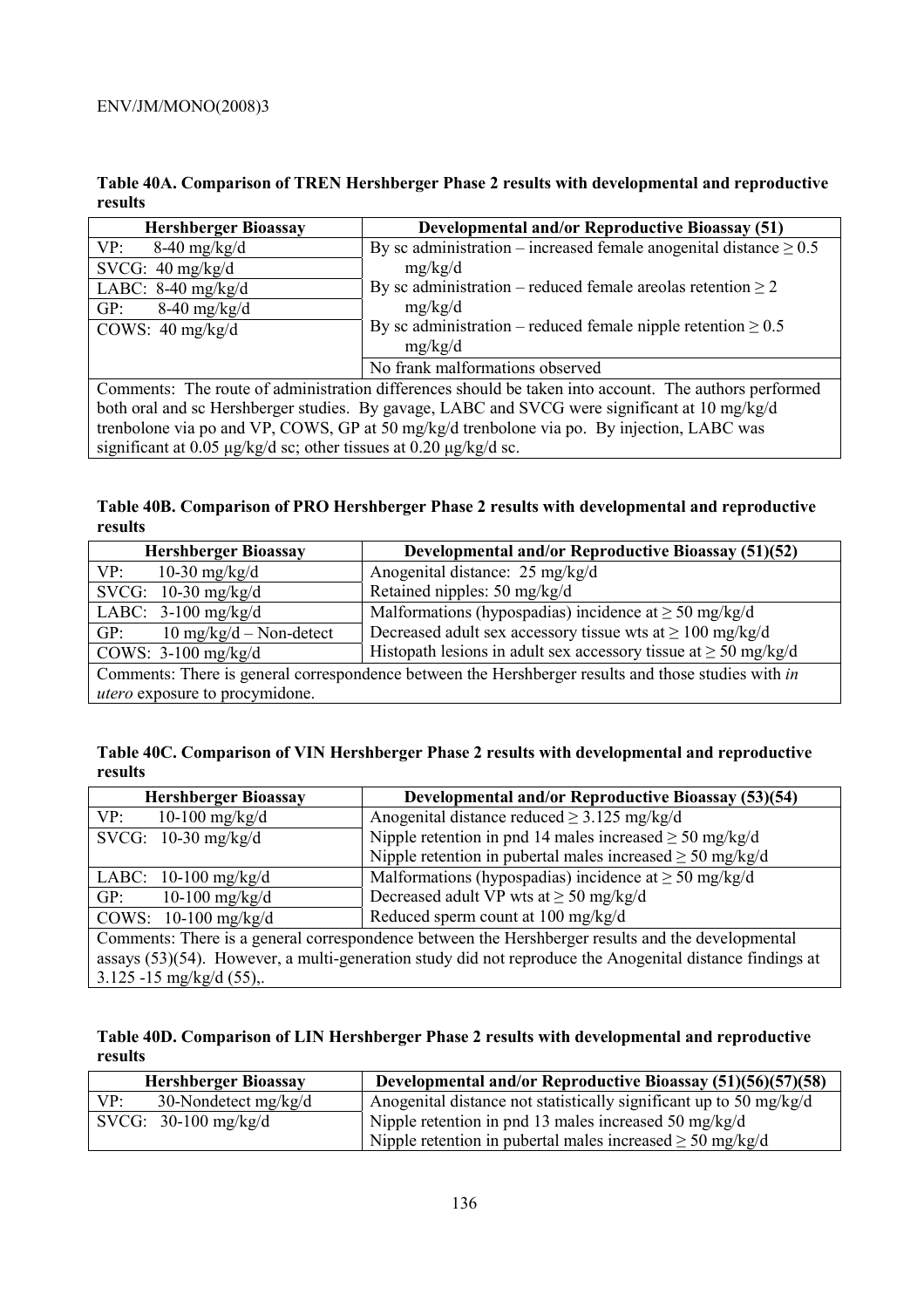**Table 40A. Comparison of TREN Hershberger Phase 2 results with developmental and reproductive results**

| Hershberger Bioassay | Developmental and/or Reproductive Bioassay (51) |
|---|---|
| VP: 8-40 mg/kg/d<br>SVCG: 40 mg/kg/d<br>LABC: 8-40 mg/kg/d<br>GP: 8-40 mg/kg/d<br>COWS: 40 mg/kg/d | By sc administration – increased female anogenital distance ≥ 0.5 mg/kg/d<br>By sc administration – reduced female areolas retention ≥ 2 mg/kg/d<br>By sc administration – reduced female nipple retention ≥ 0.5 mg/kg/d |
| | No frank malformations observed |
| Comments: The route of administration differences should be taken into account. The authors performed both oral and sc Hershberger studies. By gavage, LABC and SVCG were significant at 10 mg/kg/d trenbolone via po and VP, COWS, GP at 50 mg/kg/d trenbolone via po. By injection, LABC was significant at 0.05 µg/kg/d sc; other tissues at 0.20 µg/kg/d sc. | |

**Table 40B. Comparison of PRO Hershberger Phase 2 results with developmental and reproductive results**

| Hershberger Bioassay | Developmental and/or Reproductive Bioassay (51)(52) |
|---|---|
| VP: 10-30 mg/kg/d<br>SVCG: 10-30 mg/kg/d | Anogenital distance: 25 mg/kg/d<br>Retained nipples: 50 mg/kg/d |
| LABC: 3-100 mg/kg/d<br>GP: 10 mg/kg/d – Non-detect<br>COWS: 3-100 mg/kg/d | Malformations (hypospadias) incidence at ≥ 50 mg/kg/d<br>Decreased adult sex accessory tissue wts at ≥ 100 mg/kg/d<br>Histopath lesions in adult sex accessory tissue at ≥ 50 mg/kg/d |
| Comments: There is general correspondence between the Hershberger results and those studies with *in utero* exposure to procymidone. | |

**Table 40C. Comparison of VIN Hershberger Phase 2 results with developmental and reproductive results**

| Hershberger Bioassay | Developmental and/or Reproductive Bioassay (53)(54) |
|---|---|
| VP: 10-100 mg/kg/d<br>SVCG: 10-30 mg/kg/d | Anogenital distance reduced ≥ 3.125 mg/kg/d<br>Nipple retention in pnd 14 males increased ≥ 50 mg/kg/d<br>Nipple retention in pubertal males increased ≥ 50 mg/kg/d |
| LABC: 10-100 mg/kg/d<br>GP: 10-100 mg/kg/d<br>COWS: 10-100 mg/kg/d | Malformations (hypospadias) incidence at ≥ 50 mg/kg/d<br>Decreased adult VP wts at ≥ 50 mg/kg/d<br>Reduced sperm count at 100 mg/kg/d |
| Comments: There is a general correspondence between the Hershberger results and the developmental assays (53)(54). However, a multi-generation study did not reproduce the Anogenital distance findings at 3.125 -15 mg/kg/d (55),. | |

**Table 40D. Comparison of LIN Hershberger Phase 2 results with developmental and reproductive results**

| Hershberger Bioassay | Developmental and/or Reproductive Bioassay (51)(56)(57)(58) |
|---|---|
| VP: 30-Nondetect mg/kg/d<br>SVCG: 30-100 mg/kg/d | Anogenital distance not statistically significant up to 50 mg/kg/d<br>Nipple retention in pnd 13 males increased 50 mg/kg/d<br>Nipple retention in pubertal males increased ≥ 50 mg/kg/d |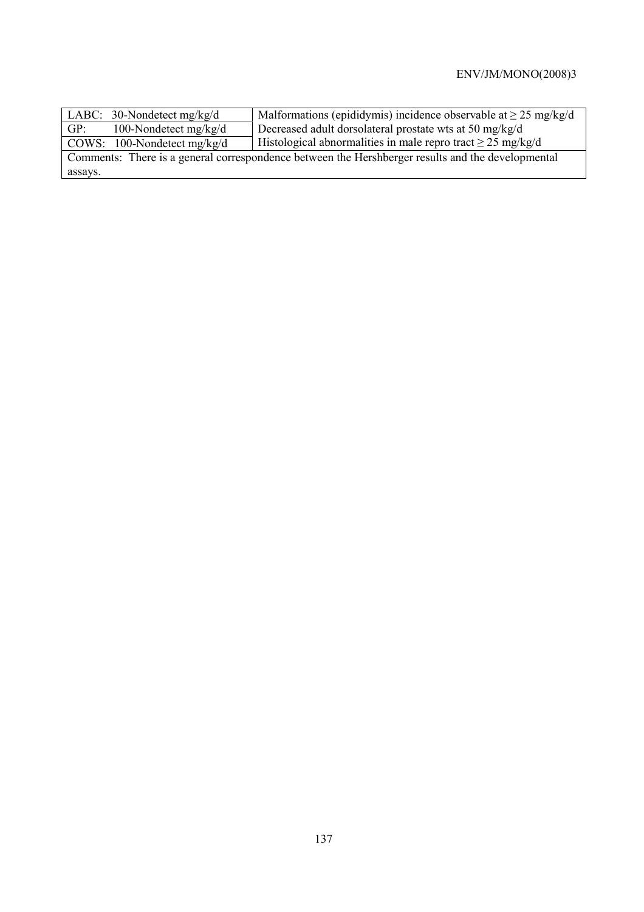| LABC: 30-Nondetect mg/kg/d | Malformations (epididymis) incidence observable at ≥ 25 mg/kg/d |
|---|---|
| GP: 100-Nondetect mg/kg/d | Decreased adult dorsolateral prostate wts at 50 mg/kg/d |
| COWS: 100-Nondetect mg/kg/d | Histological abnormalities in male repro tract ≥ 25 mg/kg/d |
| Comments: There is a general correspondence between the Hershberger results and the developmental assays. | |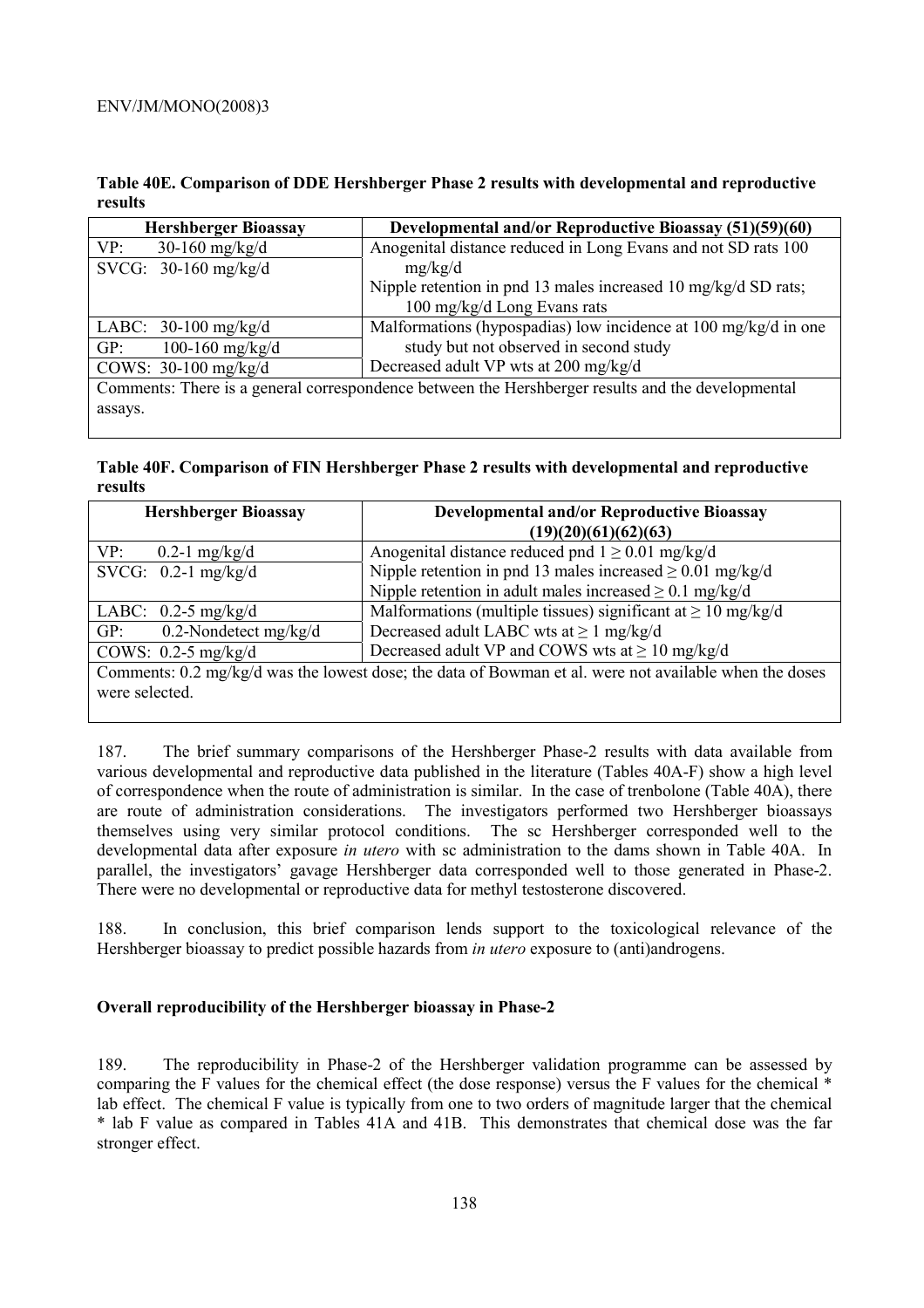**Table 40E. Comparison of DDE Hershberger Phase 2 results with developmental and reproductive results**

| Hershberger Bioassay | Developmental and/or Reproductive Bioassay (51)(59)(60) |
|---|---|
| VP: 30-160 mg/kg/d | Anogenital distance reduced in Long Evans and not SD rats 100 mg/kg/d |
| SVCG: 30-160 mg/kg/d | Nipple retention in pnd 13 males increased 10 mg/kg/d SD rats; 100 mg/kg/d Long Evans rats |
| LABC: 30-100 mg/kg/d | Malformations (hypospadias) low incidence at 100 mg/kg/d in one study but not observed in second study |
| GP: 100-160 mg/kg/d | |
| COWS: 30-100 mg/kg/d | Decreased adult VP wts at 200 mg/kg/d |
| Comments: There is a general correspondence between the Hershberger results and the developmental assays. | |

**Table 40F. Comparison of FIN Hershberger Phase 2 results with developmental and reproductive results**

| Hershberger Bioassay | Developmental and/or Reproductive Bioassay (19)(20)(61)(62)(63) |
|---|---|
| VP: 0.2-1 mg/kg/d | Anogenital distance reduced pnd 1 ≥ 0.01 mg/kg/d |
| SVCG: 0.2-1 mg/kg/d | Nipple retention in pnd 13 males increased ≥ 0.01 mg/kg/d<br>Nipple retention in adult males increased ≥ 0.1 mg/kg/d |
| LABC: 0.2-5 mg/kg/d | Malformations (multiple tissues) significant at ≥ 10 mg/kg/d |
| GP: 0.2-Nondetect mg/kg/d | Decreased adult LABC wts at ≥ 1 mg/kg/d |
| COWS: 0.2-5 mg/kg/d | Decreased adult VP and COWS wts at ≥ 10 mg/kg/d |
| Comments: 0.2 mg/kg/d was the lowest dose; the data of Bowman et al. were not available when the doses were selected. | |

187. The brief summary comparisons of the Hershberger Phase-2 results with data available from various developmental and reproductive data published in the literature (Tables 40A-F) show a high level of correspondence when the route of administration is similar. In the case of trenbolone (Table 40A), there are route of administration considerations. The investigators performed two Hershberger bioassays themselves using very similar protocol conditions. The sc Hershberger corresponded well to the developmental data after exposure *in utero* with sc administration to the dams shown in Table 40A. In parallel, the investigators' gavage Hershberger data corresponded well to those generated in Phase-2. There were no developmental or reproductive data for methyl testosterone discovered.

188. In conclusion, this brief comparison lends support to the toxicological relevance of the Hershberger bioassay to predict possible hazards from *in utero* exposure to (anti)androgens.

**Overall reproducibility of the Hershberger bioassay in Phase-2**

189. The reproducibility in Phase-2 of the Hershberger validation programme can be assessed by comparing the F values for the chemical effect (the dose response) versus the F values for the chemical * lab effect. The chemical F value is typically from one to two orders of magnitude larger that the chemical * lab F value as compared in Tables 41A and 41B. This demonstrates that chemical dose was the far stronger effect.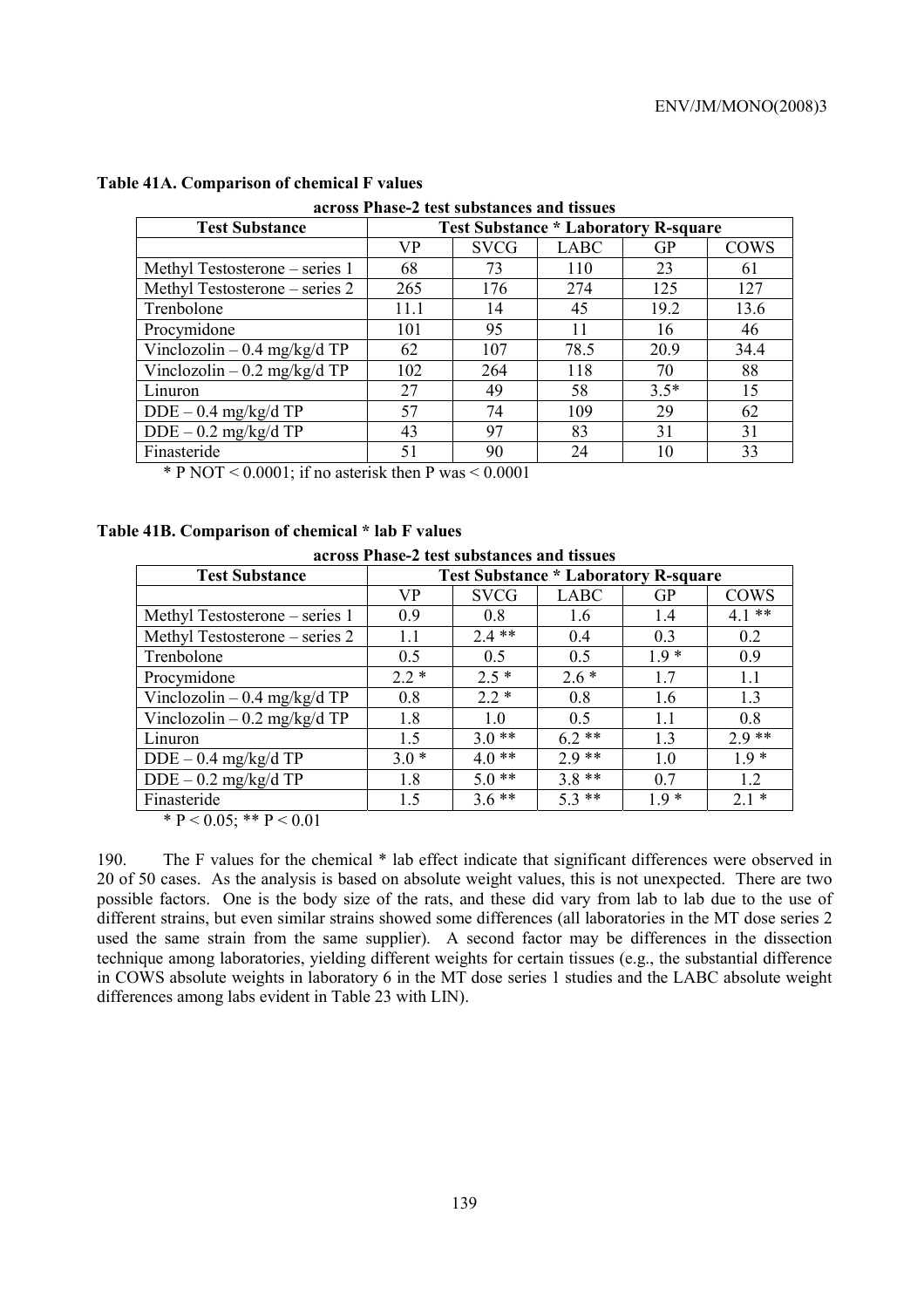**Table 41A. Comparison of chemical F values across Phase-2 test substances and tissues**

| Test Substance | Test Substance * Laboratory R-square | | | | |
|---|---|---|---|---|---|
| | VP | SVCG | LABC | GP | COWS |
| Methyl Testosterone – series 1 | 68 | 73 | 110 | 23 | 61 |
| Methyl Testosterone – series 2 | 265 | 176 | 274 | 125 | 127 |
| Trenbolone | 11.1 | 14 | 45 | 19.2 | 13.6 |
| Procymidone | 101 | 95 | 11 | 16 | 46 |
| Vinclozolin – 0.4 mg/kg/d TP | 62 | 107 | 78.5 | 20.9 | 34.4 |
| Vinclozolin – 0.2 mg/kg/d TP | 102 | 264 | 118 | 70 | 88 |
| Linuron | 27 | 49 | 58 | 3.5* | 15 |
| DDE – 0.4 mg/kg/d TP | 57 | 74 | 109 | 29 | 62 |
| DDE – 0.2 mg/kg/d TP | 43 | 97 | 83 | 31 | 31 |
| Finasteride | 51 | 90 | 24 | 10 | 33 |

\* P NOT < 0.0001; if no asterisk then P was < 0.0001

**Table 41B. Comparison of chemical * lab F values across Phase-2 test substances and tissues**

| Test Substance | Test Substance * Laboratory R-square | | | | |
|---|---|---|---|---|---|
| | VP | SVCG | LABC | GP | COWS |
| Methyl Testosterone – series 1 | 0.9 | 0.8 | 1.6 | 1.4 | 4.1 ** |
| Methyl Testosterone – series 2 | 1.1 | 2.4 ** | 0.4 | 0.3 | 0.2 |
| Trenbolone | 0.5 | 0.5 | 0.5 | 1.9 * | 0.9 |
| Procymidone | 2.2 * | 2.5 * | 2.6 * | 1.7 | 1.1 |
| Vinclozolin – 0.4 mg/kg/d TP | 0.8 | 2.2 * | 0.8 | 1.6 | 1.3 |
| Vinclozolin – 0.2 mg/kg/d TP | 1.8 | 1.0 | 0.5 | 1.1 | 0.8 |
| Linuron | 1.5 | 3.0 ** | 6.2 ** | 1.3 | 2.9 ** |
| DDE – 0.4 mg/kg/d TP | 3.0 * | 4.0 ** | 2.9 ** | 1.0 | 1.9 * |
| DDE – 0.2 mg/kg/d TP | 1.8 | 5.0 ** | 3.8 ** | 0.7 | 1.2 |
| Finasteride | 1.5 | 3.6 ** | 5.3 ** | 1.9 * | 2.1 * |

\* P < 0.05; ** P < 0.01

190. The F values for the chemical * lab effect indicate that significant differences were observed in 20 of 50 cases. As the analysis is based on absolute weight values, this is not unexpected. There are two possible factors. One is the body size of the rats, and these did vary from lab to lab due to the use of different strains, but even similar strains showed some differences (all laboratories in the MT dose series 2 used the same strain from the same supplier). A second factor may be differences in the dissection technique among laboratories, yielding different weights for certain tissues (e.g., the substantial difference in COWS absolute weights in laboratory 6 in the MT dose series 1 studies and the LABC absolute weight differences among labs evident in Table 23 with LIN).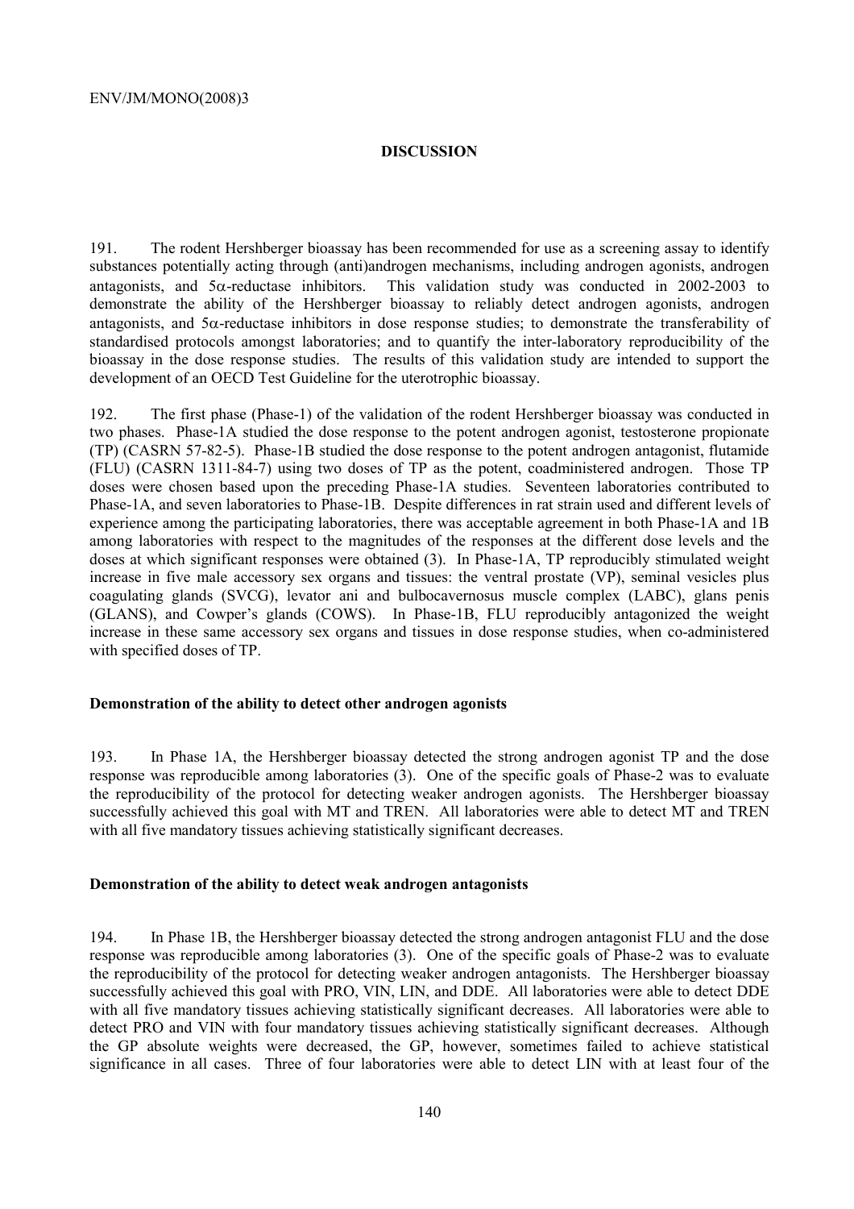## DISCUSSION

191. The rodent Hershberger bioassay has been recommended for use as a screening assay to identify substances potentially acting through (anti)androgen mechanisms, including androgen agonists, androgen antagonists, and 5α-reductase inhibitors. This validation study was conducted in 2002-2003 to demonstrate the ability of the Hershberger bioassay to reliably detect androgen agonists, androgen antagonists, and 5α-reductase inhibitors in dose response studies; to demonstrate the transferability of standardised protocols amongst laboratories; and to quantify the inter-laboratory reproducibility of the bioassay in the dose response studies. The results of this validation study are intended to support the development of an OECD Test Guideline for the uterotrophic bioassay.

192. The first phase (Phase-1) of the validation of the rodent Hershberger bioassay was conducted in two phases. Phase-1A studied the dose response to the potent androgen agonist, testosterone propionate (TP) (CASRN 57-82-5). Phase-1B studied the dose response to the potent androgen antagonist, flutamide (FLU) (CASRN 1311-84-7) using two doses of TP as the potent, coadministered androgen. Those TP doses were chosen based upon the preceding Phase-1A studies. Seventeen laboratories contributed to Phase-1A, and seven laboratories to Phase-1B. Despite differences in rat strain used and different levels of experience among the participating laboratories, there was acceptable agreement in both Phase-1A and 1B among laboratories with respect to the magnitudes of the responses at the different dose levels and the doses at which significant responses were obtained (3). In Phase-1A, TP reproducibly stimulated weight increase in five male accessory sex organs and tissues: the ventral prostate (VP), seminal vesicles plus coagulating glands (SVCG), levator ani and bulbocavernosus muscle complex (LABC), glans penis (GLANS), and Cowper's glands (COWS). In Phase-1B, FLU reproducibly antagonized the weight increase in these same accessory sex organs and tissues in dose response studies, when co-administered with specified doses of TP.

### Demonstration of the ability to detect other androgen agonists

193. In Phase 1A, the Hershberger bioassay detected the strong androgen agonist TP and the dose response was reproducible among laboratories (3). One of the specific goals of Phase-2 was to evaluate the reproducibility of the protocol for detecting weaker androgen agonists. The Hershberger bioassay successfully achieved this goal with MT and TREN. All laboratories were able to detect MT and TREN with all five mandatory tissues achieving statistically significant decreases.

### Demonstration of the ability to detect weak androgen antagonists

194. In Phase 1B, the Hershberger bioassay detected the strong androgen antagonist FLU and the dose response was reproducible among laboratories (3). One of the specific goals of Phase-2 was to evaluate the reproducibility of the protocol for detecting weaker androgen antagonists. The Hershberger bioassay successfully achieved this goal with PRO, VIN, LIN, and DDE. All laboratories were able to detect DDE with all five mandatory tissues achieving statistically significant decreases. All laboratories were able to detect PRO and VIN with four mandatory tissues achieving statistically significant decreases. Although the GP absolute weights were decreased, the GP, however, sometimes failed to achieve statistical significance in all cases. Three of four laboratories were able to detect LIN with at least four of the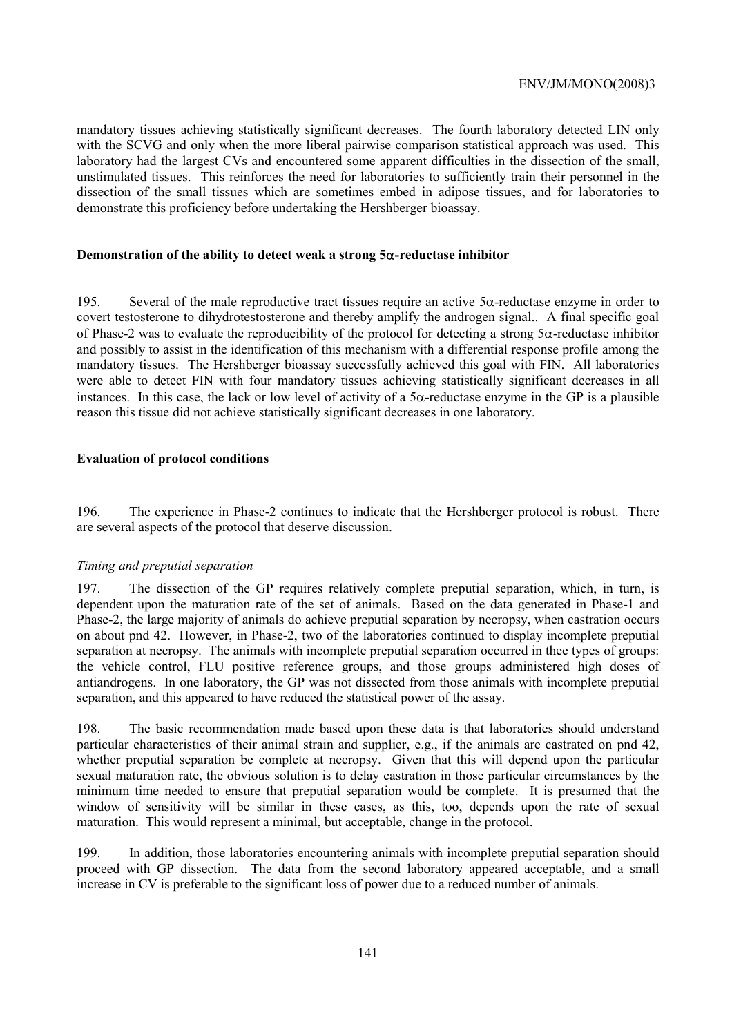mandatory tissues achieving statistically significant decreases. The fourth laboratory detected LIN only with the SCVG and only when the more liberal pairwise comparison statistical approach was used. This laboratory had the largest CVs and encountered some apparent difficulties in the dissection of the small, unstimulated tissues. This reinforces the need for laboratories to sufficiently train their personnel in the dissection of the small tissues which are sometimes embed in adipose tissues, and for laboratories to demonstrate this proficiency before undertaking the Hershberger bioassay.

#### Demonstration of the ability to detect weak a strong 5α-reductase inhibitor

195. Several of the male reproductive tract tissues require an active 5α-reductase enzyme in order to covert testosterone to dihydrotestosterone and thereby amplify the androgen signal.. A final specific goal of Phase-2 was to evaluate the reproducibility of the protocol for detecting a strong 5α-reductase inhibitor and possibly to assist in the identification of this mechanism with a differential response profile among the mandatory tissues. The Hershberger bioassay successfully achieved this goal with FIN. All laboratories were able to detect FIN with four mandatory tissues achieving statistically significant decreases in all instances. In this case, the lack or low level of activity of a 5α-reductase enzyme in the GP is a plausible reason this tissue did not achieve statistically significant decreases in one laboratory.

#### Evaluation of protocol conditions

196. The experience in Phase-2 continues to indicate that the Hershberger protocol is robust. There are several aspects of the protocol that deserve discussion.

*Timing and preputial separation*

197. The dissection of the GP requires relatively complete preputial separation, which, in turn, is dependent upon the maturation rate of the set of animals. Based on the data generated in Phase-1 and Phase-2, the large majority of animals do achieve preputial separation by necropsy, when castration occurs on about pnd 42. However, in Phase-2, two of the laboratories continued to display incomplete preputial separation at necropsy. The animals with incomplete preputial separation occurred in thee types of groups: the vehicle control, FLU positive reference groups, and those groups administered high doses of antiandrogens. In one laboratory, the GP was not dissected from those animals with incomplete preputial separation, and this appeared to have reduced the statistical power of the assay.

198. The basic recommendation made based upon these data is that laboratories should understand particular characteristics of their animal strain and supplier, e.g., if the animals are castrated on pnd 42, whether preputial separation be complete at necropsy. Given that this will depend upon the particular sexual maturation rate, the obvious solution is to delay castration in those particular circumstances by the minimum time needed to ensure that preputial separation would be complete. It is presumed that the window of sensitivity will be similar in these cases, as this, too, depends upon the rate of sexual maturation. This would represent a minimal, but acceptable, change in the protocol.

199. In addition, those laboratories encountering animals with incomplete preputial separation should proceed with GP dissection. The data from the second laboratory appeared acceptable, and a small increase in CV is preferable to the significant loss of power due to a reduced number of animals.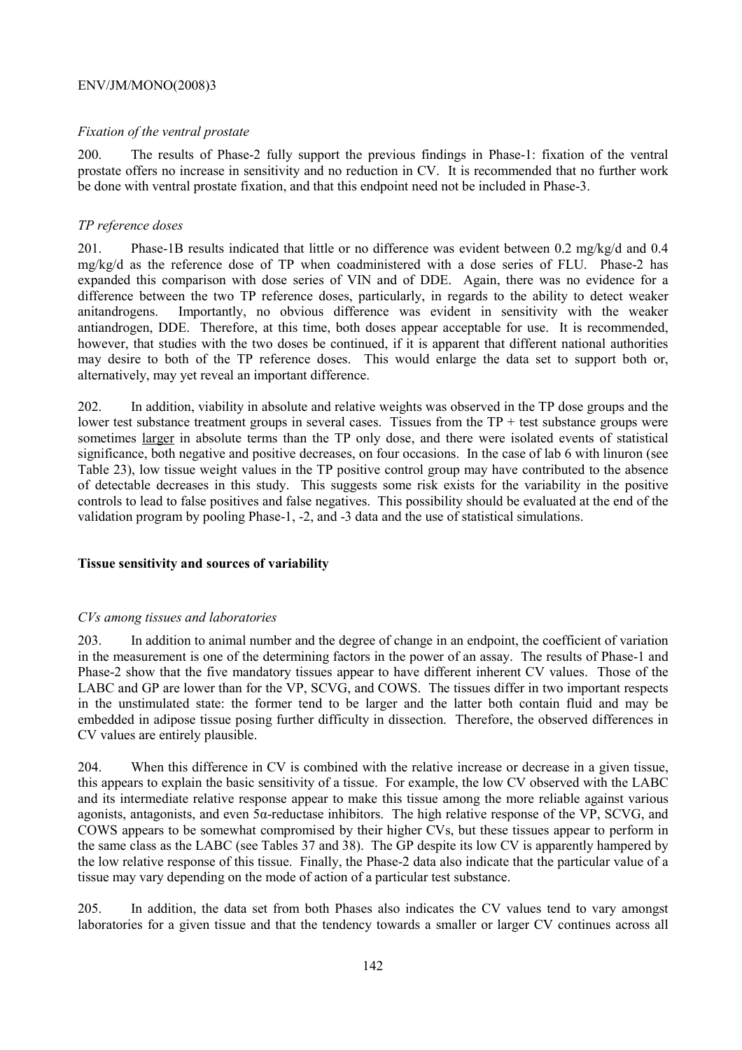*Fixation of the ventral prostate*

200. The results of Phase-2 fully support the previous findings in Phase-1: fixation of the ventral prostate offers no increase in sensitivity and no reduction in CV. It is recommended that no further work be done with ventral prostate fixation, and that this endpoint need not be included in Phase-3.

*TP reference doses*

201. Phase-1B results indicated that little or no difference was evident between 0.2 mg/kg/d and 0.4 mg/kg/d as the reference dose of TP when coadministered with a dose series of FLU. Phase-2 has expanded this comparison with dose series of VIN and of DDE. Again, there was no evidence for a difference between the two TP reference doses, particularly, in regards to the ability to detect weaker anitandrogens. Importantly, no obvious difference was evident in sensitivity with the weaker antiandrogen, DDE. Therefore, at this time, both doses appear acceptable for use. It is recommended, however, that studies with the two doses be continued, if it is apparent that different national authorities may desire to both of the TP reference doses. This would enlarge the data set to support both or, alternatively, may yet reveal an important difference.

202. In addition, viability in absolute and relative weights was observed in the TP dose groups and the lower test substance treatment groups in several cases. Tissues from the TP + test substance groups were sometimes larger in absolute terms than the TP only dose, and there were isolated events of statistical significance, both negative and positive decreases, on four occasions. In the case of lab 6 with linuron (see Table 23), low tissue weight values in the TP positive control group may have contributed to the absence of detectable decreases in this study. This suggests some risk exists for the variability in the positive controls to lead to false positives and false negatives. This possibility should be evaluated at the end of the validation program by pooling Phase-1, -2, and -3 data and the use of statistical simulations.

**Tissue sensitivity and sources of variability**

*CVs among tissues and laboratories*

203. In addition to animal number and the degree of change in an endpoint, the coefficient of variation in the measurement is one of the determining factors in the power of an assay. The results of Phase-1 and Phase-2 show that the five mandatory tissues appear to have different inherent CV values. Those of the LABC and GP are lower than for the VP, SCVG, and COWS. The tissues differ in two important respects in the unstimulated state: the former tend to be larger and the latter both contain fluid and may be embedded in adipose tissue posing further difficulty in dissection. Therefore, the observed differences in CV values are entirely plausible.

204. When this difference in CV is combined with the relative increase or decrease in a given tissue, this appears to explain the basic sensitivity of a tissue. For example, the low CV observed with the LABC and its intermediate relative response appear to make this tissue among the more reliable against various agonists, antagonists, and even 5α-reductase inhibitors. The high relative response of the VP, SCVG, and COWS appears to be somewhat compromised by their higher CVs, but these tissues appear to perform in the same class as the LABC (see Tables 37 and 38). The GP despite its low CV is apparently hampered by the low relative response of this tissue. Finally, the Phase-2 data also indicate that the particular value of a tissue may vary depending on the mode of action of a particular test substance.

205. In addition, the data set from both Phases also indicates the CV values tend to vary amongst laboratories for a given tissue and that the tendency towards a smaller or larger CV continues across all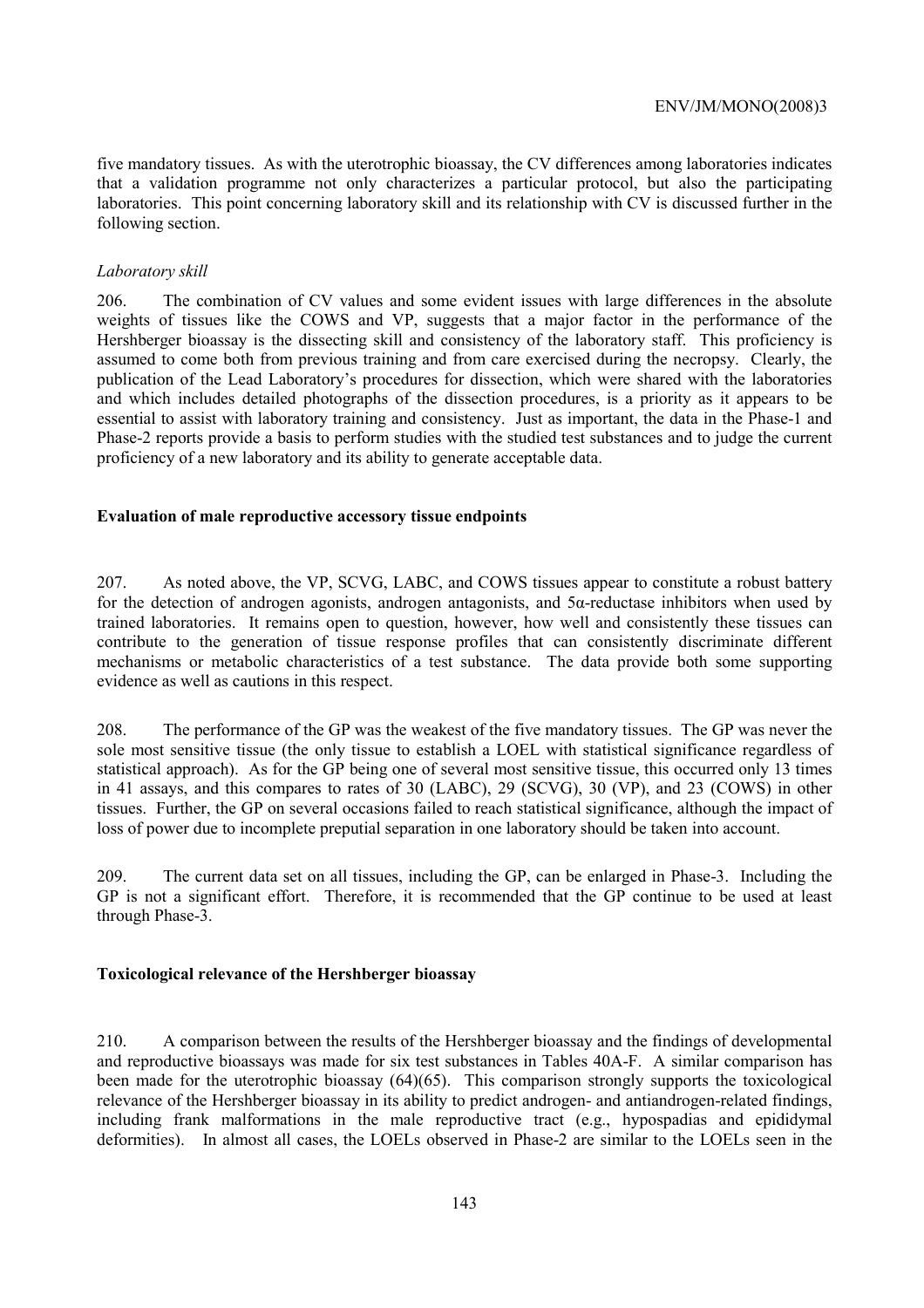five mandatory tissues. As with the uterotrophic bioassay, the CV differences among laboratories indicates that a validation programme not only characterizes a particular protocol, but also the participating laboratories. This point concerning laboratory skill and its relationship with CV is discussed further in the following section.

*Laboratory skill*

206. The combination of CV values and some evident issues with large differences in the absolute weights of tissues like the COWS and VP, suggests that a major factor in the performance of the Hershberger bioassay is the dissecting skill and consistency of the laboratory staff. This proficiency is assumed to come both from previous training and from care exercised during the necropsy. Clearly, the publication of the Lead Laboratory's procedures for dissection, which were shared with the laboratories and which includes detailed photographs of the dissection procedures, is a priority as it appears to be essential to assist with laboratory training and consistency. Just as important, the data in the Phase-1 and Phase-2 reports provide a basis to perform studies with the studied test substances and to judge the current proficiency of a new laboratory and its ability to generate acceptable data.

**Evaluation of male reproductive accessory tissue endpoints**

207. As noted above, the VP, SCVG, LABC, and COWS tissues appear to constitute a robust battery for the detection of androgen agonists, androgen antagonists, and 5α-reductase inhibitors when used by trained laboratories. It remains open to question, however, how well and consistently these tissues can contribute to the generation of tissue response profiles that can consistently discriminate different mechanisms or metabolic characteristics of a test substance. The data provide both some supporting evidence as well as cautions in this respect.

208. The performance of the GP was the weakest of the five mandatory tissues. The GP was never the sole most sensitive tissue (the only tissue to establish a LOEL with statistical significance regardless of statistical approach). As for the GP being one of several most sensitive tissue, this occurred only 13 times in 41 assays, and this compares to rates of 30 (LABC), 29 (SCVG), 30 (VP), and 23 (COWS) in other tissues. Further, the GP on several occasions failed to reach statistical significance, although the impact of loss of power due to incomplete preputial separation in one laboratory should be taken into account.

209. The current data set on all tissues, including the GP, can be enlarged in Phase-3. Including the GP is not a significant effort. Therefore, it is recommended that the GP continue to be used at least through Phase-3.

**Toxicological relevance of the Hershberger bioassay**

210. A comparison between the results of the Hershberger bioassay and the findings of developmental and reproductive bioassays was made for six test substances in Tables 40A-F. A similar comparison has been made for the uterotrophic bioassay (64)(65). This comparison strongly supports the toxicological relevance of the Hershberger bioassay in its ability to predict androgen- and antiandrogen-related findings, including frank malformations in the male reproductive tract (e.g., hypospadias and epididymal deformities). In almost all cases, the LOELs observed in Phase-2 are similar to the LOELs seen in the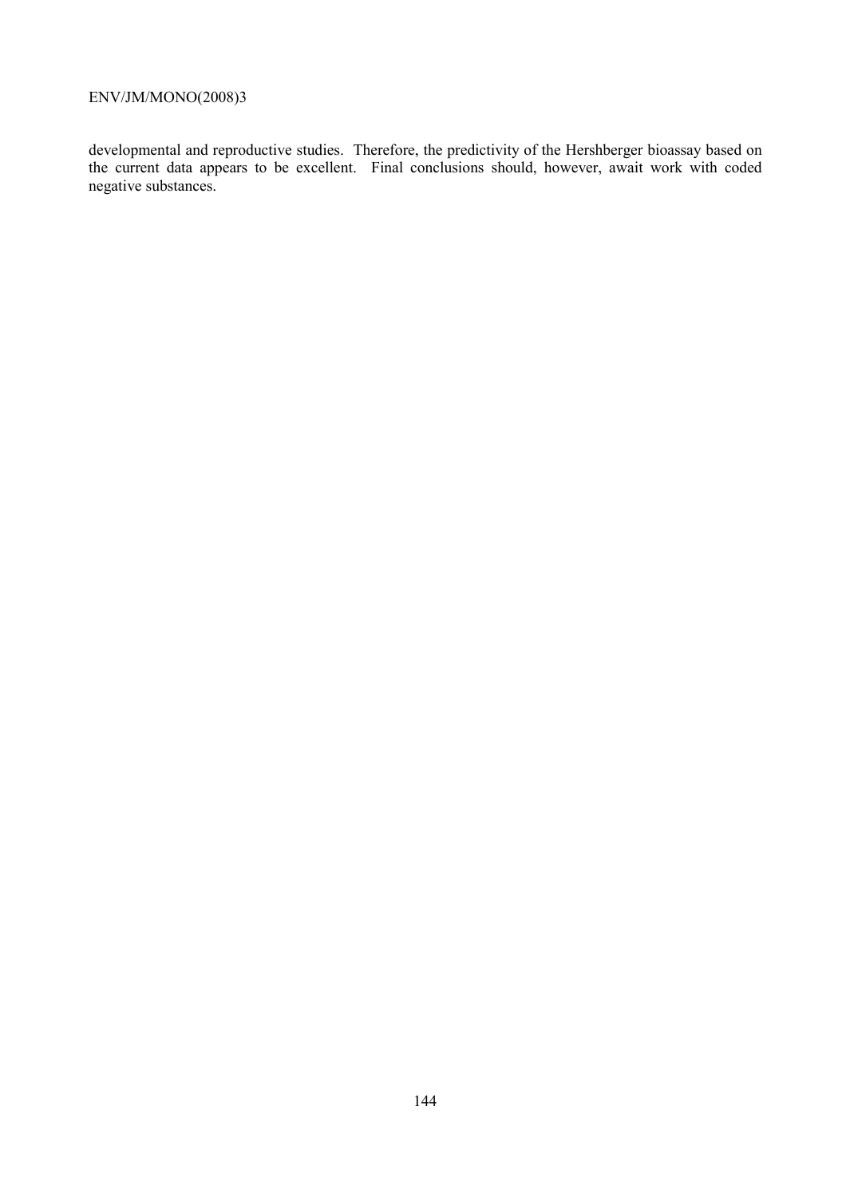developmental and reproductive studies. Therefore, the predictivity of the Hershberger bioassay based on the current data appears to be excellent. Final conclusions should, however, await work with coded negative substances.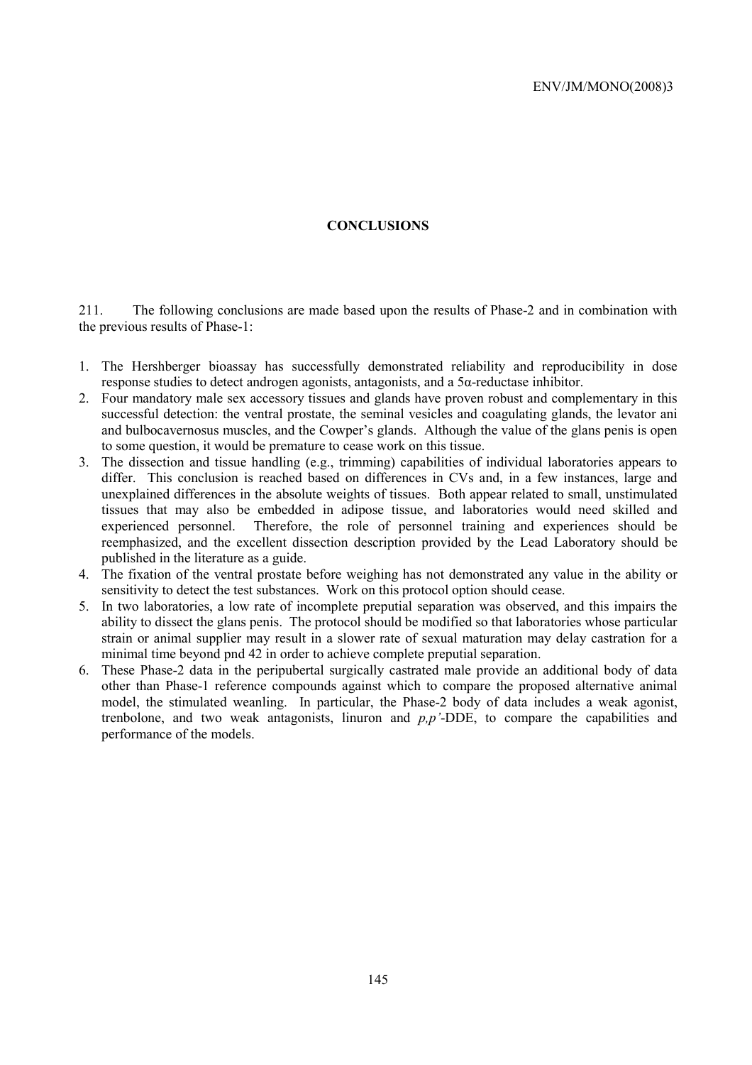## CONCLUSIONS

211. The following conclusions are made based upon the results of Phase-2 and in combination with the previous results of Phase-1:

1. The Hershberger bioassay has successfully demonstrated reliability and reproducibility in dose response studies to detect androgen agonists, antagonists, and a 5α-reductase inhibitor.
2. Four mandatory male sex accessory tissues and glands have proven robust and complementary in this successful detection: the ventral prostate, the seminal vesicles and coagulating glands, the levator ani and bulbocavernosus muscles, and the Cowper's glands. Although the value of the glans penis is open to some question, it would be premature to cease work on this tissue.
3. The dissection and tissue handling (e.g., trimming) capabilities of individual laboratories appears to differ. This conclusion is reached based on differences in CVs and, in a few instances, large and unexplained differences in the absolute weights of tissues. Both appear related to small, unstimulated tissues that may also be embedded in adipose tissue, and laboratories would need skilled and experienced personnel. Therefore, the role of personnel training and experiences should be reemphasized, and the excellent dissection description provided by the Lead Laboratory should be published in the literature as a guide.
4. The fixation of the ventral prostate before weighing has not demonstrated any value in the ability or sensitivity to detect the test substances. Work on this protocol option should cease.
5. In two laboratories, a low rate of incomplete preputial separation was observed, and this impairs the ability to dissect the glans penis. The protocol should be modified so that laboratories whose particular strain or animal supplier may result in a slower rate of sexual maturation may delay castration for a minimal time beyond pnd 42 in order to achieve complete preputial separation.
6. These Phase-2 data in the peripubertal surgically castrated male provide an additional body of data other than Phase-1 reference compounds against which to compare the proposed alternative animal model, the stimulated weanling. In particular, the Phase-2 body of data includes a weak agonist, trenbolone, and two weak antagonists, linuron and *p,p'*-DDE, to compare the capabilities and performance of the models.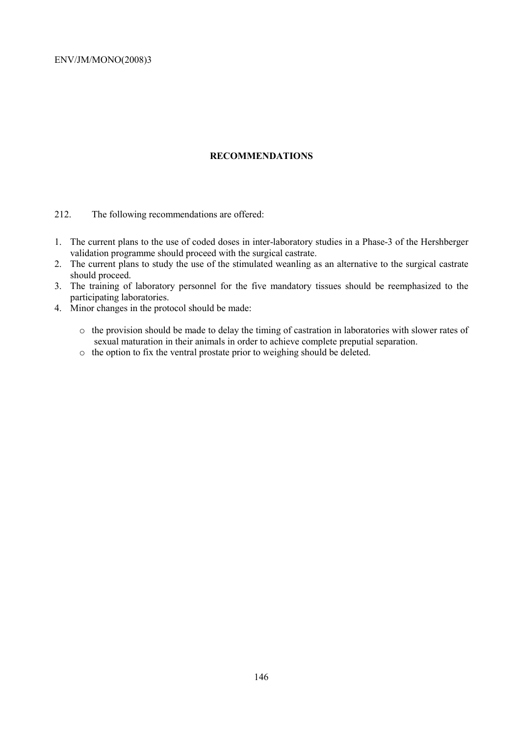## RECOMMENDATIONS

212. The following recommendations are offered:

1. The current plans to the use of coded doses in inter-laboratory studies in a Phase-3 of the Hershberger validation programme should proceed with the surgical castrate.
2. The current plans to study the use of the stimulated weanling as an alternative to the surgical castrate should proceed.
3. The training of laboratory personnel for the five mandatory tissues should be reemphasized to the participating laboratories.
4. Minor changes in the protocol should be made:

   - the provision should be made to delay the timing of castration in laboratories with slower rates of sexual maturation in their animals in order to achieve complete preputial separation.
   - the option to fix the ventral prostate prior to weighing should be deleted.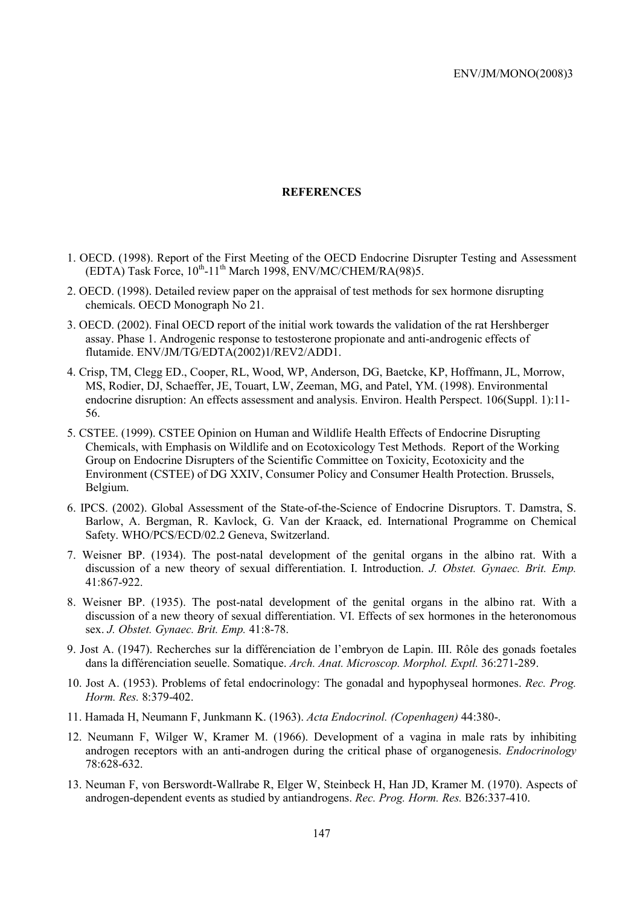# REFERENCES

1. OECD. (1998). Report of the First Meeting of the OECD Endocrine Disrupter Testing and Assessment (EDTA) Task Force, 10th-11th March 1998, ENV/MC/CHEM/RA(98)5.
2. OECD. (1998). Detailed review paper on the appraisal of test methods for sex hormone disrupting chemicals. OECD Monograph No 21.
3. OECD. (2002). Final OECD report of the initial work towards the validation of the rat Hershberger assay. Phase 1. Androgenic response to testosterone propionate and anti-androgenic effects of flutamide. ENV/JM/TG/EDTA(2002)1/REV2/ADD1.
4. Crisp, TM, Clegg ED., Cooper, RL, Wood, WP, Anderson, DG, Baetcke, KP, Hoffmann, JL, Morrow, MS, Rodier, DJ, Schaeffer, JE, Touart, LW, Zeeman, MG, and Patel, YM. (1998). Environmental endocrine disruption: An effects assessment and analysis. Environ. Health Perspect. 106(Suppl. 1):11-56.
5. CSTEE. (1999). CSTEE Opinion on Human and Wildlife Health Effects of Endocrine Disrupting Chemicals, with Emphasis on Wildlife and on Ecotoxicology Test Methods. Report of the Working Group on Endocrine Disrupters of the Scientific Committee on Toxicity, Ecotoxicity and the Environment (CSTEE) of DG XXIV, Consumer Policy and Consumer Health Protection. Brussels, Belgium.
6. IPCS. (2002). Global Assessment of the State-of-the-Science of Endocrine Disruptors. T. Damstra, S. Barlow, A. Bergman, R. Kavlock, G. Van der Kraack, ed. International Programme on Chemical Safety. WHO/PCS/ECD/02.2 Geneva, Switzerland.
7. Weisner BP. (1934). The post-natal development of the genital organs in the albino rat. With a discussion of a new theory of sexual differentiation. I. Introduction. *J. Obstet. Gynaec. Brit. Emp.* 41:867-922.
8. Weisner BP. (1935). The post-natal development of the genital organs in the albino rat. With a discussion of a new theory of sexual differentiation. VI. Effects of sex hormones in the heteronomous sex. *J. Obstet. Gynaec. Brit. Emp.* 41:8-78.
9. Jost A. (1947). Recherches sur la différenciation de l'embryon de Lapin. III. Rôle des gonads foetales dans la différenciation seuelle. Somatique. *Arch. Anat. Microscop. Morphol. Exptl.* 36:271-289.
10. Jost A. (1953). Problems of fetal endocrinology: The gonadal and hypophyseal hormones. *Rec. Prog. Horm. Res.* 8:379-402.
11. Hamada H, Neumann F, Junkmann K. (1963). *Acta Endocrinol. (Copenhagen)* 44:380-.
12. Neumann F, Wilger W, Kramer M. (1966). Development of a vagina in male rats by inhibiting androgen receptors with an anti-androgen during the critical phase of organogenesis. *Endocrinology* 78:628-632.
13. Neuman F, von Berswordt-Wallrabe R, Elger W, Steinbeck H, Han JD, Kramer M. (1970). Aspects of androgen-dependent events as studied by antiandrogens. *Rec. Prog. Horm. Res.* B26:337-410.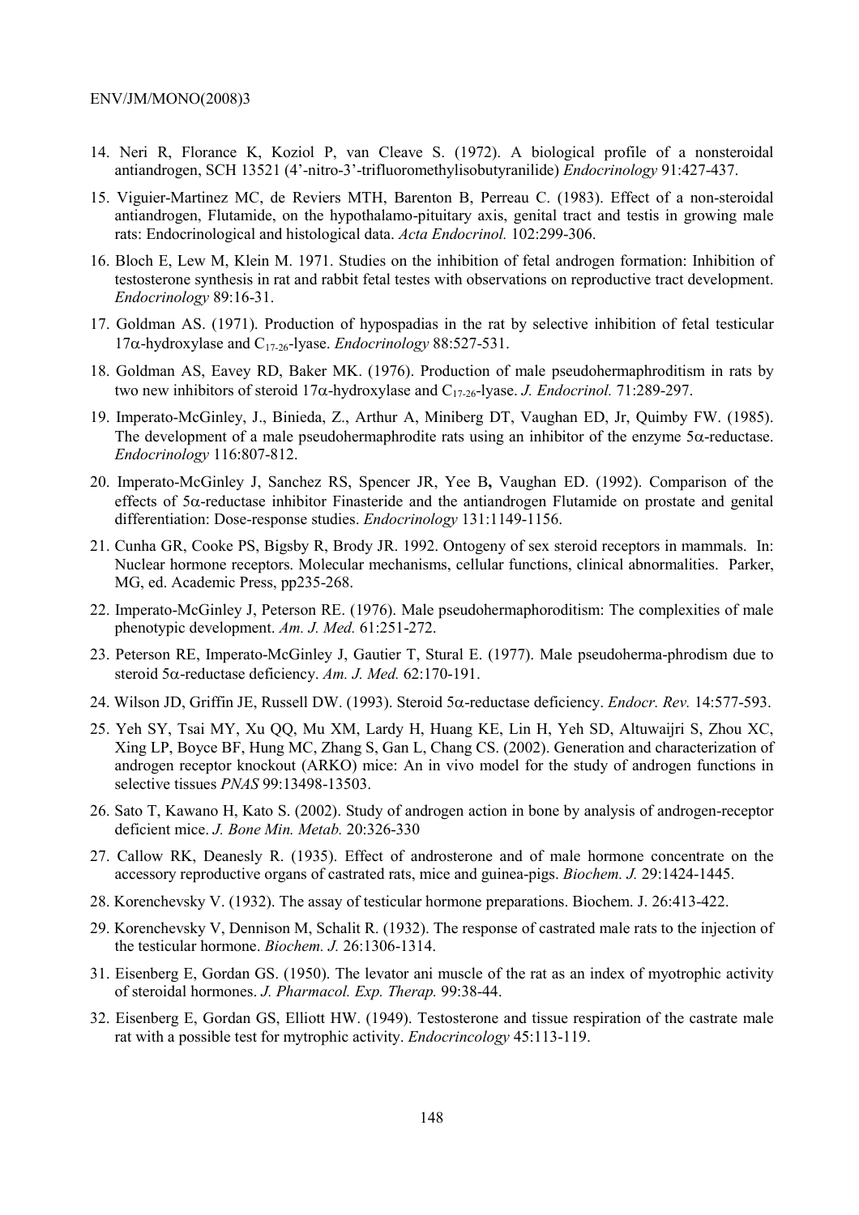14. Neri R, Florance K, Koziol P, van Cleave S. (1972). A biological profile of a nonsteroidal antiandrogen, SCH 13521 (4'-nitro-3'-trifluoromethylisobutyranilide) *Endocrinology* 91:427-437.

15. Viguier-Martinez MC, de Reviers MTH, Barenton B, Perreau C. (1983). Effect of a non-steroidal antiandrogen, Flutamide, on the hypothalamo-pituitary axis, genital tract and testis in growing male rats: Endocrinological and histological data. *Acta Endocrinol.* 102:299-306.

16. Bloch E, Lew M, Klein M. 1971. Studies on the inhibition of fetal androgen formation: Inhibition of testosterone synthesis in rat and rabbit fetal testes with observations on reproductive tract development. *Endocrinology* 89:16-31.

17. Goldman AS. (1971). Production of hypospadias in the rat by selective inhibition of fetal testicular 17α-hydroxylase and $C_{17-26}$-lyase. *Endocrinology* 88:527-531.

18. Goldman AS, Eavey RD, Baker MK. (1976). Production of male pseudohermaphroditism in rats by two new inhibitors of steroid 17α-hydroxylase and $C_{17-26}$-lyase. *J. Endocrinol.* 71:289-297.

19. Imperato-McGinley, J., Binieda, Z., Arthur A, Miniberg DT, Vaughan ED, Jr, Quimby FW. (1985). The development of a male pseudohermaphrodite rats using an inhibitor of the enzyme 5α-reductase. *Endocrinology* 116:807-812.

20. Imperato-McGinley J, Sanchez RS, Spencer JR, Yee B**,** Vaughan ED. (1992). Comparison of the effects of 5α-reductase inhibitor Finasteride and the antiandrogen Flutamide on prostate and genital differentiation: Dose-response studies. *Endocrinology* 131:1149-1156.

21. Cunha GR, Cooke PS, Bigsby R, Brody JR. 1992. Ontogeny of sex steroid receptors in mammals. In: Nuclear hormone receptors. Molecular mechanisms, cellular functions, clinical abnormalities. Parker, MG, ed. Academic Press, pp235-268.

22. Imperato-McGinley J, Peterson RE. (1976). Male pseudohermaphoroditism: The complexities of male phenotypic development. *Am. J. Med.* 61:251-272.

23. Peterson RE, Imperato-McGinley J, Gautier T, Stural E. (1977). Male pseudoherma-phrodism due to steroid 5α-reductase deficiency. *Am. J. Med.* 62:170-191.

24. Wilson JD, Griffin JE, Russell DW. (1993). Steroid 5α-reductase deficiency. *Endocr. Rev.* 14:577-593.

25. Yeh SY, Tsai MY, Xu QQ, Mu XM, Lardy H, Huang KE, Lin H, Yeh SD, Altuwaijri S, Zhou XC, Xing LP, Boyce BF, Hung MC, Zhang S, Gan L, Chang CS. (2002). Generation and characterization of androgen receptor knockout (ARKO) mice: An in vivo model for the study of androgen functions in selective tissues *PNAS* 99:13498-13503.

26. Sato T, Kawano H, Kato S. (2002). Study of androgen action in bone by analysis of androgen-receptor deficient mice. *J. Bone Min. Metab.* 20:326-330

27. Callow RK, Deanesly R. (1935). Effect of androsterone and of male hormone concentrate on the accessory reproductive organs of castrated rats, mice and guinea-pigs. *Biochem. J.* 29:1424-1445.

28. Korenchevsky V. (1932). The assay of testicular hormone preparations. Biochem. J. 26:413-422.

29. Korenchevsky V, Dennison M, Schalit R. (1932). The response of castrated male rats to the injection of the testicular hormone. *Biochem. J.* 26:1306-1314.

31. Eisenberg E, Gordan GS. (1950). The levator ani muscle of the rat as an index of myotrophic activity of steroidal hormones. *J. Pharmacol. Exp. Therap.* 99:38-44.

32. Eisenberg E, Gordan GS, Elliott HW. (1949). Testosterone and tissue respiration of the castrate male rat with a possible test for mytrophic activity. *Endocrincology* 45:113-119.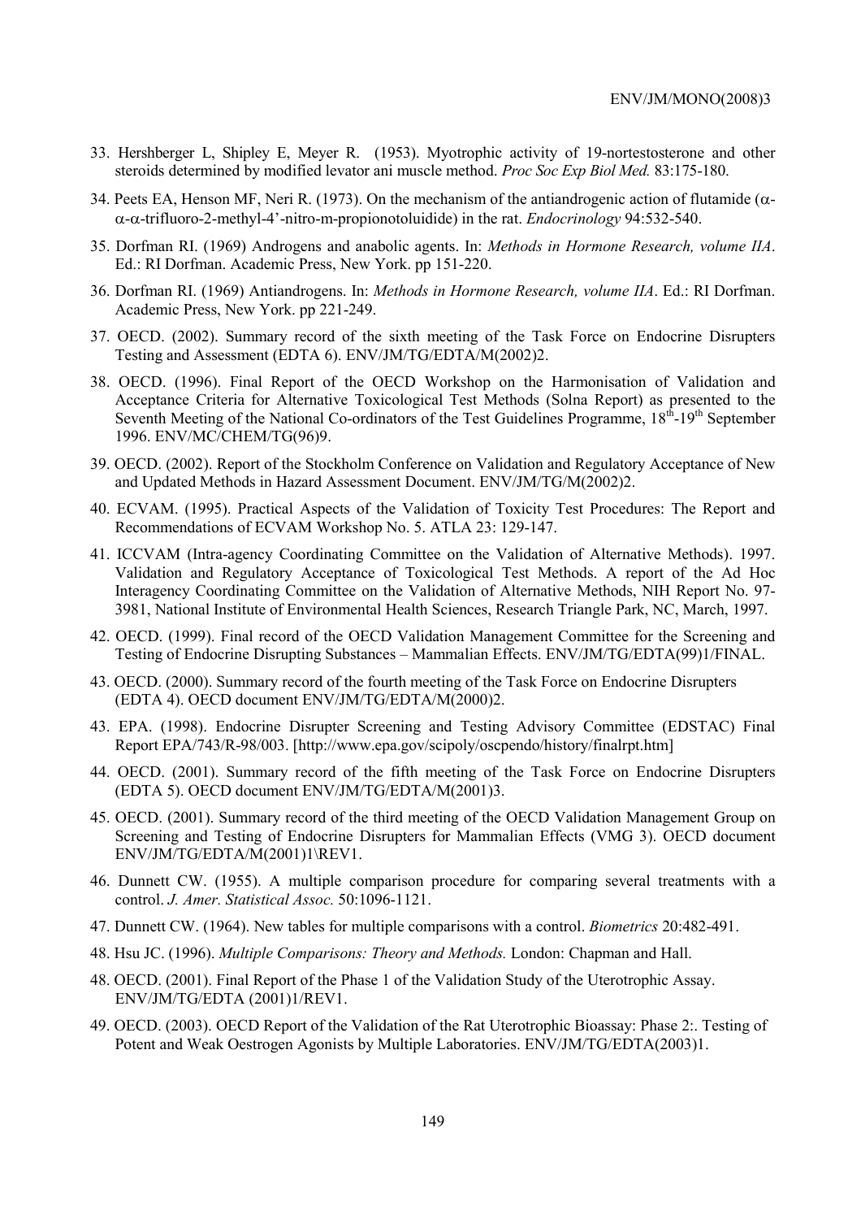33. Hershberger L, Shipley E, Meyer R. (1953). Myotrophic activity of 19-nortestosterone and other steroids determined by modified levator ani muscle method. *Proc Soc Exp Biol Med.* 83:175-180.

34. Peets EA, Henson MF, Neri R. (1973). On the mechanism of the antiandrogenic action of flutamide (α-α-α-trifluoro-2-methyl-4'-nitro-m-propionotoluidide) in the rat. *Endocrinology* 94:532-540.

35. Dorfman RI. (1969) Androgens and anabolic agents. In: *Methods in Hormone Research, volume IIA*. Ed.: RI Dorfman. Academic Press, New York. pp 151-220.

36. Dorfman RI. (1969) Antiandrogens. In: *Methods in Hormone Research, volume IIA*. Ed.: RI Dorfman. Academic Press, New York. pp 221-249.

37. OECD. (2002). Summary record of the sixth meeting of the Task Force on Endocrine Disrupters Testing and Assessment (EDTA 6). ENV/JM/TG/EDTA/M(2002)2.

38. OECD. (1996). Final Report of the OECD Workshop on the Harmonisation of Validation and Acceptance Criteria for Alternative Toxicological Test Methods (Solna Report) as presented to the Seventh Meeting of the National Co-ordinators of the Test Guidelines Programme, 18th-19th September 1996. ENV/MC/CHEM/TG(96)9.

39. OECD. (2002). Report of the Stockholm Conference on Validation and Regulatory Acceptance of New and Updated Methods in Hazard Assessment Document. ENV/JM/TG/M(2002)2.

40. ECVAM. (1995). Practical Aspects of the Validation of Toxicity Test Procedures: The Report and Recommendations of ECVAM Workshop No. 5. ATLA 23: 129-147.

41. ICCVAM (Intra-agency Coordinating Committee on the Validation of Alternative Methods). 1997. Validation and Regulatory Acceptance of Toxicological Test Methods. A report of the Ad Hoc Interagency Coordinating Committee on the Validation of Alternative Methods, NIH Report No. 97-3981, National Institute of Environmental Health Sciences, Research Triangle Park, NC, March, 1997.

42. OECD. (1999). Final record of the OECD Validation Management Committee for the Screening and Testing of Endocrine Disrupting Substances – Mammalian Effects. ENV/JM/TG/EDTA(99)1/FINAL.

43. OECD. (2000). Summary record of the fourth meeting of the Task Force on Endocrine Disrupters (EDTA 4). OECD document ENV/JM/TG/EDTA/M(2000)2.

43. EPA. (1998). Endocrine Disrupter Screening and Testing Advisory Committee (EDSTAC) Final Report EPA/743/R-98/003. [http://www.epa.gov/scipoly/oscpendo/history/finalrpt.htm]

44. OECD. (2001). Summary record of the fifth meeting of the Task Force on Endocrine Disrupters (EDTA 5). OECD document ENV/JM/TG/EDTA/M(2001)3.

45. OECD. (2001). Summary record of the third meeting of the OECD Validation Management Group on Screening and Testing of Endocrine Disrupters for Mammalian Effects (VMG 3). OECD document ENV/JM/TG/EDTA/M(2001)1\REV1.

46. Dunnett CW. (1955). A multiple comparison procedure for comparing several treatments with a control. *J. Amer. Statistical Assoc.* 50:1096-1121.

47. Dunnett CW. (1964). New tables for multiple comparisons with a control. *Biometrics* 20:482-491.

48. Hsu JC. (1996). *Multiple Comparisons: Theory and Methods.* London: Chapman and Hall.

48. OECD. (2001). Final Report of the Phase 1 of the Validation Study of the Uterotrophic Assay. ENV/JM/TG/EDTA (2001)1/REV1.

49. OECD. (2003). OECD Report of the Validation of the Rat Uterotrophic Bioassay: Phase 2:. Testing of Potent and Weak Oestrogen Agonists by Multiple Laboratories. ENV/JM/TG/EDTA(2003)1.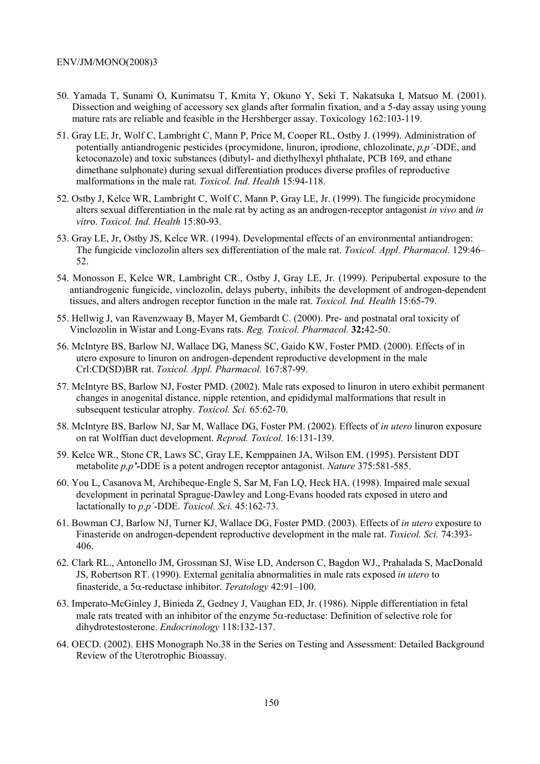50. Yamada T, Sunami O, Kunimatsu T, Kmita Y, Okuno Y, Seki T, Nakatsuka I, Matsuo M. (2001). Dissection and weighing of accessory sex glands after formalin fixation, and a 5-day assay using young mature rats are reliable and feasible in the Hershberger assay. Toxicology 162:103-119.

51. Gray LE, Jr, Wolf C, Lambright C, Mann P, Price M, Cooper RL, Ostby J. (1999). Administration of potentially antiandrogenic pesticides (procymidone, linuron, iprodione, chlozolinate, *p,p´*-DDE, and ketoconazole) and toxic substances (dibutyl- and diethylhexyl phthalate, PCB 169, and ethane dimethane sulphonate) during sexual differentiation produces diverse profiles of reproductive malformations in the male rat. *Toxicol. Ind. Health* 15:94-118.

52. Ostby J, Kelce WR, Lambright C, Wolf C, Mann P, Gray LE, Jr. (1999). The fungicide procymidone alters sexual differentiation in the male rat by acting as an androgen-receptor antagonist *in vivo* and *in vitro*. *Toxicol. Ind. Health* 15:80-93.

53. Gray LE, Jr, Ostby JS, Kelce WR. (1994). Developmental effects of an environmental antiandrogen: The fungicide vinclozolin alters sex differentiation of the male rat. *Toxicol. Appl. Pharmacol.* 129:46–52.

54. Monosson E, Kelce WR, Lambright CR., Ostby J, Gray LE, Jr. (1999). Peripubertal exposure to the antiandrogenic fungicide, vinclozolin, delays puberty, inhibits the development of androgen-dependent tissues, and alters androgen receptor function in the male rat. *Toxicol. Ind. Health* 15:65-79.

55. Hellwig J, van Ravenzwaay B, Mayer M, Gembardt C. (2000). Pre- and postnatal oral toxicity of Vinclozolin in Wistar and Long-Evans rats. *Reg. Toxicol. Pharmacol.* **32:**42-50.

56. McIntyre BS, Barlow NJ, Wallace DG, Maness SC, Gaido KW, Foster PMD. (2000). Effects of in utero exposure to linuron on androgen-dependent reproductive development in the male Crl:CD(SD)BR rat. *Toxicol. Appl. Pharmacol.* 167:87-99.

57. McIntyre BS, Barlow NJ, Foster PMD. (2002). Male rats exposed to linuron in utero exhibit permanent changes in anogenital distance, nipple retention, and epididymal malformations that result in subsequent testicular atrophy. *Toxicol. Sci.* 65:62-70.

58. McIntyre BS, Barlow NJ, Sar M, Wallace DG, Foster PM. (2002). Effects of *in utero* linuron exposure on rat Wolffian duct development. *Reprod. Toxicol.* 16:131-139.

59. Kelce WR., Stone CR, Laws SC, Gray LE, Kemppainen JA, Wilson EM. (1995). Persistent DDT metabolite ***p,p'*-DDE** is a potent androgen receptor antagonist. *Nature* 375:581-585.

60. You L, Casanova M, Archibeque-Engle S, Sar M, Fan LQ, Heck HA. (1998). Impaired male sexual development in perinatal Sprague-Dawley and Long-Evans hooded rats exposed in utero and lactationally to *p,p´*-DDE. *Toxicol. Sci.* 45:162-73.

61. Bowman CJ, Barlow NJ, Turner KJ, Wallace DG, Foster PMD. (2003). Effects of *in utero* exposure to Finasteride on androgen-dependent reproductive development in the male rat. *Toxicol. Sci.* 74:393-406.

62. Clark RL., Antonello JM, Grossman SJ, Wise LD, Anderson C, Bagdon WJ., Prahalada S, MacDonald JS, Robertson RT. (1990). External genitalia abnormalities in male rats exposed *in utero* to finasteride, a 5$\alpha$-reductase inhibitor. *Teratology* 42:91–100.

63. Imperato-McGinley J, Binieda Z, Gedney J, Vaughan ED, Jr. (1986). Nipple differentiation in fetal male rats treated with an inhibitor of the enzyme 5$\alpha$-reductase: Definition of selective role for dihydrotestosterone. *Endocrinology* 118:132-137.

64. OECD. (2002). EHS Monograph No.38 in the Series on Testing and Assessment: Detailed Background Review of the Uterotrophic Bioassay.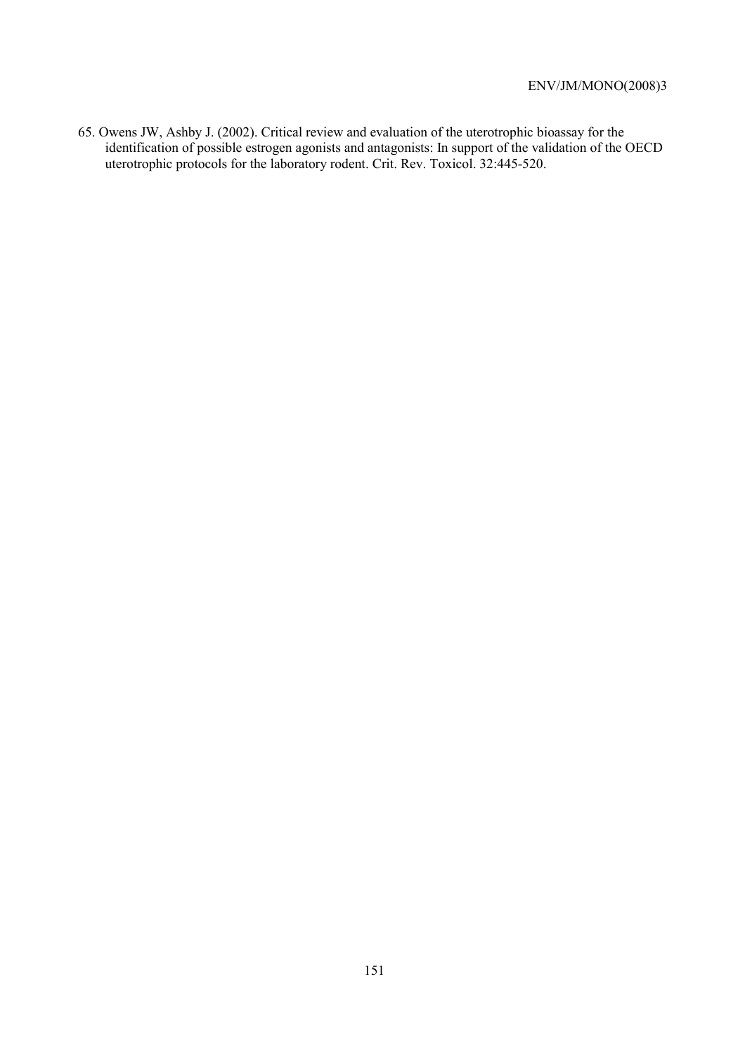65. Owens JW, Ashby J. (2002). Critical review and evaluation of the uterotrophic bioassay for the identification of possible estrogen agonists and antagonists: In support of the validation of the OECD uterotrophic protocols for the laboratory rodent. Crit. Rev. Toxicol. 32:445-520.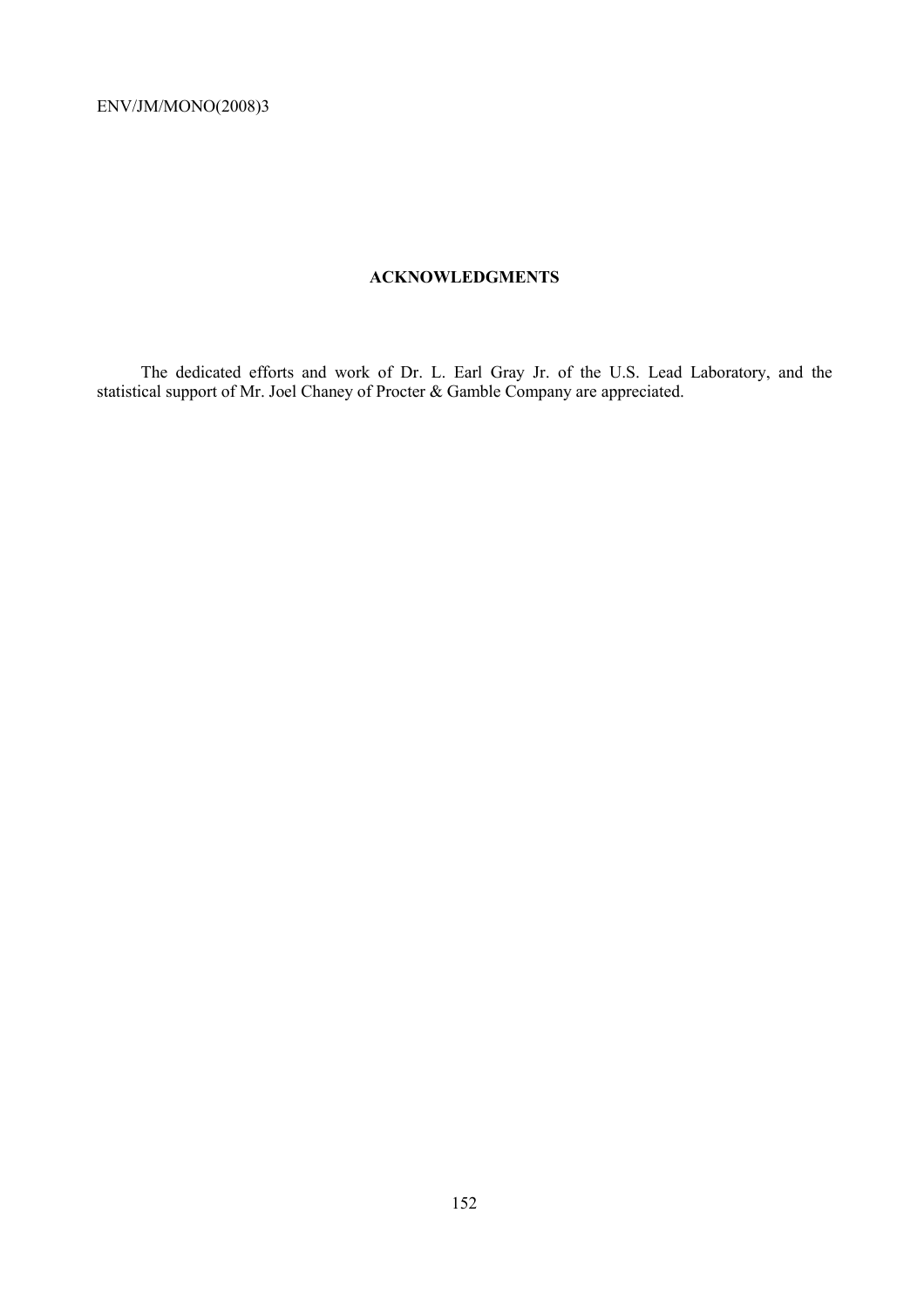## ACKNOWLEDGMENTS

The dedicated efforts and work of Dr. L. Earl Gray Jr. of the U.S. Lead Laboratory, and the statistical support of Mr. Joel Chaney of Procter & Gamble Company are appreciated.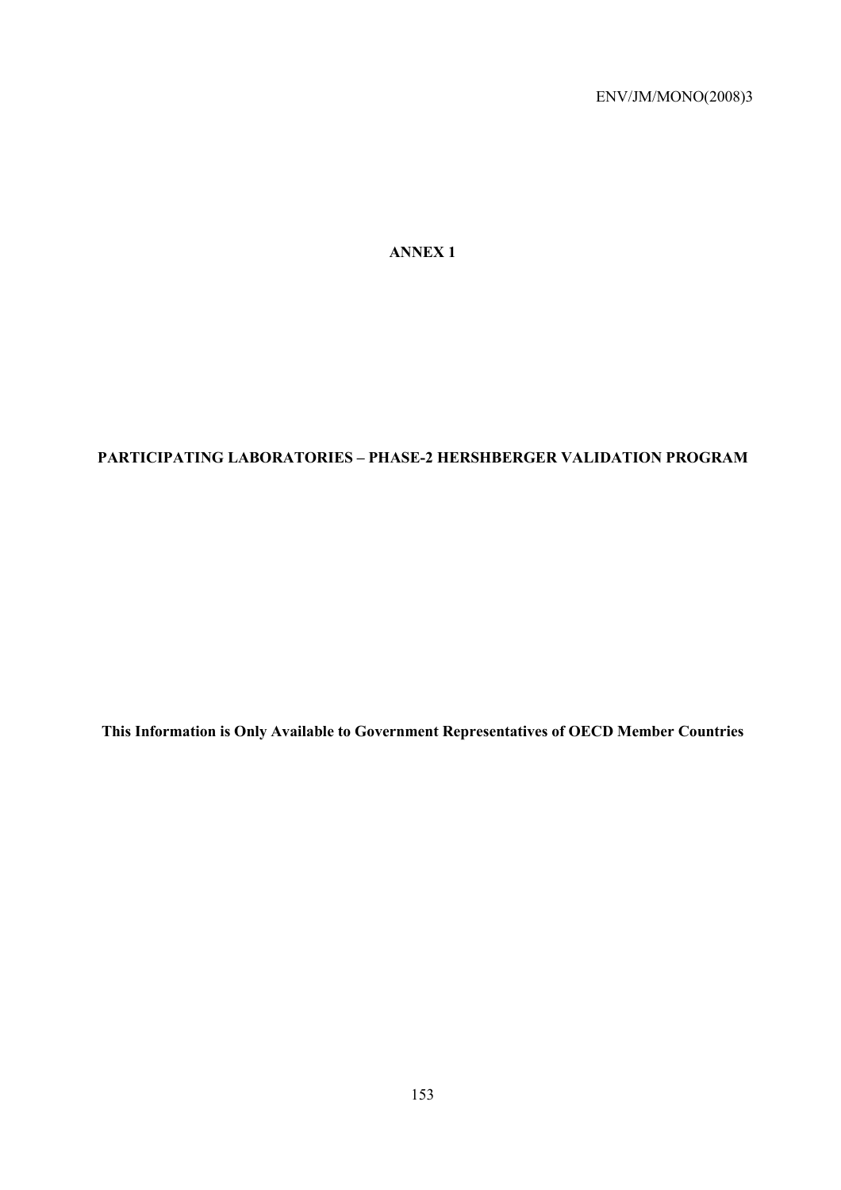# ANNEX 1

## PARTICIPATING LABORATORIES – PHASE-2 HERSHBERGER VALIDATION PROGRAM

**This Information is Only Available to Government Representatives of OECD Member Countries**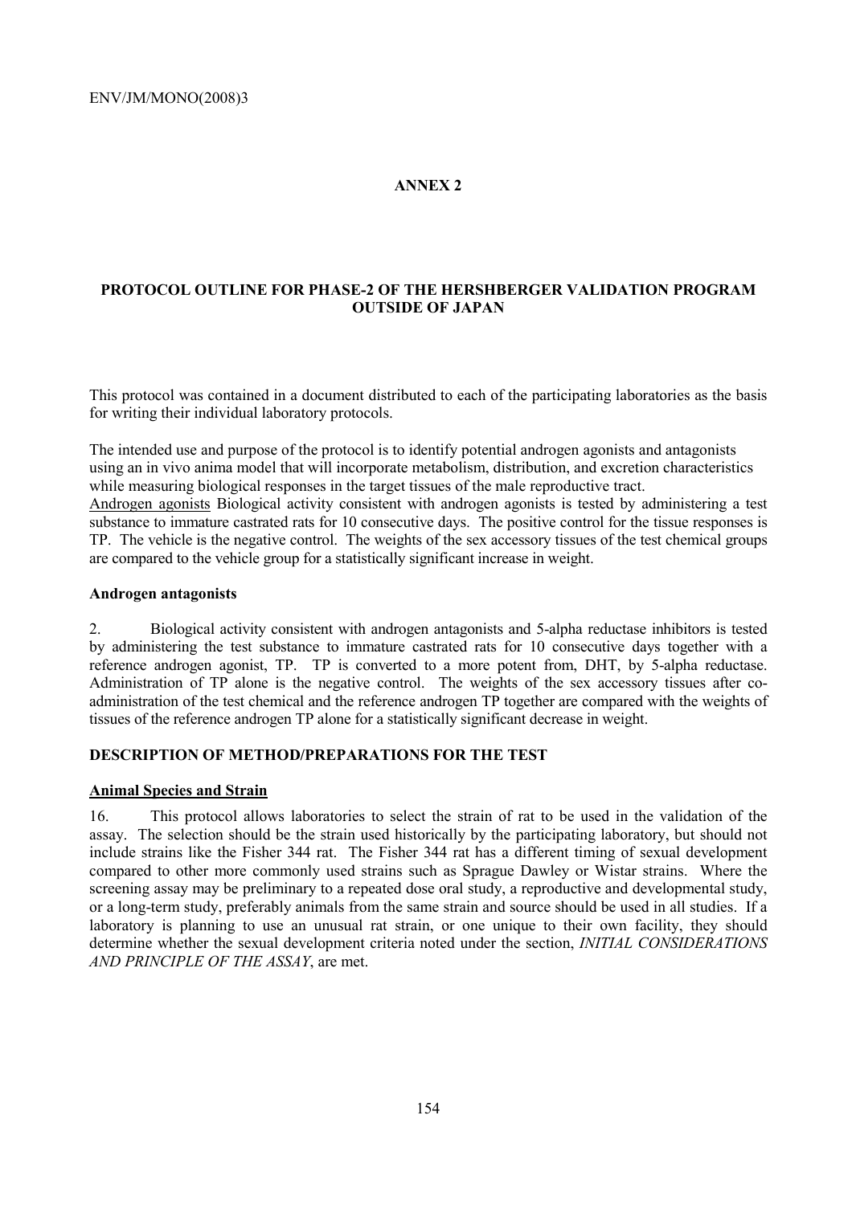## ANNEX 2

### PROTOCOL OUTLINE FOR PHASE-2 OF THE HERSHBERGER VALIDATION PROGRAM OUTSIDE OF JAPAN

This protocol was contained in a document distributed to each of the participating laboratories as the basis for writing their individual laboratory protocols.

The intended use and purpose of the protocol is to identify potential androgen agonists and antagonists using an in vivo anima model that will incorporate metabolism, distribution, and excretion characteristics while measuring biological responses in the target tissues of the male reproductive tract.

Androgen agonists Biological activity consistent with androgen agonists is tested by administering a test substance to immature castrated rats for 10 consecutive days. The positive control for the tissue responses is TP. The vehicle is the negative control. The weights of the sex accessory tissues of the test chemical groups are compared to the vehicle group for a statistically significant increase in weight.

**Androgen antagonists**

2. Biological activity consistent with androgen antagonists and 5-alpha reductase inhibitors is tested by administering the test substance to immature castrated rats for 10 consecutive days together with a reference androgen agonist, TP. TP is converted to a more potent from, DHT, by 5-alpha reductase. Administration of TP alone is the negative control. The weights of the sex accessory tissues after co-administration of the test chemical and the reference androgen TP together are compared with the weights of tissues of the reference androgen TP alone for a statistically significant decrease in weight.

**DESCRIPTION OF METHOD/PREPARATIONS FOR THE TEST**

**Animal Species and Strain**

16. This protocol allows laboratories to select the strain of rat to be used in the validation of the assay. The selection should be the strain used historically by the participating laboratory, but should not include strains like the Fisher 344 rat. The Fisher 344 rat has a different timing of sexual development compared to other more commonly used strains such as Sprague Dawley or Wistar strains. Where the screening assay may be preliminary to a repeated dose oral study, a reproductive and developmental study, or a long-term study, preferably animals from the same strain and source should be used in all studies. If a laboratory is planning to use an unusual rat strain, or one unique to their own facility, they should determine whether the sexual development criteria noted under the section, *INITIAL CONSIDERATIONS AND PRINCIPLE OF THE ASSAY*, are met.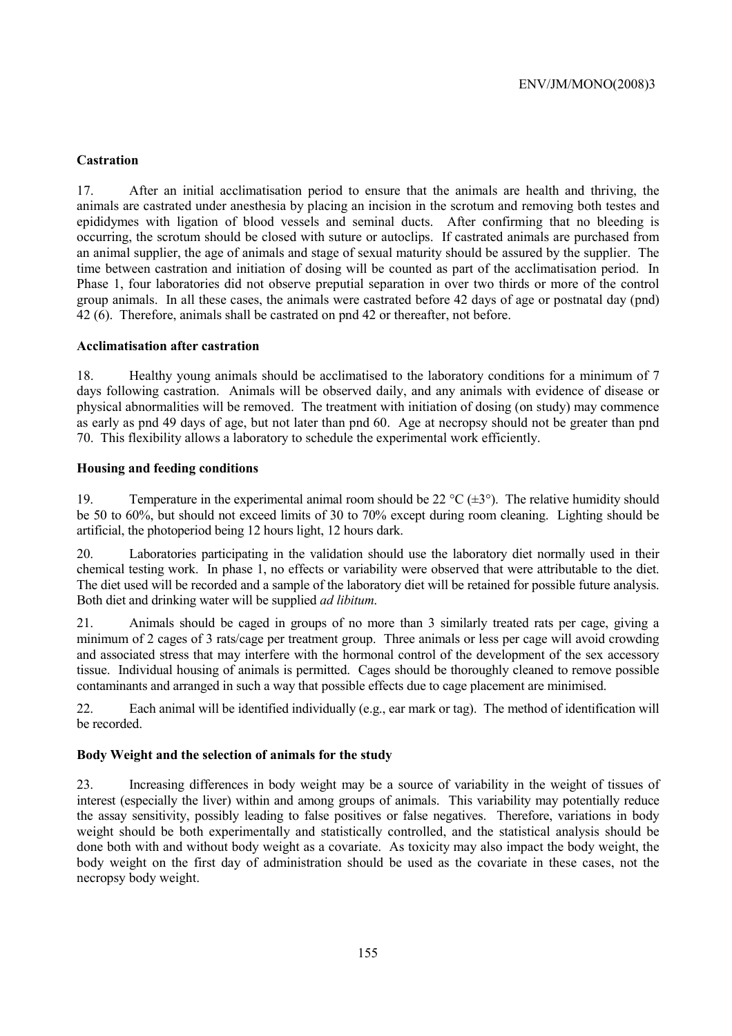### Castration

17. After an initial acclimatisation period to ensure that the animals are health and thriving, the animals are castrated under anesthesia by placing an incision in the scrotum and removing both testes and epididymes with ligation of blood vessels and seminal ducts. After confirming that no bleeding is occurring, the scrotum should be closed with suture or autoclips. If castrated animals are purchased from an animal supplier, the age of animals and stage of sexual maturity should be assured by the supplier. The time between castration and initiation of dosing will be counted as part of the acclimatisation period. In Phase 1, four laboratories did not observe preputial separation in over two thirds or more of the control group animals. In all these cases, the animals were castrated before 42 days of age or postnatal day (pnd) 42 (6). Therefore, animals shall be castrated on pnd 42 or thereafter, not before.

### Acclimatisation after castration

18. Healthy young animals should be acclimatised to the laboratory conditions for a minimum of 7 days following castration. Animals will be observed daily, and any animals with evidence of disease or physical abnormalities will be removed. The treatment with initiation of dosing (on study) may commence as early as pnd 49 days of age, but not later than pnd 60. Age at necropsy should not be greater than pnd 70. This flexibility allows a laboratory to schedule the experimental work efficiently.

### Housing and feeding conditions

19. Temperature in the experimental animal room should be 22 °C (±3°). The relative humidity should be 50 to 60%, but should not exceed limits of 30 to 70% except during room cleaning. Lighting should be artificial, the photoperiod being 12 hours light, 12 hours dark.

20. Laboratories participating in the validation should use the laboratory diet normally used in their chemical testing work. In phase 1, no effects or variability were observed that were attributable to the diet. The diet used will be recorded and a sample of the laboratory diet will be retained for possible future analysis. Both diet and drinking water will be supplied *ad libitum*.

21. Animals should be caged in groups of no more than 3 similarly treated rats per cage, giving a minimum of 2 cages of 3 rats/cage per treatment group. Three animals or less per cage will avoid crowding and associated stress that may interfere with the hormonal control of the development of the sex accessory tissue. Individual housing of animals is permitted. Cages should be thoroughly cleaned to remove possible contaminants and arranged in such a way that possible effects due to cage placement are minimised.

22. Each animal will be identified individually (e.g., ear mark or tag). The method of identification will be recorded.

### Body Weight and the selection of animals for the study

23. Increasing differences in body weight may be a source of variability in the weight of tissues of interest (especially the liver) within and among groups of animals. This variability may potentially reduce the assay sensitivity, possibly leading to false positives or false negatives. Therefore, variations in body weight should be both experimentally and statistically controlled, and the statistical analysis should be done both with and without body weight as a covariate. As toxicity may also impact the body weight, the body weight on the first day of administration should be used as the covariate in these cases, not the necropsy body weight.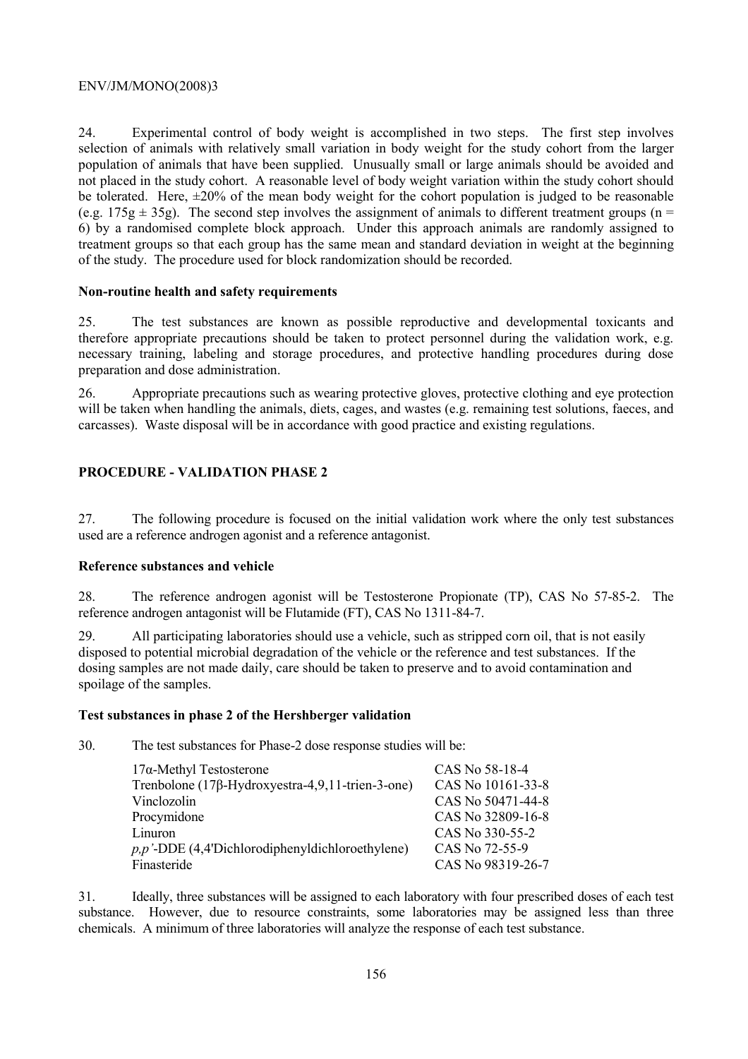24. Experimental control of body weight is accomplished in two steps. The first step involves selection of animals with relatively small variation in body weight for the study cohort from the larger population of animals that have been supplied. Unusually small or large animals should be avoided and not placed in the study cohort. A reasonable level of body weight variation within the study cohort should be tolerated. Here, ±20% of the mean body weight for the cohort population is judged to be reasonable (e.g. 175g ± 35g). The second step involves the assignment of animals to different treatment groups (n = 6) by a randomised complete block approach. Under this approach animals are randomly assigned to treatment groups so that each group has the same mean and standard deviation in weight at the beginning of the study. The procedure used for block randomization should be recorded.

**Non-routine health and safety requirements**

25. The test substances are known as possible reproductive and developmental toxicants and therefore appropriate precautions should be taken to protect personnel during the validation work, e.g. necessary training, labeling and storage procedures, and protective handling procedures during dose preparation and dose administration.

26. Appropriate precautions such as wearing protective gloves, protective clothing and eye protection will be taken when handling the animals, diets, cages, and wastes (e.g. remaining test solutions, faeces, and carcasses). Waste disposal will be in accordance with good practice and existing regulations.

## PROCEDURE - VALIDATION PHASE 2

27. The following procedure is focused on the initial validation work where the only test substances used are a reference androgen agonist and a reference antagonist.

**Reference substances and vehicle**

28. The reference androgen agonist will be Testosterone Propionate (TP), CAS No 57-85-2. The reference androgen antagonist will be Flutamide (FT), CAS No 1311-84-7.

29. All participating laboratories should use a vehicle, such as stripped corn oil, that is not easily disposed to potential microbial degradation of the vehicle or the reference and test substances. If the dosing samples are not made daily, care should be taken to preserve and to avoid contamination and spoilage of the samples.

**Test substances in phase 2 of the Hershberger validation**

30. The test substances for Phase-2 dose response studies will be:

| | |
|---|---|
| 17α-Methyl Testosterone | CAS No 58-18-4 |
| Trenbolone (17β-Hydroxyestra-4,9,11-trien-3-one) | CAS No 10161-33-8 |
| Vinclozolin | CAS No 50471-44-8 |
| Procymidone | CAS No 32809-16-8 |
| Linuron | CAS No 330-55-2 |
| *p,p'*-DDE (4,4'Dichlorodiphenyldichloroethylene) | CAS No 72-55-9 |
| Finasteride | CAS No 98319-26-7 |

31. Ideally, three substances will be assigned to each laboratory with four prescribed doses of each test substance. However, due to resource constraints, some laboratories may be assigned less than three chemicals. A minimum of three laboratories will analyze the response of each test substance.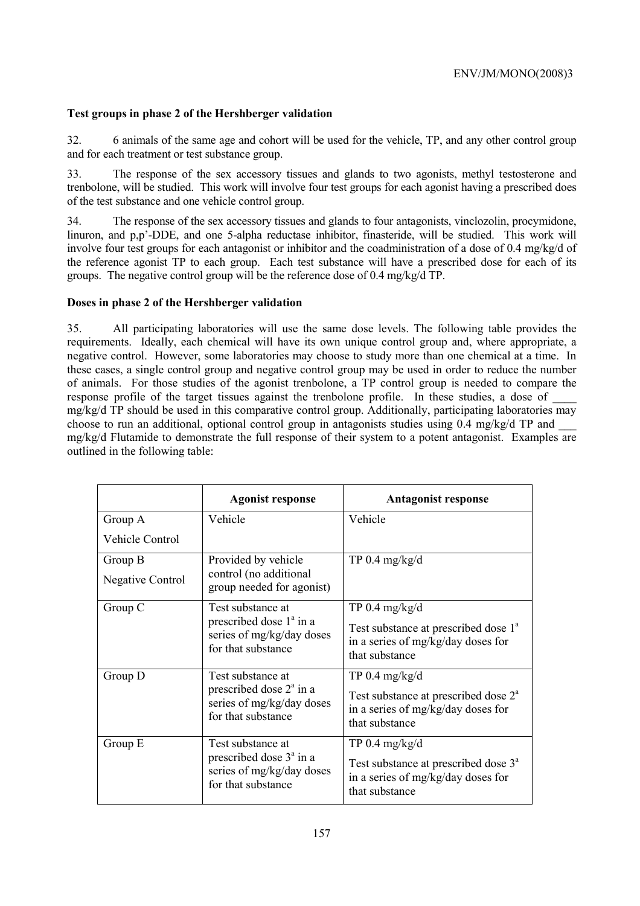### Test groups in phase 2 of the Hershberger validation

32. 6 animals of the same age and cohort will be used for the vehicle, TP, and any other control group and for each treatment or test substance group.

33. The response of the sex accessory tissues and glands to two agonists, methyl testosterone and trenbolone, will be studied. This work will involve four test groups for each agonist having a prescribed does of the test substance and one vehicle control group.

34. The response of the sex accessory tissues and glands to four antagonists, vinclozolin, procymidone, linuron, and p,p'-DDE, and one 5-alpha reductase inhibitor, finasteride, will be studied. This work will involve four test groups for each antagonist or inhibitor and the coadministration of a dose of 0.4 mg/kg/d of the reference agonist TP to each group. Each test substance will have a prescribed dose for each of its groups. The negative control group will be the reference dose of 0.4 mg/kg/d TP.

### Doses in phase 2 of the Hershberger validation

35. All participating laboratories will use the same dose levels. The following table provides the requirements. Ideally, each chemical will have its own unique control group and, where appropriate, a negative control. However, some laboratories may choose to study more than one chemical at a time. In these cases, a single control group and negative control group may be used in order to reduce the number of animals. For those studies of the agonist trenbolone, a TP control group is needed to compare the response profile of the target tissues against the trenbolone profile. In these studies, a dose of ____ mg/kg/d TP should be used in this comparative control group. Additionally, participating laboratories may choose to run an additional, optional control group in antagonists studies using 0.4 mg/kg/d TP and ___ mg/kg/d Flutamide to demonstrate the full response of their system to a potent antagonist. Examples are outlined in the following table:

| | Agonist response | Antagonist response |
|---|---|---|
| Group A<br>Vehicle Control | Vehicle | Vehicle |
| Group B<br>Negative Control | Provided by vehicle control (no additional group needed for agonist) | TP 0.4 mg/kg/d |
| Group C | Test substance at prescribed dose 1[a] in a series of mg/kg/day doses for that substance | TP 0.4 mg/kg/d<br>Test substance at prescribed dose 1[a] in a series of mg/kg/day doses for that substance |
| Group D | Test substance at prescribed dose 2[a] in a series of mg/kg/day doses for that substance | TP 0.4 mg/kg/d<br>Test substance at prescribed dose 2[a] in a series of mg/kg/day doses for that substance |
| Group E | Test substance at prescribed dose 3[a] in a series of mg/kg/day doses for that substance | TP 0.4 mg/kg/d<br>Test substance at prescribed dose 3[a] in a series of mg/kg/day doses for that substance |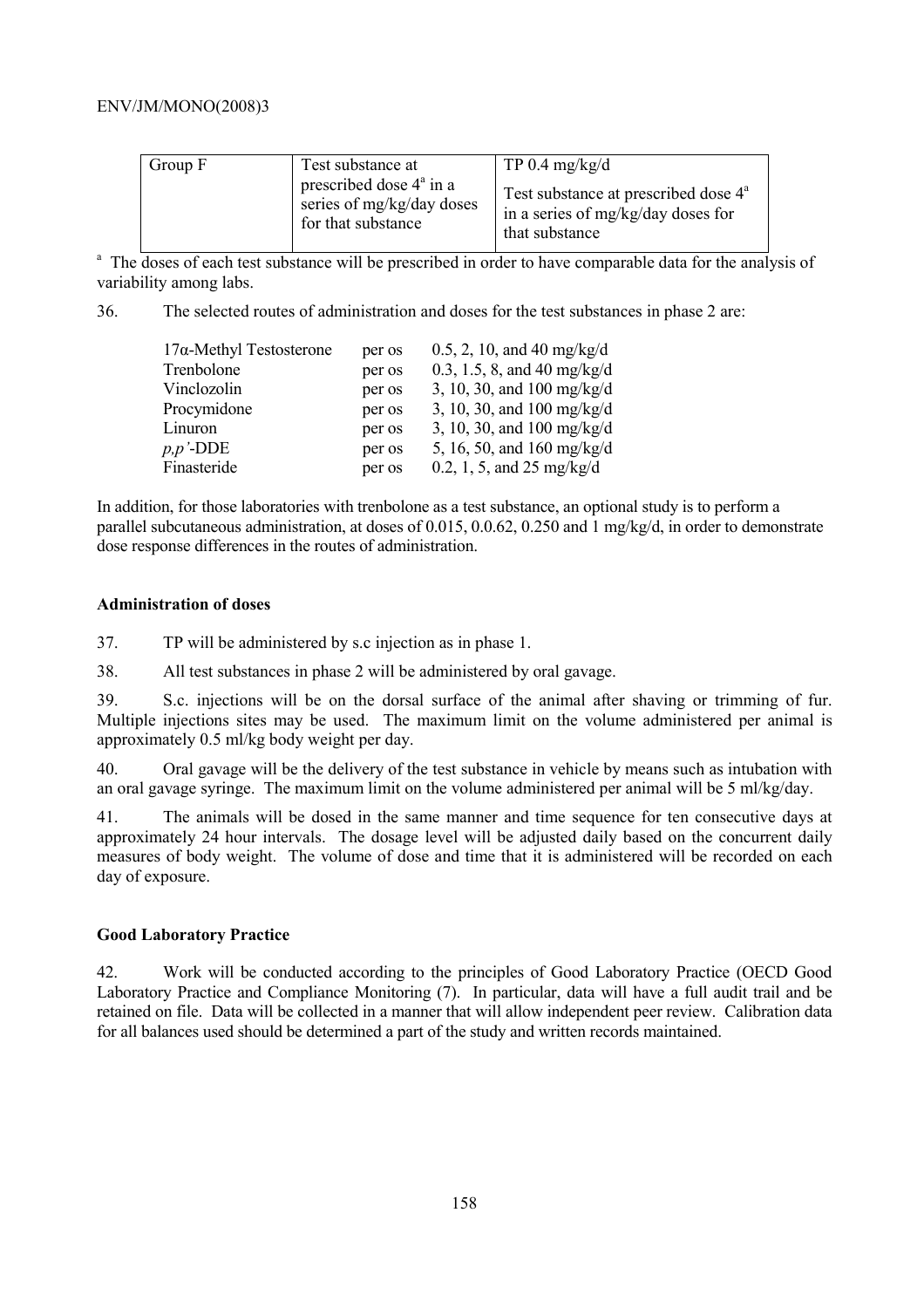| Group F | Test substance at prescribed dose 4[a] in a series of mg/kg/day doses for that substance | TP 0.4 mg/kg/d<br>Test substance at prescribed dose 4[a] in a series of mg/kg/day doses for that substance |
|---|---|---|

[a] The doses of each test substance will be prescribed in order to have comparable data for the analysis of variability among labs.

36. The selected routes of administration and doses for the test substances in phase 2 are:

| | | |
|---|---|---|
| 17α-Methyl Testosterone | per os | 0.5, 2, 10, and 40 mg/kg/d |
| Trenbolone | per os | 0.3, 1.5, 8, and 40 mg/kg/d |
| Vinclozolin | per os | 3, 10, 30, and 100 mg/kg/d |
| Procymidone | per os | 3, 10, 30, and 100 mg/kg/d |
| Linuron | per os | 3, 10, 30, and 100 mg/kg/d |
| *p,p'*-DDE | per os | 5, 16, 50, and 160 mg/kg/d |
| Finasteride | per os | 0.2, 1, 5, and 25 mg/kg/d |

In addition, for those laboratories with trenbolone as a test substance, an optional study is to perform a parallel subcutaneous administration, at doses of 0.015, 0.0.62, 0.250 and 1 mg/kg/d, in order to demonstrate dose response differences in the routes of administration.

**Administration of doses**

37. TP will be administered by s.c injection as in phase 1.

38. All test substances in phase 2 will be administered by oral gavage.

39. S.c. injections will be on the dorsal surface of the animal after shaving or trimming of fur. Multiple injections sites may be used. The maximum limit on the volume administered per animal is approximately 0.5 ml/kg body weight per day.

40. Oral gavage will be the delivery of the test substance in vehicle by means such as intubation with an oral gavage syringe. The maximum limit on the volume administered per animal will be 5 ml/kg/day.

41. The animals will be dosed in the same manner and time sequence for ten consecutive days at approximately 24 hour intervals. The dosage level will be adjusted daily based on the concurrent daily measures of body weight. The volume of dose and time that it is administered will be recorded on each day of exposure.

**Good Laboratory Practice**

42. Work will be conducted according to the principles of Good Laboratory Practice (OECD Good Laboratory Practice and Compliance Monitoring (7). In particular, data will have a full audit trail and be retained on file. Data will be collected in a manner that will allow independent peer review. Calibration data for all balances used should be determined a part of the study and written records maintained.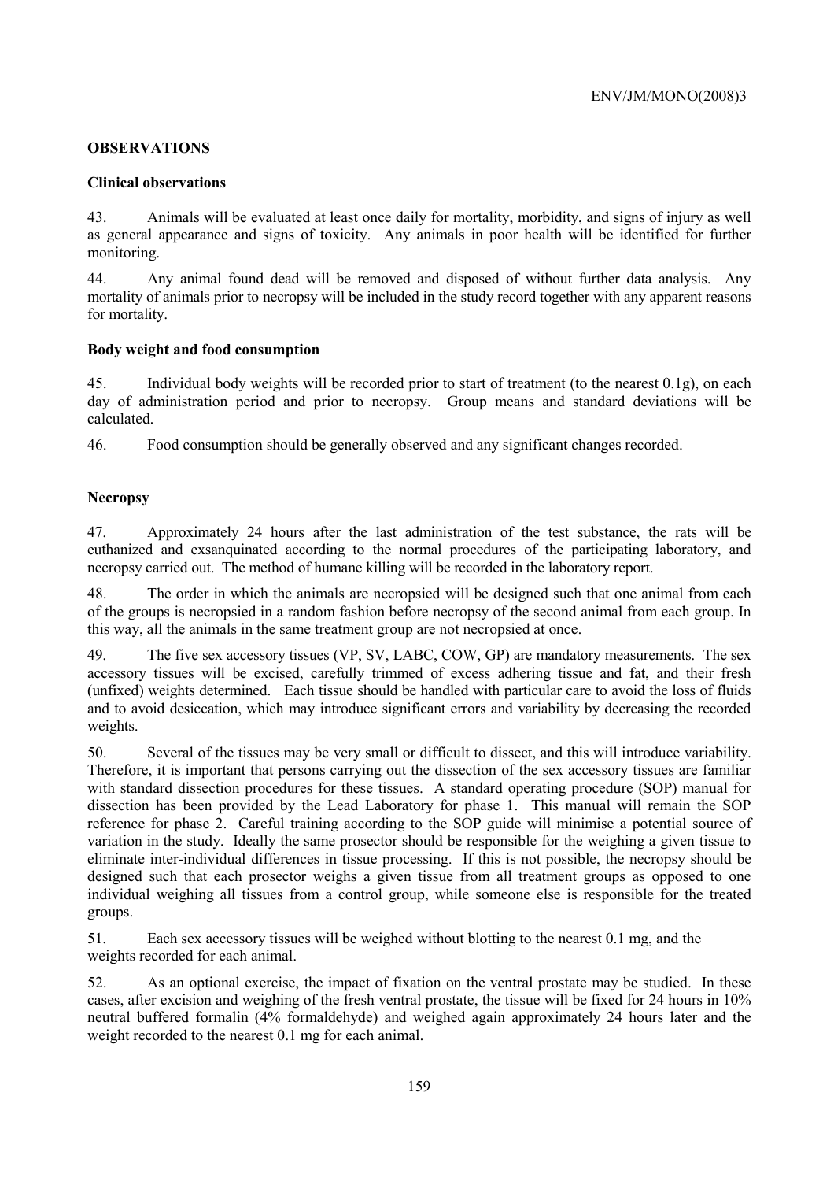## OBSERVATIONS

### Clinical observations

43. Animals will be evaluated at least once daily for mortality, morbidity, and signs of injury as well as general appearance and signs of toxicity. Any animals in poor health will be identified for further monitoring.

44. Any animal found dead will be removed and disposed of without further data analysis. Any mortality of animals prior to necropsy will be included in the study record together with any apparent reasons for mortality.

### Body weight and food consumption

45. Individual body weights will be recorded prior to start of treatment (to the nearest 0.1g), on each day of administration period and prior to necropsy. Group means and standard deviations will be calculated.

46. Food consumption should be generally observed and any significant changes recorded.

### Necropsy

47. Approximately 24 hours after the last administration of the test substance, the rats will be euthanized and exsanquinated according to the normal procedures of the participating laboratory, and necropsy carried out. The method of humane killing will be recorded in the laboratory report.

48. The order in which the animals are necropsied will be designed such that one animal from each of the groups is necropsied in a random fashion before necropsy of the second animal from each group. In this way, all the animals in the same treatment group are not necropsied at once.

49. The five sex accessory tissues (VP, SV, LABC, COW, GP) are mandatory measurements. The sex accessory tissues will be excised, carefully trimmed of excess adhering tissue and fat, and their fresh (unfixed) weights determined. Each tissue should be handled with particular care to avoid the loss of fluids and to avoid desiccation, which may introduce significant errors and variability by decreasing the recorded weights.

50. Several of the tissues may be very small or difficult to dissect, and this will introduce variability. Therefore, it is important that persons carrying out the dissection of the sex accessory tissues are familiar with standard dissection procedures for these tissues. A standard operating procedure (SOP) manual for dissection has been provided by the Lead Laboratory for phase 1. This manual will remain the SOP reference for phase 2. Careful training according to the SOP guide will minimise a potential source of variation in the study. Ideally the same prosector should be responsible for the weighing a given tissue to eliminate inter-individual differences in tissue processing. If this is not possible, the necropsy should be designed such that each prosector weighs a given tissue from all treatment groups as opposed to one individual weighing all tissues from a control group, while someone else is responsible for the treated groups.

51. Each sex accessory tissues will be weighed without blotting to the nearest 0.1 mg, and the weights recorded for each animal.

52. As an optional exercise, the impact of fixation on the ventral prostate may be studied. In these cases, after excision and weighing of the fresh ventral prostate, the tissue will be fixed for 24 hours in 10% neutral buffered formalin (4% formaldehyde) and weighed again approximately 24 hours later and the weight recorded to the nearest 0.1 mg for each animal.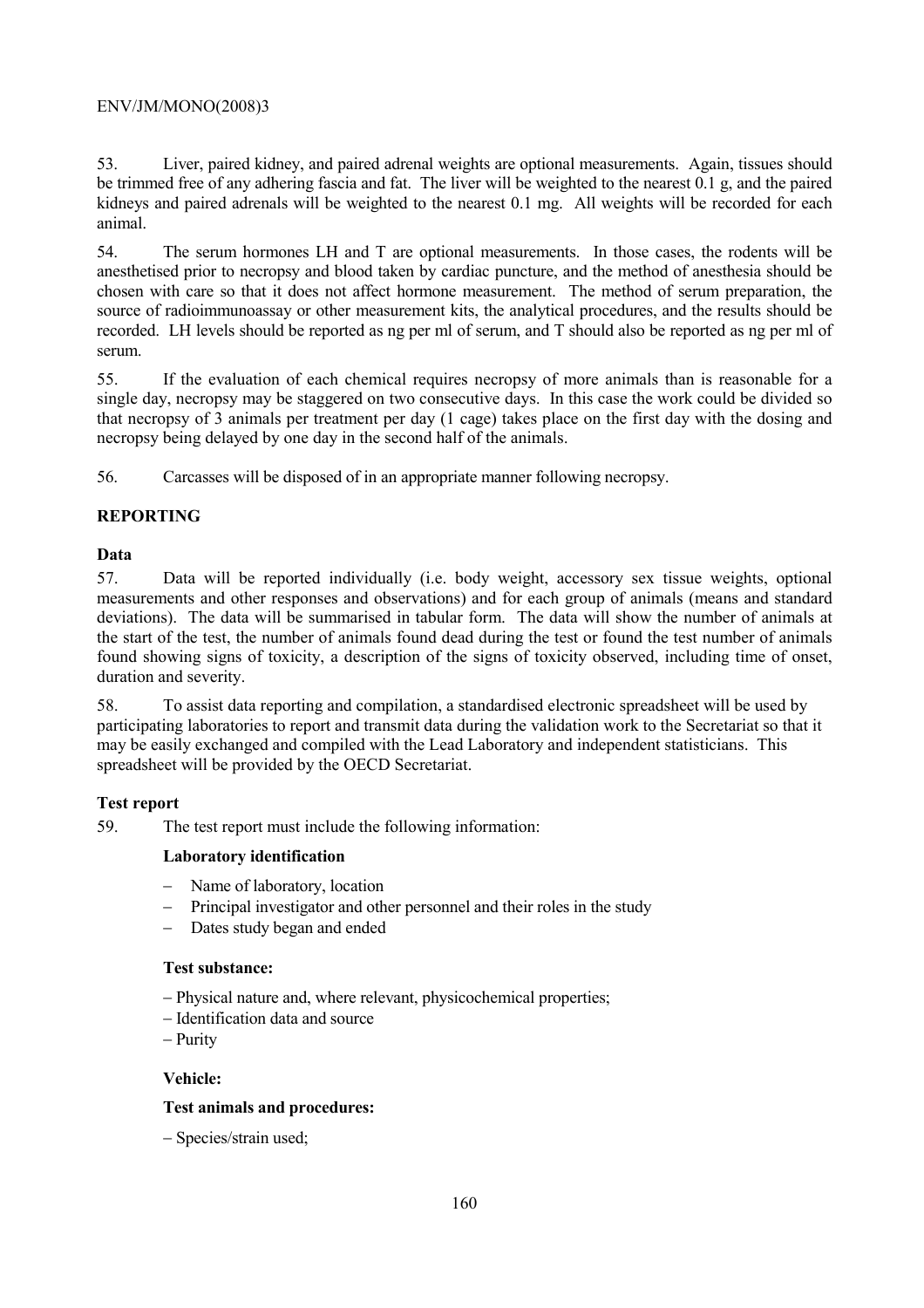53. Liver, paired kidney, and paired adrenal weights are optional measurements. Again, tissues should be trimmed free of any adhering fascia and fat. The liver will be weighted to the nearest 0.1 g, and the paired kidneys and paired adrenals will be weighted to the nearest 0.1 mg. All weights will be recorded for each animal.

54. The serum hormones LH and T are optional measurements. In those cases, the rodents will be anesthetised prior to necropsy and blood taken by cardiac puncture, and the method of anesthesia should be chosen with care so that it does not affect hormone measurement. The method of serum preparation, the source of radioimmunoassay or other measurement kits, the analytical procedures, and the results should be recorded. LH levels should be reported as ng per ml of serum, and T should also be reported as ng per ml of serum.

55. If the evaluation of each chemical requires necropsy of more animals than is reasonable for a single day, necropsy may be staggered on two consecutive days. In this case the work could be divided so that necropsy of 3 animals per treatment per day (1 cage) takes place on the first day with the dosing and necropsy being delayed by one day in the second half of the animals.

56. Carcasses will be disposed of in an appropriate manner following necropsy.

## REPORTING

### Data

57. Data will be reported individually (i.e. body weight, accessory sex tissue weights, optional measurements and other responses and observations) and for each group of animals (means and standard deviations). The data will be summarised in tabular form. The data will show the number of animals at the start of the test, the number of animals found dead during the test or found the test number of animals found showing signs of toxicity, a description of the signs of toxicity observed, including time of onset, duration and severity.

58. To assist data reporting and compilation, a standardised electronic spreadsheet will be used by participating laboratories to report and transmit data during the validation work to the Secretariat so that it may be easily exchanged and compiled with the Lead Laboratory and independent statisticians. This spreadsheet will be provided by the OECD Secretariat.

### Test report

59. The test report must include the following information:

**Laboratory identification**

- Name of laboratory, location
- Principal investigator and other personnel and their roles in the study
- Dates study began and ended

**Test substance:**

- Physical nature and, where relevant, physicochemical properties;
- Identification data and source
- Purity

**Vehicle:**

**Test animals and procedures:**

- Species/strain used;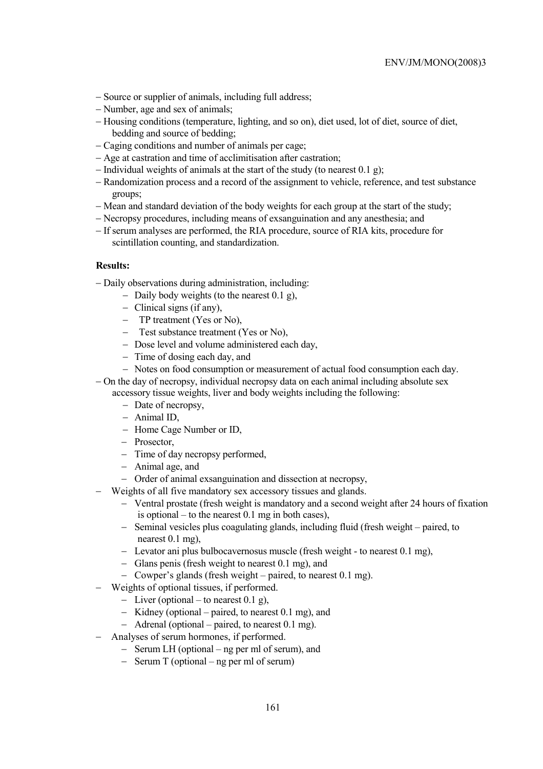- Source or supplier of animals, including full address;
- Number, age and sex of animals;
- Housing conditions (temperature, lighting, and so on), diet used, lot of diet, source of diet, bedding and source of bedding;
- Caging conditions and number of animals per cage;
- Age at castration and time of acclimitisation after castration;
- Individual weights of animals at the start of the study (to nearest 0.1 g);
- Randomization process and a record of the assignment to vehicle, reference, and test substance groups;
- Mean and standard deviation of the body weights for each group at the start of the study;
- Necropsy procedures, including means of exsanguination and any anesthesia; and
- If serum analyses are performed, the RIA procedure, source of RIA kits, procedure for scintillation counting, and standardization.

**Results:**

- Daily observations during administration, including:
  - Daily body weights (to the nearest 0.1 g),
  - Clinical signs (if any),
  - TP treatment (Yes or No),
  - Test substance treatment (Yes or No),
  - Dose level and volume administered each day,
  - Time of dosing each day, and
  - Notes on food consumption or measurement of actual food consumption each day.
- On the day of necropsy, individual necropsy data on each animal including absolute sex accessory tissue weights, liver and body weights including the following:
  - Date of necropsy,
  - Animal ID,
  - Home Cage Number or ID,
  - Prosector,
  - Time of day necropsy performed,
  - Animal age, and
  - Order of animal exsanguination and dissection at necropsy,
- Weights of all five mandatory sex accessory tissues and glands.
  - Ventral prostate (fresh weight is mandatory and a second weight after 24 hours of fixation is optional – to the nearest 0.1 mg in both cases),
  - Seminal vesicles plus coagulating glands, including fluid (fresh weight – paired, to nearest 0.1 mg),
  - Levator ani plus bulbocavernosus muscle (fresh weight - to nearest 0.1 mg),
  - Glans penis (fresh weight to nearest 0.1 mg), and
  - Cowper's glands (fresh weight – paired, to nearest 0.1 mg).
- Weights of optional tissues, if performed.
  - Liver (optional – to nearest 0.1 g),
  - Kidney (optional – paired, to nearest 0.1 mg), and
  - Adrenal (optional – paired, to nearest 0.1 mg).
- Analyses of serum hormones, if performed.
  - Serum LH (optional – ng per ml of serum), and
  - Serum T (optional – ng per ml of serum)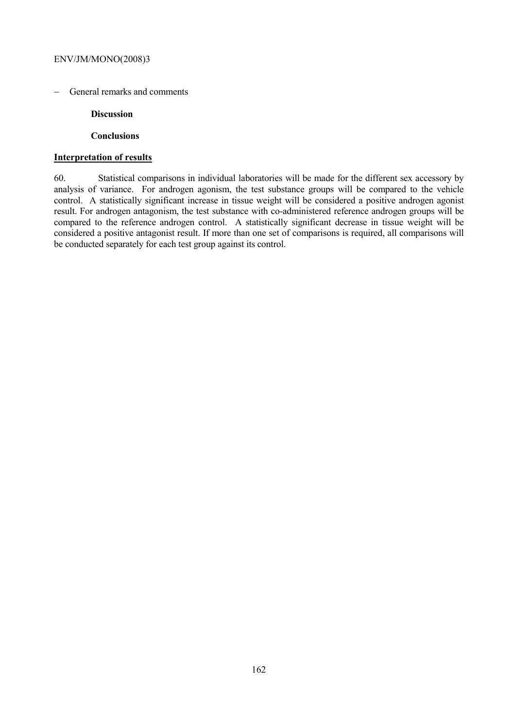– General remarks and comments

**Discussion**

**Conclusions**

**Interpretation of results**

60. Statistical comparisons in individual laboratories will be made for the different sex accessory by analysis of variance. For androgen agonism, the test substance groups will be compared to the vehicle control. A statistically significant increase in tissue weight will be considered a positive androgen agonist result. For androgen antagonism, the test substance with co-administered reference androgen groups will be compared to the reference androgen control. A statistically significant decrease in tissue weight will be considered a positive antagonist result. If more than one set of comparisons is required, all comparisons will be conducted separately for each test group against its control.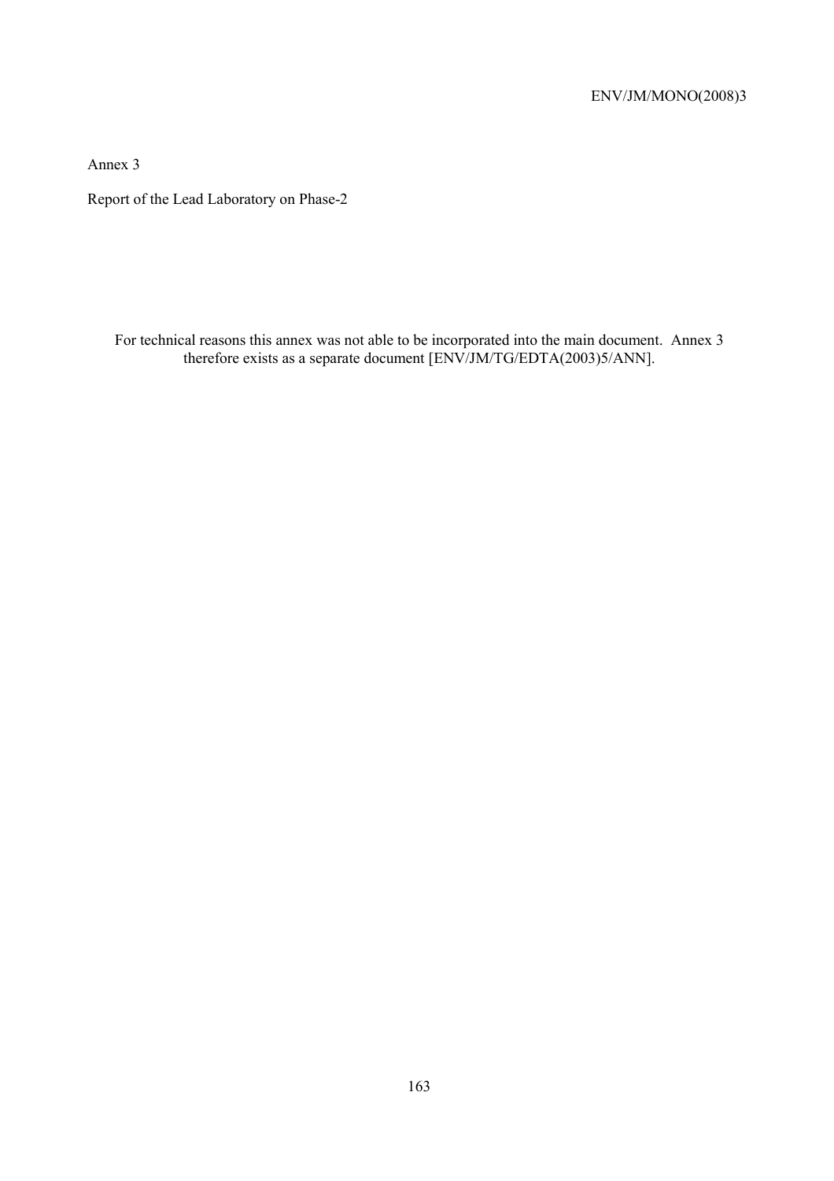Annex 3

Report of the Lead Laboratory on Phase-2

For technical reasons this annex was not able to be incorporated into the main document. Annex 3 therefore exists as a separate document [ENV/JM/TG/EDTA(2003)5/ANN].